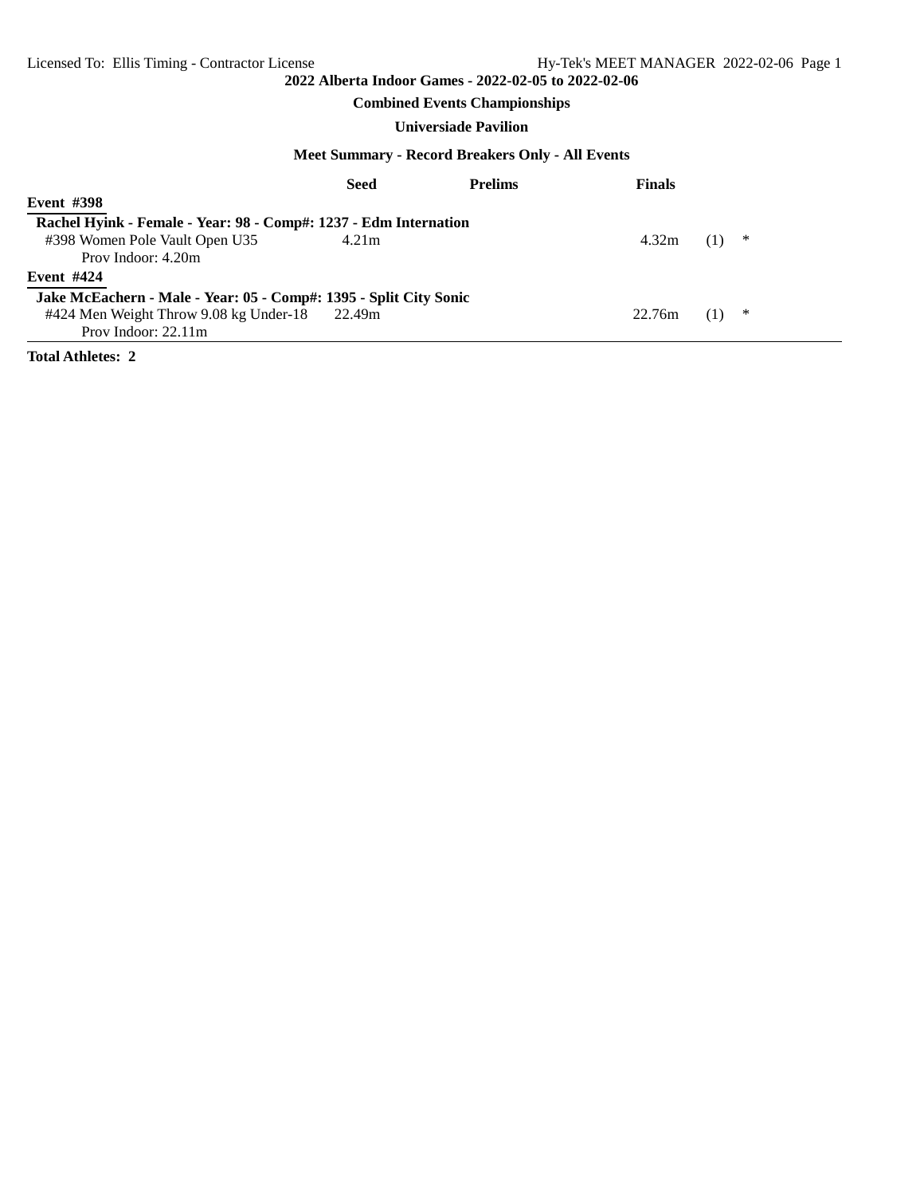Licensed To: Ellis Timing - Contractor License Hy-Tek's MEET MANAGER 2022-02-06

# 2022 Alberta Indoor Games - 2022-02-05 to 2022-02-06

## Combined Events Championships

### Universiade Pavilion

### Meet Summary - Record Breakers Only - All Events

| | Seed | Prelims | Finals | | |
|---|---|---|---|---|---|
| **Event #398** | | | | | |
| **Rachel Hyink - Female - Year: 98 - Comp#: 1237 - Edm Internation** | | | | | |
| #398 Women Pole Vault Open U35 | 4.21m | | 4.32m | (1) | * |
| Prov Indoor: 4.20m | | | | | |
| **Event #424** | | | | | |
| **Jake McEachern - Male - Year: 05 - Comp#: 1395 - Split City Sonic** | | | | | |
| #424 Men Weight Throw 9.08 kg Under-18 | 22.49m | | 22.76m | (1) | * |
| Prov Indoor: 22.11m | | | | | |

**Total Athletes: 2**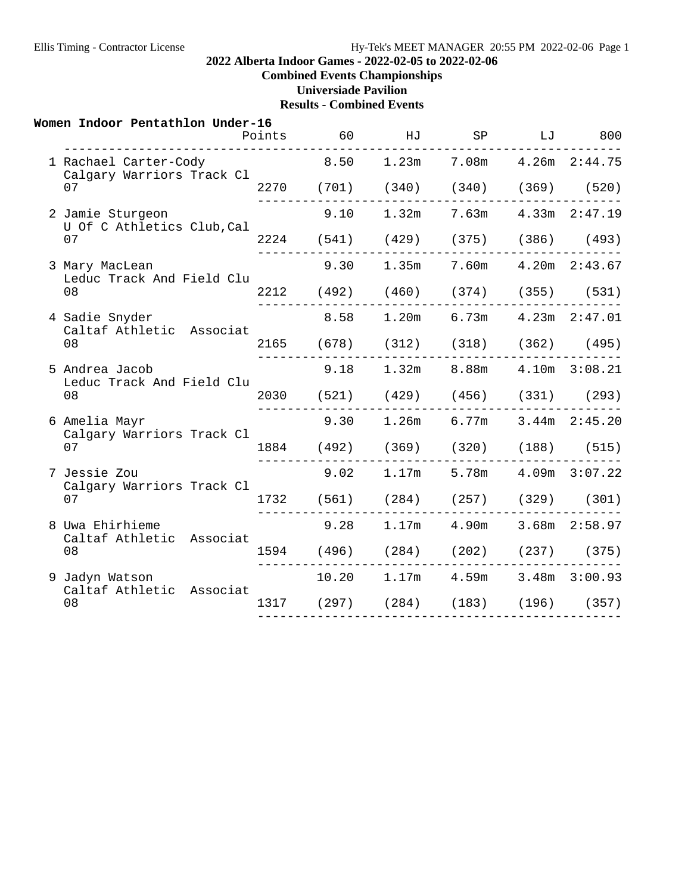**2022 Alberta Indoor Games - 2022-02-05 to 2022-02-06**
**Combined Events Championships**
**Universiade Pavilion**
**Results - Combined Events**

### Women Indoor Pentathlon Under-16

| Place | Name / Team / Age | Points | 60 | HJ | SP | LJ | 800 |
|---|---|---|---|---|---|---|---|
| 1 | Rachael Carter-Cody<br>Calgary Warriors Track Cl<br>07 | 2270 | 8.50 (701) | 1.23m (340) | 7.08m (340) | 4.26m (369) | 2:44.75 (520) |
| 2 | Jamie Sturgeon<br>U Of C Athletics Club,Cal<br>07 | 2224 | 9.10 (541) | 1.32m (429) | 7.63m (375) | 4.33m (386) | 2:47.19 (493) |
| 3 | Mary MacLean<br>Leduc Track And Field Clu<br>08 | 2212 | 9.30 (492) | 1.35m (460) | 7.60m (374) | 4.20m (355) | 2:43.67 (531) |
| 4 | Sadie Snyder<br>Caltaf Athletic Associat<br>08 | 2165 | 8.58 (678) | 1.20m (312) | 6.73m (318) | 4.23m (362) | 2:47.01 (495) |
| 5 | Andrea Jacob<br>Leduc Track And Field Clu<br>08 | 2030 | 9.18 (521) | 1.32m (429) | 8.88m (456) | 4.10m (331) | 3:08.21 (293) |
| 6 | Amelia Mayr<br>Calgary Warriors Track Cl<br>07 | 1884 | 9.30 (492) | 1.26m (369) | 6.77m (320) | 3.44m (188) | 2:45.20 (515) |
| 7 | Jessie Zou<br>Calgary Warriors Track Cl<br>07 | 1732 | 9.02 (561) | 1.17m (284) | 5.78m (257) | 4.09m (329) | 3:07.22 (301) |
| 8 | Uwa Ehirhieme<br>Caltaf Athletic Associat<br>08 | 1594 | 9.28 (496) | 1.17m (284) | 4.90m (202) | 3.68m (237) | 2:58.97 (375) |
| 9 | Jadyn Watson<br>Caltaf Athletic Associat<br>08 | 1317 | 10.20 (297) | 1.17m (284) | 4.59m (183) | 3.48m (196) | 3:00.93 (357) |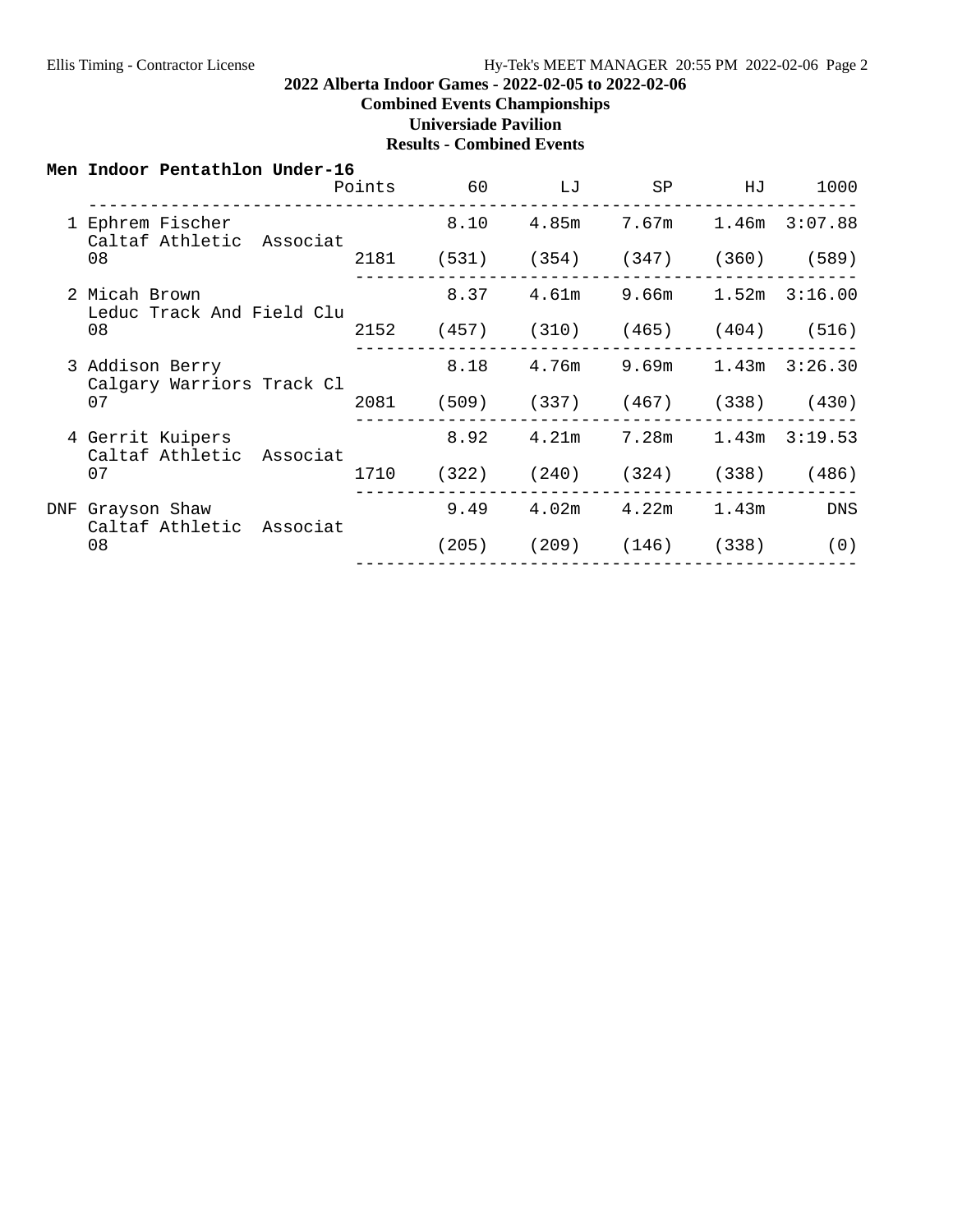# 2022 Alberta Indoor Games - 2022-02-05 to 2022-02-06

## Combined Events Championships

## Universiade Pavilion

## Results - Combined Events

### Men Indoor Pentathlon Under-16

| Place | Name | Team | Age | Points | 60 | LJ | SP | HJ | 1000 |
|---|---|---|---|---|---|---|---|---|---|
| 1 | Ephrem Fischer | Caltaf Athletic Associat | 08 | 2181 | 8.10 (531) | 4.85m (354) | 7.67m (347) | 1.46m (360) | 3:07.88 (589) |
| 2 | Micah Brown | Leduc Track And Field Clu | 08 | 2152 | 8.37 (457) | 4.61m (310) | 9.66m (465) | 1.52m (404) | 3:16.00 (516) |
| 3 | Addison Berry | Calgary Warriors Track Cl | 07 | 2081 | 8.18 (509) | 4.76m (337) | 9.69m (467) | 1.43m (338) | 3:26.30 (430) |
| 4 | Gerrit Kuipers | Caltaf Athletic Associat | 07 | 1710 | 8.92 (322) | 4.21m (240) | 7.28m (324) | 1.43m (338) | 3:19.53 (486) |
| DNF | Grayson Shaw | Caltaf Athletic Associat | 08 | | 9.49 (205) | 4.02m (209) | 4.22m (146) | 1.43m (338) | DNS (0) |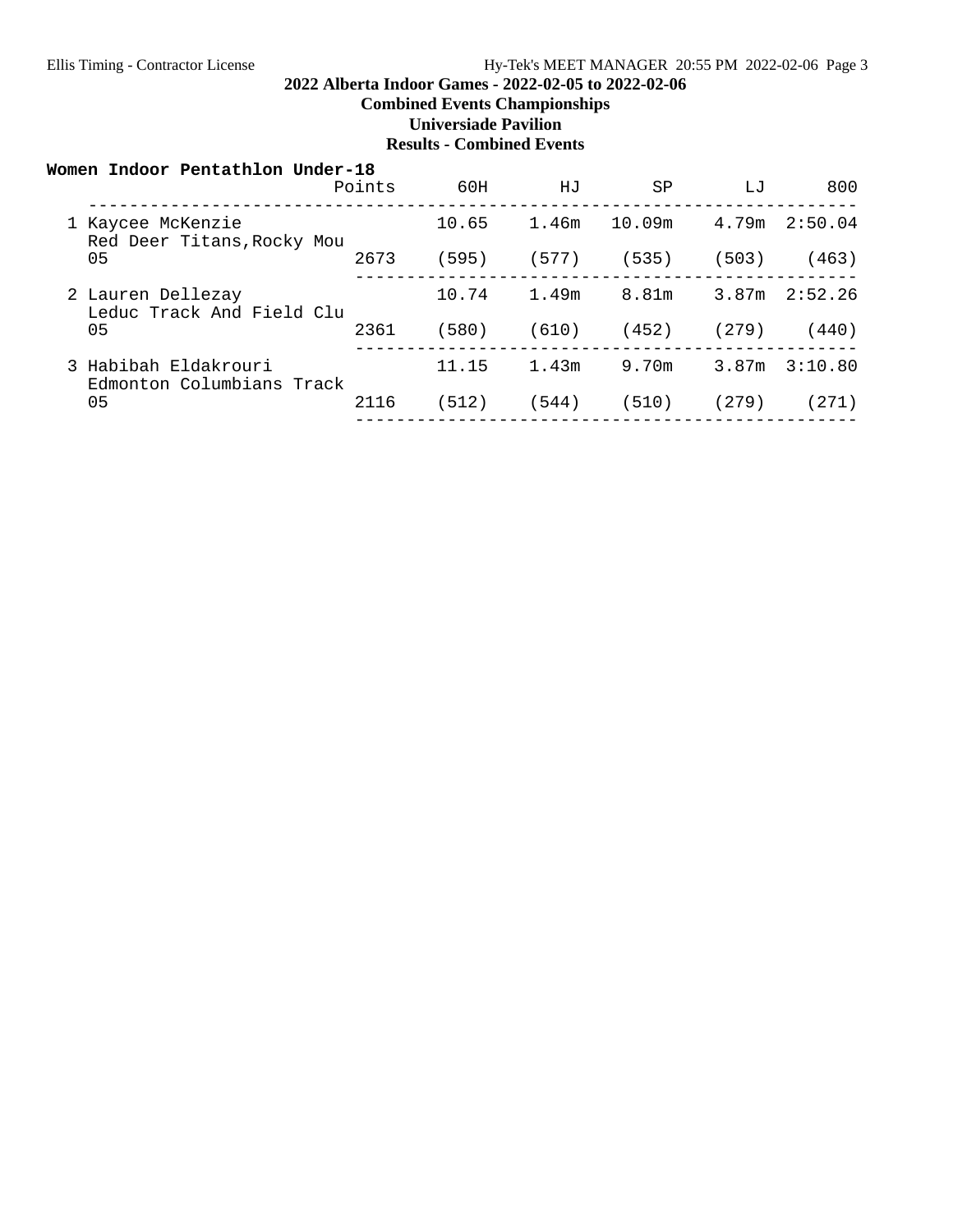## 2022 Alberta Indoor Games - 2022-02-05 to 2022-02-06

**Combined Events Championships**

**Universiade Pavilion**

**Results - Combined Events**

### Women Indoor Pentathlon Under-18

| Place | Name / Team / Age | Points | 60H | HJ | SP | LJ | 800 |
|---|---|---|---|---|---|---|---|
| 1 | Kaycee McKenzie<br>Red Deer Titans,Rocky Mou<br>05 | 2673 | 10.65<br>(595) | 1.46m<br>(577) | 10.09m<br>(535) | 4.79m<br>(503) | 2:50.04<br>(463) |
| 2 | Lauren Dellezay<br>Leduc Track And Field Clu<br>05 | 2361 | 10.74<br>(580) | 1.49m<br>(610) | 8.81m<br>(452) | 3.87m<br>(279) | 2:52.26<br>(440) |
| 3 | Habibah Eldakrouri<br>Edmonton Columbians Track<br>05 | 2116 | 11.15<br>(512) | 1.43m<br>(544) | 9.70m<br>(510) | 3.87m<br>(279) | 3:10.80<br>(271) |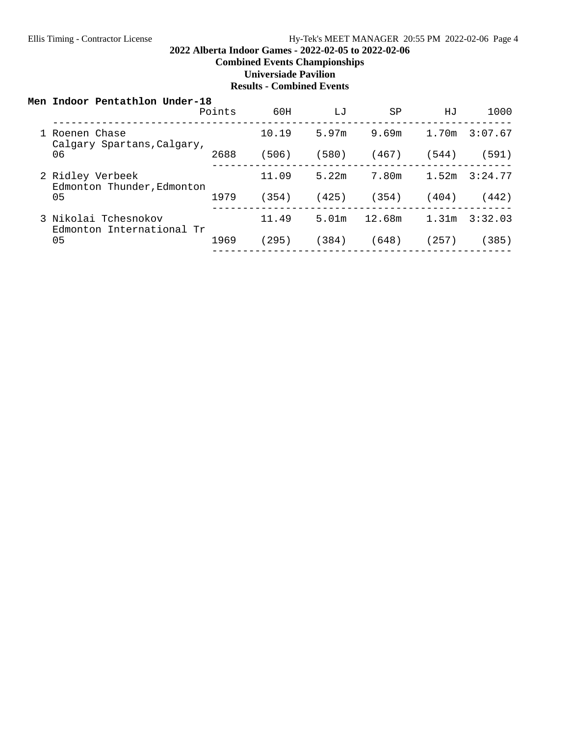# 2022 Alberta Indoor Games - 2022-02-05 to 2022-02-06

## Combined Events Championships

## Universiade Pavilion

## Results - Combined Events

### Men Indoor Pentathlon Under-18

| Place | Name / Team / Age | Points | 60H | LJ | SP | HJ | 1000 |
|---|---|---|---|---|---|---|---|
| 1 | Roenen Chase<br>Calgary Spartans,Calgary,<br>06 | 2688 | 10.19<br>(506) | 5.97m<br>(580) | 9.69m<br>(467) | 1.70m<br>(544) | 3:07.67<br>(591) |
| 2 | Ridley Verbeek<br>Edmonton Thunder,Edmonton<br>05 | 1979 | 11.09<br>(354) | 5.22m<br>(425) | 7.80m<br>(354) | 1.52m<br>(404) | 3:24.77<br>(442) |
| 3 | Nikolai Tchesnokov<br>Edmonton International Tr<br>05 | 1969 | 11.49<br>(295) | 5.01m<br>(384) | 12.68m<br>(648) | 1.31m<br>(257) | 3:32.03<br>(385) |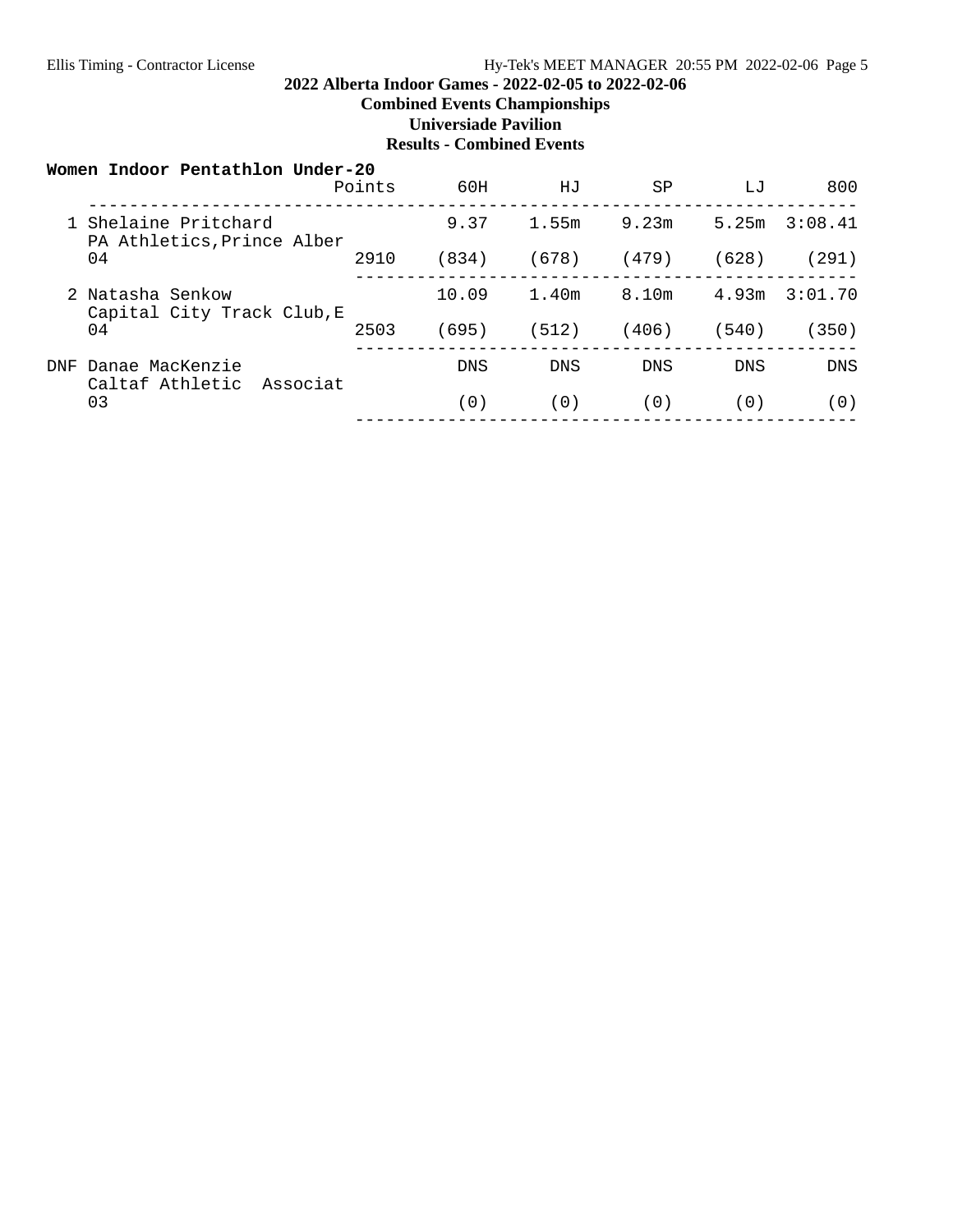# 2022 Alberta Indoor Games - 2022-02-05 to 2022-02-06

## Combined Events Championships

### Universiade Pavilion

### Results - Combined Events

**Women Indoor Pentathlon Under-20**

| Place | Name / Team / Age | Points | 60H | HJ | SP | LJ | 800 |
|---|---|---|---|---|---|---|---|
| 1 | Shelaine Pritchard<br>PA Athletics,Prince Alber<br>04 | 2910 | 9.37<br>(834) | 1.55m<br>(678) | 9.23m<br>(479) | 5.25m<br>(628) | 3:08.41<br>(291) |
| 2 | Natasha Senkow<br>Capital City Track Club,E<br>04 | 2503 | 10.09<br>(695) | 1.40m<br>(512) | 8.10m<br>(406) | 4.93m<br>(540) | 3:01.70<br>(350) |
| DNF | Danae MacKenzie<br>Caltaf Athletic Associat<br>03 | | DNS<br>(0) | DNS<br>(0) | DNS<br>(0) | DNS<br>(0) | DNS<br>(0) |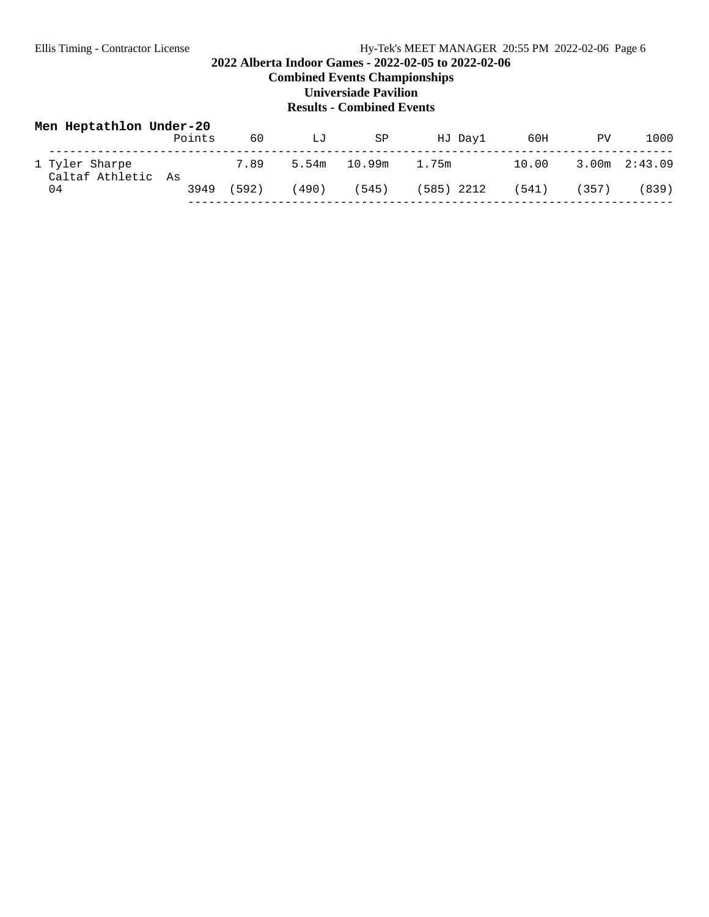# 2022 Alberta Indoor Games - 2022-02-05 to 2022-02-06

## Combined Events Championships

## Universiade Pavilion

## Results - Combined Events

### Men Heptathlon Under-20

| | Points | 60 | LJ | SP | HJ | Day1 | 60H | PV | 1000 |
|---|---|---|---|---|---|---|---|---|---|
| 1 Tyler Sharpe | | 7.89 | 5.54m | 10.99m | 1.75m | | 10.00 | 3.00m | 2:43.09 |
| Caltaf Athletic As 04 | 3949 | (592) | (490) | (545) | (585) | 2212 | (541) | (357) | (839) |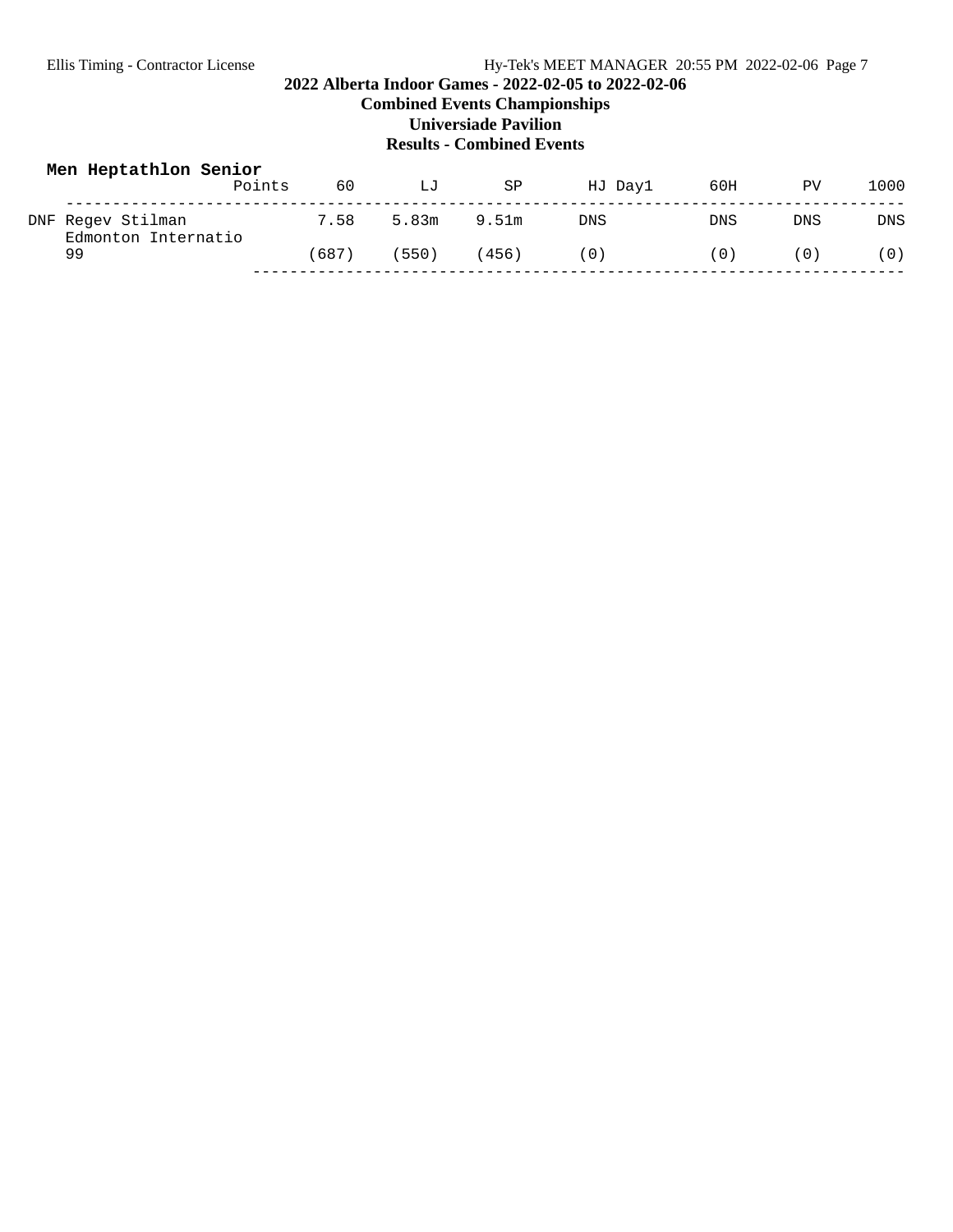## 2022 Alberta Indoor Games - 2022-02-05 to 2022-02-06

**Combined Events Championships**

**Universiade Pavilion**

**Results - Combined Events**

### Men Heptathlon Senior

| | Points | 60 | LJ | SP | HJ Day1 | 60H | PV | 1000 |
|---|---|---|---|---|---|---|---|---|
| DNF Regev Stilman, Edmonton Internatio, 99 | | 7.58 (687) | 5.83m (550) | 9.51m (456) | DNS (0) | DNS (0) | DNS (0) | DNS (0) |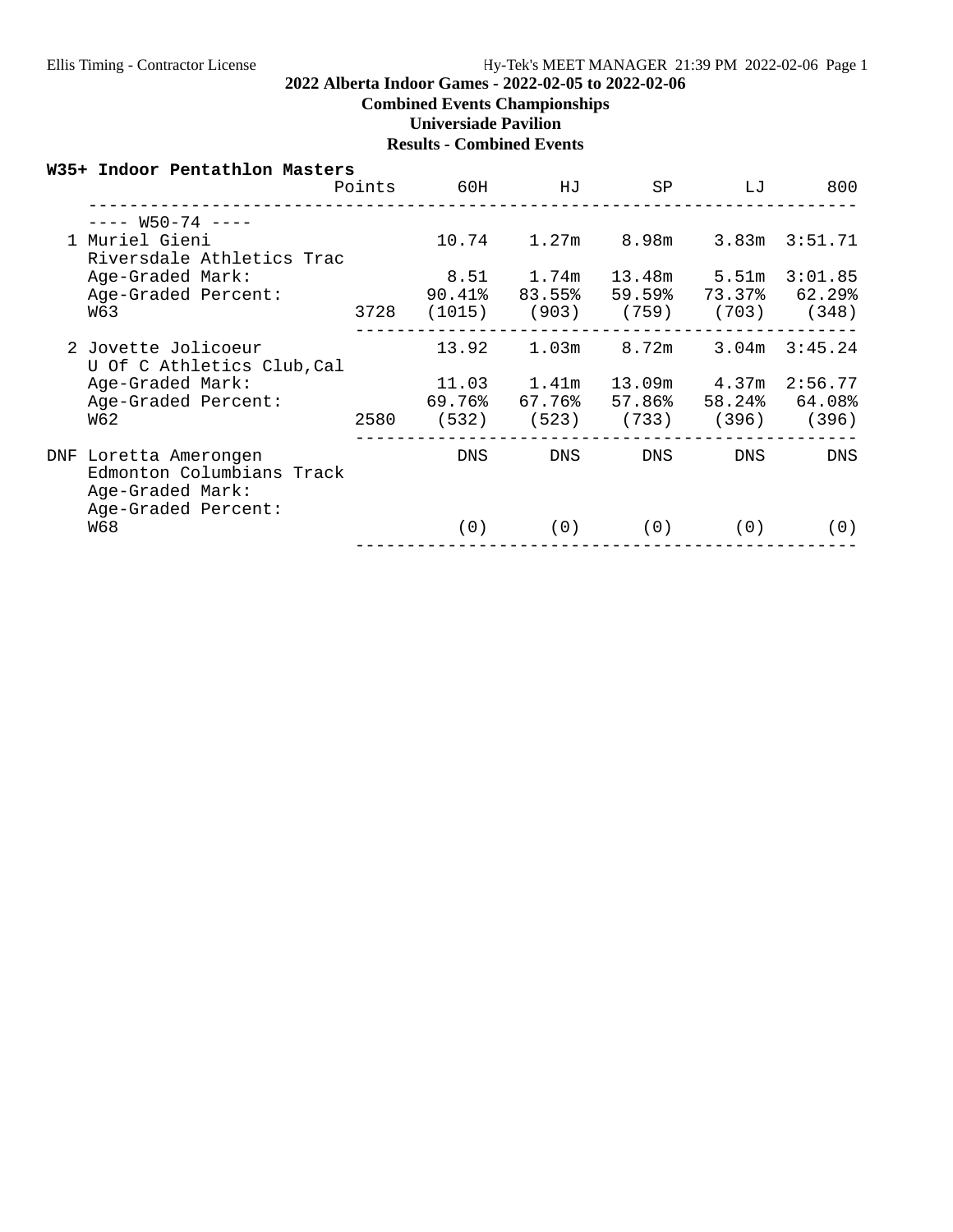## 2022 Alberta Indoor Games - 2022-02-05 to 2022-02-06

**Combined Events Championships**

**Universiade Pavilion**

**Results - Combined Events**

### W35+ Indoor Pentathlon Masters

| Place | Name / Details | Points | 60H | HJ | SP | LJ | 800 |
|---|---|---|---|---|---|---|---|
| | ---- W50-74 ---- | | | | | | |
| 1 | Muriel Gieni | | 10.74 | 1.27m | 8.98m | 3.83m | 3:51.71 |
| | Riversdale Athletics Trac | | | | | | |
| | Age-Graded Mark: | | 8.51 | 1.74m | 13.48m | 5.51m | 3:01.85 |
| | Age-Graded Percent: | | 90.41% | 83.55% | 59.59% | 73.37% | 62.29% |
| | W63 | 3728 | (1015) | (903) | (759) | (703) | (348) |
| 2 | Jovette Jolicoeur | | 13.92 | 1.03m | 8.72m | 3.04m | 3:45.24 |
| | U Of C Athletics Club,Cal | | | | | | |
| | Age-Graded Mark: | | 11.03 | 1.41m | 13.09m | 4.37m | 2:56.77 |
| | Age-Graded Percent: | | 69.76% | 67.76% | 57.86% | 58.24% | 64.08% |
| | W62 | 2580 | (532) | (523) | (733) | (396) | (396) |
| DNF | Loretta Amerongen | | DNS | DNS | DNS | DNS | DNS |
| | Edmonton Columbians Track | | | | | | |
| | Age-Graded Mark: | | | | | | |
| | Age-Graded Percent: | | | | | | |
| | W68 | | (0) | (0) | (0) | (0) | (0) |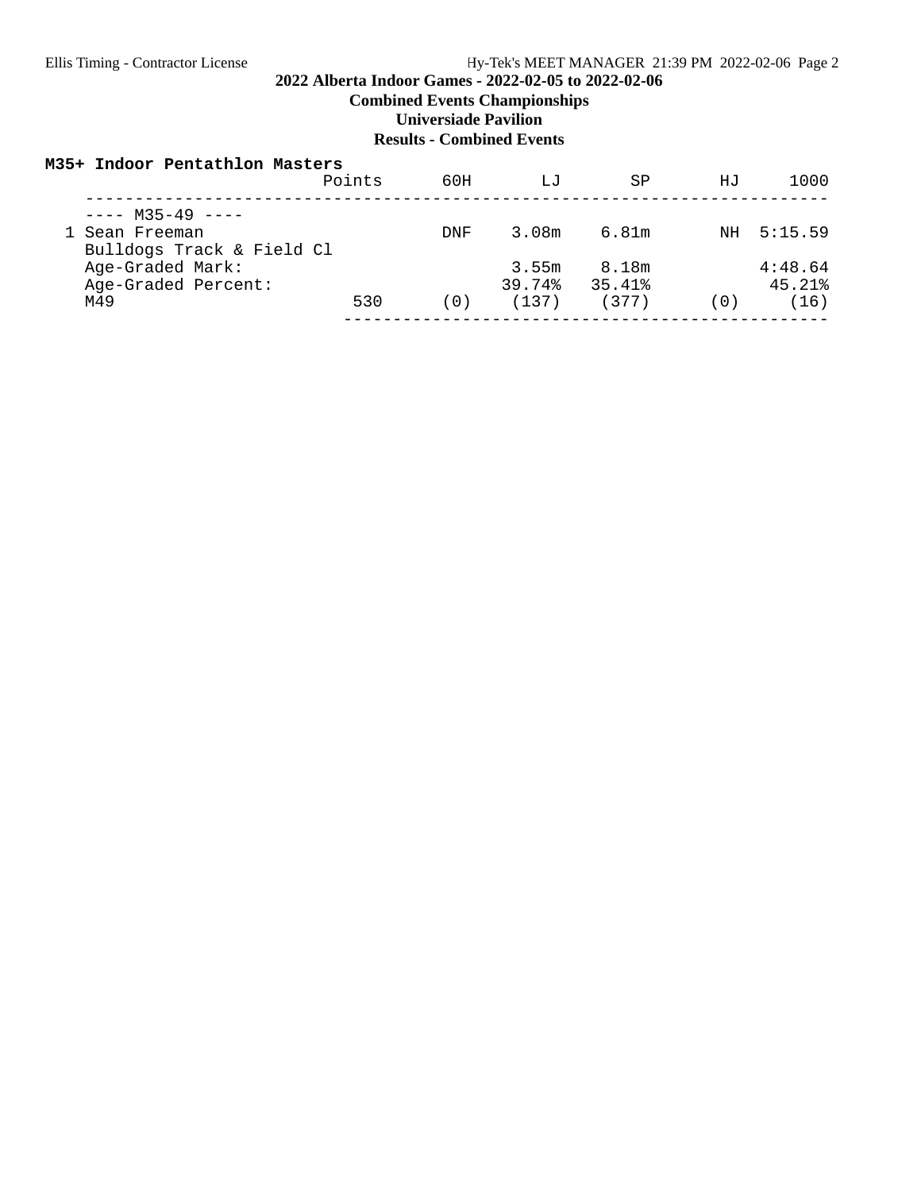# 2022 Alberta Indoor Games - 2022-02-05 to 2022-02-06

## Combined Events Championships

## Universiade Pavilion

## Results - Combined Events

### M35+ Indoor Pentathlon Masters

| | Points | 60H | LJ | SP | HJ | 1000 |
|---|---|---|---|---|---|---|
| ---- M35-49 ---- | | | | | | |
| 1 Sean Freeman | | DNF | 3.08m | 6.81m | NH | 5:15.59 |
| Bulldogs Track & Field Cl | | | | | | |
| Age-Graded Mark: | | | 3.55m | 8.18m | | 4:48.64 |
| Age-Graded Percent: | | | 39.74% | 35.41% | | 45.21% |
| M49 | 530 | (0) | (137) | (377) | (0) | (16) |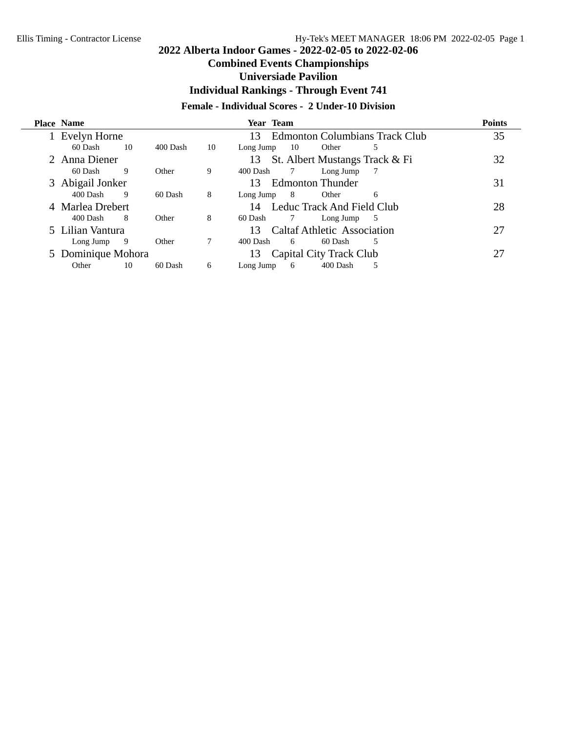# 2022 Alberta Indoor Games - 2022-02-05 to 2022-02-06

## Combined Events Championships

## Universiade Pavilion

## Individual Rankings - Through Event 741

### Female - Individual Scores - 2 Under-10 Division

| Place | Name | Year | Team | Points |
|---|---|---|---|---|
| 1 | Evelyn Horne | 13 | Edmonton Columbians Track Club | 35 |
| | 60 Dash 10 · 400 Dash 10 · Long Jump 10 · Other 5 | | | |
| 2 | Anna Diener | 13 | St. Albert Mustangs Track & Fi | 32 |
| | 60 Dash 9 · Other 9 · 400 Dash 7 · Long Jump 7 | | | |
| 3 | Abigail Jonker | 13 | Edmonton Thunder | 31 |
| | 400 Dash 9 · 60 Dash 8 · Long Jump 8 · Other 6 | | | |
| 4 | Marlea Drebert | 14 | Leduc Track And Field Club | 28 |
| | 400 Dash 8 · Other 8 · 60 Dash 7 · Long Jump 5 | | | |
| 5 | Lilian Vantura | 13 | Caltaf Athletic Association | 27 |
| | Long Jump 9 · Other 7 · 400 Dash 6 · 60 Dash 5 | | | |
| 5 | Dominique Mohora | 13 | Capital City Track Club | 27 |
| | Other 10 · 60 Dash 6 · Long Jump 6 · 400 Dash 5 | | | |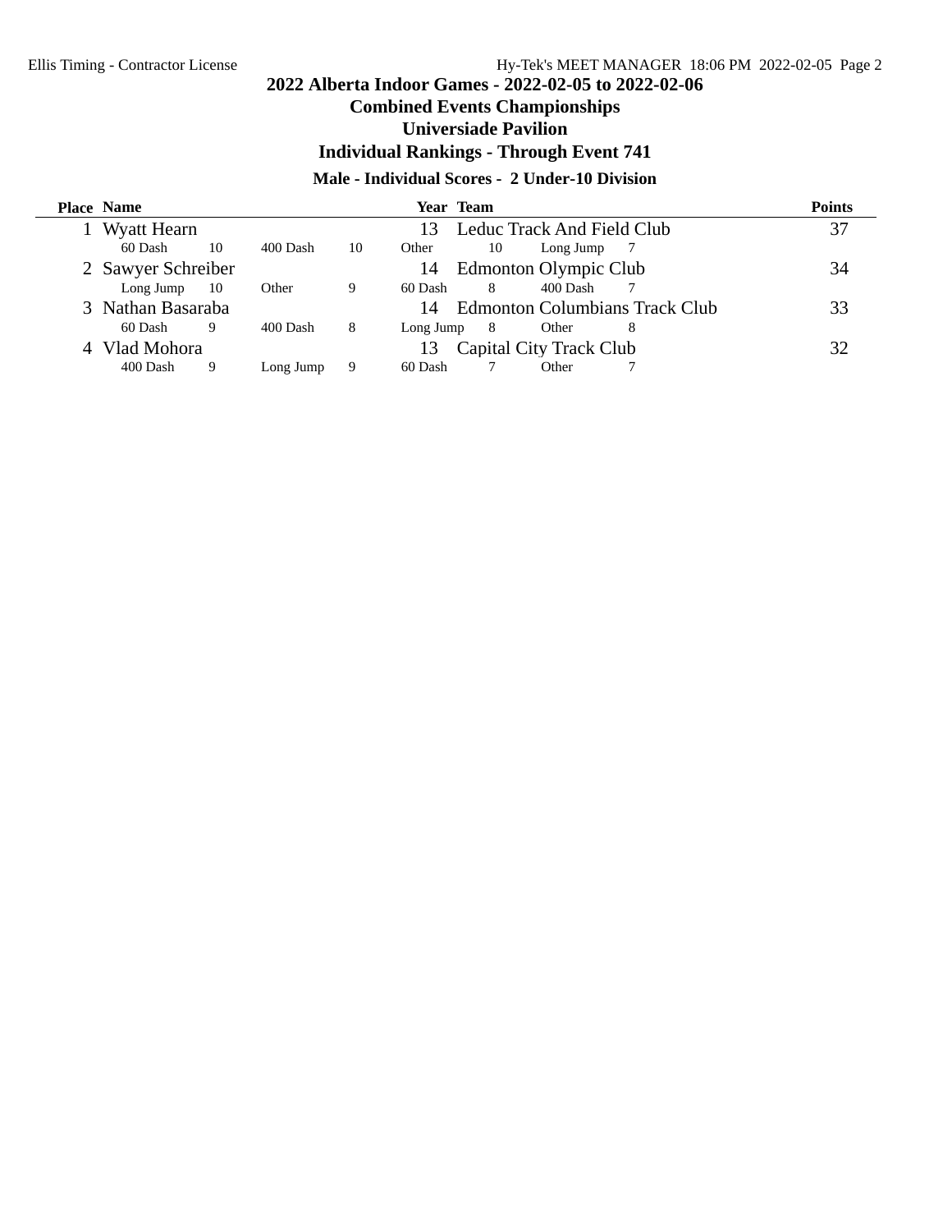# 2022 Alberta Indoor Games - 2022-02-05 to 2022-02-06

## Combined Events Championships

## Universiade Pavilion

## Individual Rankings - Through Event 741

### Male - Individual Scores - 2 Under-10 Division

| Place | Name | Year | Team | Points |
|---|---|---|---|---|
| 1 | Wyatt Hearn | 13 | Leduc Track And Field Club | 37 |
| | 60 Dash 10, 400 Dash 10, Other 10, Long Jump 7 | | | |
| 2 | Sawyer Schreiber | 14 | Edmonton Olympic Club | 34 |
| | Long Jump 10, Other 9, 60 Dash 8, 400 Dash 7 | | | |
| 3 | Nathan Basaraba | 14 | Edmonton Columbians Track Club | 33 |
| | 60 Dash 9, 400 Dash 8, Long Jump 8, Other 8 | | | |
| 4 | Vlad Mohora | 13 | Capital City Track Club | 32 |
| | 400 Dash 9, Long Jump 9, 60 Dash 7, Other 7 | | | |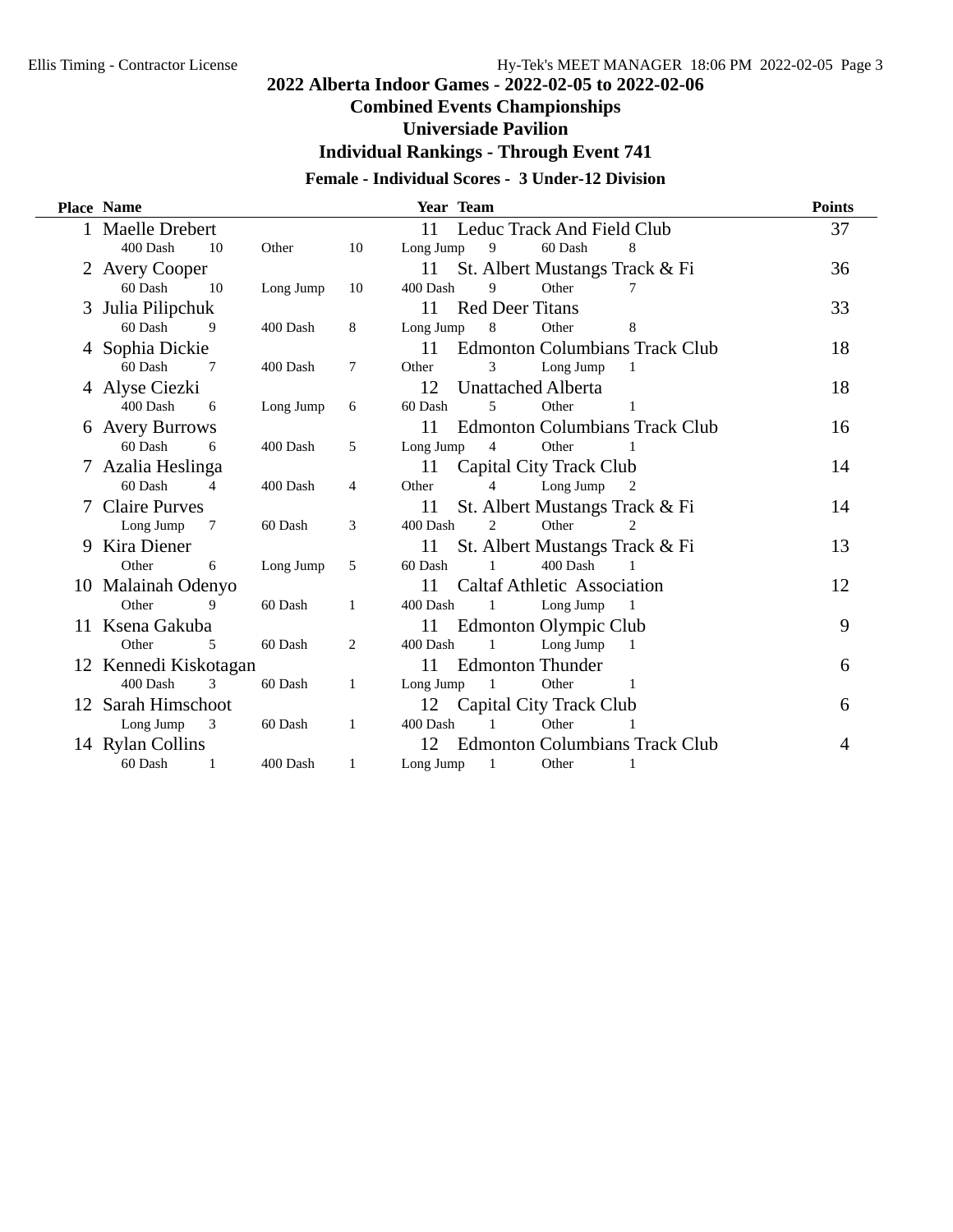# 2022 Alberta Indoor Games - 2022-02-05 to 2022-02-06

## Combined Events Championships

## Universiade Pavilion

## Individual Rankings - Through Event 741

### Female - Individual Scores - 3 Under-12 Division

| Place | Name | Year | Team | Points |
|---|---|---|---|---|
| 1 | Maelle Drebert | 11 | Leduc Track And Field Club | 37 |
| | 400 Dash 10 · Other 10 · Long Jump 9 · 60 Dash 8 | | | |
| 2 | Avery Cooper | 11 | St. Albert Mustangs Track & Fi | 36 |
| | 60 Dash 10 · Long Jump 10 · 400 Dash 9 · Other 7 | | | |
| 3 | Julia Pilipchuk | 11 | Red Deer Titans | 33 |
| | 60 Dash 9 · 400 Dash 8 · Long Jump 8 · Other 8 | | | |
| 4 | Sophia Dickie | 11 | Edmonton Columbians Track Club | 18 |
| | 60 Dash 7 · 400 Dash 7 · Other 3 · Long Jump 1 | | | |
| 4 | Alyse Ciezki | 12 | Unattached Alberta | 18 |
| | 400 Dash 6 · Long Jump 6 · 60 Dash 5 · Other 1 | | | |
| 6 | Avery Burrows | 11 | Edmonton Columbians Track Club | 16 |
| | 60 Dash 6 · 400 Dash 5 · Long Jump 4 · Other 1 | | | |
| 7 | Azalia Heslinga | 11 | Capital City Track Club | 14 |
| | 60 Dash 4 · 400 Dash 4 · Other 4 · Long Jump 2 | | | |
| 7 | Claire Purves | 11 | St. Albert Mustangs Track & Fi | 14 |
| | Long Jump 7 · 60 Dash 3 · 400 Dash 2 · Other 2 | | | |
| 9 | Kira Diener | 11 | St. Albert Mustangs Track & Fi | 13 |
| | Other 6 · Long Jump 5 · 60 Dash 1 · 400 Dash 1 | | | |
| 10 | Malainah Odenyo | 11 | Caltaf Athletic Association | 12 |
| | Other 9 · 60 Dash 1 · 400 Dash 1 · Long Jump 1 | | | |
| 11 | Ksena Gakuba | 11 | Edmonton Olympic Club | 9 |
| | Other 5 · 60 Dash 2 · 400 Dash 1 · Long Jump 1 | | | |
| 12 | Kennedi Kiskotagan | 11 | Edmonton Thunder | 6 |
| | 400 Dash 3 · 60 Dash 1 · Long Jump 1 · Other 1 | | | |
| 12 | Sarah Himschoot | 12 | Capital City Track Club | 6 |
| | Long Jump 3 · 60 Dash 1 · 400 Dash 1 · Other 1 | | | |
| 14 | Rylan Collins | 12 | Edmonton Columbians Track Club | 4 |
| | 60 Dash 1 · 400 Dash 1 · Long Jump 1 · Other 1 | | | |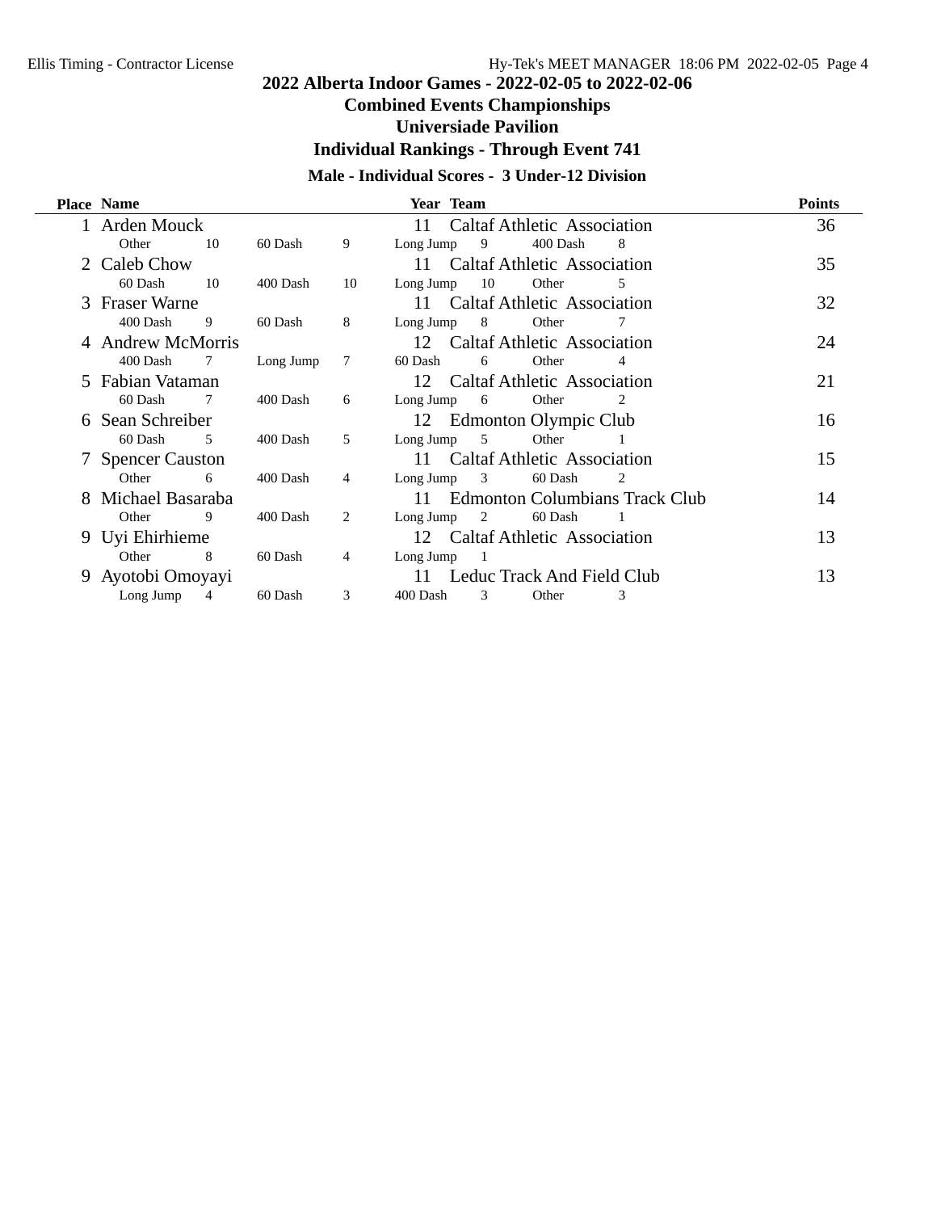# 2022 Alberta Indoor Games - 2022-02-05 to 2022-02-06

## Combined Events Championships

## Universiade Pavilion

## Individual Rankings - Through Event 741

### Male - Individual Scores - 3 Under-12 Division

| Place | Name | Year | Team | Points |
|---|---|---|---|---|
| 1 | Arden Mouck | 11 | Caltaf Athletic Association | 36 |
| | Other 10, 60 Dash 9, Long Jump 9, 400 Dash 8 | | | |
| 2 | Caleb Chow | 11 | Caltaf Athletic Association | 35 |
| | 60 Dash 10, 400 Dash 10, Long Jump 10, Other 5 | | | |
| 3 | Fraser Warne | 11 | Caltaf Athletic Association | 32 |
| | 400 Dash 9, 60 Dash 8, Long Jump 8, Other 7 | | | |
| 4 | Andrew McMorris | 12 | Caltaf Athletic Association | 24 |
| | 400 Dash 7, Long Jump 7, 60 Dash 6, Other 4 | | | |
| 5 | Fabian Vataman | 12 | Caltaf Athletic Association | 21 |
| | 60 Dash 7, 400 Dash 6, Long Jump 6, Other 2 | | | |
| 6 | Sean Schreiber | 12 | Edmonton Olympic Club | 16 |
| | 60 Dash 5, 400 Dash 5, Long Jump 5, Other 1 | | | |
| 7 | Spencer Causton | 11 | Caltaf Athletic Association | 15 |
| | Other 6, 400 Dash 4, Long Jump 3, 60 Dash 2 | | | |
| 8 | Michael Basaraba | 11 | Edmonton Columbians Track Club | 14 |
| | Other 9, 400 Dash 2, Long Jump 2, 60 Dash 1 | | | |
| 9 | Uyi Ehirhieme | 12 | Caltaf Athletic Association | 13 |
| | Other 8, 60 Dash 4, Long Jump 1 | | | |
| 9 | Ayotobi Omoyayi | 11 | Leduc Track And Field Club | 13 |
| | Long Jump 4, 60 Dash 3, 400 Dash 3, Other 3 | | | |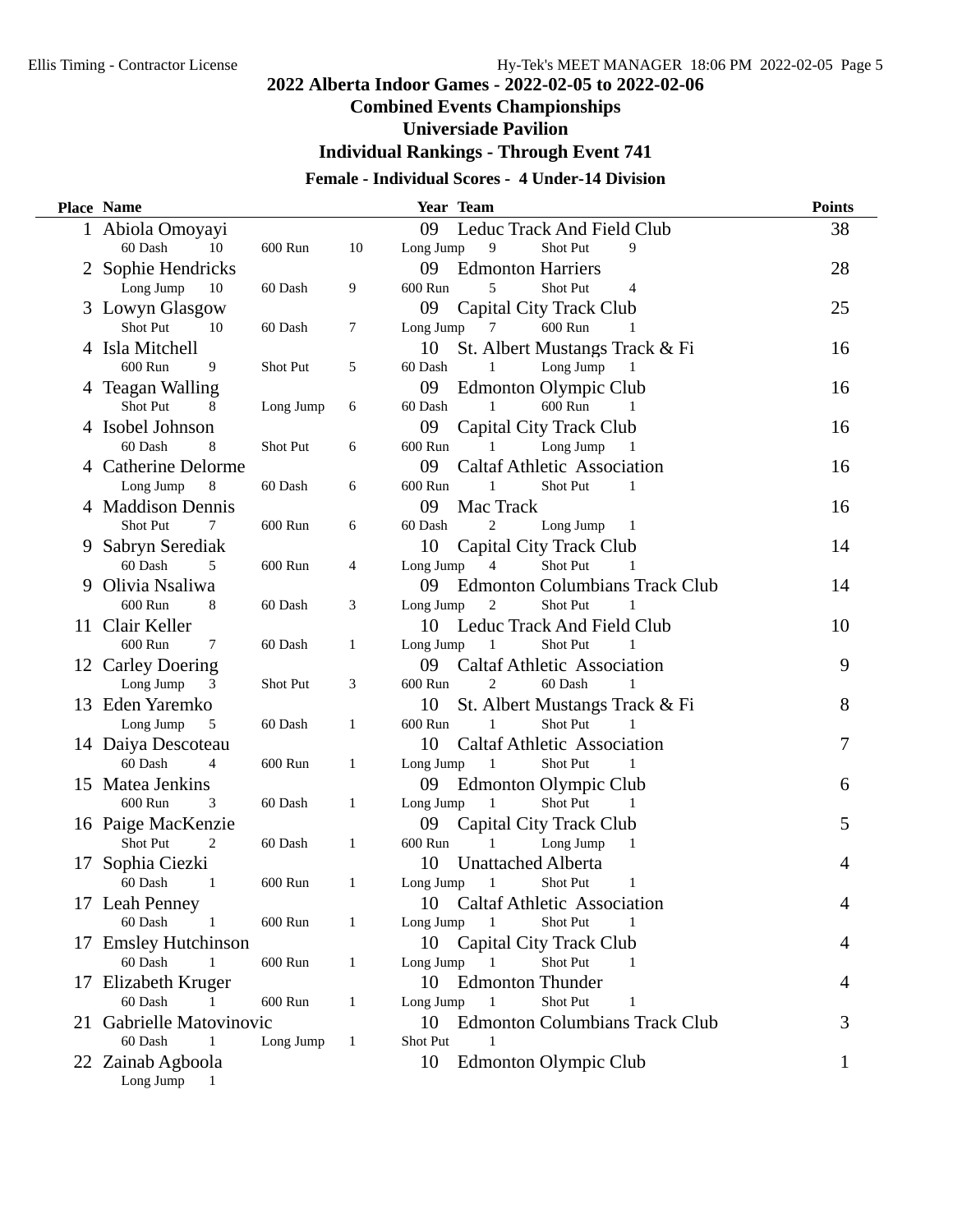## 2022 Alberta Indoor Games - 2022-02-05 to 2022-02-06

### Combined Events Championships

### Universiade Pavilion

### Individual Rankings - Through Event 741

#### Female - Individual Scores - 4 Under-14 Division

| Place | Name | Year | Team | Points |
|---|---|---|---|---|
| 1 | Abiola Omoyayi | 09 | Leduc Track And Field Club | 38 |
| | 60 Dash 10, 600 Run 10, Long Jump 9, Shot Put 9 | | | |
| 2 | Sophie Hendricks | 09 | Edmonton Harriers | 28 |
| | Long Jump 10, 60 Dash 9, 600 Run 5, Shot Put 4 | | | |
| 3 | Lowyn Glasgow | 09 | Capital City Track Club | 25 |
| | Shot Put 10, 60 Dash 7, Long Jump 7, 600 Run 1 | | | |
| 4 | Isla Mitchell | 10 | St. Albert Mustangs Track & Fi | 16 |
| | 600 Run 9, Shot Put 5, 60 Dash 1, Long Jump 1 | | | |
| 4 | Teagan Walling | 09 | Edmonton Olympic Club | 16 |
| | Shot Put 8, Long Jump 6, 60 Dash 1, 600 Run 1 | | | |
| 4 | Isobel Johnson | 09 | Capital City Track Club | 16 |
| | 60 Dash 8, Shot Put 6, 600 Run 1, Long Jump 1 | | | |
| 4 | Catherine Delorme | 09 | Caltaf Athletic Association | 16 |
| | Long Jump 8, 60 Dash 6, 600 Run 1, Shot Put 1 | | | |
| 4 | Maddison Dennis | 09 | Mac Track | 16 |
| | Shot Put 7, 600 Run 6, 60 Dash 2, Long Jump 1 | | | |
| 9 | Sabryn Serediak | 10 | Capital City Track Club | 14 |
| | 60 Dash 5, 600 Run 4, Long Jump 4, Shot Put 1 | | | |
| 9 | Olivia Nsaliwa | 09 | Edmonton Columbians Track Club | 14 |
| | 600 Run 8, 60 Dash 3, Long Jump 2, Shot Put 1 | | | |
| 11 | Clair Keller | 10 | Leduc Track And Field Club | 10 |
| | 600 Run 7, 60 Dash 1, Long Jump 1, Shot Put 1 | | | |
| 12 | Carley Doering | 09 | Caltaf Athletic Association | 9 |
| | Long Jump 3, Shot Put 3, 600 Run 2, 60 Dash 1 | | | |
| 13 | Eden Yaremko | 10 | St. Albert Mustangs Track & Fi | 8 |
| | Long Jump 5, 60 Dash 1, 600 Run 1, Shot Put 1 | | | |
| 14 | Daiya Descoteau | 10 | Caltaf Athletic Association | 7 |
| | 60 Dash 4, 600 Run 1, Long Jump 1, Shot Put 1 | | | |
| 15 | Matea Jenkins | 09 | Edmonton Olympic Club | 6 |
| | 600 Run 3, 60 Dash 1, Long Jump 1, Shot Put 1 | | | |
| 16 | Paige MacKenzie | 09 | Capital City Track Club | 5 |
| | Shot Put 2, 60 Dash 1, 600 Run 1, Long Jump 1 | | | |
| 17 | Sophia Ciezki | 10 | Unattached Alberta | 4 |
| | 60 Dash 1, 600 Run 1, Long Jump 1, Shot Put 1 | | | |
| 17 | Leah Penney | 10 | Caltaf Athletic Association | 4 |
| | 60 Dash 1, 600 Run 1, Long Jump 1, Shot Put 1 | | | |
| 17 | Emsley Hutchinson | 10 | Capital City Track Club | 4 |
| | 60 Dash 1, 600 Run 1, Long Jump 1, Shot Put 1 | | | |
| 17 | Elizabeth Kruger | 10 | Edmonton Thunder | 4 |
| | 60 Dash 1, 600 Run 1, Long Jump 1, Shot Put 1 | | | |
| 21 | Gabrielle Matovinovic | 10 | Edmonton Columbians Track Club | 3 |
| | 60 Dash 1, Long Jump 1, Shot Put 1 | | | |
| 22 | Zainab Agboola | 10 | Edmonton Olympic Club | 1 |
| | Long Jump 1 | | | |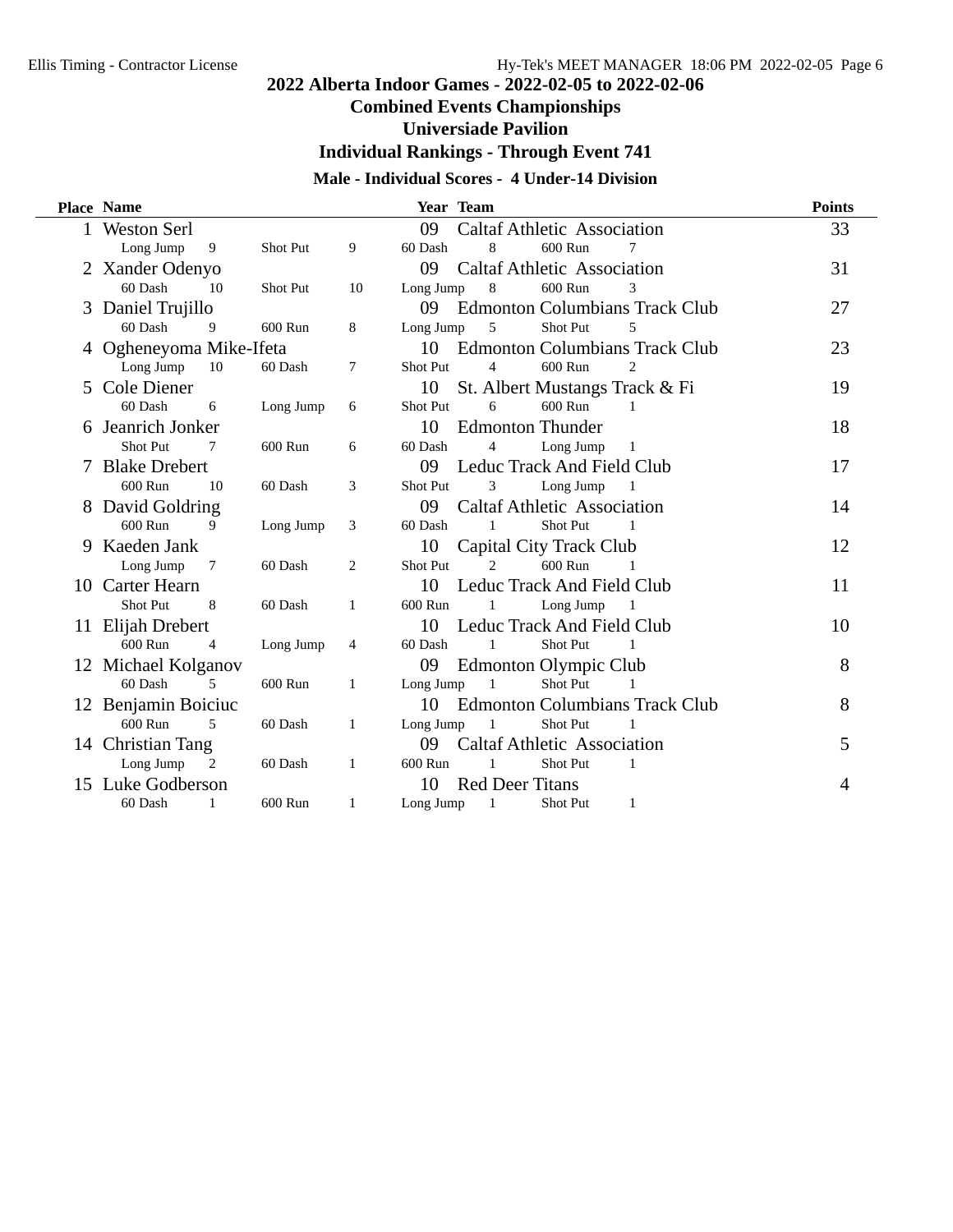## 2022 Alberta Indoor Games - 2022-02-05 to 2022-02-06

### Combined Events Championships

### Universiade Pavilion

### Individual Rankings - Through Event 741

#### Male - Individual Scores - 4 Under-14 Division

| Place | Name | Year | Team | Points |
|---|---|---|---|---|
| 1 | Weston Serl | 09 | Caltaf Athletic Association | 33 |
| | Long Jump 9 · Shot Put 9 · 60 Dash 8 · 600 Run 7 | | | |
| 2 | Xander Odenyo | 09 | Caltaf Athletic Association | 31 |
| | 60 Dash 10 · Shot Put 10 · Long Jump 8 · 600 Run 3 | | | |
| 3 | Daniel Trujillo | 09 | Edmonton Columbians Track Club | 27 |
| | 60 Dash 9 · 600 Run 8 · Long Jump 5 · Shot Put 5 | | | |
| 4 | Ogheneyoma Mike-Ifeta | 10 | Edmonton Columbians Track Club | 23 |
| | Long Jump 10 · 60 Dash 7 · Shot Put 4 · 600 Run 2 | | | |
| 5 | Cole Diener | 10 | St. Albert Mustangs Track & Fi | 19 |
| | 60 Dash 6 · Long Jump 6 · Shot Put 6 · 600 Run 1 | | | |
| 6 | Jeanrich Jonker | 10 | Edmonton Thunder | 18 |
| | Shot Put 7 · 600 Run 6 · 60 Dash 4 · Long Jump 1 | | | |
| 7 | Blake Drebert | 09 | Leduc Track And Field Club | 17 |
| | 600 Run 10 · 60 Dash 3 · Shot Put 3 · Long Jump 1 | | | |
| 8 | David Goldring | 09 | Caltaf Athletic Association | 14 |
| | 600 Run 9 · Long Jump 3 · 60 Dash 1 · Shot Put 1 | | | |
| 9 | Kaeden Jank | 10 | Capital City Track Club | 12 |
| | Long Jump 7 · 60 Dash 2 · Shot Put 2 · 600 Run 1 | | | |
| 10 | Carter Hearn | 10 | Leduc Track And Field Club | 11 |
| | Shot Put 8 · 60 Dash 1 · 600 Run 1 · Long Jump 1 | | | |
| 11 | Elijah Drebert | 10 | Leduc Track And Field Club | 10 |
| | 600 Run 4 · Long Jump 4 · 60 Dash 1 · Shot Put 1 | | | |
| 12 | Michael Kolganov | 09 | Edmonton Olympic Club | 8 |
| | 60 Dash 5 · 600 Run 1 · Long Jump 1 · Shot Put 1 | | | |
| 12 | Benjamin Boiciuc | 10 | Edmonton Columbians Track Club | 8 |
| | 600 Run 5 · 60 Dash 1 · Long Jump 1 · Shot Put 1 | | | |
| 14 | Christian Tang | 09 | Caltaf Athletic Association | 5 |
| | Long Jump 2 · 60 Dash 1 · 600 Run 1 · Shot Put 1 | | | |
| 15 | Luke Godberson | 10 | Red Deer Titans | 4 |
| | 60 Dash 1 · 600 Run 1 · Long Jump 1 · Shot Put 1 | | | |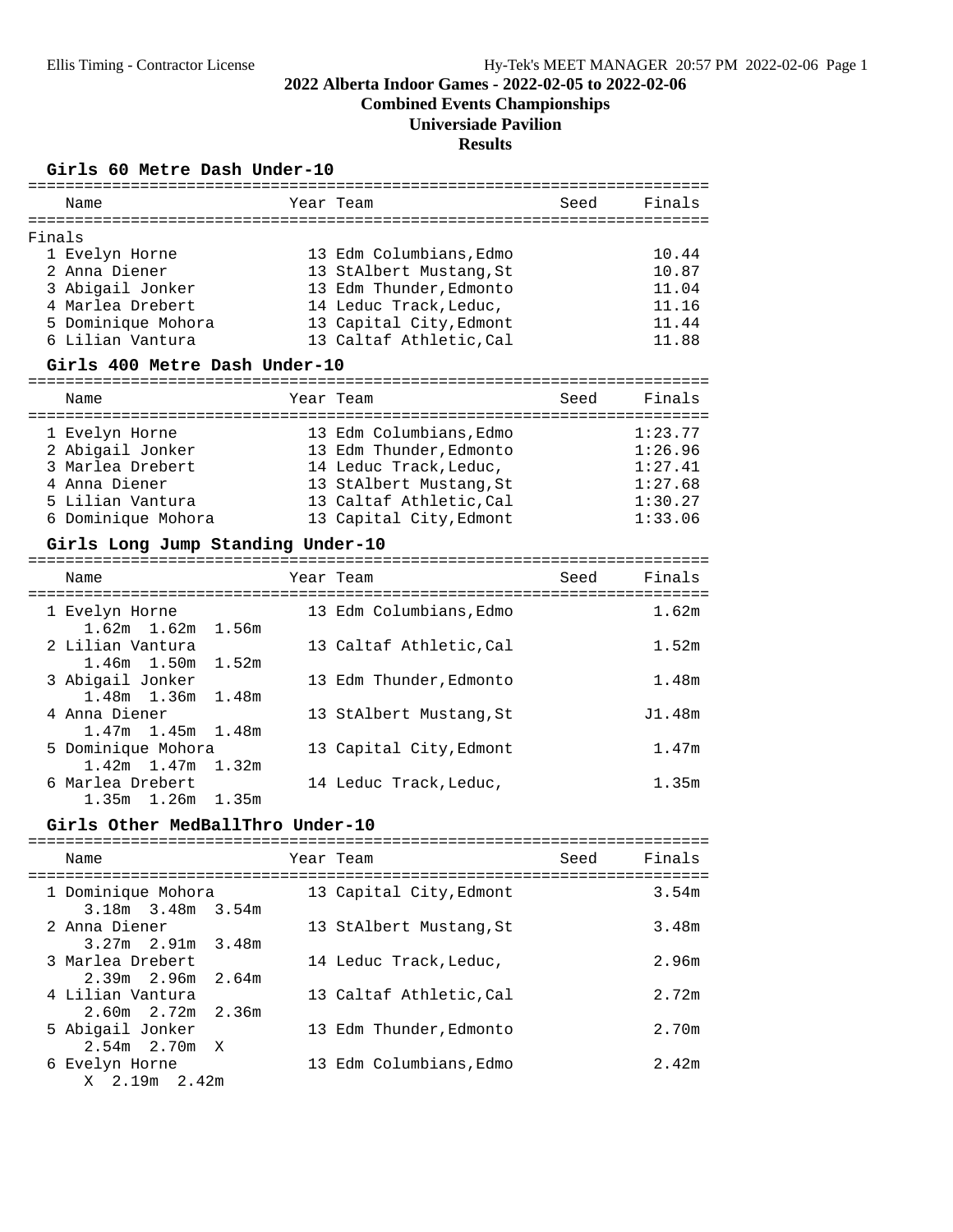# 2022 Alberta Indoor Games - 2022-02-05 to 2022-02-06

## Combined Events Championships

## Universiade Pavilion

## Results

### Girls 60 Metre Dash Under-10

| Name | Year | Team | Seed | Finals |
|---|---|---|---|---|
| **Finals** | | | | |
| 1 Evelyn Horne | 13 | Edm Columbians,Edmo | | 10.44 |
| 2 Anna Diener | 13 | StAlbert Mustang,St | | 10.87 |
| 3 Abigail Jonker | 13 | Edm Thunder,Edmonto | | 11.04 |
| 4 Marlea Drebert | 14 | Leduc Track,Leduc, | | 11.16 |
| 5 Dominique Mohora | 13 | Capital City,Edmont | | 11.44 |
| 6 Lilian Vantura | 13 | Caltaf Athletic,Cal | | 11.88 |

### Girls 400 Metre Dash Under-10

| Name | Year | Team | Seed | Finals |
|---|---|---|---|---|
| 1 Evelyn Horne | 13 | Edm Columbians,Edmo | | 1:23.77 |
| 2 Abigail Jonker | 13 | Edm Thunder,Edmonto | | 1:26.96 |
| 3 Marlea Drebert | 14 | Leduc Track,Leduc, | | 1:27.41 |
| 4 Anna Diener | 13 | StAlbert Mustang,St | | 1:27.68 |
| 5 Lilian Vantura | 13 | Caltaf Athletic,Cal | | 1:30.27 |
| 6 Dominique Mohora | 13 | Capital City,Edmont | | 1:33.06 |

### Girls Long Jump Standing Under-10

| Name | Year | Team | Seed | Finals |
|---|---|---|---|---|
| 1 Evelyn Horne | 13 | Edm Columbians,Edmo | | 1.62m |
| 1.62m 1.62m 1.56m | | | | |
| 2 Lilian Vantura | 13 | Caltaf Athletic,Cal | | 1.52m |
| 1.46m 1.50m 1.52m | | | | |
| 3 Abigail Jonker | 13 | Edm Thunder,Edmonto | | 1.48m |
| 1.48m 1.36m 1.48m | | | | |
| 4 Anna Diener | 13 | StAlbert Mustang,St | | J1.48m |
| 1.47m 1.45m 1.48m | | | | |
| 5 Dominique Mohora | 13 | Capital City,Edmont | | 1.47m |
| 1.42m 1.47m 1.32m | | | | |
| 6 Marlea Drebert | 14 | Leduc Track,Leduc, | | 1.35m |
| 1.35m 1.26m 1.35m | | | | |

### Girls Other MedBallThro Under-10

| Name | Year | Team | Seed | Finals |
|---|---|---|---|---|
| 1 Dominique Mohora | 13 | Capital City,Edmont | | 3.54m |
| 3.18m 3.48m 3.54m | | | | |
| 2 Anna Diener | 13 | StAlbert Mustang,St | | 3.48m |
| 3.27m 2.91m 3.48m | | | | |
| 3 Marlea Drebert | 14 | Leduc Track,Leduc, | | 2.96m |
| 2.39m 2.96m 2.64m | | | | |
| 4 Lilian Vantura | 13 | Caltaf Athletic,Cal | | 2.72m |
| 2.60m 2.72m 2.36m | | | | |
| 5 Abigail Jonker | 13 | Edm Thunder,Edmonto | | 2.70m |
| 2.54m 2.70m X | | | | |
| 6 Evelyn Horne | 13 | Edm Columbians,Edmo | | 2.42m |
| X 2.19m 2.42m | | | | |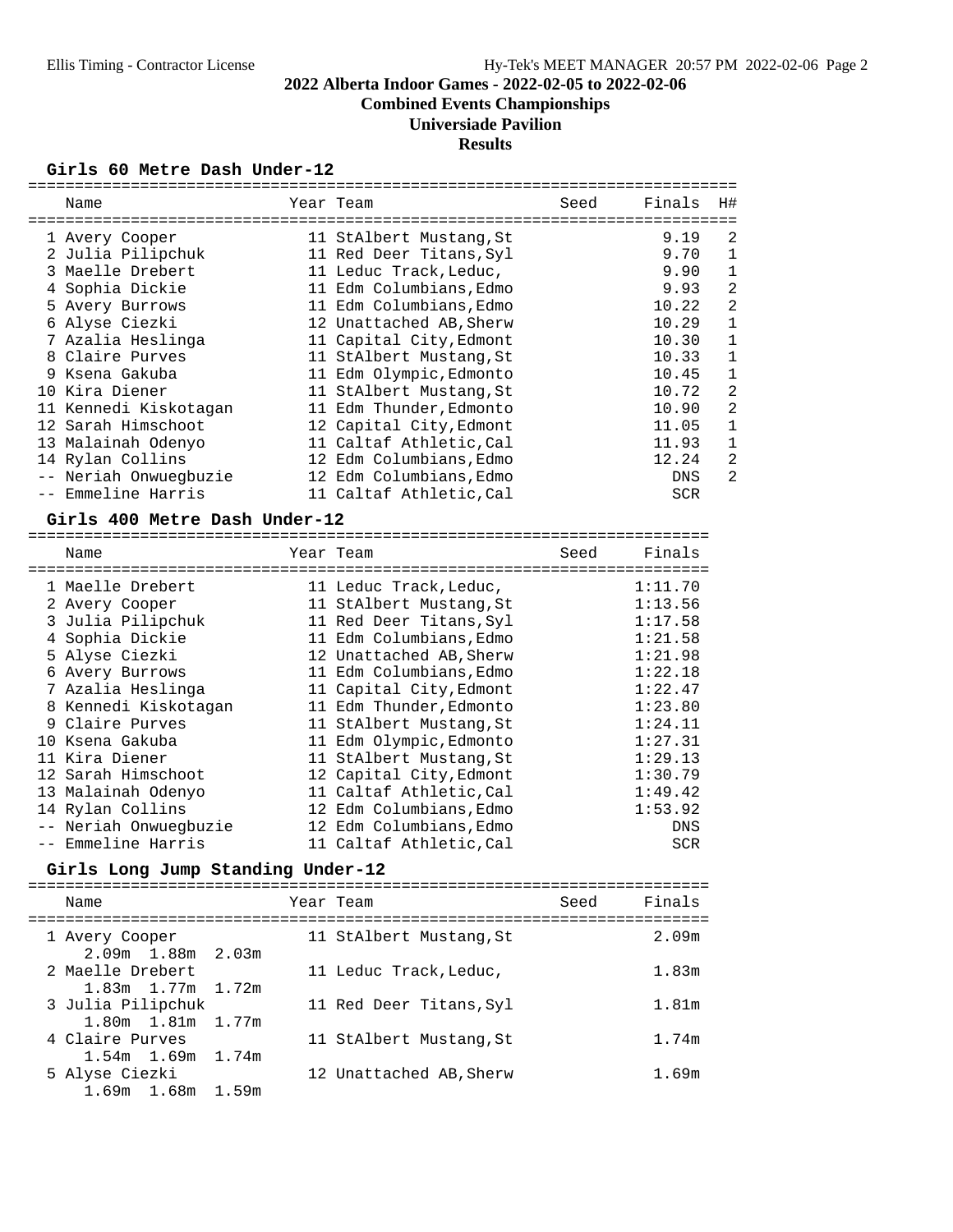# 2022 Alberta Indoor Games - 2022-02-05 to 2022-02-06

## Combined Events Championships

## Universiade Pavilion

## Results

### Girls 60 Metre Dash Under-12

| | Name | Year | Team | Seed | Finals | H# |
|---|---|---|---|---|---|---|
| 1 | Avery Cooper | 11 | StAlbert Mustang,St | | 9.19 | 2 |
| 2 | Julia Pilipchuk | 11 | Red Deer Titans,Syl | | 9.70 | 1 |
| 3 | Maelle Drebert | 11 | Leduc Track,Leduc, | | 9.90 | 1 |
| 4 | Sophia Dickie | 11 | Edm Columbians,Edmo | | 9.93 | 2 |
| 5 | Avery Burrows | 11 | Edm Columbians,Edmo | | 10.22 | 2 |
| 6 | Alyse Ciezki | 12 | Unattached AB,Sherw | | 10.29 | 1 |
| 7 | Azalia Heslinga | 11 | Capital City,Edmont | | 10.30 | 1 |
| 8 | Claire Purves | 11 | StAlbert Mustang,St | | 10.33 | 1 |
| 9 | Ksena Gakuba | 11 | Edm Olympic,Edmonto | | 10.45 | 1 |
| 10 | Kira Diener | 11 | StAlbert Mustang,St | | 10.72 | 2 |
| 11 | Kennedi Kiskotagan | 11 | Edm Thunder,Edmonto | | 10.90 | 2 |
| 12 | Sarah Himschoot | 12 | Capital City,Edmont | | 11.05 | 1 |
| 13 | Malainah Odenyo | 11 | Caltaf Athletic,Cal | | 11.93 | 1 |
| 14 | Rylan Collins | 12 | Edm Columbians,Edmo | | 12.24 | 2 |
| -- | Neriah Onwuegbuzie | 12 | Edm Columbians,Edmo | | DNS | 2 |
| -- | Emmeline Harris | 11 | Caltaf Athletic,Cal | | SCR | |

### Girls 400 Metre Dash Under-12

| | Name | Year | Team | Seed | Finals |
|---|---|---|---|---|---|
| 1 | Maelle Drebert | 11 | Leduc Track,Leduc, | | 1:11.70 |
| 2 | Avery Cooper | 11 | StAlbert Mustang,St | | 1:13.56 |
| 3 | Julia Pilipchuk | 11 | Red Deer Titans,Syl | | 1:17.58 |
| 4 | Sophia Dickie | 11 | Edm Columbians,Edmo | | 1:21.58 |
| 5 | Alyse Ciezki | 12 | Unattached AB,Sherw | | 1:21.98 |
| 6 | Avery Burrows | 11 | Edm Columbians,Edmo | | 1:22.18 |
| 7 | Azalia Heslinga | 11 | Capital City,Edmont | | 1:22.47 |
| 8 | Kennedi Kiskotagan | 11 | Edm Thunder,Edmonto | | 1:23.80 |
| 9 | Claire Purves | 11 | StAlbert Mustang,St | | 1:24.11 |
| 10 | Ksena Gakuba | 11 | Edm Olympic,Edmonto | | 1:27.31 |
| 11 | Kira Diener | 11 | StAlbert Mustang,St | | 1:29.13 |
| 12 | Sarah Himschoot | 12 | Capital City,Edmont | | 1:30.79 |
| 13 | Malainah Odenyo | 11 | Caltaf Athletic,Cal | | 1:49.42 |
| 14 | Rylan Collins | 12 | Edm Columbians,Edmo | | 1:53.92 |
| -- | Neriah Onwuegbuzie | 12 | Edm Columbians,Edmo | | DNS |
| -- | Emmeline Harris | 11 | Caltaf Athletic,Cal | | SCR |

### Girls Long Jump Standing Under-12

| | Name | Year | Team | Seed | Finals |
|---|---|---|---|---|---|
| 1 | Avery Cooper | 11 | StAlbert Mustang,St | | 2.09m |
| | 2.09m 1.88m 2.03m | | | | |
| 2 | Maelle Drebert | 11 | Leduc Track,Leduc, | | 1.83m |
| | 1.83m 1.77m 1.72m | | | | |
| 3 | Julia Pilipchuk | 11 | Red Deer Titans,Syl | | 1.81m |
| | 1.80m 1.81m 1.77m | | | | |
| 4 | Claire Purves | 11 | StAlbert Mustang,St | | 1.74m |
| | 1.54m 1.69m 1.74m | | | | |
| 5 | Alyse Ciezki | 12 | Unattached AB,Sherw | | 1.69m |
| | 1.69m 1.68m 1.59m | | | | |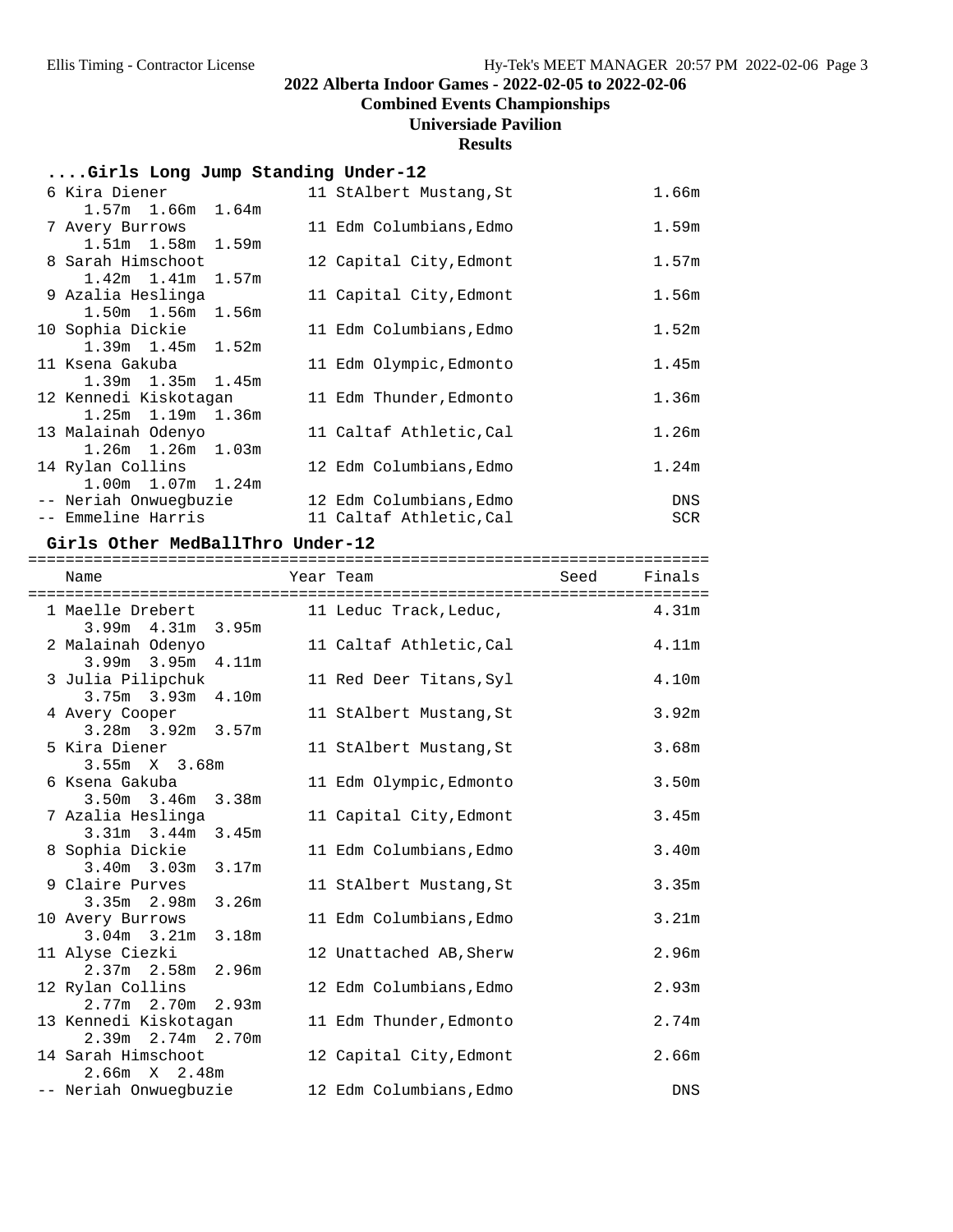## 2022 Alberta Indoor Games - 2022-02-05 to 2022-02-06

### Combined Events Championships

### Universiade Pavilion

### Results

#### ....Girls Long Jump Standing Under-12

| Place | Name | Year | Team | Finals |
|---|---|---|---|---|
| 6 | Kira Diener<br>1.57m 1.66m 1.64m | 11 | StAlbert Mustang,St | 1.66m |
| 7 | Avery Burrows<br>1.51m 1.58m 1.59m | 11 | Edm Columbians,Edmo | 1.59m |
| 8 | Sarah Himschoot<br>1.42m 1.41m 1.57m | 12 | Capital City,Edmont | 1.57m |
| 9 | Azalia Heslinga<br>1.50m 1.56m 1.56m | 11 | Capital City,Edmont | 1.56m |
| 10 | Sophia Dickie<br>1.39m 1.45m 1.52m | 11 | Edm Columbians,Edmo | 1.52m |
| 11 | Ksena Gakuba<br>1.39m 1.35m 1.45m | 11 | Edm Olympic,Edmonto | 1.45m |
| 12 | Kennedi Kiskotagan<br>1.25m 1.19m 1.36m | 11 | Edm Thunder,Edmonto | 1.36m |
| 13 | Malainah Odenyo<br>1.26m 1.26m 1.03m | 11 | Caltaf Athletic,Cal | 1.26m |
| 14 | Rylan Collins<br>1.00m 1.07m 1.24m | 12 | Edm Columbians,Edmo | 1.24m |
| -- | Neriah Onwuegbuzie | 12 | Edm Columbians,Edmo | DNS |
| -- | Emmeline Harris | 11 | Caltaf Athletic,Cal | SCR |

#### Girls Other MedBallThro Under-12

| Place | Name | Year | Team | Seed | Finals |
|---|---|---|---|---|---|
| 1 | Maelle Drebert<br>3.99m 4.31m 3.95m | 11 | Leduc Track,Leduc, | | 4.31m |
| 2 | Malainah Odenyo<br>3.99m 3.95m 4.11m | 11 | Caltaf Athletic,Cal | | 4.11m |
| 3 | Julia Pilipchuk<br>3.75m 3.93m 4.10m | 11 | Red Deer Titans,Syl | | 4.10m |
| 4 | Avery Cooper<br>3.28m 3.92m 3.57m | 11 | StAlbert Mustang,St | | 3.92m |
| 5 | Kira Diener<br>3.55m X 3.68m | 11 | StAlbert Mustang,St | | 3.68m |
| 6 | Ksena Gakuba<br>3.50m 3.46m 3.38m | 11 | Edm Olympic,Edmonto | | 3.50m |
| 7 | Azalia Heslinga<br>3.31m 3.44m 3.45m | 11 | Capital City,Edmont | | 3.45m |
| 8 | Sophia Dickie<br>3.40m 3.03m 3.17m | 11 | Edm Columbians,Edmo | | 3.40m |
| 9 | Claire Purves<br>3.35m 2.98m 3.26m | 11 | StAlbert Mustang,St | | 3.35m |
| 10 | Avery Burrows<br>3.04m 3.21m 3.18m | 11 | Edm Columbians,Edmo | | 3.21m |
| 11 | Alyse Ciezki<br>2.37m 2.58m 2.96m | 12 | Unattached AB,Sherw | | 2.96m |
| 12 | Rylan Collins<br>2.77m 2.70m 2.93m | 12 | Edm Columbians,Edmo | | 2.93m |
| 13 | Kennedi Kiskotagan<br>2.39m 2.74m 2.70m | 11 | Edm Thunder,Edmonto | | 2.74m |
| 14 | Sarah Himschoot<br>2.66m X 2.48m | 12 | Capital City,Edmont | | 2.66m |
| -- | Neriah Onwuegbuzie | 12 | Edm Columbians,Edmo | | DNS |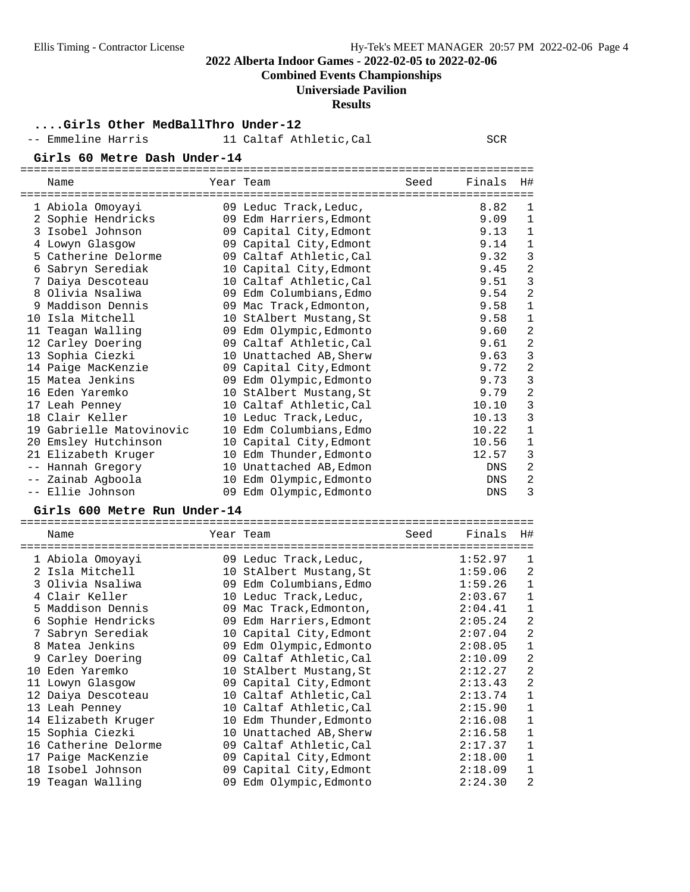# 2022 Alberta Indoor Games - 2022-02-05 to 2022-02-06

## Combined Events Championships

### Universiade Pavilion

### Results

#### ....Girls Other MedBallThro Under-12

| Name | Year | Team | Seed | Finals |
|---|---|---|---|---|
| -- Emmeline Harris | 11 | Caltaf Athletic,Cal | | SCR |

#### Girls 60 Metre Dash Under-14

| | Name | Year | Team | Seed | Finals | H# |
|---|---|---|---|---|---|---|
| 1 | Abiola Omoyayi | 09 | Leduc Track,Leduc, | | 8.82 | 1 |
| 2 | Sophie Hendricks | 09 | Edm Harriers,Edmont | | 9.09 | 1 |
| 3 | Isobel Johnson | 09 | Capital City,Edmont | | 9.13 | 1 |
| 4 | Lowyn Glasgow | 09 | Capital City,Edmont | | 9.14 | 1 |
| 5 | Catherine Delorme | 09 | Caltaf Athletic,Cal | | 9.32 | 3 |
| 6 | Sabryn Serediak | 10 | Capital City,Edmont | | 9.45 | 2 |
| 7 | Daiya Descoteau | 10 | Caltaf Athletic,Cal | | 9.51 | 3 |
| 8 | Olivia Nsaliwa | 09 | Edm Columbians,Edmo | | 9.54 | 2 |
| 9 | Maddison Dennis | 09 | Mac Track,Edmonton, | | 9.58 | 1 |
| 10 | Isla Mitchell | 10 | StAlbert Mustang,St | | 9.58 | 1 |
| 11 | Teagan Walling | 09 | Edm Olympic,Edmonto | | 9.60 | 2 |
| 12 | Carley Doering | 09 | Caltaf Athletic,Cal | | 9.61 | 2 |
| 13 | Sophia Ciezki | 10 | Unattached AB,Sherw | | 9.63 | 3 |
| 14 | Paige MacKenzie | 09 | Capital City,Edmont | | 9.72 | 2 |
| 15 | Matea Jenkins | 09 | Edm Olympic,Edmonto | | 9.73 | 3 |
| 16 | Eden Yaremko | 10 | StAlbert Mustang,St | | 9.79 | 2 |
| 17 | Leah Penney | 10 | Caltaf Athletic,Cal | | 10.10 | 3 |
| 18 | Clair Keller | 10 | Leduc Track,Leduc, | | 10.13 | 3 |
| 19 | Gabrielle Matovinovic | 10 | Edm Columbians,Edmo | | 10.22 | 1 |
| 20 | Emsley Hutchinson | 10 | Capital City,Edmont | | 10.56 | 1 |
| 21 | Elizabeth Kruger | 10 | Edm Thunder,Edmonto | | 12.57 | 3 |
| -- | Hannah Gregory | 10 | Unattached AB,Edmon | | DNS | 2 |
| -- | Zainab Agboola | 10 | Edm Olympic,Edmonto | | DNS | 2 |
| -- | Ellie Johnson | 09 | Edm Olympic,Edmonto | | DNS | 3 |

#### Girls 600 Metre Run Under-14

| | Name | Year | Team | Seed | Finals | H# |
|---|---|---|---|---|---|---|
| 1 | Abiola Omoyayi | 09 | Leduc Track,Leduc, | | 1:52.97 | 1 |
| 2 | Isla Mitchell | 10 | StAlbert Mustang,St | | 1:59.06 | 2 |
| 3 | Olivia Nsaliwa | 09 | Edm Columbians,Edmo | | 1:59.26 | 1 |
| 4 | Clair Keller | 10 | Leduc Track,Leduc, | | 2:03.67 | 1 |
| 5 | Maddison Dennis | 09 | Mac Track,Edmonton, | | 2:04.41 | 1 |
| 6 | Sophie Hendricks | 09 | Edm Harriers,Edmont | | 2:05.24 | 2 |
| 7 | Sabryn Serediak | 10 | Capital City,Edmont | | 2:07.04 | 2 |
| 8 | Matea Jenkins | 09 | Edm Olympic,Edmonto | | 2:08.05 | 1 |
| 9 | Carley Doering | 09 | Caltaf Athletic,Cal | | 2:10.09 | 2 |
| 10 | Eden Yaremko | 10 | StAlbert Mustang,St | | 2:12.27 | 2 |
| 11 | Lowyn Glasgow | 09 | Capital City,Edmont | | 2:13.43 | 2 |
| 12 | Daiya Descoteau | 10 | Caltaf Athletic,Cal | | 2:13.74 | 1 |
| 13 | Leah Penney | 10 | Caltaf Athletic,Cal | | 2:15.90 | 1 |
| 14 | Elizabeth Kruger | 10 | Edm Thunder,Edmonto | | 2:16.08 | 1 |
| 15 | Sophia Ciezki | 10 | Unattached AB,Sherw | | 2:16.58 | 1 |
| 16 | Catherine Delorme | 09 | Caltaf Athletic,Cal | | 2:17.37 | 1 |
| 17 | Paige MacKenzie | 09 | Capital City,Edmont | | 2:18.00 | 1 |
| 18 | Isobel Johnson | 09 | Capital City,Edmont | | 2:18.09 | 1 |
| 19 | Teagan Walling | 09 | Edm Olympic,Edmonto | | 2:24.30 | 2 |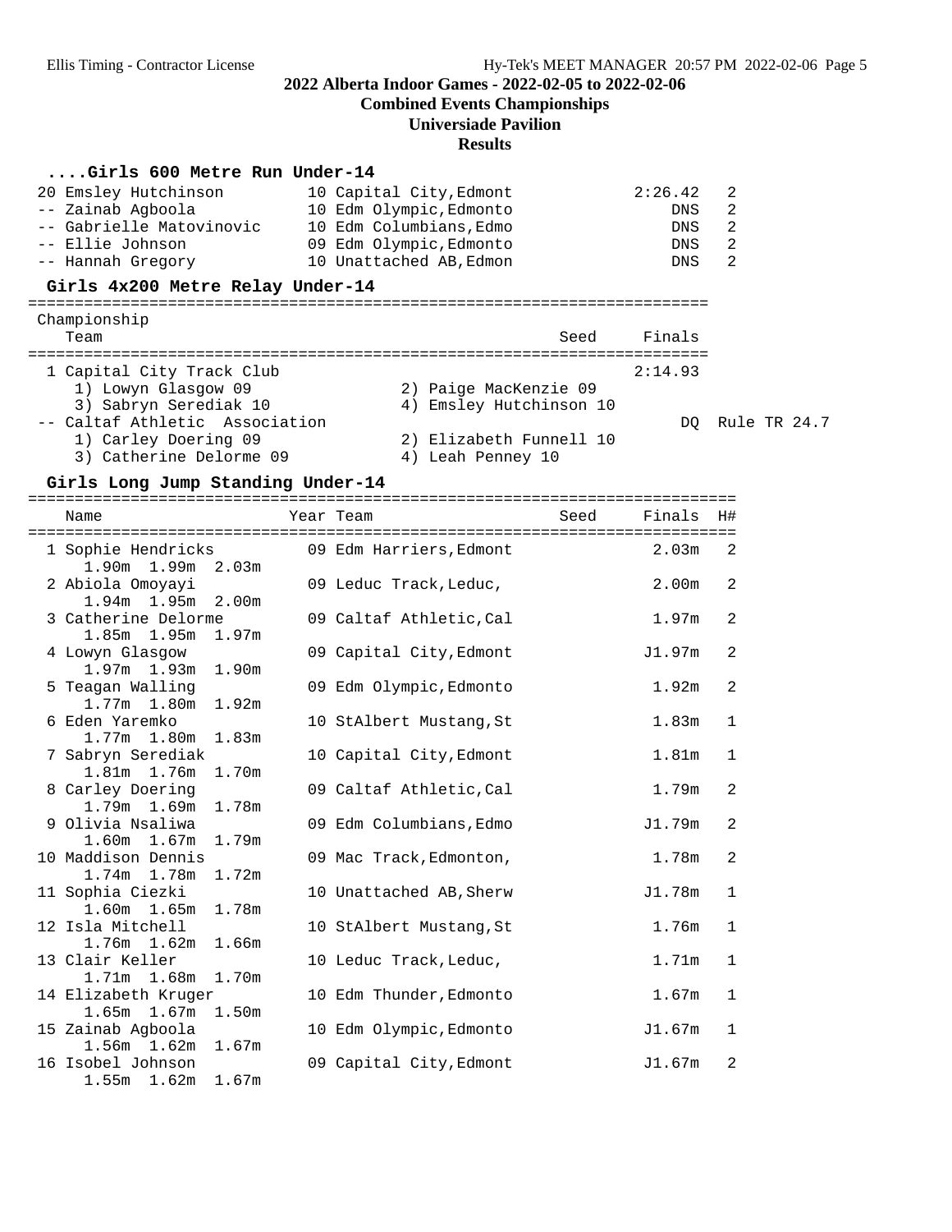# 2022 Alberta Indoor Games - 2022-02-05 to 2022-02-06

## Combined Events Championships

### Universiade Pavilion

### Results

#### ....Girls 600 Metre Run Under-14

| Place | Name | Year | Team | Finals | H# |
|---|---|---|---|---|---|
| 20 | Emsley Hutchinson | 10 | Capital City,Edmont | 2:26.42 | 2 |
| -- | Zainab Agboola | 10 | Edm Olympic,Edmonto | DNS | 2 |
| -- | Gabrielle Matovinovic | 10 | Edm Columbians,Edmo | DNS | 2 |
| -- | Ellie Johnson | 09 | Edm Olympic,Edmonto | DNS | 2 |
| -- | Hannah Gregory | 10 | Unattached AB,Edmon | DNS | 2 |

#### Girls 4x200 Metre Relay Under-14

Championship

| Place | Team | Seed | Finals | |
|---|---|---|---|---|
| 1 | Capital City Track Club | | 2:14.93 | |
| | 1) Lowyn Glasgow 09; 2) Paige MacKenzie 09; 3) Sabryn Serediak 10; 4) Emsley Hutchinson 10 | | | |
| -- | Caltaf Athletic Association | | DQ | Rule TR 24.7 |
| | 1) Carley Doering 09; 2) Elizabeth Funnell 10; 3) Catherine Delorme 09; 4) Leah Penney 10 | | | |

#### Girls Long Jump Standing Under-14

| Place | Name | Year | Team | Seed | Finals | H# |
|---|---|---|---|---|---|---|
| 1 | Sophie Hendricks | 09 | Edm Harriers,Edmont | | 2.03m | 2 |
| | 1.90m 1.99m 2.03m | | | | | |
| 2 | Abiola Omoyayi | 09 | Leduc Track,Leduc, | | 2.00m | 2 |
| | 1.94m 1.95m 2.00m | | | | | |
| 3 | Catherine Delorme | 09 | Caltaf Athletic,Cal | | 1.97m | 2 |
| | 1.85m 1.95m 1.97m | | | | | |
| 4 | Lowyn Glasgow | 09 | Capital City,Edmont | | J1.97m | 2 |
| | 1.97m 1.93m 1.90m | | | | | |
| 5 | Teagan Walling | 09 | Edm Olympic,Edmonto | | 1.92m | 2 |
| | 1.77m 1.80m 1.92m | | | | | |
| 6 | Eden Yaremko | 10 | StAlbert Mustang,St | | 1.83m | 1 |
| | 1.77m 1.80m 1.83m | | | | | |
| 7 | Sabryn Serediak | 10 | Capital City,Edmont | | 1.81m | 1 |
| | 1.81m 1.76m 1.70m | | | | | |
| 8 | Carley Doering | 09 | Caltaf Athletic,Cal | | 1.79m | 2 |
| | 1.79m 1.69m 1.78m | | | | | |
| 9 | Olivia Nsaliwa | 09 | Edm Columbians,Edmo | | J1.79m | 2 |
| | 1.60m 1.67m 1.79m | | | | | |
| 10 | Maddison Dennis | 09 | Mac Track,Edmonton, | | 1.78m | 2 |
| | 1.74m 1.78m 1.72m | | | | | |
| 11 | Sophia Ciezki | 10 | Unattached AB,Sherw | | J1.78m | 1 |
| | 1.60m 1.65m 1.78m | | | | | |
| 12 | Isla Mitchell | 10 | StAlbert Mustang,St | | 1.76m | 1 |
| | 1.76m 1.62m 1.66m | | | | | |
| 13 | Clair Keller | 10 | Leduc Track,Leduc, | | 1.71m | 1 |
| | 1.71m 1.68m 1.70m | | | | | |
| 14 | Elizabeth Kruger | 10 | Edm Thunder,Edmonto | | 1.67m | 1 |
| | 1.65m 1.67m 1.50m | | | | | |
| 15 | Zainab Agboola | 10 | Edm Olympic,Edmonto | | J1.67m | 1 |
| | 1.56m 1.62m 1.67m | | | | | |
| 16 | Isobel Johnson | 09 | Capital City,Edmont | | J1.67m | 2 |
| | 1.55m 1.62m 1.67m | | | | | |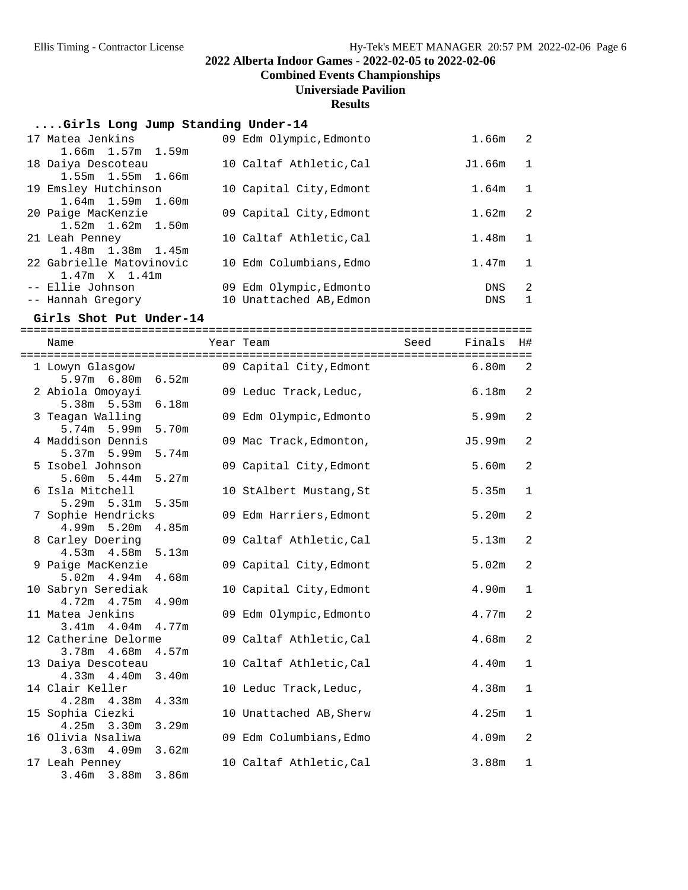## 2022 Alberta Indoor Games - 2022-02-05 to 2022-02-06
### Combined Events Championships
### Universiade Pavilion
### Results

#### ....Girls Long Jump Standing Under-14

| Place | Name | Year | Team | Finals | H# |
|---|---|---|---|---|---|
| 17 | Matea Jenkins | 09 | Edm Olympic,Edmonto | 1.66m | 2 |
| | 1.66m 1.57m 1.59m | | | | |
| 18 | Daiya Descoteau | 10 | Caltaf Athletic,Cal | J1.66m | 1 |
| | 1.55m 1.55m 1.66m | | | | |
| 19 | Emsley Hutchinson | 10 | Capital City,Edmont | 1.64m | 1 |
| | 1.64m 1.59m 1.60m | | | | |
| 20 | Paige MacKenzie | 09 | Capital City,Edmont | 1.62m | 2 |
| | 1.52m 1.62m 1.50m | | | | |
| 21 | Leah Penney | 10 | Caltaf Athletic,Cal | 1.48m | 1 |
| | 1.48m 1.38m 1.45m | | | | |
| 22 | Gabrielle Matovinovic | 10 | Edm Columbians,Edmo | 1.47m | 1 |
| | 1.47m X 1.41m | | | | |
| -- | Ellie Johnson | 09 | Edm Olympic,Edmonto | DNS | 2 |
| -- | Hannah Gregory | 10 | Unattached AB,Edmon | DNS | 1 |

#### Girls Shot Put Under-14

| Place | Name | Year | Team | Seed | Finals | H# |
|---|---|---|---|---|---|---|
| 1 | Lowyn Glasgow | 09 | Capital City,Edmont | | 6.80m | 2 |
| | 5.97m 6.80m 6.52m | | | | | |
| 2 | Abiola Omoyayi | 09 | Leduc Track,Leduc, | | 6.18m | 2 |
| | 5.38m 5.53m 6.18m | | | | | |
| 3 | Teagan Walling | 09 | Edm Olympic,Edmonto | | 5.99m | 2 |
| | 5.74m 5.99m 5.70m | | | | | |
| 4 | Maddison Dennis | 09 | Mac Track,Edmonton, | | J5.99m | 2 |
| | 5.37m 5.99m 5.74m | | | | | |
| 5 | Isobel Johnson | 09 | Capital City,Edmont | | 5.60m | 2 |
| | 5.60m 5.44m 5.27m | | | | | |
| 6 | Isla Mitchell | 10 | StAlbert Mustang,St | | 5.35m | 1 |
| | 5.29m 5.31m 5.35m | | | | | |
| 7 | Sophie Hendricks | 09 | Edm Harriers,Edmont | | 5.20m | 2 |
| | 4.99m 5.20m 4.85m | | | | | |
| 8 | Carley Doering | 09 | Caltaf Athletic,Cal | | 5.13m | 2 |
| | 4.53m 4.58m 5.13m | | | | | |
| 9 | Paige MacKenzie | 09 | Capital City,Edmont | | 5.02m | 2 |
| | 5.02m 4.94m 4.68m | | | | | |
| 10 | Sabryn Serediak | 10 | Capital City,Edmont | | 4.90m | 1 |
| | 4.72m 4.75m 4.90m | | | | | |
| 11 | Matea Jenkins | 09 | Edm Olympic,Edmonto | | 4.77m | 2 |
| | 3.41m 4.04m 4.77m | | | | | |
| 12 | Catherine Delorme | 09 | Caltaf Athletic,Cal | | 4.68m | 2 |
| | 3.78m 4.68m 4.57m | | | | | |
| 13 | Daiya Descoteau | 10 | Caltaf Athletic,Cal | | 4.40m | 1 |
| | 4.33m 4.40m 3.40m | | | | | |
| 14 | Clair Keller | 10 | Leduc Track,Leduc, | | 4.38m | 1 |
| | 4.28m 4.38m 4.33m | | | | | |
| 15 | Sophia Ciezki | 10 | Unattached AB,Sherw | | 4.25m | 1 |
| | 4.25m 3.30m 3.29m | | | | | |
| 16 | Olivia Nsaliwa | 09 | Edm Columbians,Edmo | | 4.09m | 2 |
| | 3.63m 4.09m 3.62m | | | | | |
| 17 | Leah Penney | 10 | Caltaf Athletic,Cal | | 3.88m | 1 |
| | 3.46m 3.88m 3.86m | | | | | |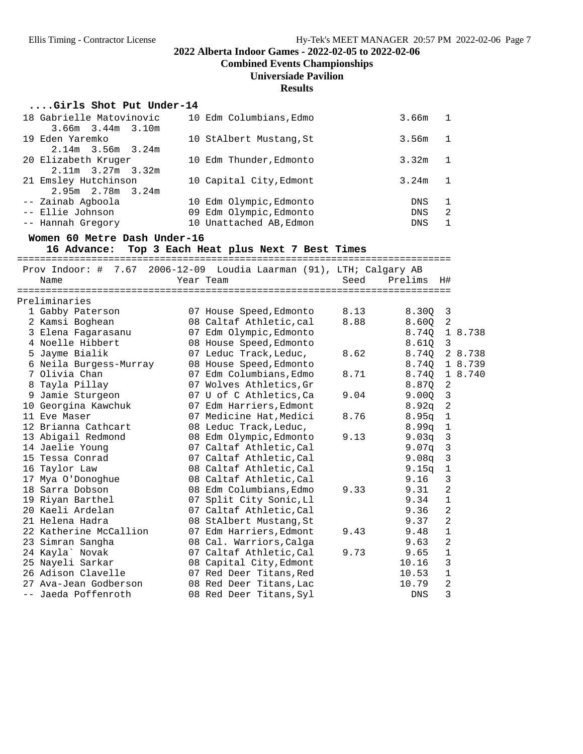## 2022 Alberta Indoor Games - 2022-02-05 to 2022-02-06

### Combined Events Championships

### Universiade Pavilion

### Results

#### ....Girls Shot Put Under-14

| Place | Name | Year | Team | Finals | H# |
|---|---|---|---|---|---|
| 18 | Gabrielle Matovinovic | 10 | Edm Columbians,Edmo | 3.66m | 1 |
| | 3.66m 3.44m 3.10m | | | | |
| 19 | Eden Yaremko | 10 | StAlbert Mustang,St | 3.56m | 1 |
| | 2.14m 3.56m 3.24m | | | | |
| 20 | Elizabeth Kruger | 10 | Edm Thunder,Edmonto | 3.32m | 1 |
| | 2.11m 3.27m 3.32m | | | | |
| 21 | Emsley Hutchinson | 10 | Capital City,Edmont | 3.24m | 1 |
| | 2.95m 2.78m 3.24m | | | | |
| -- | Zainab Agboola | 10 | Edm Olympic,Edmonto | DNS | 1 |
| -- | Ellie Johnson | 09 | Edm Olympic,Edmonto | DNS | 2 |
| -- | Hannah Gregory | 10 | Unattached AB,Edmon | DNS | 1 |

#### Women 60 Metre Dash Under-16

16 Advance: Top 3 Each Heat plus Next 7 Best Times

Prov Indoor: # 7.67 2006-12-09 Loudia Laarman (91), LTH; Calgary AB

**Preliminaries**

| Place | Name | Year | Team | Seed | Prelims | H# | |
|---|---|---|---|---|---|---|---|
| 1 | Gabby Paterson | 07 | House Speed,Edmonto | 8.13 | 8.30Q | 3 | |
| 2 | Kamsi Boghean | 08 | Caltaf Athletic,cal | 8.88 | 8.60Q | 2 | |
| 3 | Elena Fagarasanu | 07 | Edm Olympic,Edmonto | | 8.74Q | 1 | 8.738 |
| 4 | Noelle Hibbert | 08 | House Speed,Edmonto | | 8.61Q | 3 | |
| 5 | Jayme Bialik | 07 | Leduc Track,Leduc, | 8.62 | 8.74Q | 2 | 8.738 |
| 6 | Neila Burgess-Murray | 08 | House Speed,Edmonto | | 8.74Q | 1 | 8.739 |
| 7 | Olivia Chan | 07 | Edm Columbians,Edmo | 8.71 | 8.74Q | 1 | 8.740 |
| 8 | Tayla Pillay | 07 | Wolves Athletics,Gr | | 8.87Q | 2 | |
| 9 | Jamie Sturgeon | 07 | U of C Athletics,Ca | 9.04 | 9.00Q | 3 | |
| 10 | Georgina Kawchuk | 07 | Edm Harriers,Edmont | | 8.92q | 2 | |
| 11 | Eve Maser | 07 | Medicine Hat,Medici | 8.76 | 8.95q | 1 | |
| 12 | Brianna Cathcart | 08 | Leduc Track,Leduc, | | 8.99q | 1 | |
| 13 | Abigail Redmond | 08 | Edm Olympic,Edmonto | 9.13 | 9.03q | 3 | |
| 14 | Jaelie Young | 07 | Caltaf Athletic,Cal | | 9.07q | 3 | |
| 15 | Tessa Conrad | 07 | Caltaf Athletic,Cal | | 9.08q | 3 | |
| 16 | Taylor Law | 08 | Caltaf Athletic,Cal | | 9.15q | 1 | |
| 17 | Mya O'Donoghue | 08 | Caltaf Athletic,Cal | | 9.16 | 3 | |
| 18 | Sarra Dobson | 08 | Edm Columbians,Edmo | 9.33 | 9.31 | 2 | |
| 19 | Riyan Barthel | 07 | Split City Sonic,Ll | | 9.34 | 1 | |
| 20 | Kaeli Ardelan | 07 | Caltaf Athletic,Cal | | 9.36 | 2 | |
| 21 | Helena Hadra | 08 | StAlbert Mustang,St | | 9.37 | 2 | |
| 22 | Katherine McCallion | 07 | Edm Harriers,Edmont | 9.43 | 9.48 | 1 | |
| 23 | Simran Sangha | 08 | Cal. Warriors,Calga | | 9.63 | 2 | |
| 24 | Kayla` Novak | 07 | Caltaf Athletic,Cal | 9.73 | 9.65 | 1 | |
| 25 | Nayeli Sarkar | 08 | Capital City,Edmont | | 10.16 | 3 | |
| 26 | Adison Clavelle | 07 | Red Deer Titans,Red | | 10.53 | 1 | |
| 27 | Ava-Jean Godberson | 08 | Red Deer Titans,Lac | | 10.79 | 2 | |
| -- | Jaeda Poffenroth | 08 | Red Deer Titans,Syl | | DNS | 3 | |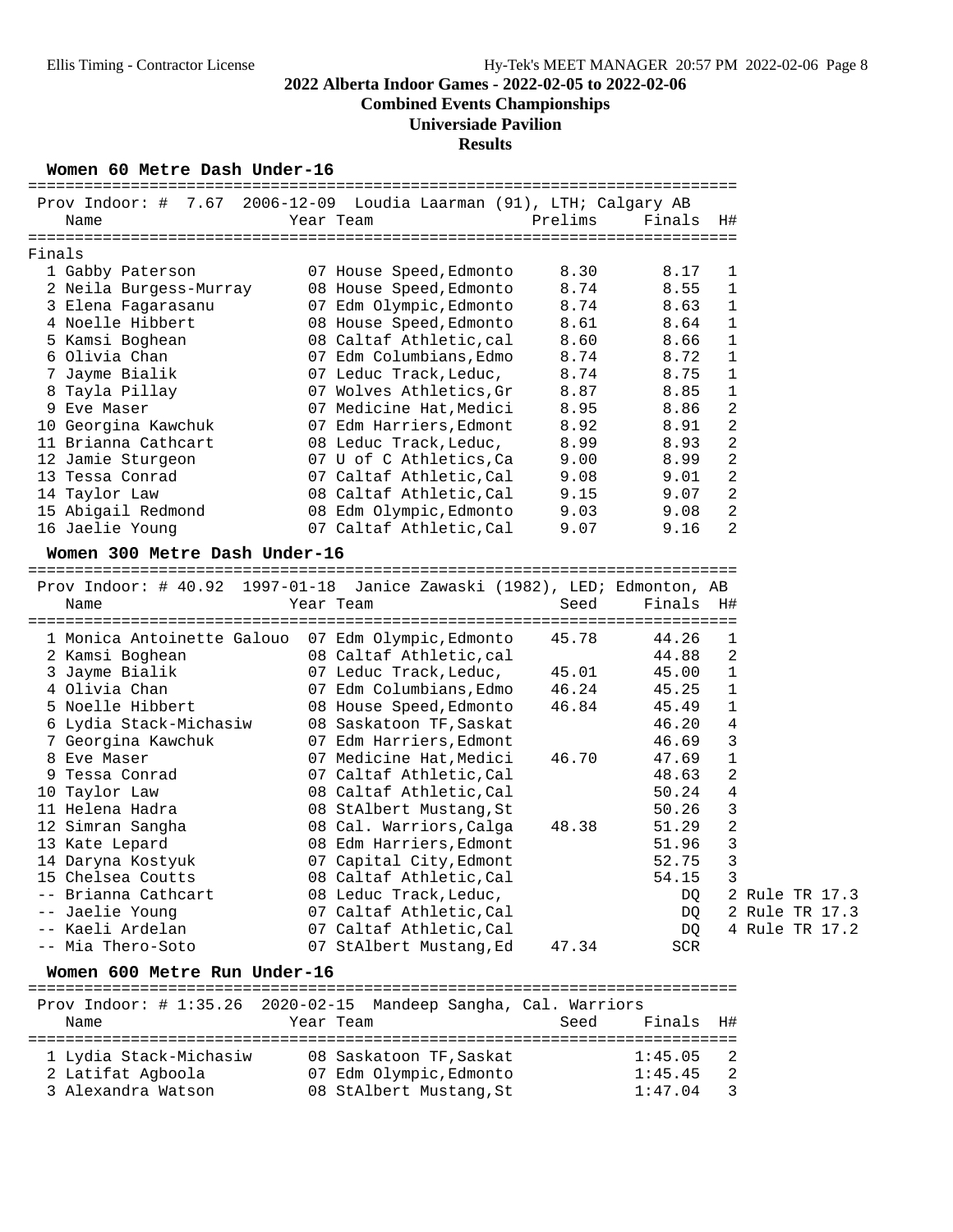# 2022 Alberta Indoor Games - 2022-02-05 to 2022-02-06

## Combined Events Championships

## Universiade Pavilion

## Results

### Women 60 Metre Dash Under-16

Prov Indoor: # 7.67 2006-12-09 Loudia Laarman (91), LTH; Calgary AB

**Finals**

| Place | Name | Year | Team | Prelims | Finals | H# |
|---|---|---|---|---|---|---|
| 1 | Gabby Paterson | 07 | House Speed,Edmonto | 8.30 | 8.17 | 1 |
| 2 | Neila Burgess-Murray | 08 | House Speed,Edmonto | 8.74 | 8.55 | 1 |
| 3 | Elena Fagarasanu | 07 | Edm Olympic,Edmonto | 8.74 | 8.63 | 1 |
| 4 | Noelle Hibbert | 08 | House Speed,Edmonto | 8.61 | 8.64 | 1 |
| 5 | Kamsi Boghean | 08 | Caltaf Athletic,cal | 8.60 | 8.66 | 1 |
| 6 | Olivia Chan | 07 | Edm Columbians,Edmo | 8.74 | 8.72 | 1 |
| 7 | Jayme Bialik | 07 | Leduc Track,Leduc, | 8.74 | 8.75 | 1 |
| 8 | Tayla Pillay | 07 | Wolves Athletics,Gr | 8.87 | 8.85 | 1 |
| 9 | Eve Maser | 07 | Medicine Hat,Medici | 8.95 | 8.86 | 2 |
| 10 | Georgina Kawchuk | 07 | Edm Harriers,Edmont | 8.92 | 8.91 | 2 |
| 11 | Brianna Cathcart | 08 | Leduc Track,Leduc, | 8.99 | 8.93 | 2 |
| 12 | Jamie Sturgeon | 07 | U of C Athletics,Ca | 9.00 | 8.99 | 2 |
| 13 | Tessa Conrad | 07 | Caltaf Athletic,Cal | 9.08 | 9.01 | 2 |
| 14 | Taylor Law | 08 | Caltaf Athletic,Cal | 9.15 | 9.07 | 2 |
| 15 | Abigail Redmond | 08 | Edm Olympic,Edmonto | 9.03 | 9.08 | 2 |
| 16 | Jaelie Young | 07 | Caltaf Athletic,Cal | 9.07 | 9.16 | 2 |

### Women 300 Metre Dash Under-16

Prov Indoor: # 40.92 1997-01-18 Janice Zawaski (1982), LED; Edmonton, AB

| Place | Name | Year | Team | Seed | Finals | H# | Notes |
|---|---|---|---|---|---|---|---|
| 1 | Monica Antoinette Galouo | 07 | Edm Olympic,Edmonto | 45.78 | 44.26 | 1 | |
| 2 | Kamsi Boghean | 08 | Caltaf Athletic,cal | | 44.88 | 2 | |
| 3 | Jayme Bialik | 07 | Leduc Track,Leduc, | 45.01 | 45.00 | 1 | |
| 4 | Olivia Chan | 07 | Edm Columbians,Edmo | 46.24 | 45.25 | 1 | |
| 5 | Noelle Hibbert | 08 | House Speed,Edmonto | 46.84 | 45.49 | 1 | |
| 6 | Lydia Stack-Michasiw | 08 | Saskatoon TF,Saskat | | 46.20 | 4 | |
| 7 | Georgina Kawchuk | 07 | Edm Harriers,Edmont | | 46.69 | 3 | |
| 8 | Eve Maser | 07 | Medicine Hat,Medici | 46.70 | 47.69 | 1 | |
| 9 | Tessa Conrad | 07 | Caltaf Athletic,Cal | | 48.63 | 2 | |
| 10 | Taylor Law | 08 | Caltaf Athletic,Cal | | 50.24 | 4 | |
| 11 | Helena Hadra | 08 | StAlbert Mustang,St | | 50.26 | 3 | |
| 12 | Simran Sangha | 08 | Cal. Warriors,Calga | 48.38 | 51.29 | 2 | |
| 13 | Kate Lepard | 08 | Edm Harriers,Edmont | | 51.96 | 3 | |
| 14 | Daryna Kostyuk | 07 | Capital City,Edmont | | 52.75 | 3 | |
| 15 | Chelsea Coutts | 08 | Caltaf Athletic,Cal | | 54.15 | 3 | |
| -- | Brianna Cathcart | 08 | Leduc Track,Leduc, | | DQ | 2 | Rule TR 17.3 |
| -- | Jaelie Young | 07 | Caltaf Athletic,Cal | | DQ | 2 | Rule TR 17.3 |
| -- | Kaeli Ardelan | 07 | Caltaf Athletic,Cal | | DQ | 4 | Rule TR 17.2 |
| -- | Mia Thero-Soto | 07 | StAlbert Mustang,Ed | 47.34 | SCR | | |

### Women 600 Metre Run Under-16

Prov Indoor: # 1:35.26 2020-02-15 Mandeep Sangha, Cal. Warriors

| Place | Name | Year | Team | Seed | Finals | H# |
|---|---|---|---|---|---|---|
| 1 | Lydia Stack-Michasiw | 08 | Saskatoon TF,Saskat | | 1:45.05 | 2 |
| 2 | Latifat Agboola | 07 | Edm Olympic,Edmonto | | 1:45.45 | 2 |
| 3 | Alexandra Watson | 08 | StAlbert Mustang,St | | 1:47.04 | 3 |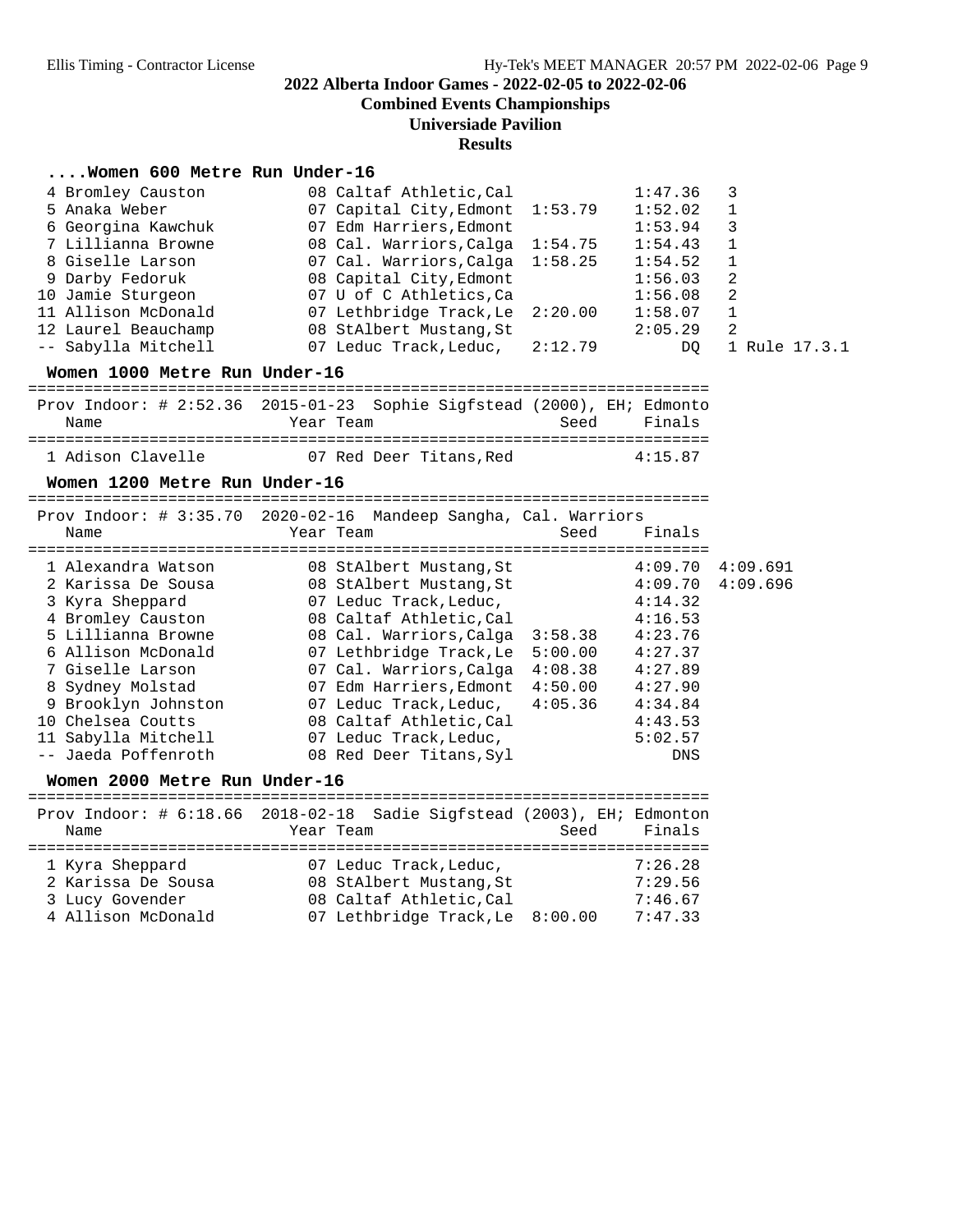# 2022 Alberta Indoor Games - 2022-02-05 to 2022-02-06

## Combined Events Championships

## Universiade Pavilion

## Results

### ....Women 600 Metre Run Under-16

| Place | Name | Year | Team | Seed | Finals | Heat | |
|---|---|---|---|---|---|---|---|
| 4 | Bromley Causton | 08 | Caltaf Athletic,Cal | | 1:47.36 | 3 | |
| 5 | Anaka Weber | 07 | Capital City,Edmont | 1:53.79 | 1:52.02 | 1 | |
| 6 | Georgina Kawchuk | 07 | Edm Harriers,Edmont | | 1:53.94 | 3 | |
| 7 | Lillianna Browne | 08 | Cal. Warriors,Calga | 1:54.75 | 1:54.43 | 1 | |
| 8 | Giselle Larson | 07 | Cal. Warriors,Calga | 1:58.25 | 1:54.52 | 1 | |
| 9 | Darby Fedoruk | 08 | Capital City,Edmont | | 1:56.03 | 2 | |
| 10 | Jamie Sturgeon | 07 | U of C Athletics,Ca | | 1:56.08 | 2 | |
| 11 | Allison McDonald | 07 | Lethbridge Track,Le | 2:20.00 | 1:58.07 | 1 | |
| 12 | Laurel Beauchamp | 08 | StAlbert Mustang,St | | 2:05.29 | 2 | |
| -- | Sabylla Mitchell | 07 | Leduc Track,Leduc, | 2:12.79 | DQ | 1 | Rule 17.3.1 |

### Women 1000 Metre Run Under-16

Prov Indoor: # 2:52.36 2015-01-23 Sophie Sigfstead (2000), EH; Edmonto

| Place | Name | Year | Team | Seed | Finals |
|---|---|---|---|---|---|
| 1 | Adison Clavelle | 07 | Red Deer Titans,Red | | 4:15.87 |

### Women 1200 Metre Run Under-16

Prov Indoor: # 3:35.70 2020-02-16 Mandeep Sangha, Cal. Warriors

| Place | Name | Year | Team | Seed | Finals | |
|---|---|---|---|---|---|---|
| 1 | Alexandra Watson | 08 | StAlbert Mustang,St | | 4:09.70 | 4:09.691 |
| 2 | Karissa De Sousa | 08 | StAlbert Mustang,St | | 4:09.70 | 4:09.696 |
| 3 | Kyra Sheppard | 07 | Leduc Track,Leduc, | | 4:14.32 | |
| 4 | Bromley Causton | 08 | Caltaf Athletic,Cal | | 4:16.53 | |
| 5 | Lillianna Browne | 08 | Cal. Warriors,Calga | 3:58.38 | 4:23.76 | |
| 6 | Allison McDonald | 07 | Lethbridge Track,Le | 5:00.00 | 4:27.37 | |
| 7 | Giselle Larson | 07 | Cal. Warriors,Calga | 4:08.38 | 4:27.89 | |
| 8 | Sydney Molstad | 07 | Edm Harriers,Edmont | 4:50.00 | 4:27.90 | |
| 9 | Brooklyn Johnston | 07 | Leduc Track,Leduc, | 4:05.36 | 4:34.84 | |
| 10 | Chelsea Coutts | 08 | Caltaf Athletic,Cal | | 4:43.53 | |
| 11 | Sabylla Mitchell | 07 | Leduc Track,Leduc, | | 5:02.57 | |
| -- | Jaeda Poffenroth | 08 | Red Deer Titans,Syl | | DNS | |

### Women 2000 Metre Run Under-16

Prov Indoor: # 6:18.66 2018-02-18 Sadie Sigfstead (2003), EH; Edmonton

| Place | Name | Year | Team | Seed | Finals |
|---|---|---|---|---|---|
| 1 | Kyra Sheppard | 07 | Leduc Track,Leduc, | | 7:26.28 |
| 2 | Karissa De Sousa | 08 | StAlbert Mustang,St | | 7:29.56 |
| 3 | Lucy Govender | 08 | Caltaf Athletic,Cal | | 7:46.67 |
| 4 | Allison McDonald | 07 | Lethbridge Track,Le | 8:00.00 | 7:47.33 |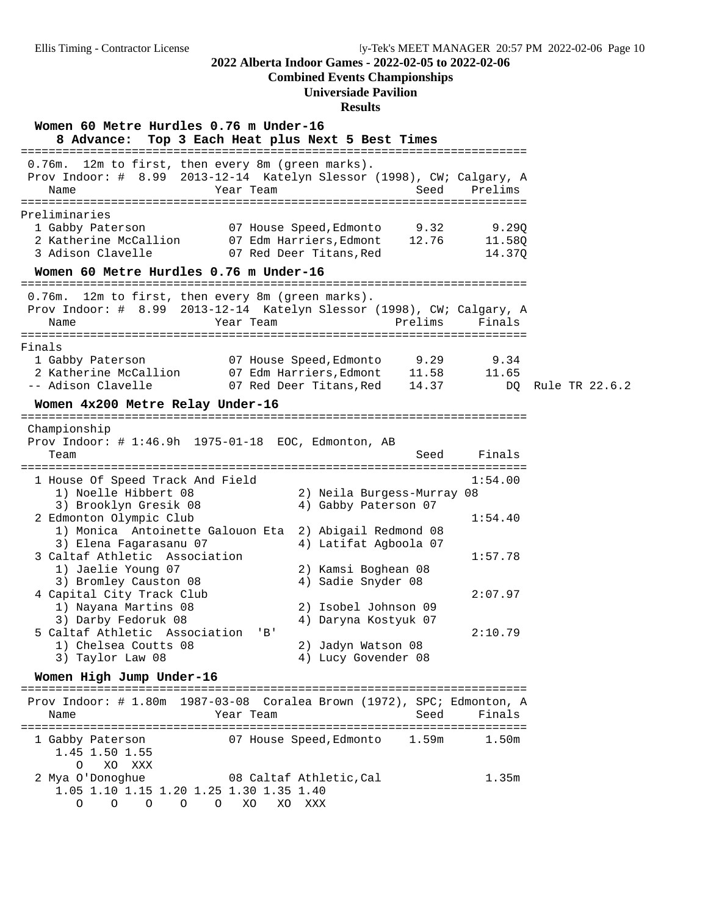## 2022 Alberta Indoor Games - 2022-02-05 to 2022-02-06
### Combined Events Championships
### Universiade Pavilion
### Results

### Women 60 Metre Hurdles 0.76 m Under-16

**8 Advance: Top 3 Each Heat plus Next 5 Best Times**

0.76m. 12m to first, then every 8m (green marks).
Prov Indoor: # 8.99 2013-12-14 Katelyn Slessor (1998), CW; Calgary, A

| | Name | Year | Team | Seed | Prelims |
|---|---|---|---|---|---|
| **Preliminaries** | | | | | |
| 1 | Gabby Paterson | 07 | House Speed,Edmonto | 9.32 | 9.29Q |
| 2 | Katherine McCallion | 07 | Edm Harriers,Edmont | 12.76 | 11.58Q |
| 3 | Adison Clavelle | 07 | Red Deer Titans,Red | | 14.37Q |

### Women 60 Metre Hurdles 0.76 m Under-16

0.76m. 12m to first, then every 8m (green marks).
Prov Indoor: # 8.99 2013-12-14 Katelyn Slessor (1998), CW; Calgary, A

| | Name | Year | Team | Prelims | Finals | |
|---|---|---|---|---|---|---|
| **Finals** | | | | | | |
| 1 | Gabby Paterson | 07 | House Speed,Edmonto | 9.29 | 9.34 | |
| 2 | Katherine McCallion | 07 | Edm Harriers,Edmont | 11.58 | 11.65 | |
| -- | Adison Clavelle | 07 | Red Deer Titans,Red | 14.37 | DQ | Rule TR 22.6.2 |

### Women 4x200 Metre Relay Under-16

Championship
Prov Indoor: # 1:46.9h 1975-01-18 EOC, Edmonton, AB

| | Team | Seed | Finals |
|---|---|---|---|
| 1 | House Of Speed Track And Field | | 1:54.00 |
| | 1) Noelle Hibbert 08, 2) Neila Burgess-Murray 08, 3) Brooklyn Gresik 08, 4) Gabby Paterson 07 | | |
| 2 | Edmonton Olympic Club | | 1:54.40 |
| | 1) Monica Antoinette Galouon Eta, 2) Abigail Redmond 08, 3) Elena Fagarasanu 07, 4) Latifat Agboola 07 | | |
| 3 | Caltaf Athletic Association | | 1:57.78 |
| | 1) Jaelie Young 07, 2) Kamsi Boghean 08, 3) Bromley Causton 08, 4) Sadie Snyder 08 | | |
| 4 | Capital City Track Club | | 2:07.97 |
| | 1) Nayana Martins 08, 2) Isobel Johnson 09, 3) Darby Fedoruk 08, 4) Daryna Kostyuk 07 | | |
| 5 | Caltaf Athletic Association 'B' | | 2:10.79 |
| | 1) Chelsea Coutts 08, 2) Jadyn Watson 08, 3) Taylor Law 08, 4) Lucy Govender 08 | | |

### Women High Jump Under-16

Prov Indoor: # 1.80m 1987-03-08 Coralea Brown (1972), SPC; Edmonton, A

| | Name | Year | Team | Seed | Finals |
|---|---|---|---|---|---|
| 1 | Gabby Paterson | 07 | House Speed,Edmonto | 1.59m | 1.50m |
| 2 | Mya O'Donoghue | 08 | Caltaf Athletic,Cal | | 1.35m |

Gabby Paterson:

| 1.45 | 1.50 | 1.55 |
|---|---|---|
| O | XO | XXX |

Mya O'Donoghue:

| 1.05 | 1.10 | 1.15 | 1.20 | 1.25 | 1.30 | 1.35 | 1.40 |
|---|---|---|---|---|---|---|---|
| O | O | O | O | O | XO | XO | XXX |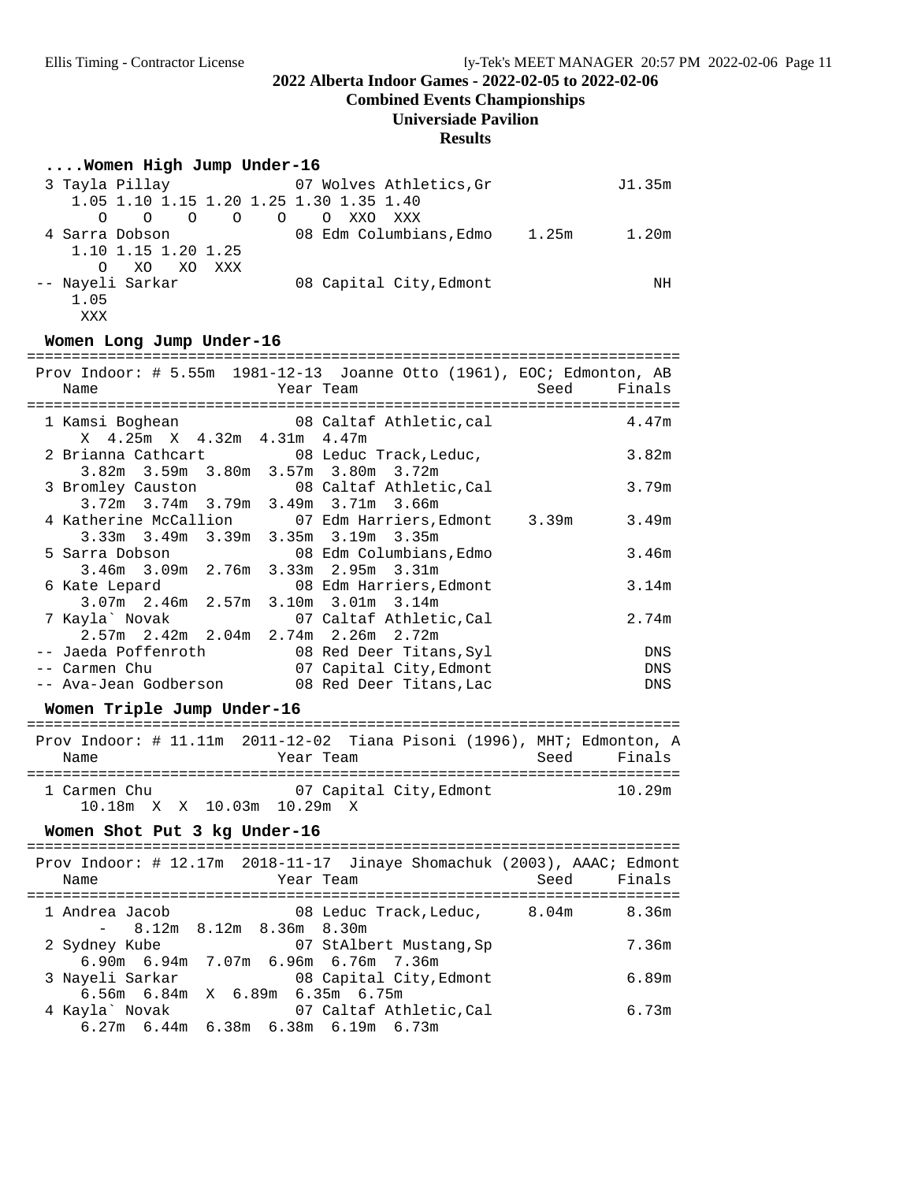**2022 Alberta Indoor Games - 2022-02-05 to 2022-02-06**

**Combined Events Championships**

**Universiade Pavilion**

**Results**

### ....Women High Jump Under-16

```
 3 Tayla Pillay              07 Wolves Athletics,Gr               J1.35m
    1.05 1.10 1.15 1.20 1.25 1.30 1.35 1.40
       O    O    O    O    O    O  XXO  XXX
 4 Sarra Dobson              08 Edm Columbians,Edmo    1.25m      1.20m
    1.10 1.15 1.20 1.25
       O   XO   XO  XXX
-- Nayeli Sarkar             08 Capital City,Edmont                  NH
    1.05
     XXX
```

### Women Long Jump Under-16

```
=========================================================================
 Prov Indoor: # 5.55m  1981-12-13  Joanne Otto (1961), EOC; Edmonton, AB
   Name                    Year Team                    Seed     Finals
=========================================================================
 1 Kamsi Boghean             08 Caltaf Athletic,cal                4.47m
     X  4.25m  X  4.32m  4.31m  4.47m
 2 Brianna Cathcart          08 Leduc Track,Leduc,                 3.82m
     3.82m  3.59m  3.80m  3.57m  3.80m  3.72m
 3 Bromley Causton           08 Caltaf Athletic,Cal                3.79m
     3.72m  3.74m  3.79m  3.49m  3.71m  3.66m
 4 Katherine McCallion       07 Edm Harriers,Edmont    3.39m      3.49m
     3.33m  3.49m  3.39m  3.35m  3.19m  3.35m
 5 Sarra Dobson              08 Edm Columbians,Edmo                3.46m
     3.46m  3.09m  2.76m  3.33m  2.95m  3.31m
 6 Kate Lepard               08 Edm Harriers,Edmont                3.14m
     3.07m  2.46m  2.57m  3.10m  3.01m  3.14m
 7 Kayla` Novak              07 Caltaf Athletic,Cal                2.74m
     2.57m  2.42m  2.04m  2.74m  2.26m  2.72m
-- Jaeda Poffenroth          08 Red Deer Titans,Syl                  DNS
-- Carmen Chu                07 Capital City,Edmont                  DNS
-- Ava-Jean Godberson        08 Red Deer Titans,Lac                  DNS
```

### Women Triple Jump Under-16

```
=========================================================================
 Prov Indoor: # 11.11m  2011-12-02  Tiana Pisoni (1996), MHT; Edmonton, A
   Name                    Year Team                    Seed     Finals
=========================================================================
 1 Carmen Chu                07 Capital City,Edmont               10.29m
     10.18m  X  X  10.03m  10.29m  X
```

### Women Shot Put 3 kg Under-16

```
=========================================================================
 Prov Indoor: # 12.17m  2018-11-17  Jinaye Shomachuk (2003), AAAC; Edmont
   Name                    Year Team                    Seed     Finals
=========================================================================
 1 Andrea Jacob              08 Leduc Track,Leduc,     8.04m       8.36m
      -   8.12m  8.12m  8.36m  8.30m
 2 Sydney Kube               07 StAlbert Mustang,Sp                7.36m
     6.90m  6.94m  7.07m  6.96m  6.76m  7.36m
 3 Nayeli Sarkar             08 Capital City,Edmont                6.89m
     6.56m  6.84m  X  6.89m  6.35m  6.75m
 4 Kayla` Novak              07 Caltaf Athletic,Cal                6.73m
     6.27m  6.44m  6.38m  6.38m  6.19m  6.73m
```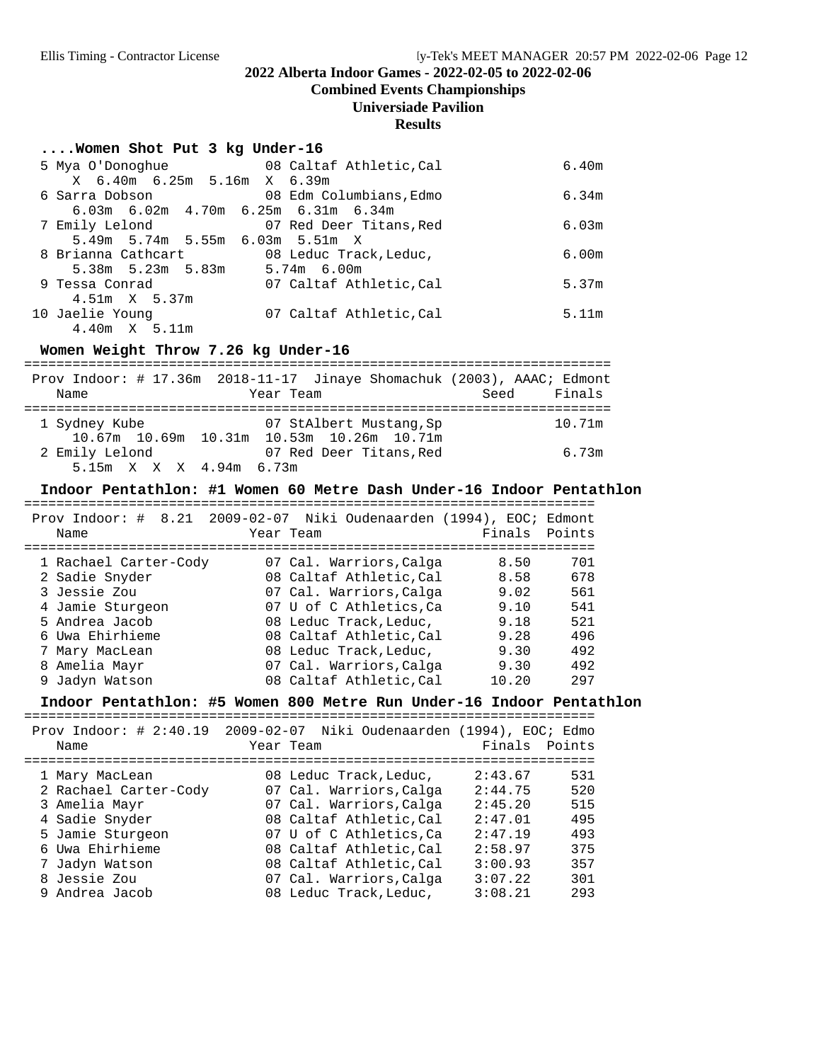### 2022 Alberta Indoor Games - 2022-02-05 to 2022-02-06

**Combined Events Championships**

**Universiade Pavilion**

**Results**

#### ....Women Shot Put 3 kg Under-16

| Place | Name | Year | Team | Finals |
|---|---|---|---|---|
| 5 | Mya O'Donoghue | 08 | Caltaf Athletic,Cal | 6.40m |
| | X 6.40m 6.25m 5.16m X 6.39m | | | |
| 6 | Sarra Dobson | 08 | Edm Columbians,Edmo | 6.34m |
| | 6.03m 6.02m 4.70m 6.25m 6.31m 6.34m | | | |
| 7 | Emily Lelond | 07 | Red Deer Titans,Red | 6.03m |
| | 5.49m 5.74m 5.55m 6.03m 5.51m X | | | |
| 8 | Brianna Cathcart | 08 | Leduc Track,Leduc, | 6.00m |
| | 5.38m 5.23m 5.83m 5.74m 6.00m | | | |
| 9 | Tessa Conrad | 07 | Caltaf Athletic,Cal | 5.37m |
| | 4.51m X 5.37m | | | |
| 10 | Jaelie Young | 07 | Caltaf Athletic,Cal | 5.11m |
| | 4.40m X 5.11m | | | |

#### Women Weight Throw 7.26 kg Under-16

Prov Indoor: # 17.36m 2018-11-17 Jinaye Shomachuk (2003), AAAC; Edmont

| Place | Name | Year | Team | Seed | Finals |
|---|---|---|---|---|---|
| 1 | Sydney Kube | 07 | StAlbert Mustang,Sp | | 10.71m |
| | 10.67m 10.69m 10.31m 10.53m 10.26m 10.71m | | | | |
| 2 | Emily Lelond | 07 | Red Deer Titans,Red | | 6.73m |
| | 5.15m X X X 4.94m 6.73m | | | | |

#### Indoor Pentathlon: #1 Women 60 Metre Dash Under-16 Indoor Pentathlon

Prov Indoor: # 8.21 2009-02-07 Niki Oudenaarden (1994), EOC; Edmont

| Place | Name | Year | Team | Finals | Points |
|---|---|---|---|---|---|
| 1 | Rachael Carter-Cody | 07 | Cal. Warriors,Calga | 8.50 | 701 |
| 2 | Sadie Snyder | 08 | Caltaf Athletic,Cal | 8.58 | 678 |
| 3 | Jessie Zou | 07 | Cal. Warriors,Calga | 9.02 | 561 |
| 4 | Jamie Sturgeon | 07 | U of C Athletics,Ca | 9.10 | 541 |
| 5 | Andrea Jacob | 08 | Leduc Track,Leduc, | 9.18 | 521 |
| 6 | Uwa Ehirhieme | 08 | Caltaf Athletic,Cal | 9.28 | 496 |
| 7 | Mary MacLean | 08 | Leduc Track,Leduc, | 9.30 | 492 |
| 8 | Amelia Mayr | 07 | Cal. Warriors,Calga | 9.30 | 492 |
| 9 | Jadyn Watson | 08 | Caltaf Athletic,Cal | 10.20 | 297 |

#### Indoor Pentathlon: #5 Women 800 Metre Run Under-16 Indoor Pentathlon

Prov Indoor: # 2:40.19 2009-02-07 Niki Oudenaarden (1994), EOC; Edmo

| Place | Name | Year | Team | Finals | Points |
|---|---|---|---|---|---|
| 1 | Mary MacLean | 08 | Leduc Track,Leduc, | 2:43.67 | 531 |
| 2 | Rachael Carter-Cody | 07 | Cal. Warriors,Calga | 2:44.75 | 520 |
| 3 | Amelia Mayr | 07 | Cal. Warriors,Calga | 2:45.20 | 515 |
| 4 | Sadie Snyder | 08 | Caltaf Athletic,Cal | 2:47.01 | 495 |
| 5 | Jamie Sturgeon | 07 | U of C Athletics,Ca | 2:47.19 | 493 |
| 6 | Uwa Ehirhieme | 08 | Caltaf Athletic,Cal | 2:58.97 | 375 |
| 7 | Jadyn Watson | 08 | Caltaf Athletic,Cal | 3:00.93 | 357 |
| 8 | Jessie Zou | 07 | Cal. Warriors,Calga | 3:07.22 | 301 |
| 9 | Andrea Jacob | 08 | Leduc Track,Leduc, | 3:08.21 | 293 |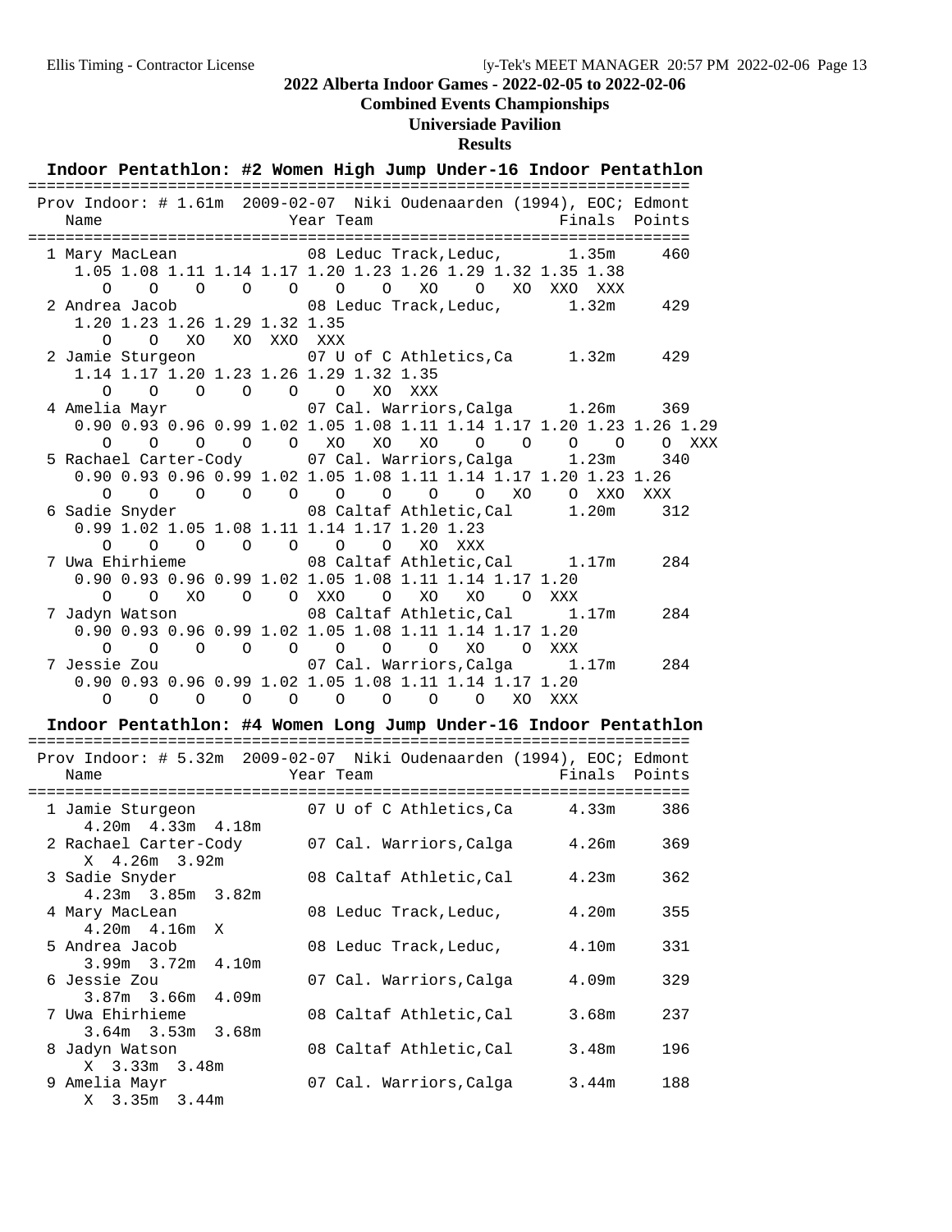# 2022 Alberta Indoor Games - 2022-02-05 to 2022-02-06

## Combined Events Championships

### Universiade Pavilion

### Results

## Indoor Pentathlon: #2 Women High Jump Under-16 Indoor Pentathlon

Prov Indoor: # 1.61m 2009-02-07 Niki Oudenaarden (1994), EOC; Edmont

| Name | Year | Team | Finals | Points |
|---|---|---|---|---|
| 1 Mary MacLean | 08 | Leduc Track,Leduc, | 1.35m | 460 |
| 2 Andrea Jacob | 08 | Leduc Track,Leduc, | 1.32m | 429 |
| 2 Jamie Sturgeon | 07 | U of C Athletics,Ca | 1.32m | 429 |
| 4 Amelia Mayr | 07 | Cal. Warriors,Calga | 1.26m | 369 |
| 5 Rachael Carter-Cody | 07 | Cal. Warriors,Calga | 1.23m | 340 |
| 6 Sadie Snyder | 08 | Caltaf Athletic,Cal | 1.20m | 312 |
| 7 Uwa Ehirhieme | 08 | Caltaf Athletic,Cal | 1.17m | 284 |
| 7 Jadyn Watson | 08 | Caltaf Athletic,Cal | 1.17m | 284 |
| 7 Jessie Zou | 07 | Cal. Warriors,Calga | 1.17m | 284 |

Jump progressions:

```
1 Mary MacLean
  1.05 1.08 1.11 1.14 1.17 1.20 1.23 1.26 1.29 1.32 1.35 1.38
     O    O    O    O    O    O    O   XO    O   XO  XXO  XXX
2 Andrea Jacob
  1.20 1.23 1.26 1.29 1.32 1.35
     O    O   XO   XO  XXO  XXX
2 Jamie Sturgeon
  1.14 1.17 1.20 1.23 1.26 1.29 1.32 1.35
     O    O    O    O    O    O   XO  XXX
4 Amelia Mayr
  0.90 0.93 0.96 0.99 1.02 1.05 1.08 1.11 1.14 1.17 1.20 1.23 1.26 1.29
     O    O    O    O    O   XO   XO   XO    O    O    O    O    O  XXX
5 Rachael Carter-Cody
  0.90 0.93 0.96 0.99 1.02 1.05 1.08 1.11 1.14 1.17 1.20 1.23 1.26
     O    O    O    O    O    O    O    O    O   XO    O  XXO  XXX
6 Sadie Snyder
  0.99 1.02 1.05 1.08 1.11 1.14 1.17 1.20 1.23
     O    O    O    O    O    O    O   XO  XXX
7 Uwa Ehirhieme
  0.90 0.93 0.96 0.99 1.02 1.05 1.08 1.11 1.14 1.17 1.20
     O    O   XO    O    O  XXO    O   XO   XO    O  XXX
7 Jadyn Watson
  0.90 0.93 0.96 0.99 1.02 1.05 1.08 1.11 1.14 1.17 1.20
     O    O    O    O    O    O    O    O   XO    O  XXX
7 Jessie Zou
  0.90 0.93 0.96 0.99 1.02 1.05 1.08 1.11 1.14 1.17 1.20
     O    O    O    O    O    O    O    O    O   XO  XXX
```

## Indoor Pentathlon: #4 Women Long Jump Under-16 Indoor Pentathlon

Prov Indoor: # 5.32m 2009-02-07 Niki Oudenaarden (1994), EOC; Edmont

| Name | Year | Team | Finals | Points | Attempts |
|---|---|---|---|---|---|
| 1 Jamie Sturgeon | 07 | U of C Athletics,Ca | 4.33m | 386 | 4.20m 4.33m 4.18m |
| 2 Rachael Carter-Cody | 07 | Cal. Warriors,Calga | 4.26m | 369 | X 4.26m 3.92m |
| 3 Sadie Snyder | 08 | Caltaf Athletic,Cal | 4.23m | 362 | 4.23m 3.85m 3.82m |
| 4 Mary MacLean | 08 | Leduc Track,Leduc, | 4.20m | 355 | 4.20m 4.16m X |
| 5 Andrea Jacob | 08 | Leduc Track,Leduc, | 4.10m | 331 | 3.99m 3.72m 4.10m |
| 6 Jessie Zou | 07 | Cal. Warriors,Calga | 4.09m | 329 | 3.87m 3.66m 4.09m |
| 7 Uwa Ehirhieme | 08 | Caltaf Athletic,Cal | 3.68m | 237 | 3.64m 3.53m 3.68m |
| 8 Jadyn Watson | 08 | Caltaf Athletic,Cal | 3.48m | 196 | X 3.33m 3.48m |
| 9 Amelia Mayr | 07 | Cal. Warriors,Calga | 3.44m | 188 | X 3.35m 3.44m |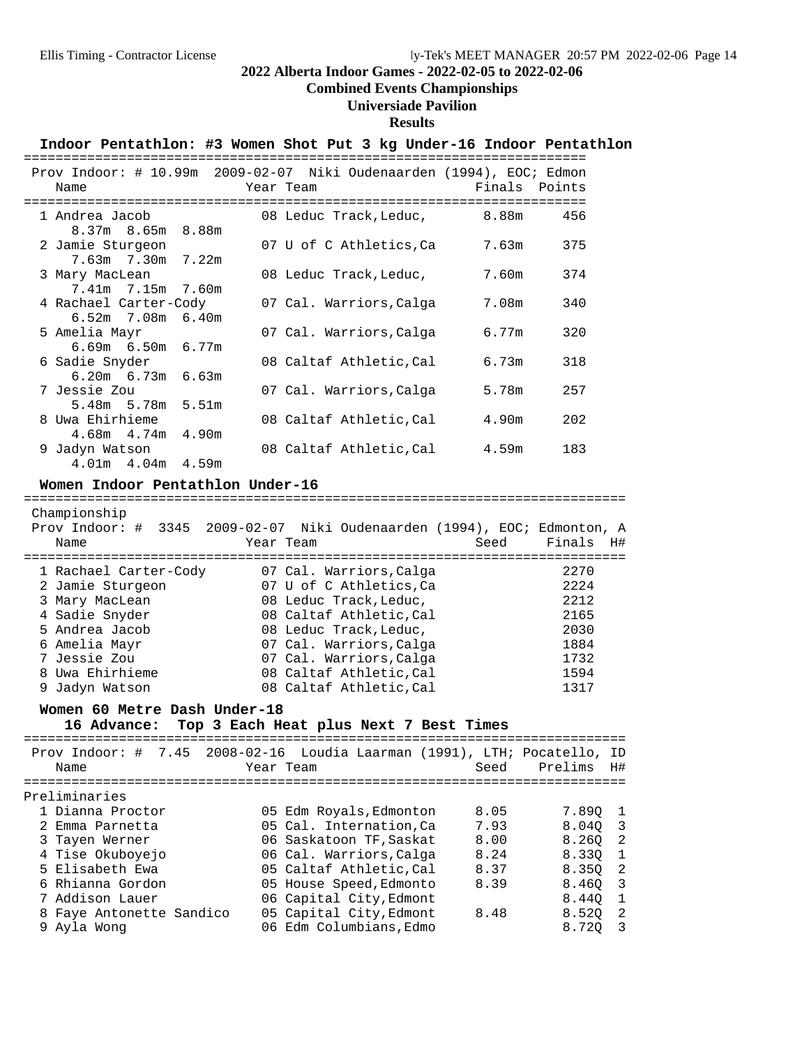# 2022 Alberta Indoor Games - 2022-02-05 to 2022-02-06

## Combined Events Championships

## Universiade Pavilion

## Results

### Indoor Pentathlon: #3 Women Shot Put 3 kg Under-16 Indoor Pentathlon

Prov Indoor: # 10.99m 2009-02-07 Niki Oudenaarden (1994), EOC; Edmon

| Place | Name | Year | Team | Finals | Points |
|---|---|---|---|---|---|
| 1 | Andrea Jacob | 08 | Leduc Track,Leduc, | 8.88m | 456 |
| | 8.37m 8.65m 8.88m | | | | |
| 2 | Jamie Sturgeon | 07 | U of C Athletics,Ca | 7.63m | 375 |
| | 7.63m 7.30m 7.22m | | | | |
| 3 | Mary MacLean | 08 | Leduc Track,Leduc, | 7.60m | 374 |
| | 7.41m 7.15m 7.60m | | | | |
| 4 | Rachael Carter-Cody | 07 | Cal. Warriors,Calga | 7.08m | 340 |
| | 6.52m 7.08m 6.40m | | | | |
| 5 | Amelia Mayr | 07 | Cal. Warriors,Calga | 6.77m | 320 |
| | 6.69m 6.50m 6.77m | | | | |
| 6 | Sadie Snyder | 08 | Caltaf Athletic,Cal | 6.73m | 318 |
| | 6.20m 6.73m 6.63m | | | | |
| 7 | Jessie Zou | 07 | Cal. Warriors,Calga | 5.78m | 257 |
| | 5.48m 5.78m 5.51m | | | | |
| 8 | Uwa Ehirhieme | 08 | Caltaf Athletic,Cal | 4.90m | 202 |
| | 4.68m 4.74m 4.90m | | | | |
| 9 | Jadyn Watson | 08 | Caltaf Athletic,Cal | 4.59m | 183 |
| | 4.01m 4.04m 4.59m | | | | |

### Women Indoor Pentathlon Under-16

Championship

Prov Indoor: # 3345 2009-02-07 Niki Oudenaarden (1994), EOC; Edmonton, A

| Place | Name | Year | Team | Seed | Finals | H# |
|---|---|---|---|---|---|---|
| 1 | Rachael Carter-Cody | 07 | Cal. Warriors,Calga | | 2270 | |
| 2 | Jamie Sturgeon | 07 | U of C Athletics,Ca | | 2224 | |
| 3 | Mary MacLean | 08 | Leduc Track,Leduc, | | 2212 | |
| 4 | Sadie Snyder | 08 | Caltaf Athletic,Cal | | 2165 | |
| 5 | Andrea Jacob | 08 | Leduc Track,Leduc, | | 2030 | |
| 6 | Amelia Mayr | 07 | Cal. Warriors,Calga | | 1884 | |
| 7 | Jessie Zou | 07 | Cal. Warriors,Calga | | 1732 | |
| 8 | Uwa Ehirhieme | 08 | Caltaf Athletic,Cal | | 1594 | |
| 9 | Jadyn Watson | 08 | Caltaf Athletic,Cal | | 1317 | |

### Women 60 Metre Dash Under-18

16 Advance: Top 3 Each Heat plus Next 7 Best Times

Prov Indoor: # 7.45 2008-02-16 Loudia Laarman (1991), LTH; Pocatello, ID

Preliminaries

| Place | Name | Year | Team | Seed | Prelims | H# |
|---|---|---|---|---|---|---|
| 1 | Dianna Proctor | 05 | Edm Royals,Edmonton | 8.05 | 7.89Q | 1 |
| 2 | Emma Parnetta | 05 | Cal. Internation,Ca | 7.93 | 8.04Q | 3 |
| 3 | Tayen Werner | 06 | Saskatoon TF,Saskat | 8.00 | 8.26Q | 2 |
| 4 | Tise Okuboyejo | 06 | Cal. Warriors,Calga | 8.24 | 8.33Q | 1 |
| 5 | Elisabeth Ewa | 05 | Caltaf Athletic,Cal | 8.37 | 8.35Q | 2 |
| 6 | Rhianna Gordon | 05 | House Speed,Edmonto | 8.39 | 8.46Q | 3 |
| 7 | Addison Lauer | 06 | Capital City,Edmont | | 8.44Q | 1 |
| 8 | Faye Antonette Sandico | 05 | Capital City,Edmont | 8.48 | 8.52Q | 2 |
| 9 | Ayla Wong | 06 | Edm Columbians,Edmo | | 8.72Q | 3 |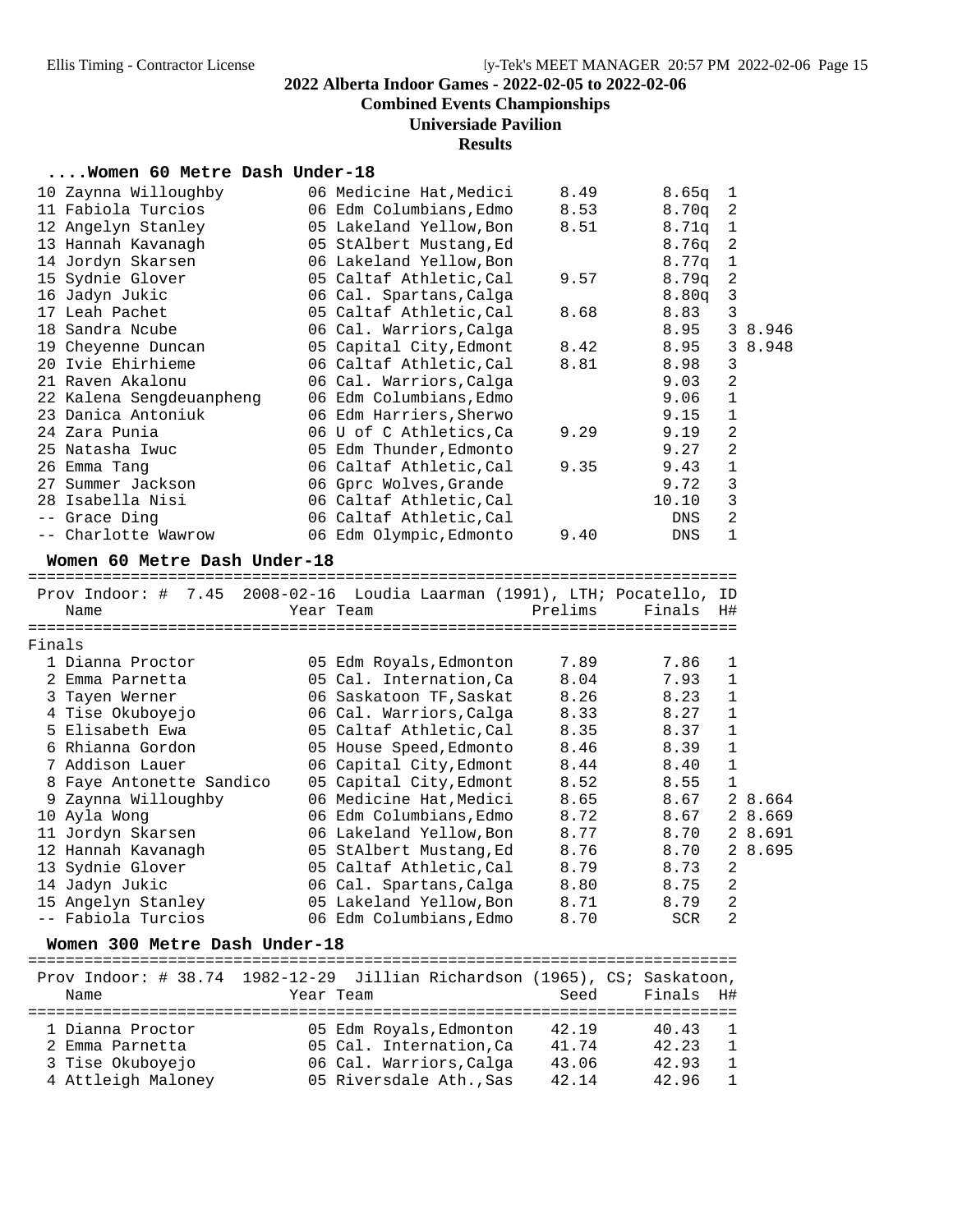# 2022 Alberta Indoor Games - 2022-02-05 to 2022-02-06

## Combined Events Championships

### Universiade Pavilion

### Results

#### ....Women 60 Metre Dash Under-18

| Place | Name | Year | Team | Prelims | Finals | H# | |
|---|---|---|---|---|---|---|---|
| 10 | Zaynna Willoughby | 06 | Medicine Hat,Medici | 8.49 | 8.65q | 1 | |
| 11 | Fabiola Turcios | 06 | Edm Columbians,Edmo | 8.53 | 8.70q | 2 | |
| 12 | Angelyn Stanley | 05 | Lakeland Yellow,Bon | 8.51 | 8.71q | 1 | |
| 13 | Hannah Kavanagh | 05 | StAlbert Mustang,Ed | | 8.76q | 2 | |
| 14 | Jordyn Skarsen | 06 | Lakeland Yellow,Bon | | 8.77q | 1 | |
| 15 | Sydnie Glover | 05 | Caltaf Athletic,Cal | 9.57 | 8.79q | 2 | |
| 16 | Jadyn Jukic | 06 | Cal. Spartans,Calga | | 8.80q | 3 | |
| 17 | Leah Pachet | 05 | Caltaf Athletic,Cal | 8.68 | 8.83 | 3 | |
| 18 | Sandra Ncube | 06 | Cal. Warriors,Calga | | 8.95 | 3 | 8.946 |
| 19 | Cheyenne Duncan | 05 | Capital City,Edmont | 8.42 | 8.95 | 3 | 8.948 |
| 20 | Ivie Ehirhieme | 06 | Caltaf Athletic,Cal | 8.81 | 8.98 | 3 | |
| 21 | Raven Akalonu | 06 | Cal. Warriors,Calga | | 9.03 | 2 | |
| 22 | Kalena Sengdeuanpheng | 06 | Edm Columbians,Edmo | | 9.06 | 1 | |
| 23 | Danica Antoniuk | 06 | Edm Harriers,Sherwo | | 9.15 | 1 | |
| 24 | Zara Punia | 06 | U of C Athletics,Ca | 9.29 | 9.19 | 2 | |
| 25 | Natasha Iwuc | 05 | Edm Thunder,Edmonto | | 9.27 | 2 | |
| 26 | Emma Tang | 06 | Caltaf Athletic,Cal | 9.35 | 9.43 | 1 | |
| 27 | Summer Jackson | 06 | Gprc Wolves,Grande | | 9.72 | 3 | |
| 28 | Isabella Nisi | 06 | Caltaf Athletic,Cal | | 10.10 | 3 | |
| -- | Grace Ding | 06 | Caltaf Athletic,Cal | | DNS | 2 | |
| -- | Charlotte Wawrow | 06 | Edm Olympic,Edmonto | 9.40 | DNS | 1 | |

#### Women 60 Metre Dash Under-18

Prov Indoor: # 7.45 2008-02-16 Loudia Laarman (1991), LTH; Pocatello, ID

Finals

| Place | Name | Year | Team | Prelims | Finals | H# | |
|---|---|---|---|---|---|---|---|
| 1 | Dianna Proctor | 05 | Edm Royals,Edmonton | 7.89 | 7.86 | 1 | |
| 2 | Emma Parnetta | 05 | Cal. Internation,Ca | 8.04 | 7.93 | 1 | |
| 3 | Tayen Werner | 06 | Saskatoon TF,Saskat | 8.26 | 8.23 | 1 | |
| 4 | Tise Okuboyejo | 06 | Cal. Warriors,Calga | 8.33 | 8.27 | 1 | |
| 5 | Elisabeth Ewa | 05 | Caltaf Athletic,Cal | 8.35 | 8.37 | 1 | |
| 6 | Rhianna Gordon | 05 | House Speed,Edmonto | 8.46 | 8.39 | 1 | |
| 7 | Addison Lauer | 06 | Capital City,Edmont | 8.44 | 8.40 | 1 | |
| 8 | Faye Antonette Sandico | 05 | Capital City,Edmont | 8.52 | 8.55 | 1 | |
| 9 | Zaynna Willoughby | 06 | Medicine Hat,Medici | 8.65 | 8.67 | 2 | 8.664 |
| 10 | Ayla Wong | 06 | Edm Columbians,Edmo | 8.72 | 8.67 | 2 | 8.669 |
| 11 | Jordyn Skarsen | 06 | Lakeland Yellow,Bon | 8.77 | 8.70 | 2 | 8.691 |
| 12 | Hannah Kavanagh | 05 | StAlbert Mustang,Ed | 8.76 | 8.70 | 2 | 8.695 |
| 13 | Sydnie Glover | 05 | Caltaf Athletic,Cal | 8.79 | 8.73 | 2 | |
| 14 | Jadyn Jukic | 06 | Cal. Spartans,Calga | 8.80 | 8.75 | 2 | |
| 15 | Angelyn Stanley | 05 | Lakeland Yellow,Bon | 8.71 | 8.79 | 2 | |
| -- | Fabiola Turcios | 06 | Edm Columbians,Edmo | 8.70 | SCR | 2 | |

#### Women 300 Metre Dash Under-18

Prov Indoor: # 38.74 1982-12-29 Jillian Richardson (1965), CS; Saskatoon,

| Place | Name | Year | Team | Seed | Finals | H# |
|---|---|---|---|---|---|---|
| 1 | Dianna Proctor | 05 | Edm Royals,Edmonton | 42.19 | 40.43 | 1 |
| 2 | Emma Parnetta | 05 | Cal. Internation,Ca | 41.74 | 42.23 | 1 |
| 3 | Tise Okuboyejo | 06 | Cal. Warriors,Calga | 43.06 | 42.93 | 1 |
| 4 | Attleigh Maloney | 05 | Riversdale Ath.,Sas | 42.14 | 42.96 | 1 |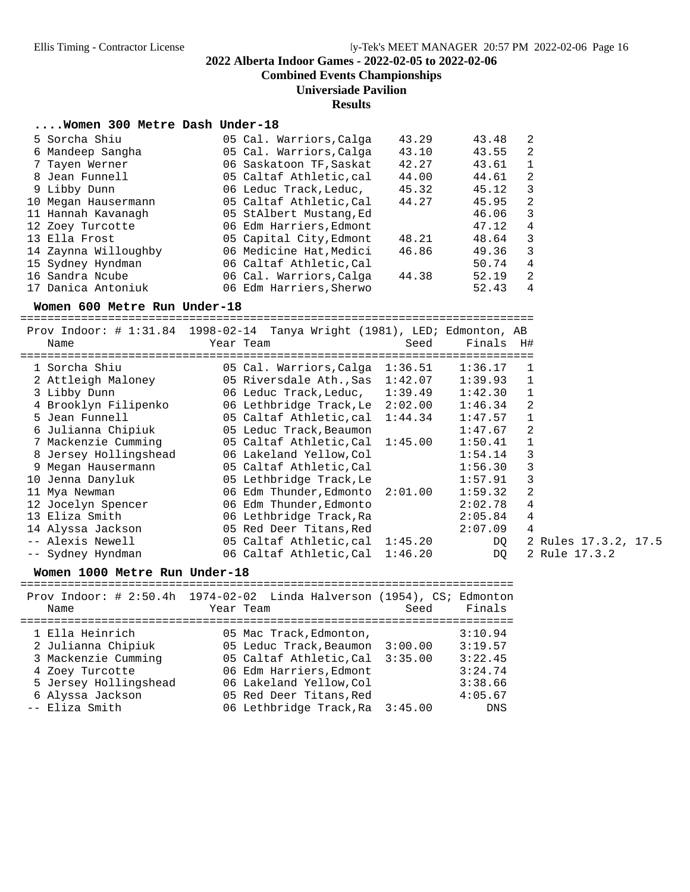# 2022 Alberta Indoor Games - 2022-02-05 to 2022-02-06

## Combined Events Championships

### Universiade Pavilion

### Results

#### ....Women 300 Metre Dash Under-18

| Place | Name | Year | Team | Seed | Finals | H# |
|---|---|---|---|---|---|---|
| 5 | Sorcha Shiu | 05 | Cal. Warriors,Calga | 43.29 | 43.48 | 2 |
| 6 | Mandeep Sangha | 05 | Cal. Warriors,Calga | 43.10 | 43.55 | 2 |
| 7 | Tayen Werner | 06 | Saskatoon TF,Saskat | 42.27 | 43.61 | 1 |
| 8 | Jean Funnell | 05 | Caltaf Athletic,cal | 44.00 | 44.61 | 2 |
| 9 | Libby Dunn | 06 | Leduc Track,Leduc, | 45.32 | 45.12 | 3 |
| 10 | Megan Hausermann | 05 | Caltaf Athletic,Cal | 44.27 | 45.95 | 2 |
| 11 | Hannah Kavanagh | 05 | StAlbert Mustang,Ed | | 46.06 | 3 |
| 12 | Zoey Turcotte | 06 | Edm Harriers,Edmont | | 47.12 | 4 |
| 13 | Ella Frost | 05 | Capital City,Edmont | 48.21 | 48.64 | 3 |
| 14 | Zaynna Willoughby | 06 | Medicine Hat,Medici | 46.86 | 49.36 | 3 |
| 15 | Sydney Hyndman | 06 | Caltaf Athletic,Cal | | 50.74 | 4 |
| 16 | Sandra Ncube | 06 | Cal. Warriors,Calga | 44.38 | 52.19 | 2 |
| 17 | Danica Antoniuk | 06 | Edm Harriers,Sherwo | | 52.43 | 4 |

#### Women 600 Metre Run Under-18

Prov Indoor: # 1:31.84 1998-02-14 Tanya Wright (1981), LED; Edmonton, AB

| Place | Name | Year | Team | Seed | Finals | H# | Notes |
|---|---|---|---|---|---|---|---|
| 1 | Sorcha Shiu | 05 | Cal. Warriors,Calga | 1:36.51 | 1:36.17 | 1 | |
| 2 | Attleigh Maloney | 05 | Riversdale Ath.,Sas | 1:42.07 | 1:39.93 | 1 | |
| 3 | Libby Dunn | 06 | Leduc Track,Leduc, | 1:39.49 | 1:42.30 | 1 | |
| 4 | Brooklyn Filipenko | 06 | Lethbridge Track,Le | 2:02.00 | 1:46.34 | 2 | |
| 5 | Jean Funnell | 05 | Caltaf Athletic,cal | 1:44.34 | 1:47.57 | 1 | |
| 6 | Julianna Chipiuk | 05 | Leduc Track,Beaumon | | 1:47.67 | 2 | |
| 7 | Mackenzie Cumming | 05 | Caltaf Athletic,Cal | 1:45.00 | 1:50.41 | 1 | |
| 8 | Jersey Hollingshead | 06 | Lakeland Yellow,Col | | 1:54.14 | 3 | |
| 9 | Megan Hausermann | 05 | Caltaf Athletic,Cal | | 1:56.30 | 3 | |
| 10 | Jenna Danyluk | 05 | Lethbridge Track,Le | | 1:57.91 | 3 | |
| 11 | Mya Newman | 06 | Edm Thunder,Edmonto | 2:01.00 | 1:59.32 | 2 | |
| 12 | Jocelyn Spencer | 06 | Edm Thunder,Edmonto | | 2:02.78 | 4 | |
| 13 | Eliza Smith | 06 | Lethbridge Track,Ra | | 2:05.84 | 4 | |
| 14 | Alyssa Jackson | 05 | Red Deer Titans,Red | | 2:07.09 | 4 | |
| -- | Alexis Newell | 05 | Caltaf Athletic,cal | 1:45.20 | DQ | 2 | Rules 17.3.2, 17.5 |
| -- | Sydney Hyndman | 06 | Caltaf Athletic,Cal | 1:46.20 | DQ | 2 | Rule 17.3.2 |

#### Women 1000 Metre Run Under-18

Prov Indoor: # 2:50.4h 1974-02-02 Linda Halverson (1954), CS; Edmonton

| Place | Name | Year | Team | Seed | Finals |
|---|---|---|---|---|---|
| 1 | Ella Heinrich | 05 | Mac Track,Edmonton, | | 3:10.94 |
| 2 | Julianna Chipiuk | 05 | Leduc Track,Beaumon | 3:00.00 | 3:19.57 |
| 3 | Mackenzie Cumming | 05 | Caltaf Athletic,Cal | 3:35.00 | 3:22.45 |
| 4 | Zoey Turcotte | 06 | Edm Harriers,Edmont | | 3:24.74 |
| 5 | Jersey Hollingshead | 06 | Lakeland Yellow,Col | | 3:38.66 |
| 6 | Alyssa Jackson | 05 | Red Deer Titans,Red | | 4:05.67 |
| -- | Eliza Smith | 06 | Lethbridge Track,Ra | 3:45.00 | DNS |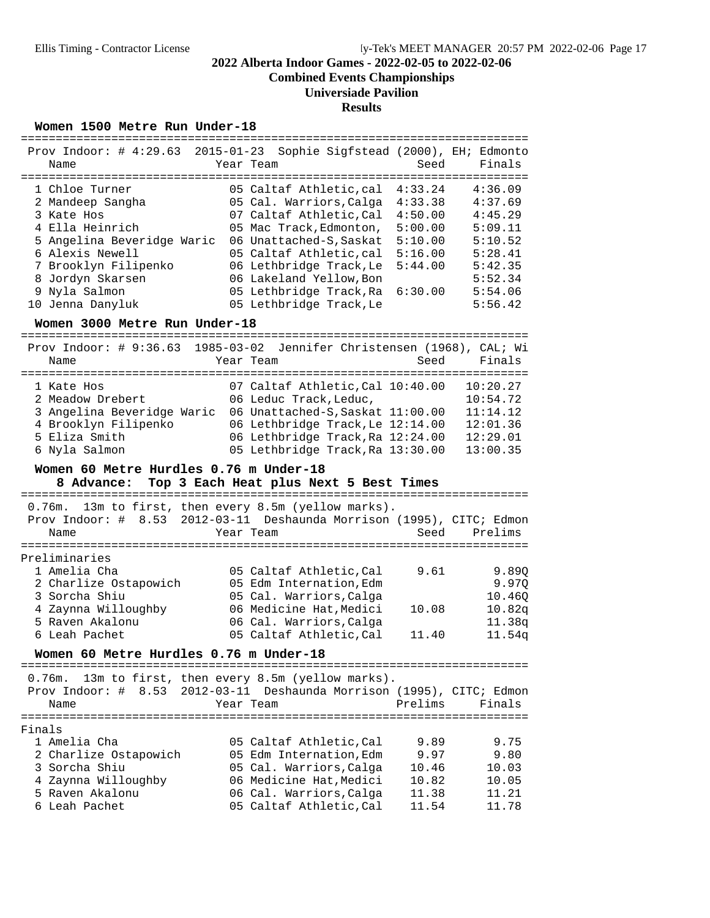# 2022 Alberta Indoor Games - 2022-02-05 to 2022-02-06

## Combined Events Championships

## Universiade Pavilion

## Results

### Women 1500 Metre Run Under-18

Prov Indoor: # 4:29.63 2015-01-23 Sophie Sigfstead (2000), EH; Edmonto

| | Name | Year | Team | Seed | Finals |
|---|---|---|---|---|---|
| 1 | Chloe Turner | 05 | Caltaf Athletic,cal | 4:33.24 | 4:36.09 |
| 2 | Mandeep Sangha | 05 | Cal. Warriors,Calga | 4:33.38 | 4:37.69 |
| 3 | Kate Hos | 07 | Caltaf Athletic,Cal | 4:50.00 | 4:45.29 |
| 4 | Ella Heinrich | 05 | Mac Track,Edmonton, | 5:00.00 | 5:09.11 |
| 5 | Angelina Beveridge Waric | 06 | Unattached-S,Saskat | 5:10.00 | 5:10.52 |
| 6 | Alexis Newell | 05 | Caltaf Athletic,cal | 5:16.00 | 5:28.41 |
| 7 | Brooklyn Filipenko | 06 | Lethbridge Track,Le | 5:44.00 | 5:42.35 |
| 8 | Jordyn Skarsen | 06 | Lakeland Yellow,Bon | | 5:52.34 |
| 9 | Nyla Salmon | 05 | Lethbridge Track,Ra | 6:30.00 | 5:54.06 |
| 10 | Jenna Danyluk | 05 | Lethbridge Track,Le | | 5:56.42 |

### Women 3000 Metre Run Under-18

Prov Indoor: # 9:36.63 1985-03-02 Jennifer Christensen (1968), CAL; Wi

| | Name | Year | Team | Seed | Finals |
|---|---|---|---|---|---|
| 1 | Kate Hos | 07 | Caltaf Athletic,Cal | 10:40.00 | 10:20.27 |
| 2 | Meadow Drebert | 06 | Leduc Track,Leduc, | | 10:54.72 |
| 3 | Angelina Beveridge Waric | 06 | Unattached-S,Saskat | 11:00.00 | 11:14.12 |
| 4 | Brooklyn Filipenko | 06 | Lethbridge Track,Le | 12:14.00 | 12:01.36 |
| 5 | Eliza Smith | 06 | Lethbridge Track,Ra | 12:24.00 | 12:29.01 |
| 6 | Nyla Salmon | 05 | Lethbridge Track,Ra | 13:30.00 | 13:00.35 |

### Women 60 Metre Hurdles 0.76 m Under-18

**8 Advance: Top 3 Each Heat plus Next 5 Best Times**

0.76m. 13m to first, then every 8.5m (yellow marks).
Prov Indoor: # 8.53 2012-03-11 Deshaunda Morrison (1995), CITC; Edmon

Preliminaries

| | Name | Year | Team | Seed | Prelims |
|---|---|---|---|---|---|
| 1 | Amelia Cha | 05 | Caltaf Athletic,Cal | 9.61 | 9.89Q |
| 2 | Charlize Ostapowich | 05 | Edm Internation,Edm | | 9.97Q |
| 3 | Sorcha Shiu | 05 | Cal. Warriors,Calga | | 10.46Q |
| 4 | Zaynna Willoughby | 06 | Medicine Hat,Medici | 10.08 | 10.82q |
| 5 | Raven Akalonu | 06 | Cal. Warriors,Calga | | 11.38q |
| 6 | Leah Pachet | 05 | Caltaf Athletic,Cal | 11.40 | 11.54q |

### Women 60 Metre Hurdles 0.76 m Under-18

0.76m. 13m to first, then every 8.5m (yellow marks).
Prov Indoor: # 8.53 2012-03-11 Deshaunda Morrison (1995), CITC; Edmon

Finals

| | Name | Year | Team | Prelims | Finals |
|---|---|---|---|---|---|
| 1 | Amelia Cha | 05 | Caltaf Athletic,Cal | 9.89 | 9.75 |
| 2 | Charlize Ostapowich | 05 | Edm Internation,Edm | 9.97 | 9.80 |
| 3 | Sorcha Shiu | 05 | Cal. Warriors,Calga | 10.46 | 10.03 |
| 4 | Zaynna Willoughby | 06 | Medicine Hat,Medici | 10.82 | 10.05 |
| 5 | Raven Akalonu | 06 | Cal. Warriors,Calga | 11.38 | 11.21 |
| 6 | Leah Pachet | 05 | Caltaf Athletic,Cal | 11.54 | 11.78 |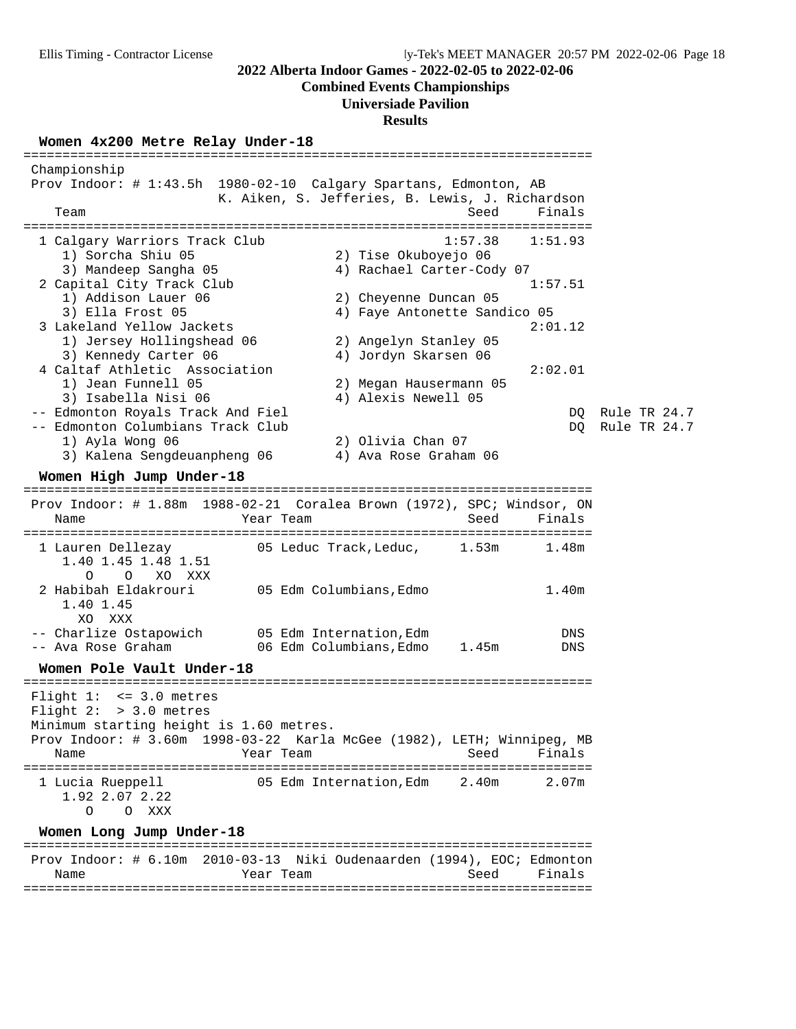# 2022 Alberta Indoor Games - 2022-02-05 to 2022-02-06

## Combined Events Championships

## Universiade Pavilion

## Results

### Women 4x200 Metre Relay Under-18

```
=======================================================================
 Championship
 Prov Indoor: # 1:43.5h  1980-02-10  Calgary Spartans, Edmonton, AB
                         K. Aiken, S. Jefferies, B. Lewis, J. Richardson
    Team                                               Seed     Finals
=======================================================================
  1 Calgary Warriors Track Club                      1:57.38    1:51.93
     1) Sorcha Shiu 05                  2) Tise Okuboyejo 06
     3) Mandeep Sangha 05               4) Rachael Carter-Cody 07
  2 Capital City Track Club                                     1:57.51
     1) Addison Lauer 06                2) Cheyenne Duncan 05
     3) Ella Frost 05                   4) Faye Antonette Sandico 05
  3 Lakeland Yellow Jackets                                     2:01.12
     1) Jersey Hollingshead 06          2) Angelyn Stanley 05
     3) Kennedy Carter 06               4) Jordyn Skarsen 06
  4 Caltaf Athletic  Association                                2:02.01
     1) Jean Funnell 05                 2) Megan Hausermann 05
     3) Isabella Nisi 06                4) Alexis Newell 05
 -- Edmonton Royals Track And Fiel                                   DQ  Rule TR 24.7
 -- Edmonton Columbians Track Club                                   DQ  Rule TR 24.7
     1) Ayla Wong 06                    2) Olivia Chan 07
     3) Kalena Sengdeuanpheng 06        4) Ava Rose Graham 06
```

### Women High Jump Under-18

```
=======================================================================
 Prov Indoor: # 1.88m  1988-02-21  Coralea Brown (1972), SPC; Windsor, ON
    Name                    Year Team                  Seed     Finals
=======================================================================
  1 Lauren Dellezay          05 Leduc Track,Leduc,     1.53m      1.48m
     1.40 1.45 1.48 1.51
        O    O   XO  XXX
  2 Habibah Eldakrouri       05 Edm Columbians,Edmo               1.40m
     1.40 1.45
       XO  XXX
 -- Charlize Ostapowich      05 Edm Internation,Edm                 DNS
 -- Ava Rose Graham          06 Edm Columbians,Edmo    1.45m        DNS
```

### Women Pole Vault Under-18

```
=======================================================================
 Flight 1:  <= 3.0 metres
 Flight 2:  > 3.0 metres
 Minimum starting height is 1.60 metres.
 Prov Indoor: # 3.60m  1998-03-22  Karla McGee (1982), LETH; Winnipeg, MB
    Name                    Year Team                  Seed     Finals
=======================================================================
  1 Lucia Rueppell           05 Edm Internation,Edm    2.40m      2.07m
     1.92 2.07 2.22
        O    O  XXX
```

### Women Long Jump Under-18

```
=======================================================================
 Prov Indoor: # 6.10m  2010-03-13  Niki Oudenaarden (1994), EOC; Edmonton
    Name                    Year Team                  Seed     Finals
=======================================================================
```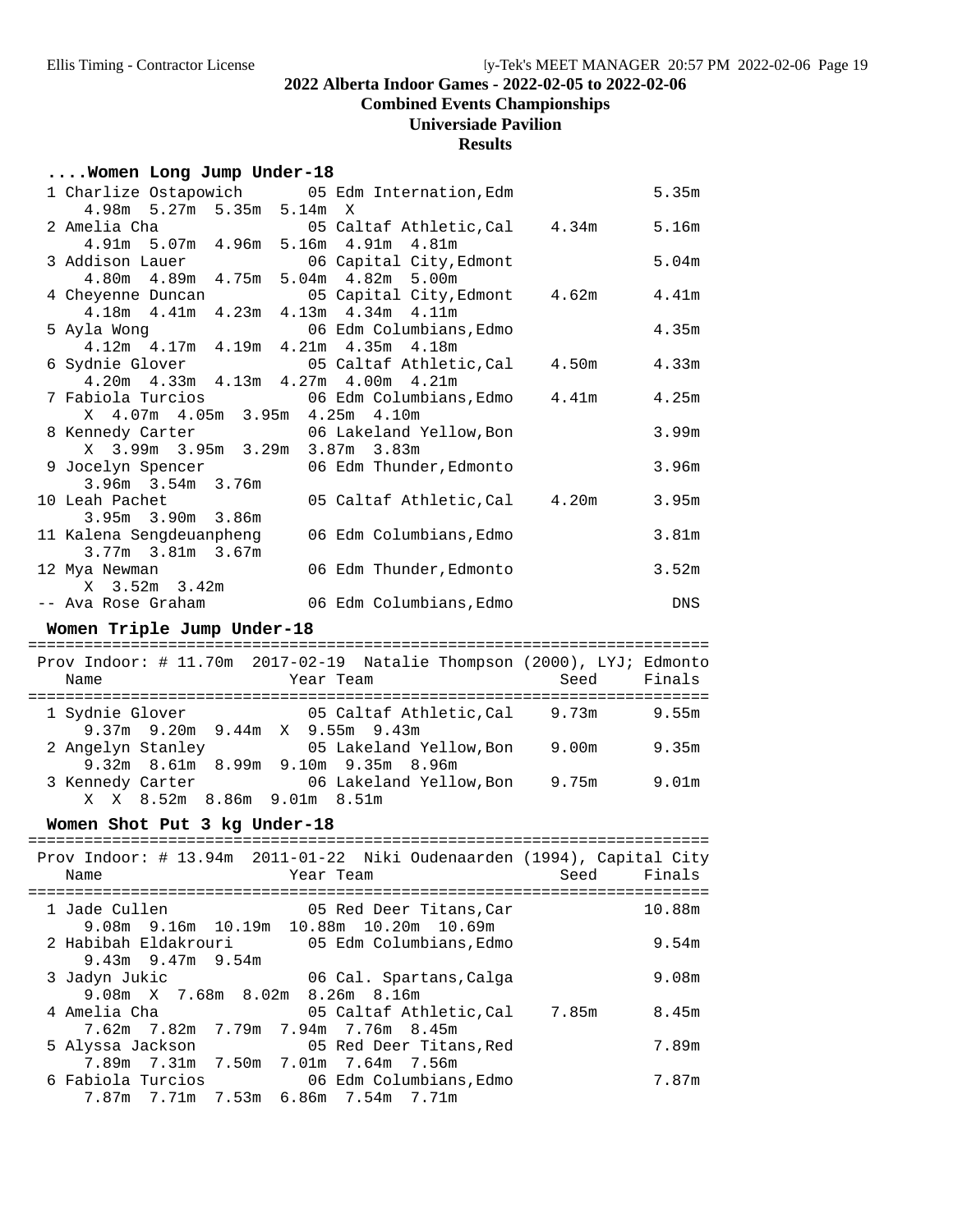**2022 Alberta Indoor Games - 2022-02-05 to 2022-02-06**

**Combined Events Championships**

**Universiade Pavilion**

**Results**

### ....Women Long Jump Under-18

| Place | Name | Year | Team | Seed | Finals |
|---|---|---|---|---|---|
| 1 | Charlize Ostapowich | 05 | Edm Internation,Edm | | 5.35m |
| | 4.98m 5.27m 5.35m 5.14m X | | | | |
| 2 | Amelia Cha | 05 | Caltaf Athletic,Cal | 4.34m | 5.16m |
| | 4.91m 5.07m 4.96m 5.16m 4.91m 4.81m | | | | |
| 3 | Addison Lauer | 06 | Capital City,Edmont | | 5.04m |
| | 4.80m 4.89m 4.75m 5.04m 4.82m 5.00m | | | | |
| 4 | Cheyenne Duncan | 05 | Capital City,Edmont | 4.62m | 4.41m |
| | 4.18m 4.41m 4.23m 4.13m 4.34m 4.11m | | | | |
| 5 | Ayla Wong | 06 | Edm Columbians,Edmo | | 4.35m |
| | 4.12m 4.17m 4.19m 4.21m 4.35m 4.18m | | | | |
| 6 | Sydnie Glover | 05 | Caltaf Athletic,Cal | 4.50m | 4.33m |
| | 4.20m 4.33m 4.13m 4.27m 4.00m 4.21m | | | | |
| 7 | Fabiola Turcios | 06 | Edm Columbians,Edmo | 4.41m | 4.25m |
| | X 4.07m 4.05m 3.95m 4.25m 4.10m | | | | |
| 8 | Kennedy Carter | 06 | Lakeland Yellow,Bon | | 3.99m |
| | X 3.99m 3.95m 3.29m 3.87m 3.83m | | | | |
| 9 | Jocelyn Spencer | 06 | Edm Thunder,Edmonto | | 3.96m |
| | 3.96m 3.54m 3.76m | | | | |
| 10 | Leah Pachet | 05 | Caltaf Athletic,Cal | 4.20m | 3.95m |
| | 3.95m 3.90m 3.86m | | | | |
| 11 | Kalena Sengdeuanpheng | 06 | Edm Columbians,Edmo | | 3.81m |
| | 3.77m 3.81m 3.67m | | | | |
| 12 | Mya Newman | 06 | Edm Thunder,Edmonto | | 3.52m |
| | X 3.52m 3.42m | | | | |
| -- | Ava Rose Graham | 06 | Edm Columbians,Edmo | | DNS |

### Women Triple Jump Under-18

Prov Indoor: # 11.70m 2017-02-19 Natalie Thompson (2000), LYJ; Edmonto

| Place | Name | Year | Team | Seed | Finals |
|---|---|---|---|---|---|
| 1 | Sydnie Glover | 05 | Caltaf Athletic,Cal | 9.73m | 9.55m |
| | 9.37m 9.20m 9.44m X 9.55m 9.43m | | | | |
| 2 | Angelyn Stanley | 05 | Lakeland Yellow,Bon | 9.00m | 9.35m |
| | 9.32m 8.61m 8.99m 9.10m 9.35m 8.96m | | | | |
| 3 | Kennedy Carter | 06 | Lakeland Yellow,Bon | 9.75m | 9.01m |
| | X X 8.52m 8.86m 9.01m 8.51m | | | | |

### Women Shot Put 3 kg Under-18

Prov Indoor: # 13.94m 2011-01-22 Niki Oudenaarden (1994), Capital City

| Place | Name | Year | Team | Seed | Finals |
|---|---|---|---|---|---|
| 1 | Jade Cullen | 05 | Red Deer Titans,Car | | 10.88m |
| | 9.08m 9.16m 10.19m 10.88m 10.20m 10.69m | | | | |
| 2 | Habibah Eldakrouri | 05 | Edm Columbians,Edmo | | 9.54m |
| | 9.43m 9.47m 9.54m | | | | |
| 3 | Jadyn Jukic | 06 | Cal. Spartans,Calga | | 9.08m |
| | 9.08m X 7.68m 8.02m 8.26m 8.16m | | | | |
| 4 | Amelia Cha | 05 | Caltaf Athletic,Cal | 7.85m | 8.45m |
| | 7.62m 7.82m 7.79m 7.94m 7.76m 8.45m | | | | |
| 5 | Alyssa Jackson | 05 | Red Deer Titans,Red | | 7.89m |
| | 7.89m 7.31m 7.50m 7.01m 7.64m 7.56m | | | | |
| 6 | Fabiola Turcios | 06 | Edm Columbians,Edmo | | 7.87m |
| | 7.87m 7.71m 7.53m 6.86m 7.54m 7.71m | | | | |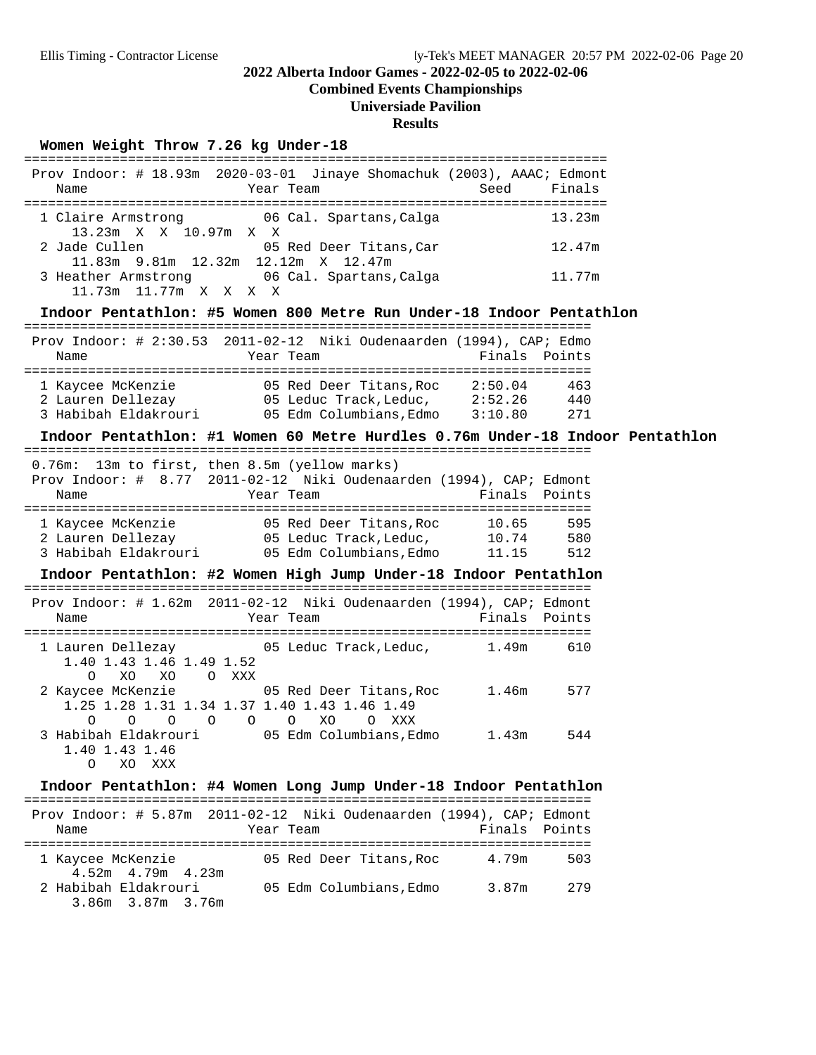**2022 Alberta Indoor Games - 2022-02-05 to 2022-02-06**

**Combined Events Championships**

**Universiade Pavilion**

**Results**

### Women Weight Throw 7.26 kg Under-18

Prov Indoor: # 18.93m 2020-03-01 Jinaye Shomachuk (2003), AAAC; Edmont

| | Name | Year | Team | Seed | Finals |
|---|---|---|---|---|---|
| 1 | Claire Armstrong | 06 | Cal. Spartans,Calga | | 13.23m |
| | 13.23m X X 10.97m X X | | | | |
| 2 | Jade Cullen | 05 | Red Deer Titans,Car | | 12.47m |
| | 11.83m 9.81m 12.32m 12.12m X 12.47m | | | | |
| 3 | Heather Armstrong | 06 | Cal. Spartans,Calga | | 11.77m |
| | 11.73m 11.77m X X X X | | | | |

### Indoor Pentathlon: #5 Women 800 Metre Run Under-18 Indoor Pentathlon

Prov Indoor: # 2:30.53 2011-02-12 Niki Oudenaarden (1994), CAP; Edmo

| | Name | Year | Team | Finals | Points |
|---|---|---|---|---|---|
| 1 | Kaycee McKenzie | 05 | Red Deer Titans,Roc | 2:50.04 | 463 |
| 2 | Lauren Dellezay | 05 | Leduc Track,Leduc, | 2:52.26 | 440 |
| 3 | Habibah Eldakrouri | 05 | Edm Columbians,Edmo | 3:10.80 | 271 |

### Indoor Pentathlon: #1 Women 60 Metre Hurdles 0.76m Under-18 Indoor Pentathlon

0.76m: 13m to first, then 8.5m (yellow marks)

Prov Indoor: # 8.77 2011-02-12 Niki Oudenaarden (1994), CAP; Edmont

| | Name | Year | Team | Finals | Points |
|---|---|---|---|---|---|
| 1 | Kaycee McKenzie | 05 | Red Deer Titans,Roc | 10.65 | 595 |
| 2 | Lauren Dellezay | 05 | Leduc Track,Leduc, | 10.74 | 580 |
| 3 | Habibah Eldakrouri | 05 | Edm Columbians,Edmo | 11.15 | 512 |

### Indoor Pentathlon: #2 Women High Jump Under-18 Indoor Pentathlon

Prov Indoor: # 1.62m 2011-02-12 Niki Oudenaarden (1994), CAP; Edmont

| | Name | Year | Team | Finals | Points |
|---|---|---|---|---|---|
| 1 | Lauren Dellezay | 05 | Leduc Track,Leduc, | 1.49m | 610 |
| | 1.40 1.43 1.46 1.49 1.52 | | | | |
| | O XO XO O XXX | | | | |
| 2 | Kaycee McKenzie | 05 | Red Deer Titans,Roc | 1.46m | 577 |
| | 1.25 1.28 1.31 1.34 1.37 1.40 1.43 1.46 1.49 | | | | |
| | O O O O O O XO O XXX | | | | |
| 3 | Habibah Eldakrouri | 05 | Edm Columbians,Edmo | 1.43m | 544 |
| | 1.40 1.43 1.46 | | | | |
| | O XO XXX | | | | |

### Indoor Pentathlon: #4 Women Long Jump Under-18 Indoor Pentathlon

Prov Indoor: # 5.87m 2011-02-12 Niki Oudenaarden (1994), CAP; Edmont

| | Name | Year | Team | Finals | Points |
|---|---|---|---|---|---|
| 1 | Kaycee McKenzie | 05 | Red Deer Titans,Roc | 4.79m | 503 |
| | 4.52m 4.79m 4.23m | | | | |
| 2 | Habibah Eldakrouri | 05 | Edm Columbians,Edmo | 3.87m | 279 |
| | 3.86m 3.87m 3.76m | | | | |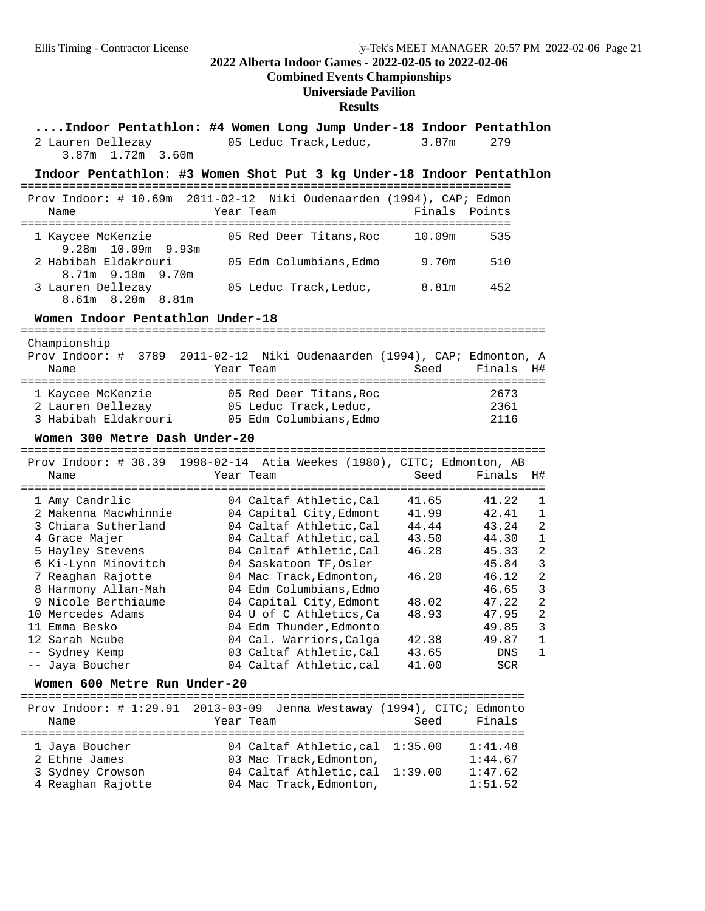**2022 Alberta Indoor Games - 2022-02-05 to 2022-02-06**

**Combined Events Championships**

**Universiade Pavilion**

**Results**

### ....Indoor Pentathlon: #4 Women Long Jump Under-18 Indoor Pentathlon

| | Name | Year | Team | Finals | Points |
|---|---|---|---|---|---|
| 2 | Lauren Dellezay | 05 | Leduc Track,Leduc, | 3.87m | 279 |
| | 3.87m 1.72m 3.60m | | | | |

### Indoor Pentathlon: #3 Women Shot Put 3 kg Under-18 Indoor Pentathlon

Prov Indoor: # 10.69m 2011-02-12 Niki Oudenaarden (1994), CAP; Edmon

| | Name | Year | Team | Finals | Points |
|---|---|---|---|---|---|
| 1 | Kaycee McKenzie | 05 | Red Deer Titans,Roc | 10.09m | 535 |
| | 9.28m 10.09m 9.93m | | | | |
| 2 | Habibah Eldakrouri | 05 | Edm Columbians,Edmo | 9.70m | 510 |
| | 8.71m 9.10m 9.70m | | | | |
| 3 | Lauren Dellezay | 05 | Leduc Track,Leduc, | 8.81m | 452 |
| | 8.61m 8.28m 8.81m | | | | |

### Women Indoor Pentathlon Under-18

Championship

Prov Indoor: # 3789 2011-02-12 Niki Oudenaarden (1994), CAP; Edmonton, A

| | Name | Year | Team | Seed | Finals | H# |
|---|---|---|---|---|---|---|
| 1 | Kaycee McKenzie | 05 | Red Deer Titans,Roc | | 2673 | |
| 2 | Lauren Dellezay | 05 | Leduc Track,Leduc, | | 2361 | |
| 3 | Habibah Eldakrouri | 05 | Edm Columbians,Edmo | | 2116 | |

### Women 300 Metre Dash Under-20

Prov Indoor: # 38.39 1998-02-14 Atia Weekes (1980), CITC; Edmonton, AB

| | Name | Year | Team | Seed | Finals | H# |
|---|---|---|---|---|---|---|
| 1 | Amy Candrlic | 04 | Caltaf Athletic,Cal | 41.65 | 41.22 | 1 |
| 2 | Makenna Macwhinnie | 04 | Capital City,Edmont | 41.99 | 42.41 | 1 |
| 3 | Chiara Sutherland | 04 | Caltaf Athletic,Cal | 44.44 | 43.24 | 2 |
| 4 | Grace Majer | 04 | Caltaf Athletic,cal | 43.50 | 44.30 | 1 |
| 5 | Hayley Stevens | 04 | Caltaf Athletic,Cal | 46.28 | 45.33 | 2 |
| 6 | Ki-Lynn Minovitch | 04 | Saskatoon TF,Osler | | 45.84 | 3 |
| 7 | Reaghan Rajotte | 04 | Mac Track,Edmonton, | 46.20 | 46.12 | 2 |
| 8 | Harmony Allan-Mah | 04 | Edm Columbians,Edmo | | 46.65 | 3 |
| 9 | Nicole Berthiaume | 04 | Capital City,Edmont | 48.02 | 47.22 | 2 |
| 10 | Mercedes Adams | 04 | U of C Athletics,Ca | 48.93 | 47.95 | 2 |
| 11 | Emma Besko | 04 | Edm Thunder,Edmonto | | 49.85 | 3 |
| 12 | Sarah Ncube | 04 | Cal. Warriors,Calga | 42.38 | 49.87 | 1 |
| -- | Sydney Kemp | 03 | Caltaf Athletic,Cal | 43.65 | DNS | 1 |
| -- | Jaya Boucher | 04 | Caltaf Athletic,cal | 41.00 | SCR | |

### Women 600 Metre Run Under-20

Prov Indoor: # 1:29.91 2013-03-09 Jenna Westaway (1994), CITC; Edmonto

| | Name | Year | Team | Seed | Finals |
|---|---|---|---|---|---|
| 1 | Jaya Boucher | 04 | Caltaf Athletic,cal | 1:35.00 | 1:41.48 |
| 2 | Ethne James | 03 | Mac Track,Edmonton, | | 1:44.67 |
| 3 | Sydney Crowson | 04 | Caltaf Athletic,cal | 1:39.00 | 1:47.62 |
| 4 | Reaghan Rajotte | 04 | Mac Track,Edmonton, | | 1:51.52 |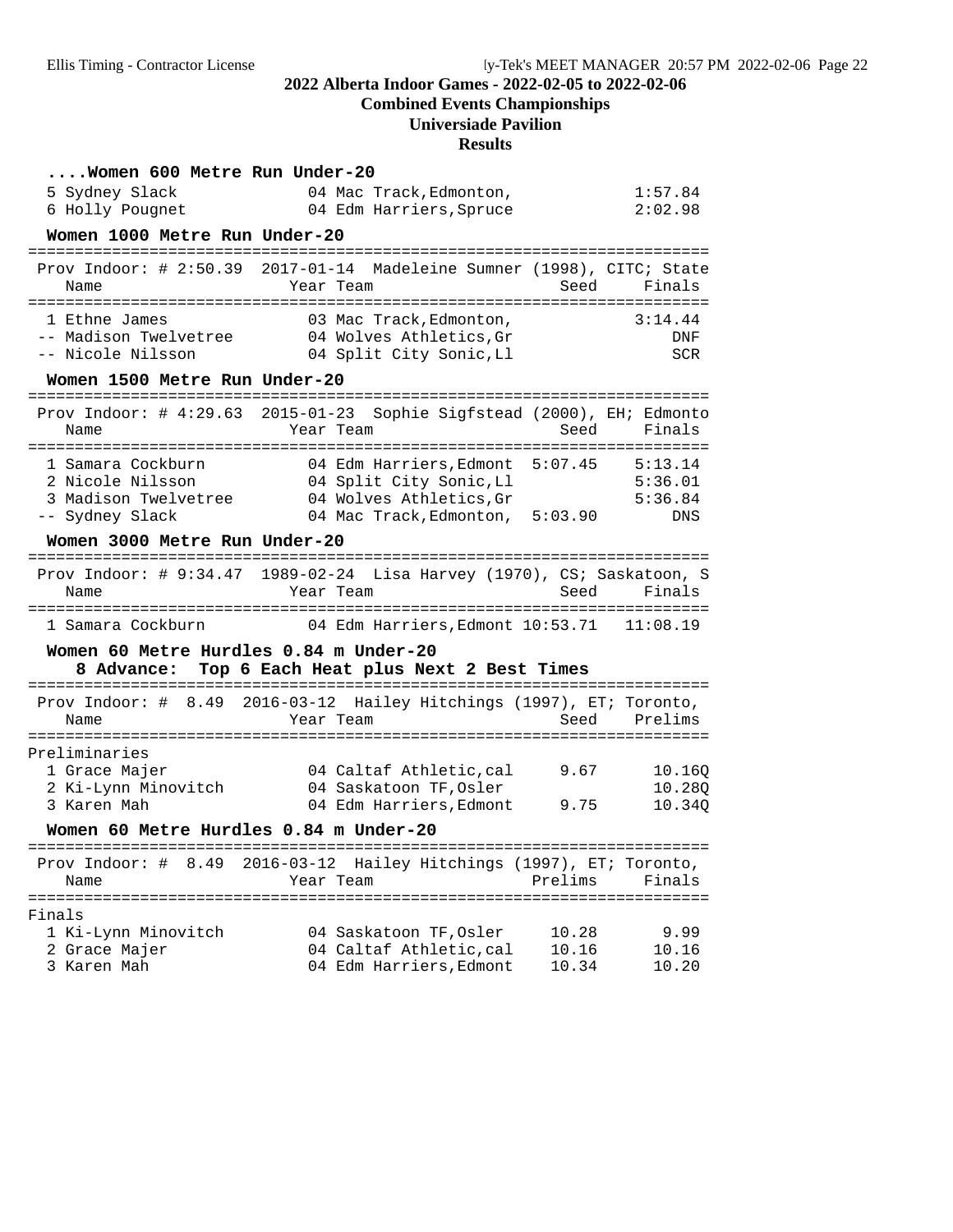## 2022 Alberta Indoor Games - 2022-02-05 to 2022-02-06

### Combined Events Championships

### Universiade Pavilion

### Results

#### ....Women 600 Metre Run Under-20

| Place | Name | Year | Team | Finals |
|---|---|---|---|---|
| 5 | Sydney Slack | 04 | Mac Track,Edmonton, | 1:57.84 |
| 6 | Holly Pougnet | 04 | Edm Harriers,Spruce | 2:02.98 |

#### Women 1000 Metre Run Under-20

Prov Indoor: # 2:50.39 2017-01-14 Madeleine Sumner (1998), CITC; State

| Place | Name | Year | Team | Seed | Finals |
|---|---|---|---|---|---|
| 1 | Ethne James | 03 | Mac Track,Edmonton, | | 3:14.44 |
| -- | Madison Twelvetree | 04 | Wolves Athletics,Gr | | DNF |
| -- | Nicole Nilsson | 04 | Split City Sonic,Ll | | SCR |

#### Women 1500 Metre Run Under-20

Prov Indoor: # 4:29.63 2015-01-23 Sophie Sigfstead (2000), EH; Edmonto

| Place | Name | Year | Team | Seed | Finals |
|---|---|---|---|---|---|
| 1 | Samara Cockburn | 04 | Edm Harriers,Edmont | 5:07.45 | 5:13.14 |
| 2 | Nicole Nilsson | 04 | Split City Sonic,Ll | | 5:36.01 |
| 3 | Madison Twelvetree | 04 | Wolves Athletics,Gr | | 5:36.84 |
| -- | Sydney Slack | 04 | Mac Track,Edmonton, | 5:03.90 | DNS |

#### Women 3000 Metre Run Under-20

Prov Indoor: # 9:34.47 1989-02-24 Lisa Harvey (1970), CS; Saskatoon, S

| Place | Name | Year | Team | Seed | Finals |
|---|---|---|---|---|---|
| 1 | Samara Cockburn | 04 | Edm Harriers,Edmont | 10:53.71 | 11:08.19 |

#### Women 60 Metre Hurdles 0.84 m Under-20

8 Advance: Top 6 Each Heat plus Next 2 Best Times

Prov Indoor: # 8.49 2016-03-12 Hailey Hitchings (1997), ET; Toronto,

Preliminaries

| Place | Name | Year | Team | Seed | Prelims |
|---|---|---|---|---|---|
| 1 | Grace Majer | 04 | Caltaf Athletic,cal | 9.67 | 10.16Q |
| 2 | Ki-Lynn Minovitch | 04 | Saskatoon TF,Osler | | 10.28Q |
| 3 | Karen Mah | 04 | Edm Harriers,Edmont | 9.75 | 10.34Q |

#### Women 60 Metre Hurdles 0.84 m Under-20

Prov Indoor: # 8.49 2016-03-12 Hailey Hitchings (1997), ET; Toronto,

Finals

| Place | Name | Year | Team | Prelims | Finals |
|---|---|---|---|---|---|
| 1 | Ki-Lynn Minovitch | 04 | Saskatoon TF,Osler | 10.28 | 9.99 |
| 2 | Grace Majer | 04 | Caltaf Athletic,cal | 10.16 | 10.16 |
| 3 | Karen Mah | 04 | Edm Harriers,Edmont | 10.34 | 10.20 |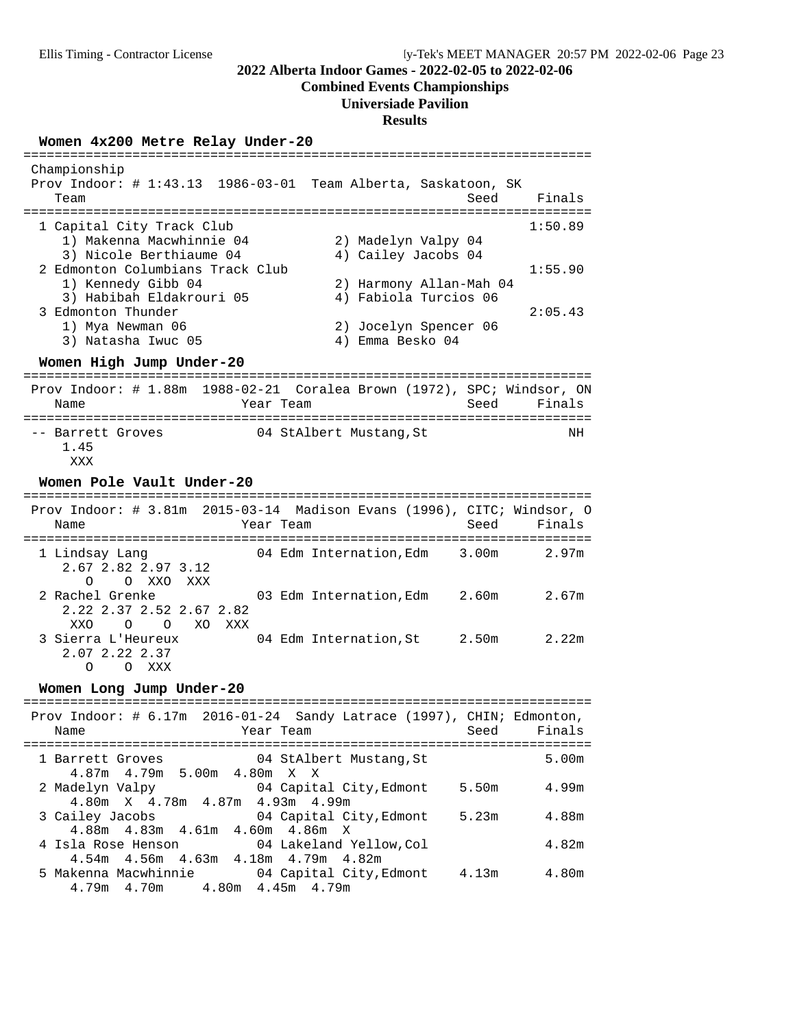# 2022 Alberta Indoor Games - 2022-02-05 to 2022-02-06

## Combined Events Championships

## Universiade Pavilion

## Results

### Women 4x200 Metre Relay Under-20

Championship

Prov Indoor: # 1:43.13 1986-03-01 Team Alberta, Saskatoon, SK

| Team | Seed | Finals |
|---|---|---|
| 1 Capital City Track Club | | 1:50.89 |
| 1) Makenna Macwhinnie 04; 2) Madelyn Valpy 04; 3) Nicole Berthiaume 04; 4) Cailey Jacobs 04 | | |
| 2 Edmonton Columbians Track Club | | 1:55.90 |
| 1) Kennedy Gibb 04; 2) Harmony Allan-Mah 04; 3) Habibah Eldakrouri 05; 4) Fabiola Turcios 06 | | |
| 3 Edmonton Thunder | | 2:05.43 |
| 1) Mya Newman 06; 2) Jocelyn Spencer 06; 3) Natasha Iwuc 05; 4) Emma Besko 04 | | |

### Women High Jump Under-20

Prov Indoor: # 1.88m 1988-02-21 Coralea Brown (1972), SPC; Windsor, ON

| Name | Year | Team | Seed | Finals |
|---|---|---|---|---|
| -- Barrett Groves | 04 | StAlbert Mustang,St | | NH |

```
1.45
XXX
```

### Women Pole Vault Under-20

Prov Indoor: # 3.81m 2015-03-14 Madison Evans (1996), CITC; Windsor, O

| Name | Year | Team | Seed | Finals |
|---|---|---|---|---|
| 1 Lindsay Lang | 04 | Edm Internation,Edm | 3.00m | 2.97m |
| 2 Rachel Grenke | 03 | Edm Internation,Edm | 2.60m | 2.67m |
| 3 Sierra L'Heureux | 04 | Edm Internation,St | 2.50m | 2.22m |

```
1 Lindsay Lang
   2.67 2.82 2.97 3.12
      O    O  XXO  XXX
2 Rachel Grenke
   2.22 2.37 2.52 2.67 2.82
    XXO    O    O   XO  XXX
3 Sierra L'Heureux
   2.07 2.22 2.37
      O    O  XXX
```

### Women Long Jump Under-20

Prov Indoor: # 6.17m 2016-01-24 Sandy Latrace (1997), CHIN; Edmonton,

| Name | Year | Team | Seed | Finals |
|---|---|---|---|---|
| 1 Barrett Groves | 04 | StAlbert Mustang,St | | 5.00m |
| 2 Madelyn Valpy | 04 | Capital City,Edmont | 5.50m | 4.99m |
| 3 Cailey Jacobs | 04 | Capital City,Edmont | 5.23m | 4.88m |
| 4 Isla Rose Henson | 04 | Lakeland Yellow,Col | | 4.82m |
| 5 Makenna Macwhinnie | 04 | Capital City,Edmont | 4.13m | 4.80m |

```
1 Barrett Groves       4.87m  4.79m  5.00m  4.80m  X  X
2 Madelyn Valpy        4.80m  X  4.78m  4.87m  4.93m  4.99m
3 Cailey Jacobs        4.88m  4.83m  4.61m  4.60m  4.86m  X
4 Isla Rose Henson     4.54m  4.56m  4.63m  4.18m  4.79m  4.82m
5 Makenna Macwhinnie   4.79m  4.70m      4.80m  4.45m  4.79m
```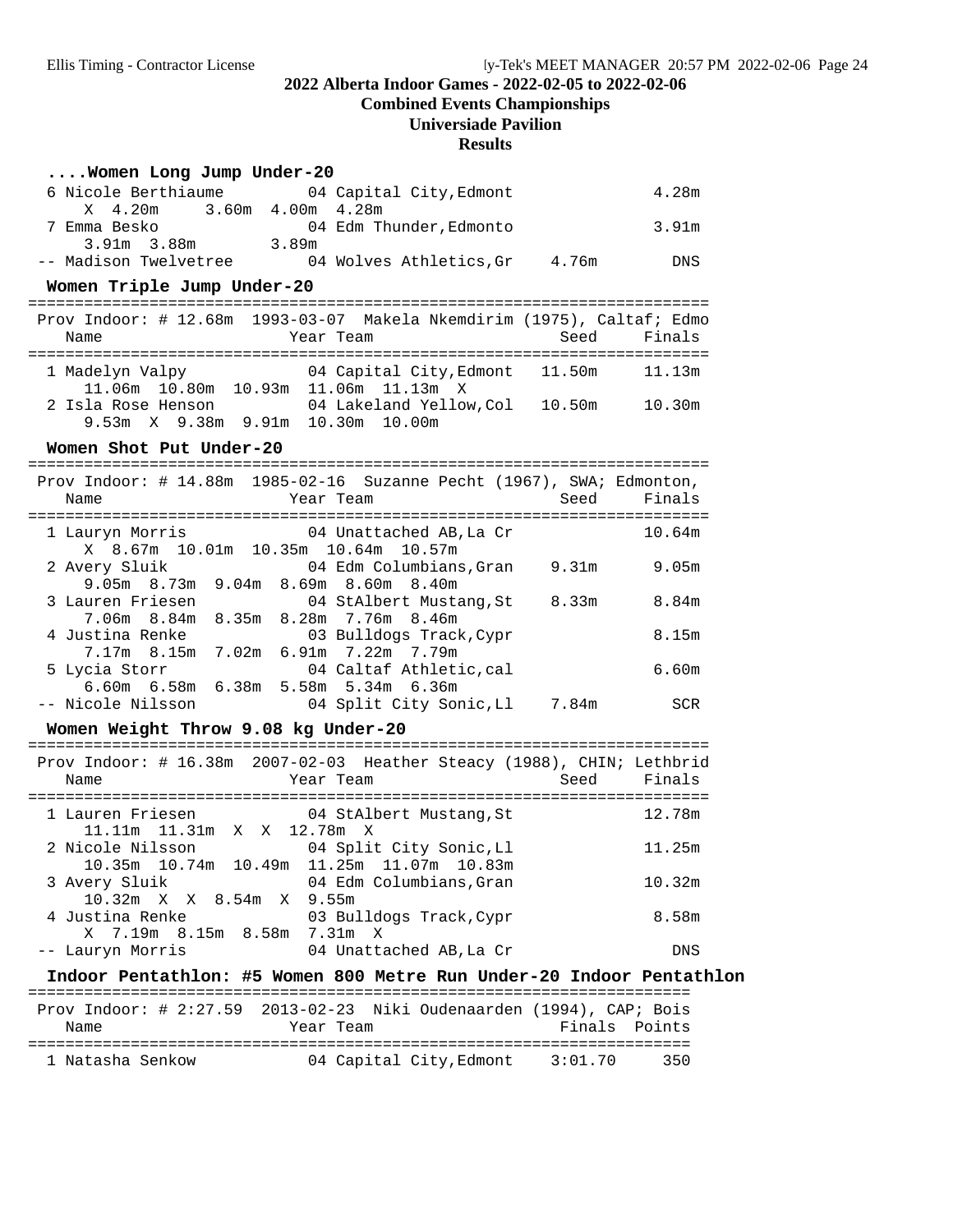## 2022 Alberta Indoor Games - 2022-02-05 to 2022-02-06

**Combined Events Championships**

**Universiade Pavilion**

**Results**

### ....Women Long Jump Under-20

| Place | Name | Year | Team | Seed | Finals |
|---|---|---|---|---|---|
| 6 | Nicole Berthiaume | 04 | Capital City,Edmont | | 4.28m |
| | X 4.20m 3.60m 4.00m 4.28m | | | | |
| 7 | Emma Besko | 04 | Edm Thunder,Edmonto | | 3.91m |
| | 3.91m 3.88m 3.89m | | | | |
| -- | Madison Twelvetree | 04 | Wolves Athletics,Gr | 4.76m | DNS |

### Women Triple Jump Under-20

Prov Indoor: # 12.68m 1993-03-07 Makela Nkemdirim (1975), Caltaf; Edmo

| Place | Name | Year | Team | Seed | Finals |
|---|---|---|---|---|---|
| 1 | Madelyn Valpy | 04 | Capital City,Edmont | 11.50m | 11.13m |
| | 11.06m 10.80m 10.93m 11.06m 11.13m X | | | | |
| 2 | Isla Rose Henson | 04 | Lakeland Yellow,Col | 10.50m | 10.30m |
| | 9.53m X 9.38m 9.91m 10.30m 10.00m | | | | |

### Women Shot Put Under-20

Prov Indoor: # 14.88m 1985-02-16 Suzanne Pecht (1967), SWA; Edmonton,

| Place | Name | Year | Team | Seed | Finals |
|---|---|---|---|---|---|
| 1 | Lauryn Morris | 04 | Unattached AB,La Cr | | 10.64m |
| | X 8.67m 10.01m 10.35m 10.64m 10.57m | | | | |
| 2 | Avery Sluik | 04 | Edm Columbians,Gran | 9.31m | 9.05m |
| | 9.05m 8.73m 9.04m 8.69m 8.60m 8.40m | | | | |
| 3 | Lauren Friesen | 04 | StAlbert Mustang,St | 8.33m | 8.84m |
| | 7.06m 8.84m 8.35m 8.28m 7.76m 8.46m | | | | |
| 4 | Justina Renke | 03 | Bulldogs Track,Cypr | | 8.15m |
| | 7.17m 8.15m 7.02m 6.91m 7.22m 7.79m | | | | |
| 5 | Lycia Storr | 04 | Caltaf Athletic,cal | | 6.60m |
| | 6.60m 6.58m 6.38m 5.58m 5.34m 6.36m | | | | |
| -- | Nicole Nilsson | 04 | Split City Sonic,Ll | 7.84m | SCR |

### Women Weight Throw 9.08 kg Under-20

Prov Indoor: # 16.38m 2007-02-03 Heather Steacy (1988), CHIN; Lethbrid

| Place | Name | Year | Team | Seed | Finals |
|---|---|---|---|---|---|
| 1 | Lauren Friesen | 04 | StAlbert Mustang,St | | 12.78m |
| | 11.11m 11.31m X X 12.78m X | | | | |
| 2 | Nicole Nilsson | 04 | Split City Sonic,Ll | | 11.25m |
| | 10.35m 10.74m 10.49m 11.25m 11.07m 10.83m | | | | |
| 3 | Avery Sluik | 04 | Edm Columbians,Gran | | 10.32m |
| | 10.32m X X 8.54m X 9.55m | | | | |
| 4 | Justina Renke | 03 | Bulldogs Track,Cypr | | 8.58m |
| | X 7.19m 8.15m 8.58m 7.31m X | | | | |
| -- | Lauryn Morris | 04 | Unattached AB,La Cr | | DNS |

### Indoor Pentathlon: #5 Women 800 Metre Run Under-20 Indoor Pentathlon

Prov Indoor: # 2:27.59 2013-02-23 Niki Oudenaarden (1994), CAP; Bois

| Place | Name | Year | Team | Finals | Points |
|---|---|---|---|---|---|
| 1 | Natasha Senkow | 04 | Capital City,Edmont | 3:01.70 | 350 |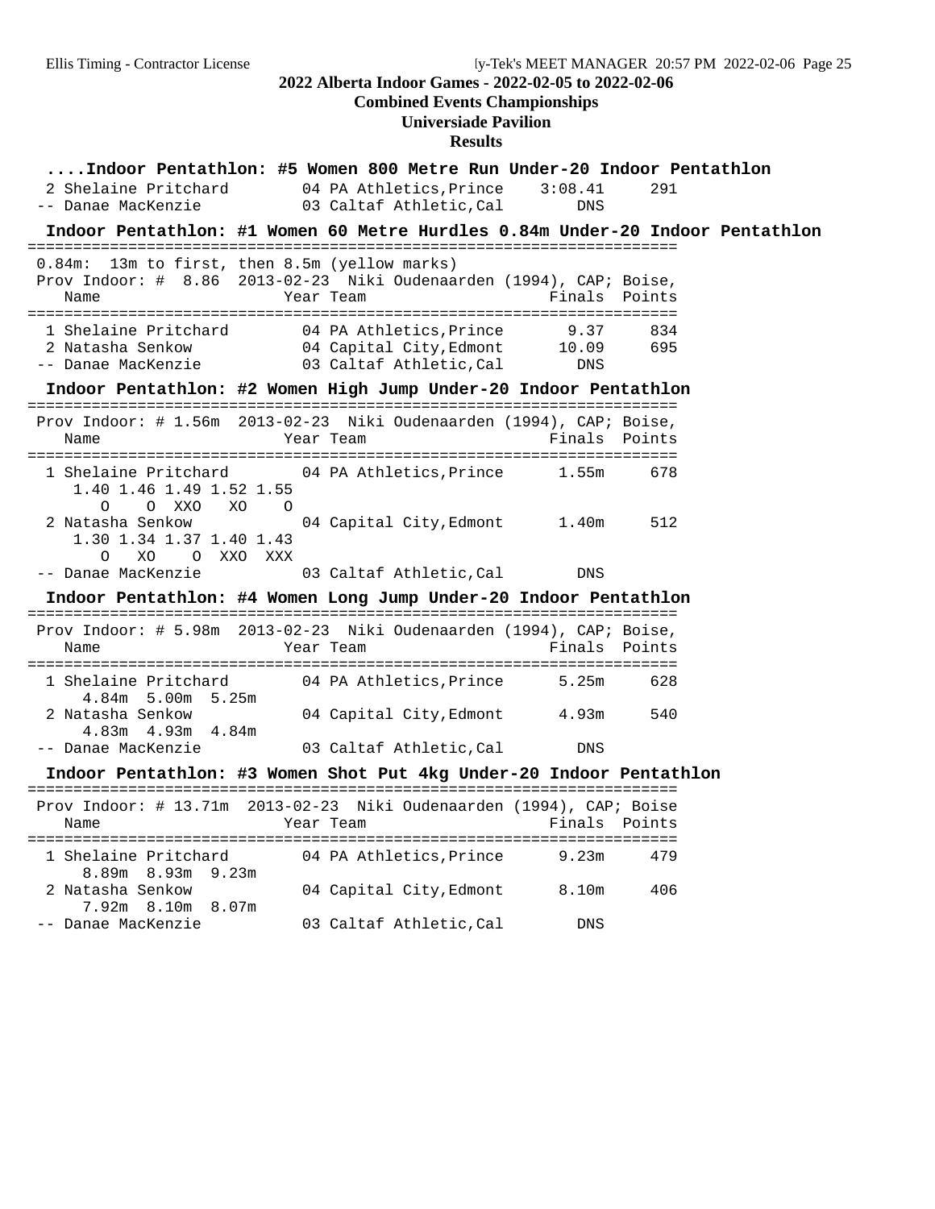## 2022 Alberta Indoor Games - 2022-02-05 to 2022-02-06
### Combined Events Championships
### Universiade Pavilion
### Results

**....Indoor Pentathlon: #5 Women 800 Metre Run Under-20 Indoor Pentathlon**

| | Name | Year | Team | Finals | Points |
|---|---|---|---|---|---|
| 2 | Shelaine Pritchard | 04 | PA Athletics,Prince | 3:08.41 | 291 |
| -- | Danae MacKenzie | 03 | Caltaf Athletic,Cal | DNS | |

**Indoor Pentathlon: #1 Women 60 Metre Hurdles 0.84m Under-20 Indoor Pentathlon**

0.84m: 13m to first, then 8.5m (yellow marks)
Prov Indoor: # 8.86 2013-02-23 Niki Oudenaarden (1994), CAP; Boise,

| | Name | Year | Team | Finals | Points |
|---|---|---|---|---|---|
| 1 | Shelaine Pritchard | 04 | PA Athletics,Prince | 9.37 | 834 |
| 2 | Natasha Senkow | 04 | Capital City,Edmont | 10.09 | 695 |
| -- | Danae MacKenzie | 03 | Caltaf Athletic,Cal | DNS | |

**Indoor Pentathlon: #2 Women High Jump Under-20 Indoor Pentathlon**

Prov Indoor: # 1.56m 2013-02-23 Niki Oudenaarden (1994), CAP; Boise,

| | Name | Year | Team | Finals | Points |
|---|---|---|---|---|---|
| 1 | Shelaine Pritchard | 04 | PA Athletics,Prince | 1.55m | 678 |
| | 1.40 1.46 1.49 1.52 1.55 / O O XXO XO O | | | | |
| 2 | Natasha Senkow | 04 | Capital City,Edmont | 1.40m | 512 |
| | 1.30 1.34 1.37 1.40 1.43 / O XO O XXO XXX | | | | |
| -- | Danae MacKenzie | 03 | Caltaf Athletic,Cal | DNS | |

**Indoor Pentathlon: #4 Women Long Jump Under-20 Indoor Pentathlon**

Prov Indoor: # 5.98m 2013-02-23 Niki Oudenaarden (1994), CAP; Boise,

| | Name | Year | Team | Finals | Points |
|---|---|---|---|---|---|
| 1 | Shelaine Pritchard | 04 | PA Athletics,Prince | 5.25m | 628 |
| | 4.84m 5.00m 5.25m | | | | |
| 2 | Natasha Senkow | 04 | Capital City,Edmont | 4.93m | 540 |
| | 4.83m 4.93m 4.84m | | | | |
| -- | Danae MacKenzie | 03 | Caltaf Athletic,Cal | DNS | |

**Indoor Pentathlon: #3 Women Shot Put 4kg Under-20 Indoor Pentathlon**

Prov Indoor: # 13.71m 2013-02-23 Niki Oudenaarden (1994), CAP; Boise

| | Name | Year | Team | Finals | Points |
|---|---|---|---|---|---|
| 1 | Shelaine Pritchard | 04 | PA Athletics,Prince | 9.23m | 479 |
| | 8.89m 8.93m 9.23m | | | | |
| 2 | Natasha Senkow | 04 | Capital City,Edmont | 8.10m | 406 |
| | 7.92m 8.10m 8.07m | | | | |
| -- | Danae MacKenzie | 03 | Caltaf Athletic,Cal | DNS | |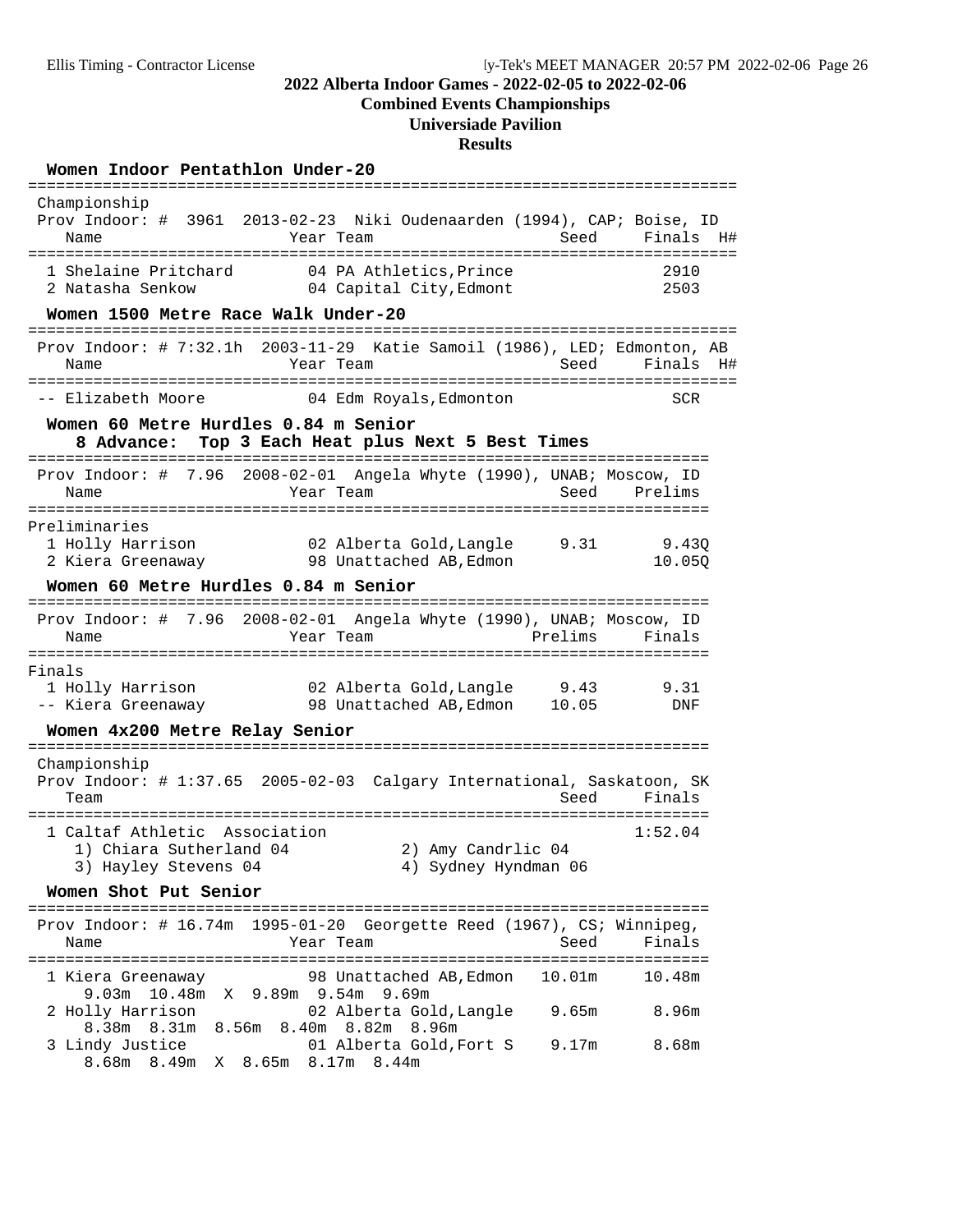# 2022 Alberta Indoor Games - 2022-02-05 to 2022-02-06
## Combined Events Championships
## Universiade Pavilion
## Results

### Women Indoor Pentathlon Under-20

Championship
Prov Indoor: # 3961 2013-02-23 Niki Oudenaarden (1994), CAP; Boise, ID

| Place | Name | Year | Team | Seed | Finals | H# |
|---|---|---|---|---|---|---|
| 1 | Shelaine Pritchard | 04 | PA Athletics,Prince | | 2910 | |
| 2 | Natasha Senkow | 04 | Capital City,Edmont | | 2503 | |

### Women 1500 Metre Race Walk Under-20

Prov Indoor: # 7:32.1h 2003-11-29 Katie Samoil (1986), LED; Edmonton, AB

| Place | Name | Year | Team | Seed | Finals | H# |
|---|---|---|---|---|---|---|
| -- | Elizabeth Moore | 04 | Edm Royals,Edmonton | | SCR | |

### Women 60 Metre Hurdles 0.84 m Senior

8 Advance: Top 3 Each Heat plus Next 5 Best Times

Prov Indoor: # 7.96 2008-02-01 Angela Whyte (1990), UNAB; Moscow, ID

Preliminaries

| Place | Name | Year | Team | Seed | Prelims |
|---|---|---|---|---|---|
| 1 | Holly Harrison | 02 | Alberta Gold,Langle | 9.31 | 9.43Q |
| 2 | Kiera Greenaway | 98 | Unattached AB,Edmon | | 10.05Q |

### Women 60 Metre Hurdles 0.84 m Senior

Prov Indoor: # 7.96 2008-02-01 Angela Whyte (1990), UNAB; Moscow, ID

Finals

| Place | Name | Year | Team | Prelims | Finals |
|---|---|---|---|---|---|
| 1 | Holly Harrison | 02 | Alberta Gold,Langle | 9.43 | 9.31 |
| -- | Kiera Greenaway | 98 | Unattached AB,Edmon | 10.05 | DNF |

### Women 4x200 Metre Relay Senior

Championship
Prov Indoor: # 1:37.65 2005-02-03 Calgary International, Saskatoon, SK

| Place | Team | Seed | Finals |
|---|---|---|---|
| 1 | Caltaf Athletic Association | | 1:52.04 |

1) Chiara Sutherland 04, 2) Amy Candrlic 04, 3) Hayley Stevens 04, 4) Sydney Hyndman 06

### Women Shot Put Senior

Prov Indoor: # 16.74m 1995-01-20 Georgette Reed (1967), CS; Winnipeg,

| Place | Name | Year | Team | Seed | Finals |
|---|---|---|---|---|---|
| 1 | Kiera Greenaway | 98 | Unattached AB,Edmon | 10.01m | 10.48m |
| | 9.03m 10.48m X 9.89m 9.54m 9.69m | | | | |
| 2 | Holly Harrison | 02 | Alberta Gold,Langle | 9.65m | 8.96m |
| | 8.38m 8.31m 8.56m 8.40m 8.82m 8.96m | | | | |
| 3 | Lindy Justice | 01 | Alberta Gold,Fort S | 9.17m | 8.68m |
| | 8.68m 8.49m X 8.65m 8.17m 8.44m | | | | |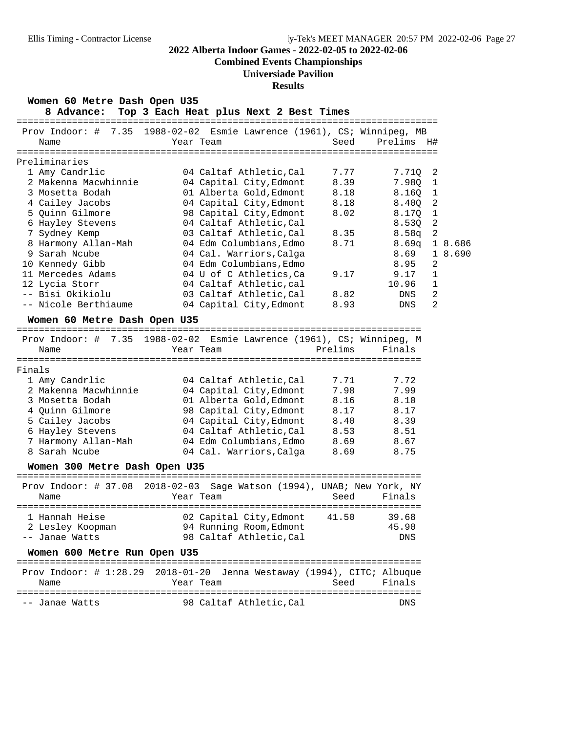## 2022 Alberta Indoor Games - 2022-02-05 to 2022-02-06

### Combined Events Championships

### Universiade Pavilion

### Results

**Women 60 Metre Dash Open U35**

**8 Advance: Top 3 Each Heat plus Next 2 Best Times**

Prov Indoor: # 7.35 1988-02-02 Esmie Lawrence (1961), CS; Winnipeg, MB

Preliminaries

| | Name | Year | Team | Seed | Prelims | H# | |
|---|---|---|---|---|---|---|---|
| 1 | Amy Candrlic | 04 | Caltaf Athletic,Cal | 7.77 | 7.71Q | 2 | |
| 2 | Makenna Macwhinnie | 04 | Capital City,Edmont | 8.39 | 7.98Q | 1 | |
| 3 | Mosetta Bodah | 01 | Alberta Gold,Edmont | 8.18 | 8.16Q | 1 | |
| 4 | Cailey Jacobs | 04 | Capital City,Edmont | 8.18 | 8.40Q | 2 | |
| 5 | Quinn Gilmore | 98 | Capital City,Edmont | 8.02 | 8.17Q | 1 | |
| 6 | Hayley Stevens | 04 | Caltaf Athletic,Cal | | 8.53Q | 2 | |
| 7 | Sydney Kemp | 03 | Caltaf Athletic,Cal | 8.35 | 8.58q | 2 | |
| 8 | Harmony Allan-Mah | 04 | Edm Columbians,Edmo | 8.71 | 8.69q | 1 | 8.686 |
| 9 | Sarah Ncube | 04 | Cal. Warriors,Calga | | 8.69 | 1 | 8.690 |
| 10 | Kennedy Gibb | 04 | Edm Columbians,Edmo | | 8.95 | 2 | |
| 11 | Mercedes Adams | 04 | U of C Athletics,Ca | 9.17 | 9.17 | 1 | |
| 12 | Lycia Storr | 04 | Caltaf Athletic,cal | | 10.96 | 1 | |
| -- | Bisi Okikiolu | 03 | Caltaf Athletic,Cal | 8.82 | DNS | 2 | |
| -- | Nicole Berthiaume | 04 | Capital City,Edmont | 8.93 | DNS | 2 | |

**Women 60 Metre Dash Open U35**

Prov Indoor: # 7.35 1988-02-02 Esmie Lawrence (1961), CS; Winnipeg, M

Finals

| | Name | Year | Team | Prelims | Finals |
|---|---|---|---|---|---|
| 1 | Amy Candrlic | 04 | Caltaf Athletic,Cal | 7.71 | 7.72 |
| 2 | Makenna Macwhinnie | 04 | Capital City,Edmont | 7.98 | 7.99 |
| 3 | Mosetta Bodah | 01 | Alberta Gold,Edmont | 8.16 | 8.10 |
| 4 | Quinn Gilmore | 98 | Capital City,Edmont | 8.17 | 8.17 |
| 5 | Cailey Jacobs | 04 | Capital City,Edmont | 8.40 | 8.39 |
| 6 | Hayley Stevens | 04 | Caltaf Athletic,Cal | 8.53 | 8.51 |
| 7 | Harmony Allan-Mah | 04 | Edm Columbians,Edmo | 8.69 | 8.67 |
| 8 | Sarah Ncube | 04 | Cal. Warriors,Calga | 8.69 | 8.75 |

**Women 300 Metre Dash Open U35**

Prov Indoor: # 37.08 2018-02-03 Sage Watson (1994), UNAB; New York, NY

| | Name | Year | Team | Seed | Finals |
|---|---|---|---|---|---|
| 1 | Hannah Heise | 02 | Capital City,Edmont | 41.50 | 39.68 |
| 2 | Lesley Koopman | 94 | Running Room,Edmont | | 45.90 |
| -- | Janae Watts | 98 | Caltaf Athletic,Cal | | DNS |

**Women 600 Metre Run Open U35**

Prov Indoor: # 1:28.29 2018-01-20 Jenna Westaway (1994), CITC; Albuque

| | Name | Year | Team | Seed | Finals |
|---|---|---|---|---|---|
| -- | Janae Watts | 98 | Caltaf Athletic,Cal | | DNS |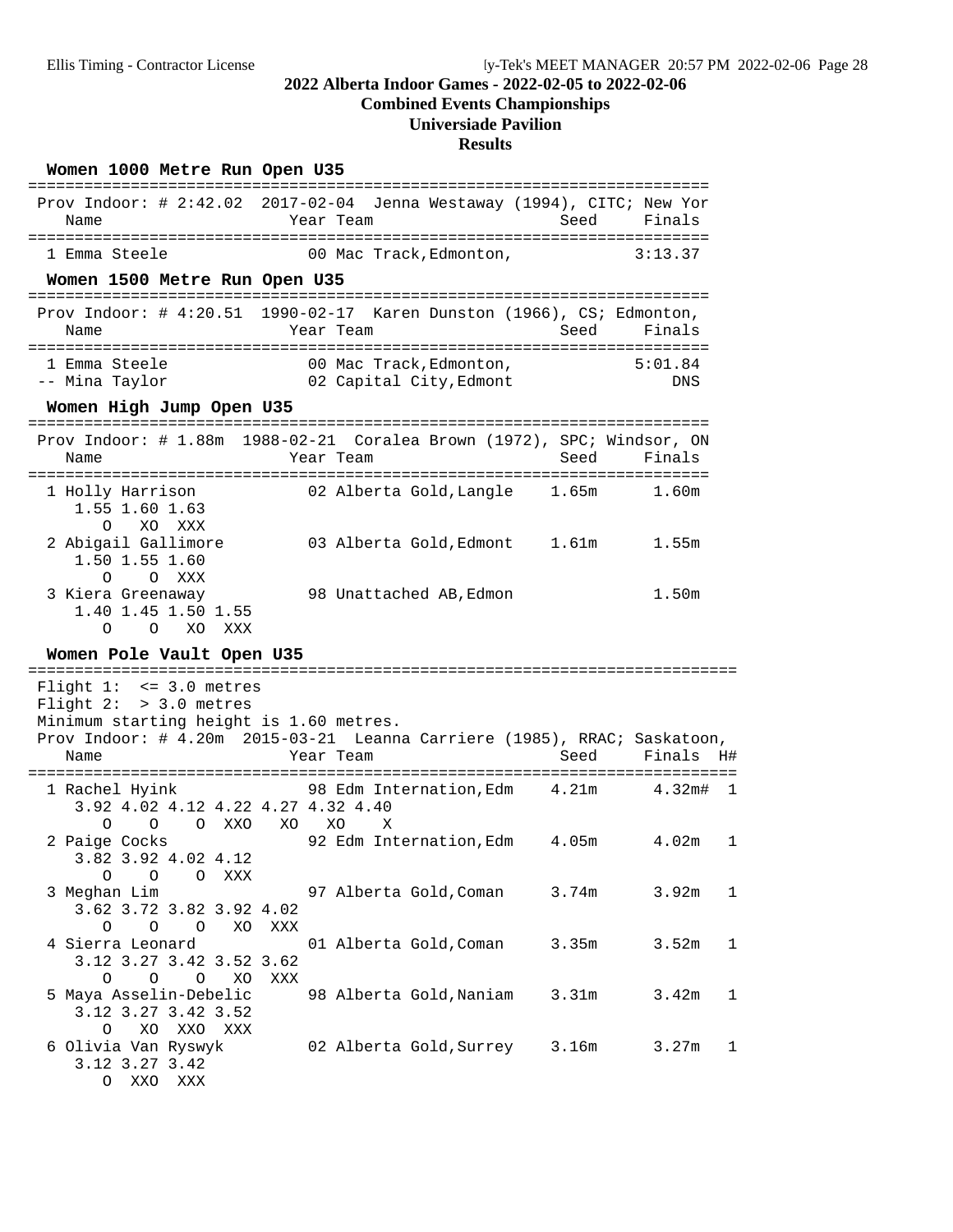# 2022 Alberta Indoor Games - 2022-02-05 to 2022-02-06

## Combined Events Championships

## Universiade Pavilion

## Results

### Women 1000 Metre Run Open U35

```
=========================================================================
 Prov Indoor: # 2:42.02  2017-02-04  Jenna Westaway (1994), CITC; New Yor
   Name                    Year Team                      Seed     Finals
=========================================================================
  1 Emma Steele            00 Mac Track,Edmonton,                 3:13.37
```

### Women 1500 Metre Run Open U35

```
=========================================================================
 Prov Indoor: # 4:20.51  1990-02-17  Karen Dunston (1966), CS; Edmonton,
   Name                    Year Team                      Seed     Finals
=========================================================================
  1 Emma Steele            00 Mac Track,Edmonton,                 5:01.84
 -- Mina Taylor            02 Capital City,Edmont                     DNS
```

### Women High Jump Open U35

```
=========================================================================
 Prov Indoor: # 1.88m  1988-02-21  Coralea Brown (1972), SPC; Windsor, ON
   Name                    Year Team                      Seed     Finals
=========================================================================
  1 Holly Harrison         02 Alberta Gold,Langle    1.65m      1.60m
     1.55 1.60 1.63
        O   XO  XXX
  2 Abigail Gallimore      03 Alberta Gold,Edmont    1.61m      1.55m
     1.50 1.55 1.60
        O    O  XXX
  3 Kiera Greenaway        98 Unattached AB,Edmon               1.50m
     1.40 1.45 1.50 1.55
        O    O   XO  XXX
```

### Women Pole Vault Open U35

```
============================================================================
 Flight 1:  <= 3.0 metres
 Flight 2:  > 3.0 metres
 Minimum starting height is 1.60 metres.
 Prov Indoor: # 4.20m  2015-03-21  Leanna Carriere (1985), RRAC; Saskatoon,
   Name                    Year Team                      Seed     Finals  H#
============================================================================
  1 Rachel Hyink           98 Edm Internation,Edm    4.21m      4.32m#  1
     3.92 4.02 4.12 4.22 4.27 4.32 4.40
        O    O    O  XXO   XO   XO    X
  2 Paige Cocks            92 Edm Internation,Edm    4.05m      4.02m   1
     3.82 3.92 4.02 4.12
        O    O    O  XXX
  3 Meghan Lim             97 Alberta Gold,Coman     3.74m      3.92m   1
     3.62 3.72 3.82 3.92 4.02
        O    O    O   XO  XXX
  4 Sierra Leonard         01 Alberta Gold,Coman     3.35m      3.52m   1
     3.12 3.27 3.42 3.52 3.62
        O    O    O   XO  XXX
  5 Maya Asselin-Debelic   98 Alberta Gold,Naniam    3.31m      3.42m   1
     3.12 3.27 3.42 3.52
        O   XO  XXO  XXX
  6 Olivia Van Ryswyk      02 Alberta Gold,Surrey    3.16m      3.27m   1
     3.12 3.27 3.42
        O  XXO  XXX
```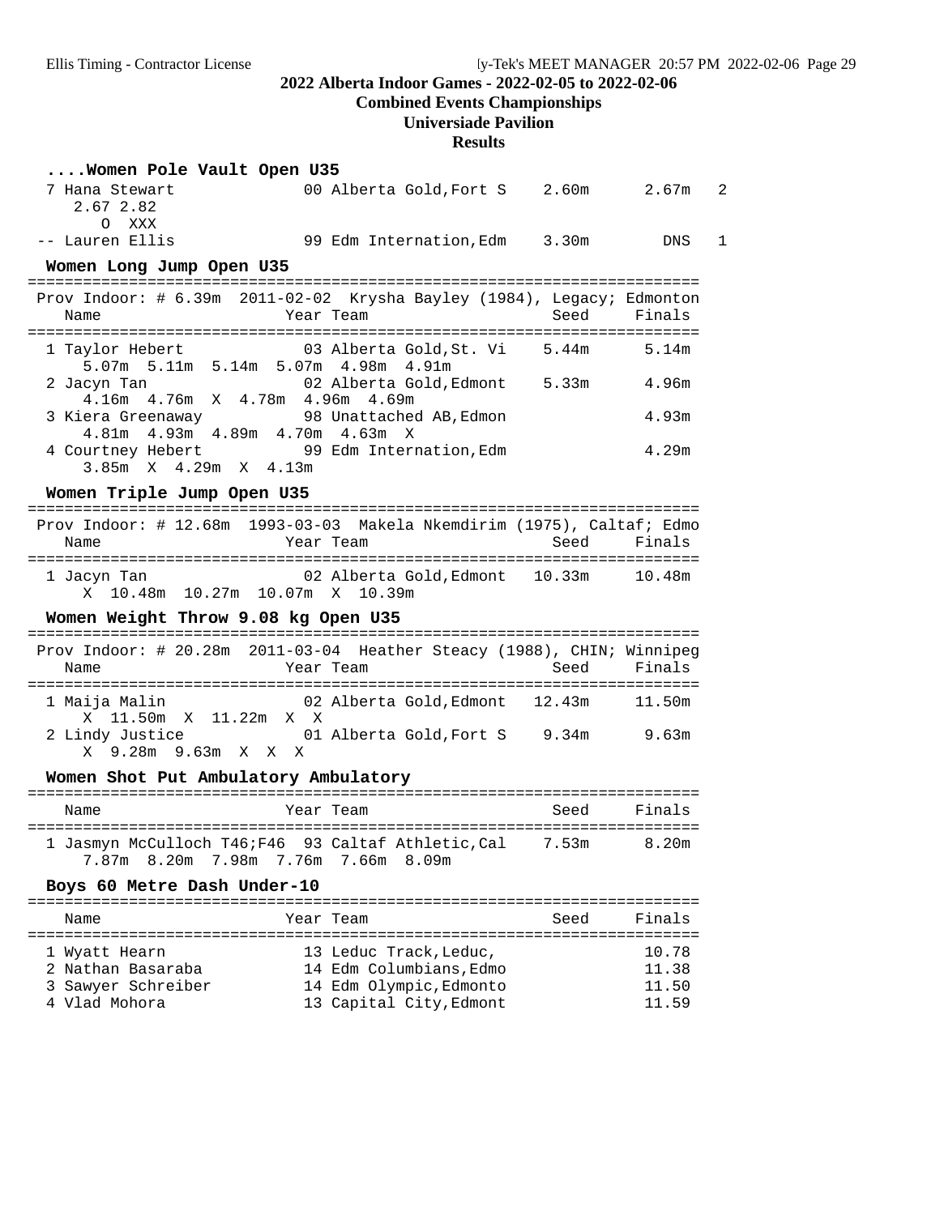## 2022 Alberta Indoor Games - 2022-02-05 to 2022-02-06

### Combined Events Championships

### Universiade Pavilion

### Results

#### ....Women Pole Vault Open U35

```
  7 Hana Stewart             00 Alberta Gold,Fort S    2.60m      2.67m   2
     2.67 2.82
        O  XXX
 -- Lauren Ellis             99 Edm Internation,Edm    3.30m        DNS   1
```

#### Women Long Jump Open U35

```
=========================================================================
 Prov Indoor: # 6.39m  2011-02-02  Krysha Bayley (1984), Legacy; Edmonton
    Name                    Year Team                    Seed     Finals
=========================================================================
  1 Taylor Hebert            03 Alberta Gold,St. Vi    5.44m      5.14m
      5.07m  5.11m  5.14m  5.07m  4.98m  4.91m
  2 Jacyn Tan                02 Alberta Gold,Edmont    5.33m      4.96m
      4.16m  4.76m  X  4.78m  4.96m  4.69m
  3 Kiera Greenaway          98 Unattached AB,Edmon               4.93m
      4.81m  4.93m  4.89m  4.70m  4.63m  X
  4 Courtney Hebert          99 Edm Internation,Edm               4.29m
      3.85m  X  4.29m  X  4.13m
```

#### Women Triple Jump Open U35

```
=========================================================================
 Prov Indoor: # 12.68m  1993-03-03  Makela Nkemdirim (1975), Caltaf; Edmo
    Name                    Year Team                    Seed     Finals
=========================================================================
  1 Jacyn Tan                02 Alberta Gold,Edmont   10.33m     10.48m
      X  10.48m  10.27m  10.07m  X  10.39m
```

#### Women Weight Throw 9.08 kg Open U35

```
=========================================================================
 Prov Indoor: # 20.28m  2011-03-04  Heather Steacy (1988), CHIN; Winnipeg
    Name                    Year Team                    Seed     Finals
=========================================================================
  1 Maija Malin              02 Alberta Gold,Edmont   12.43m     11.50m
      X  11.50m  X  11.22m  X  X
  2 Lindy Justice            01 Alberta Gold,Fort S    9.34m      9.63m
      X  9.28m  9.63m  X  X  X
```

#### Women Shot Put Ambulatory Ambulatory

```
=========================================================================
    Name                    Year Team                    Seed     Finals
=========================================================================
  1 Jasmyn McCulloch T46;F46  93 Caltaf Athletic,Cal    7.53m      8.20m
      7.87m  8.20m  7.98m  7.76m  7.66m  8.09m
```

#### Boys 60 Metre Dash Under-10

```
=========================================================================
    Name                    Year Team                    Seed     Finals
=========================================================================
  1 Wyatt Hearn              13 Leduc Track,Leduc,                10.78
  2 Nathan Basaraba          14 Edm Columbians,Edmo               11.38
  3 Sawyer Schreiber         14 Edm Olympic,Edmonto               11.50
  4 Vlad Mohora              13 Capital City,Edmont               11.59
```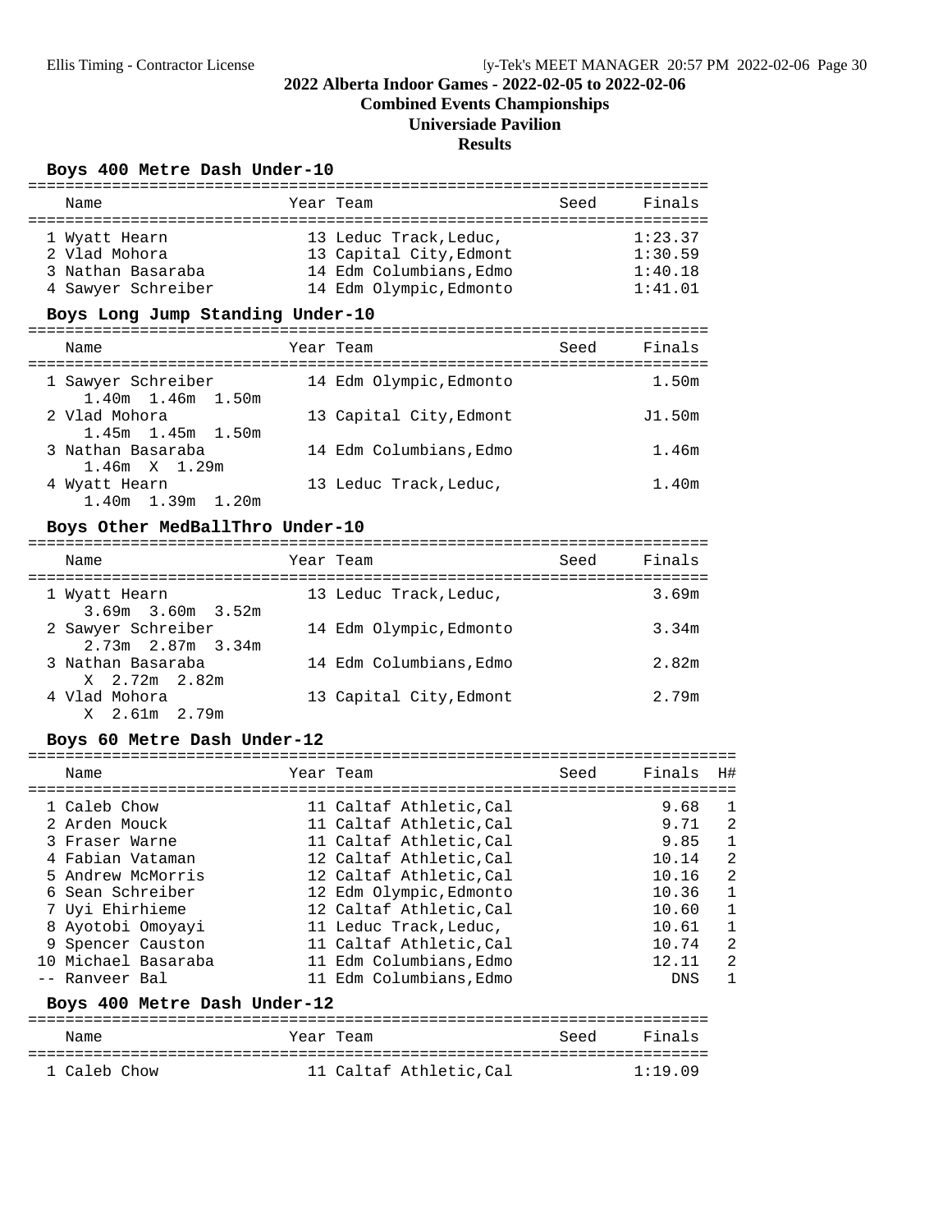# 2022 Alberta Indoor Games - 2022-02-05 to 2022-02-06

## Combined Events Championships

## Universiade Pavilion

## Results

### Boys 400 Metre Dash Under-10

| Place | Name | Year | Team | Seed | Finals |
|---|---|---|---|---|---|
| 1 | Wyatt Hearn | 13 | Leduc Track,Leduc, | | 1:23.37 |
| 2 | Vlad Mohora | 13 | Capital City,Edmont | | 1:30.59 |
| 3 | Nathan Basaraba | 14 | Edm Columbians,Edmo | | 1:40.18 |
| 4 | Sawyer Schreiber | 14 | Edm Olympic,Edmonto | | 1:41.01 |

### Boys Long Jump Standing Under-10

| Place | Name | Year | Team | Seed | Finals |
|---|---|---|---|---|---|
| 1 | Sawyer Schreiber | 14 | Edm Olympic,Edmonto | | 1.50m |
| | 1.40m 1.46m 1.50m | | | | |
| 2 | Vlad Mohora | 13 | Capital City,Edmont | | J1.50m |
| | 1.45m 1.45m 1.50m | | | | |
| 3 | Nathan Basaraba | 14 | Edm Columbians,Edmo | | 1.46m |
| | 1.46m X 1.29m | | | | |
| 4 | Wyatt Hearn | 13 | Leduc Track,Leduc, | | 1.40m |
| | 1.40m 1.39m 1.20m | | | | |

### Boys Other MedBallThro Under-10

| Place | Name | Year | Team | Seed | Finals |
|---|---|---|---|---|---|
| 1 | Wyatt Hearn | 13 | Leduc Track,Leduc, | | 3.69m |
| | 3.69m 3.60m 3.52m | | | | |
| 2 | Sawyer Schreiber | 14 | Edm Olympic,Edmonto | | 3.34m |
| | 2.73m 2.87m 3.34m | | | | |
| 3 | Nathan Basaraba | 14 | Edm Columbians,Edmo | | 2.82m |
| | X 2.72m 2.82m | | | | |
| 4 | Vlad Mohora | 13 | Capital City,Edmont | | 2.79m |
| | X 2.61m 2.79m | | | | |

### Boys 60 Metre Dash Under-12

| Place | Name | Year | Team | Seed | Finals | H# |
|---|---|---|---|---|---|---|
| 1 | Caleb Chow | 11 | Caltaf Athletic,Cal | | 9.68 | 1 |
| 2 | Arden Mouck | 11 | Caltaf Athletic,Cal | | 9.71 | 2 |
| 3 | Fraser Warne | 11 | Caltaf Athletic,Cal | | 9.85 | 1 |
| 4 | Fabian Vataman | 12 | Caltaf Athletic,Cal | | 10.14 | 2 |
| 5 | Andrew McMorris | 12 | Caltaf Athletic,Cal | | 10.16 | 2 |
| 6 | Sean Schreiber | 12 | Edm Olympic,Edmonto | | 10.36 | 1 |
| 7 | Uyi Ehirhieme | 12 | Caltaf Athletic,Cal | | 10.60 | 1 |
| 8 | Ayotobi Omoyayi | 11 | Leduc Track,Leduc, | | 10.61 | 1 |
| 9 | Spencer Causton | 11 | Caltaf Athletic,Cal | | 10.74 | 2 |
| 10 | Michael Basaraba | 11 | Edm Columbians,Edmo | | 12.11 | 2 |
| -- | Ranveer Bal | 11 | Edm Columbians,Edmo | | DNS | 1 |

### Boys 400 Metre Dash Under-12

| Place | Name | Year | Team | Seed | Finals |
|---|---|---|---|---|---|
| 1 | Caleb Chow | 11 | Caltaf Athletic,Cal | | 1:19.09 |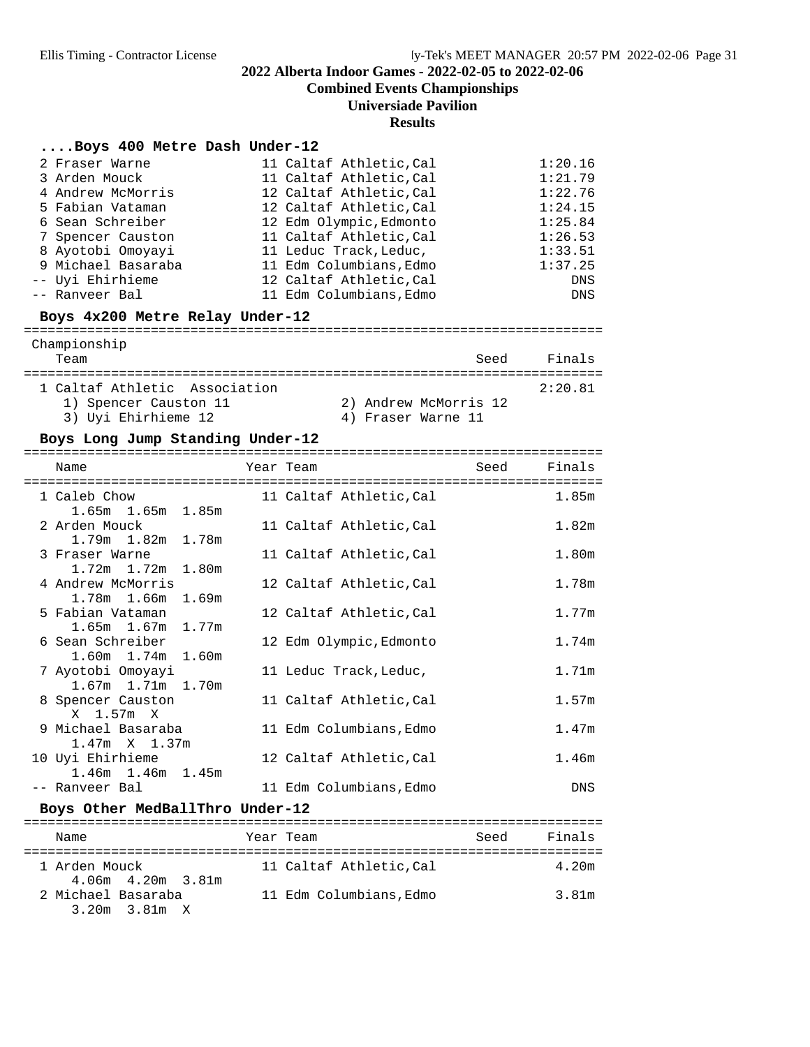# 2022 Alberta Indoor Games - 2022-02-05 to 2022-02-06

## Combined Events Championships

## Universiade Pavilion

## Results

### ....Boys 400 Metre Dash Under-12

| Place | Name | Year | Team | Finals |
|---|---|---|---|---|
| 2 | Fraser Warne | 11 | Caltaf Athletic,Cal | 1:20.16 |
| 3 | Arden Mouck | 11 | Caltaf Athletic,Cal | 1:21.79 |
| 4 | Andrew McMorris | 12 | Caltaf Athletic,Cal | 1:22.76 |
| 5 | Fabian Vataman | 12 | Caltaf Athletic,Cal | 1:24.15 |
| 6 | Sean Schreiber | 12 | Edm Olympic,Edmonto | 1:25.84 |
| 7 | Spencer Causton | 11 | Caltaf Athletic,Cal | 1:26.53 |
| 8 | Ayotobi Omoyayi | 11 | Leduc Track,Leduc, | 1:33.51 |
| 9 | Michael Basaraba | 11 | Edm Columbians,Edmo | 1:37.25 |
| -- | Uyi Ehirhieme | 12 | Caltaf Athletic,Cal | DNS |
| -- | Ranveer Bal | 11 | Edm Columbians,Edmo | DNS |

### Boys 4x200 Metre Relay Under-12

Championship

| Place | Team | Seed | Finals |
|---|---|---|---|
| 1 | Caltaf Athletic Association | | 2:20.81 |

1) Spencer Causton 11 2) Andrew McMorris 12
3) Uyi Ehirhieme 12 4) Fraser Warne 11

### Boys Long Jump Standing Under-12

| Place | Name | Year | Team | Seed | Finals |
|---|---|---|---|---|---|
| 1 | Caleb Chow | 11 | Caltaf Athletic,Cal | | 1.85m |
| | 1.65m 1.65m 1.85m | | | | |
| 2 | Arden Mouck | 11 | Caltaf Athletic,Cal | | 1.82m |
| | 1.79m 1.82m 1.78m | | | | |
| 3 | Fraser Warne | 11 | Caltaf Athletic,Cal | | 1.80m |
| | 1.72m 1.72m 1.80m | | | | |
| 4 | Andrew McMorris | 12 | Caltaf Athletic,Cal | | 1.78m |
| | 1.78m 1.66m 1.69m | | | | |
| 5 | Fabian Vataman | 12 | Caltaf Athletic,Cal | | 1.77m |
| | 1.65m 1.67m 1.77m | | | | |
| 6 | Sean Schreiber | 12 | Edm Olympic,Edmonto | | 1.74m |
| | 1.60m 1.74m 1.60m | | | | |
| 7 | Ayotobi Omoyayi | 11 | Leduc Track,Leduc, | | 1.71m |
| | 1.67m 1.71m 1.70m | | | | |
| 8 | Spencer Causton | 11 | Caltaf Athletic,Cal | | 1.57m |
| | X 1.57m X | | | | |
| 9 | Michael Basaraba | 11 | Edm Columbians,Edmo | | 1.47m |
| | 1.47m X 1.37m | | | | |
| 10 | Uyi Ehirhieme | 12 | Caltaf Athletic,Cal | | 1.46m |
| | 1.46m 1.46m 1.45m | | | | |
| -- | Ranveer Bal | 11 | Edm Columbians,Edmo | | DNS |

### Boys Other MedBallThro Under-12

| Place | Name | Year | Team | Seed | Finals |
|---|---|---|---|---|---|
| 1 | Arden Mouck | 11 | Caltaf Athletic,Cal | | 4.20m |
| | 4.06m 4.20m 3.81m | | | | |
| 2 | Michael Basaraba | 11 | Edm Columbians,Edmo | | 3.81m |
| | 3.20m 3.81m X | | | | |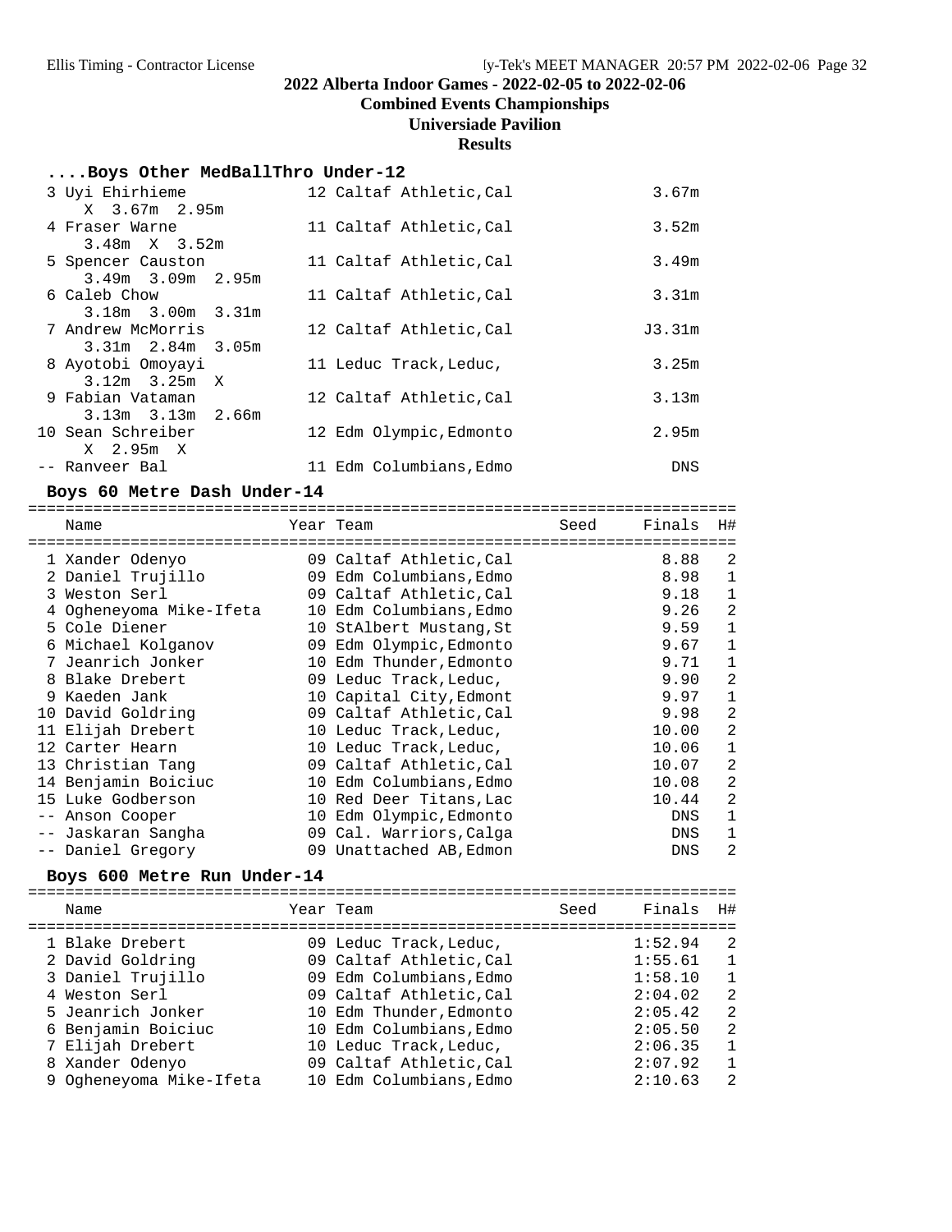## 2022 Alberta Indoor Games - 2022-02-05 to 2022-02-06

### Combined Events Championships

### Universiade Pavilion

### Results

#### ....Boys Other MedBallThro Under-12

| Place | Name | Year | Team | Finals |
|---|---|---|---|---|
| 3 | Uyi Ehirhieme | 12 | Caltaf Athletic,Cal | 3.67m |
| | X 3.67m 2.95m | | | |
| 4 | Fraser Warne | 11 | Caltaf Athletic,Cal | 3.52m |
| | 3.48m X 3.52m | | | |
| 5 | Spencer Causton | 11 | Caltaf Athletic,Cal | 3.49m |
| | 3.49m 3.09m 2.95m | | | |
| 6 | Caleb Chow | 11 | Caltaf Athletic,Cal | 3.31m |
| | 3.18m 3.00m 3.31m | | | |
| 7 | Andrew McMorris | 12 | Caltaf Athletic,Cal | J3.31m |
| | 3.31m 2.84m 3.05m | | | |
| 8 | Ayotobi Omoyayi | 11 | Leduc Track,Leduc, | 3.25m |
| | 3.12m 3.25m X | | | |
| 9 | Fabian Vataman | 12 | Caltaf Athletic,Cal | 3.13m |
| | 3.13m 3.13m 2.66m | | | |
| 10 | Sean Schreiber | 12 | Edm Olympic,Edmonto | 2.95m |
| | X 2.95m X | | | |
| -- | Ranveer Bal | 11 | Edm Columbians,Edmo | DNS |

#### Boys 60 Metre Dash Under-14

| Place | Name | Year | Team | Seed | Finals | H# |
|---|---|---|---|---|---|---|
| 1 | Xander Odenyo | 09 | Caltaf Athletic,Cal | | 8.88 | 2 |
| 2 | Daniel Trujillo | 09 | Edm Columbians,Edmo | | 8.98 | 1 |
| 3 | Weston Serl | 09 | Caltaf Athletic,Cal | | 9.18 | 1 |
| 4 | Ogheneyoma Mike-Ifeta | 10 | Edm Columbians,Edmo | | 9.26 | 2 |
| 5 | Cole Diener | 10 | StAlbert Mustang,St | | 9.59 | 1 |
| 6 | Michael Kolganov | 09 | Edm Olympic,Edmonto | | 9.67 | 1 |
| 7 | Jeanrich Jonker | 10 | Edm Thunder,Edmonto | | 9.71 | 1 |
| 8 | Blake Drebert | 09 | Leduc Track,Leduc, | | 9.90 | 2 |
| 9 | Kaeden Jank | 10 | Capital City,Edmont | | 9.97 | 1 |
| 10 | David Goldring | 09 | Caltaf Athletic,Cal | | 9.98 | 2 |
| 11 | Elijah Drebert | 10 | Leduc Track,Leduc, | | 10.00 | 2 |
| 12 | Carter Hearn | 10 | Leduc Track,Leduc, | | 10.06 | 1 |
| 13 | Christian Tang | 09 | Caltaf Athletic,Cal | | 10.07 | 2 |
| 14 | Benjamin Boiciuc | 10 | Edm Columbians,Edmo | | 10.08 | 2 |
| 15 | Luke Godberson | 10 | Red Deer Titans,Lac | | 10.44 | 2 |
| -- | Anson Cooper | 10 | Edm Olympic,Edmonto | | DNS | 1 |
| -- | Jaskaran Sangha | 09 | Cal. Warriors,Calga | | DNS | 1 |
| -- | Daniel Gregory | 09 | Unattached AB,Edmon | | DNS | 2 |

#### Boys 600 Metre Run Under-14

| Place | Name | Year | Team | Seed | Finals | H# |
|---|---|---|---|---|---|---|
| 1 | Blake Drebert | 09 | Leduc Track,Leduc, | | 1:52.94 | 2 |
| 2 | David Goldring | 09 | Caltaf Athletic,Cal | | 1:55.61 | 1 |
| 3 | Daniel Trujillo | 09 | Edm Columbians,Edmo | | 1:58.10 | 1 |
| 4 | Weston Serl | 09 | Caltaf Athletic,Cal | | 2:04.02 | 2 |
| 5 | Jeanrich Jonker | 10 | Edm Thunder,Edmonto | | 2:05.42 | 2 |
| 6 | Benjamin Boiciuc | 10 | Edm Columbians,Edmo | | 2:05.50 | 2 |
| 7 | Elijah Drebert | 10 | Leduc Track,Leduc, | | 2:06.35 | 1 |
| 8 | Xander Odenyo | 09 | Caltaf Athletic,Cal | | 2:07.92 | 1 |
| 9 | Ogheneyoma Mike-Ifeta | 10 | Edm Columbians,Edmo | | 2:10.63 | 2 |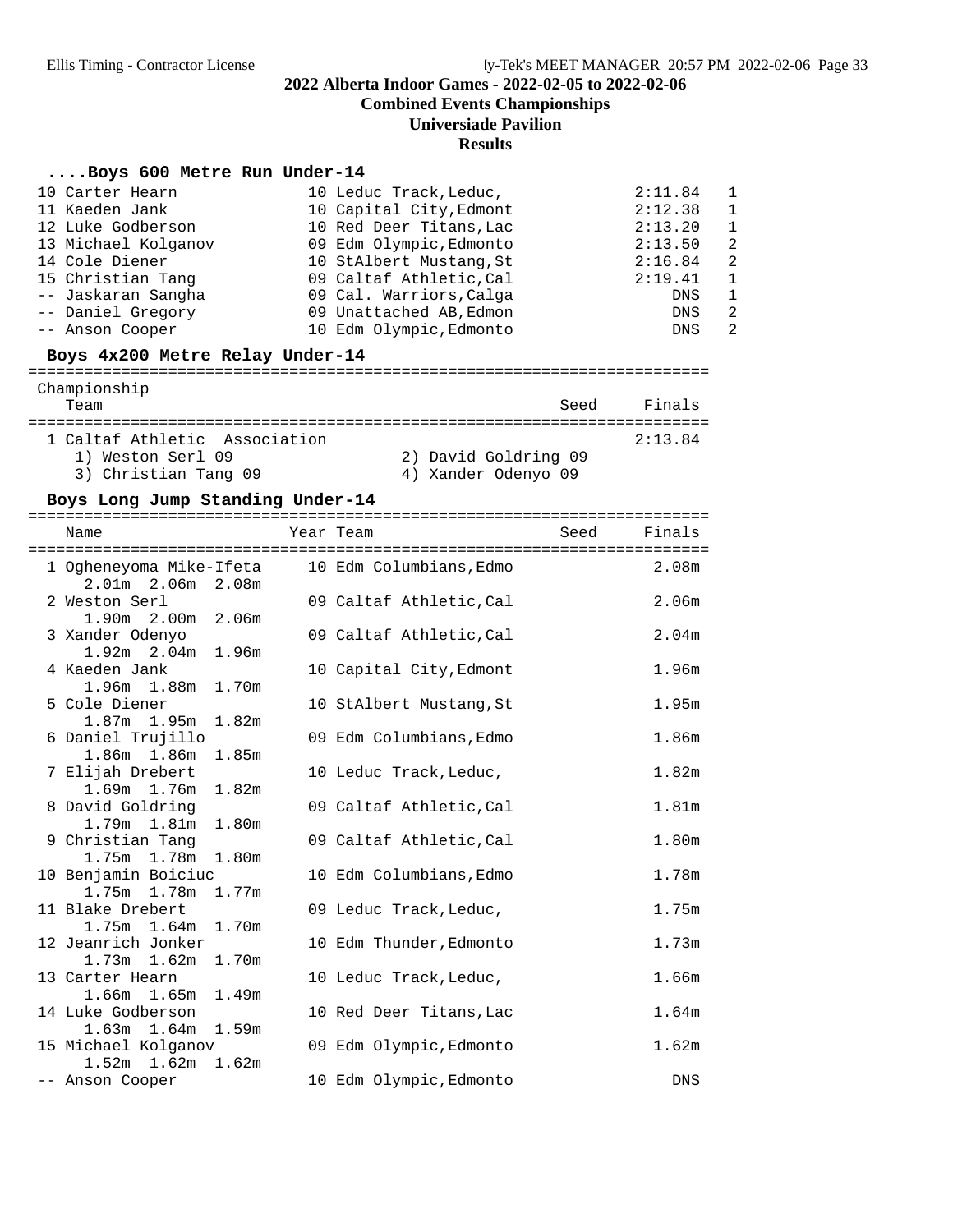## 2022 Alberta Indoor Games - 2022-02-05 to 2022-02-06

### Combined Events Championships

### Universiade Pavilion

### Results

#### ....Boys 600 Metre Run Under-14

| Place | Name | Year | Team | Finals | H# |
|---|---|---|---|---|---|
| 10 | Carter Hearn | 10 | Leduc Track,Leduc, | 2:11.84 | 1 |
| 11 | Kaeden Jank | 10 | Capital City,Edmont | 2:12.38 | 1 |
| 12 | Luke Godberson | 10 | Red Deer Titans,Lac | 2:13.20 | 1 |
| 13 | Michael Kolganov | 09 | Edm Olympic,Edmonto | 2:13.50 | 2 |
| 14 | Cole Diener | 10 | StAlbert Mustang,St | 2:16.84 | 2 |
| 15 | Christian Tang | 09 | Caltaf Athletic,Cal | 2:19.41 | 1 |
| -- | Jaskaran Sangha | 09 | Cal. Warriors,Calga | DNS | 1 |
| -- | Daniel Gregory | 09 | Unattached AB,Edmon | DNS | 2 |
| -- | Anson Cooper | 10 | Edm Olympic,Edmonto | DNS | 2 |

#### Boys 4x200 Metre Relay Under-14

Championship

| Place | Team | Seed | Finals |
|---|---|---|---|
| 1 | Caltaf Athletic Association | | 2:13.84 |

1) Weston Serl 09 2) David Goldring 09
3) Christian Tang 09 4) Xander Odenyo 09

#### Boys Long Jump Standing Under-14

| Place | Name | Year | Team | Seed | Finals |
|---|---|---|---|---|---|
| 1 | Ogheneyoma Mike-Ifeta | 10 | Edm Columbians,Edmo | | 2.08m |
| | 2.01m 2.06m 2.08m | | | | |
| 2 | Weston Serl | 09 | Caltaf Athletic,Cal | | 2.06m |
| | 1.90m 2.00m 2.06m | | | | |
| 3 | Xander Odenyo | 09 | Caltaf Athletic,Cal | | 2.04m |
| | 1.92m 2.04m 1.96m | | | | |
| 4 | Kaeden Jank | 10 | Capital City,Edmont | | 1.96m |
| | 1.96m 1.88m 1.70m | | | | |
| 5 | Cole Diener | 10 | StAlbert Mustang,St | | 1.95m |
| | 1.87m 1.95m 1.82m | | | | |
| 6 | Daniel Trujillo | 09 | Edm Columbians,Edmo | | 1.86m |
| | 1.86m 1.86m 1.85m | | | | |
| 7 | Elijah Drebert | 10 | Leduc Track,Leduc, | | 1.82m |
| | 1.69m 1.76m 1.82m | | | | |
| 8 | David Goldring | 09 | Caltaf Athletic,Cal | | 1.81m |
| | 1.79m 1.81m 1.80m | | | | |
| 9 | Christian Tang | 09 | Caltaf Athletic,Cal | | 1.80m |
| | 1.75m 1.78m 1.80m | | | | |
| 10 | Benjamin Boiciuc | 10 | Edm Columbians,Edmo | | 1.78m |
| | 1.75m 1.78m 1.77m | | | | |
| 11 | Blake Drebert | 09 | Leduc Track,Leduc, | | 1.75m |
| | 1.75m 1.64m 1.70m | | | | |
| 12 | Jeanrich Jonker | 10 | Edm Thunder,Edmonto | | 1.73m |
| | 1.73m 1.62m 1.70m | | | | |
| 13 | Carter Hearn | 10 | Leduc Track,Leduc, | | 1.66m |
| | 1.66m 1.65m 1.49m | | | | |
| 14 | Luke Godberson | 10 | Red Deer Titans,Lac | | 1.64m |
| | 1.63m 1.64m 1.59m | | | | |
| 15 | Michael Kolganov | 09 | Edm Olympic,Edmonto | | 1.62m |
| | 1.52m 1.62m 1.62m | | | | |
| -- | Anson Cooper | 10 | Edm Olympic,Edmonto | | DNS |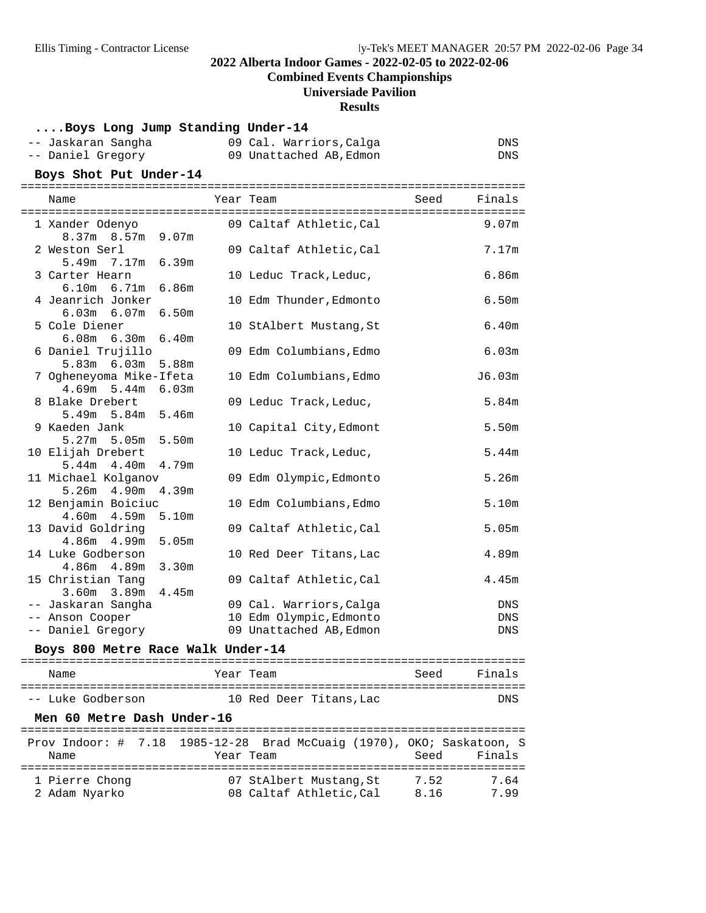## ....Boys Long Jump Standing Under-14

| Place | Name | Year | Team | Finals |
|---|---|---|---|---|
| -- | Jaskaran Sangha | 09 | Cal. Warriors,Calga | DNS |
| -- | Daniel Gregory | 09 | Unattached AB,Edmon | DNS |

## Boys Shot Put Under-14

| Place | Name | Year | Team | Seed | Finals |
|---|---|---|---|---|---|
| 1 | Xander Odenyo<br>8.37m 8.57m 9.07m | 09 | Caltaf Athletic,Cal | | 9.07m |
| 2 | Weston Serl<br>5.49m 7.17m 6.39m | 09 | Caltaf Athletic,Cal | | 7.17m |
| 3 | Carter Hearn<br>6.10m 6.71m 6.86m | 10 | Leduc Track,Leduc, | | 6.86m |
| 4 | Jeanrich Jonker<br>6.03m 6.07m 6.50m | 10 | Edm Thunder,Edmonto | | 6.50m |
| 5 | Cole Diener<br>6.08m 6.30m 6.40m | 10 | StAlbert Mustang,St | | 6.40m |
| 6 | Daniel Trujillo<br>5.83m 6.03m 5.88m | 09 | Edm Columbians,Edmo | | 6.03m |
| 7 | Ogheneyoma Mike-Ifeta<br>4.69m 5.44m 6.03m | 10 | Edm Columbians,Edmo | | J6.03m |
| 8 | Blake Drebert<br>5.49m 5.84m 5.46m | 09 | Leduc Track,Leduc, | | 5.84m |
| 9 | Kaeden Jank<br>5.27m 5.05m 5.50m | 10 | Capital City,Edmont | | 5.50m |
| 10 | Elijah Drebert<br>5.44m 4.40m 4.79m | 10 | Leduc Track,Leduc, | | 5.44m |
| 11 | Michael Kolganov<br>5.26m 4.90m 4.39m | 09 | Edm Olympic,Edmonto | | 5.26m |
| 12 | Benjamin Boiciuc<br>4.60m 4.59m 5.10m | 10 | Edm Columbians,Edmo | | 5.10m |
| 13 | David Goldring<br>4.86m 4.99m 5.05m | 09 | Caltaf Athletic,Cal | | 5.05m |
| 14 | Luke Godberson<br>4.86m 4.89m 3.30m | 10 | Red Deer Titans,Lac | | 4.89m |
| 15 | Christian Tang<br>3.60m 3.89m 4.45m | 09 | Caltaf Athletic,Cal | | 4.45m |
| -- | Jaskaran Sangha | 09 | Cal. Warriors,Calga | | DNS |
| -- | Anson Cooper | 10 | Edm Olympic,Edmonto | | DNS |
| -- | Daniel Gregory | 09 | Unattached AB,Edmon | | DNS |

## Boys 800 Metre Race Walk Under-14

| Place | Name | Year | Team | Seed | Finals |
|---|---|---|---|---|---|
| -- | Luke Godberson | 10 | Red Deer Titans,Lac | | DNS |

## Men 60 Metre Dash Under-16

Prov Indoor: # 7.18 1985-12-28 Brad McCuaig (1970), OKO; Saskatoon, S

| Place | Name | Year | Team | Seed | Finals |
|---|---|---|---|---|---|
| 1 | Pierre Chong | 07 | StAlbert Mustang,St | 7.52 | 7.64 |
| 2 | Adam Nyarko | 08 | Caltaf Athletic,Cal | 8.16 | 7.99 |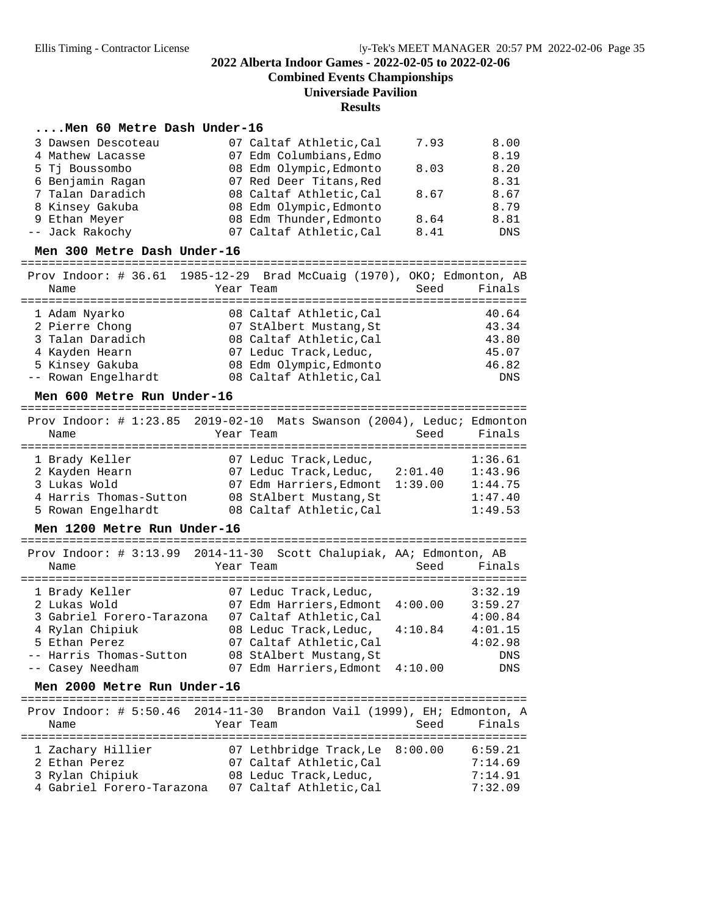## 2022 Alberta Indoor Games - 2022-02-05 to 2022-02-06

### Combined Events Championships

### Universiade Pavilion

### Results

#### ....Men 60 Metre Dash Under-16

| Place | Name | Year | Team | Seed | Finals |
|---|---|---|---|---|---|
| 3 | Dawsen Descoteau | 07 | Caltaf Athletic,Cal | 7.93 | 8.00 |
| 4 | Mathew Lacasse | 07 | Edm Columbians,Edmo | | 8.19 |
| 5 | Tj Boussombo | 08 | Edm Olympic,Edmonto | 8.03 | 8.20 |
| 6 | Benjamin Ragan | 07 | Red Deer Titans,Red | | 8.31 |
| 7 | Talan Daradich | 08 | Caltaf Athletic,Cal | 8.67 | 8.67 |
| 8 | Kinsey Gakuba | 08 | Edm Olympic,Edmonto | | 8.79 |
| 9 | Ethan Meyer | 08 | Edm Thunder,Edmonto | 8.64 | 8.81 |
| -- | Jack Rakochy | 07 | Caltaf Athletic,Cal | 8.41 | DNS |

#### Men 300 Metre Dash Under-16

Prov Indoor: # 36.61 1985-12-29 Brad McCuaig (1970), OKO; Edmonton, AB

| Place | Name | Year | Team | Seed | Finals |
|---|---|---|---|---|---|
| 1 | Adam Nyarko | 08 | Caltaf Athletic,Cal | | 40.64 |
| 2 | Pierre Chong | 07 | StAlbert Mustang,St | | 43.34 |
| 3 | Talan Daradich | 08 | Caltaf Athletic,Cal | | 43.80 |
| 4 | Kayden Hearn | 07 | Leduc Track,Leduc, | | 45.07 |
| 5 | Kinsey Gakuba | 08 | Edm Olympic,Edmonto | | 46.82 |
| -- | Rowan Engelhardt | 08 | Caltaf Athletic,Cal | | DNS |

#### Men 600 Metre Run Under-16

Prov Indoor: # 1:23.85 2019-02-10 Mats Swanson (2004), Leduc; Edmonton

| Place | Name | Year | Team | Seed | Finals |
|---|---|---|---|---|---|
| 1 | Brady Keller | 07 | Leduc Track,Leduc, | | 1:36.61 |
| 2 | Kayden Hearn | 07 | Leduc Track,Leduc, | 2:01.40 | 1:43.96 |
| 3 | Lukas Wold | 07 | Edm Harriers,Edmont | 1:39.00 | 1:44.75 |
| 4 | Harris Thomas-Sutton | 08 | StAlbert Mustang,St | | 1:47.40 |
| 5 | Rowan Engelhardt | 08 | Caltaf Athletic,Cal | | 1:49.53 |

#### Men 1200 Metre Run Under-16

Prov Indoor: # 3:13.99 2014-11-30 Scott Chalupiak, AA; Edmonton, AB

| Place | Name | Year | Team | Seed | Finals |
|---|---|---|---|---|---|
| 1 | Brady Keller | 07 | Leduc Track,Leduc, | | 3:32.19 |
| 2 | Lukas Wold | 07 | Edm Harriers,Edmont | 4:00.00 | 3:59.27 |
| 3 | Gabriel Forero-Tarazona | 07 | Caltaf Athletic,Cal | | 4:00.84 |
| 4 | Rylan Chipiuk | 08 | Leduc Track,Leduc, | 4:10.84 | 4:01.15 |
| 5 | Ethan Perez | 07 | Caltaf Athletic,Cal | | 4:02.98 |
| -- | Harris Thomas-Sutton | 08 | StAlbert Mustang,St | | DNS |
| -- | Casey Needham | 07 | Edm Harriers,Edmont | 4:10.00 | DNS |

#### Men 2000 Metre Run Under-16

Prov Indoor: # 5:50.46 2014-11-30 Brandon Vail (1999), EH; Edmonton, A

| Place | Name | Year | Team | Seed | Finals |
|---|---|---|---|---|---|
| 1 | Zachary Hillier | 07 | Lethbridge Track,Le | 8:00.00 | 6:59.21 |
| 2 | Ethan Perez | 07 | Caltaf Athletic,Cal | | 7:14.69 |
| 3 | Rylan Chipiuk | 08 | Leduc Track,Leduc, | | 7:14.91 |
| 4 | Gabriel Forero-Tarazona | 07 | Caltaf Athletic,Cal | | 7:32.09 |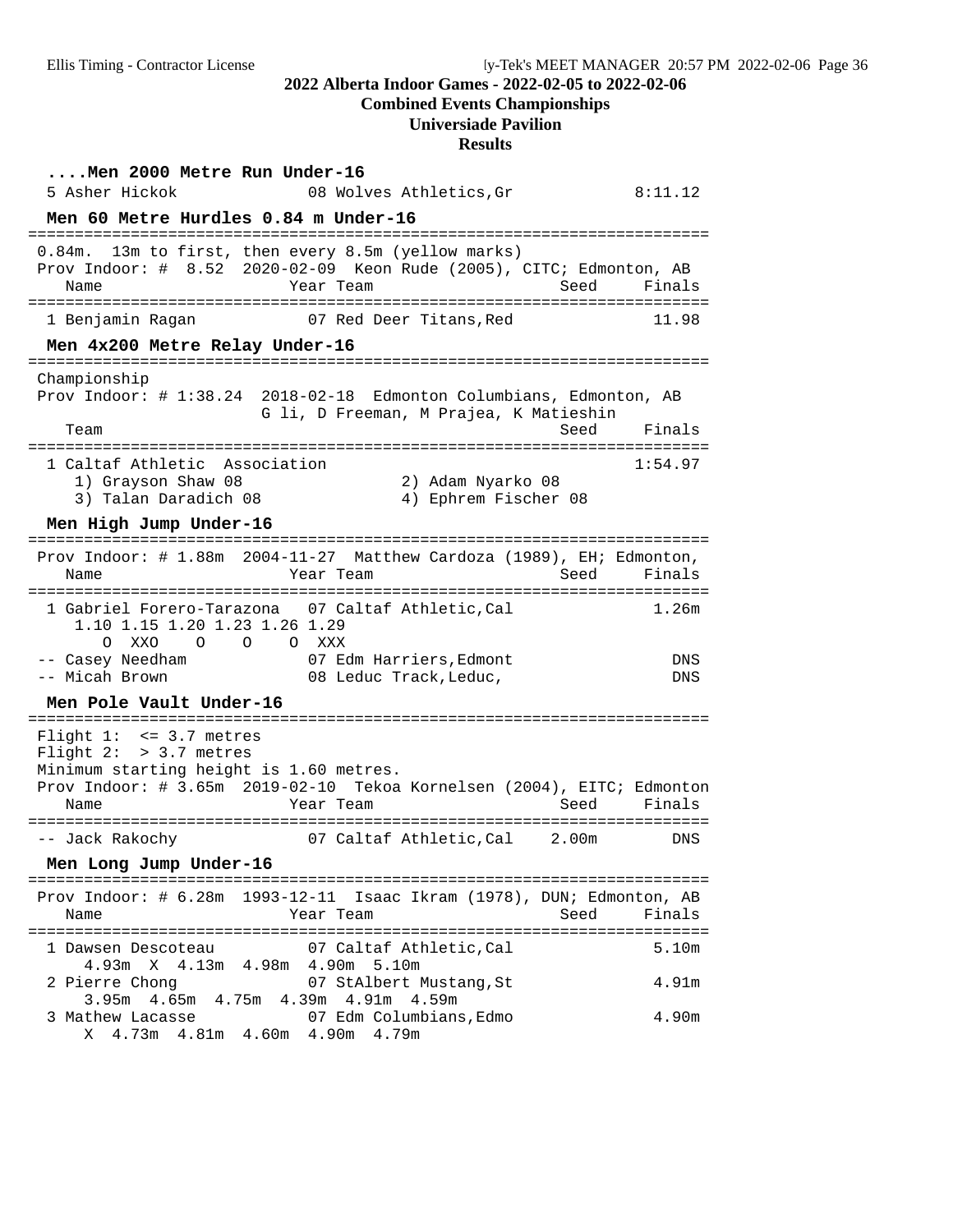#### ....Men 2000 Metre Run Under-16

| Place | Name | Year | Team | Finals |
|---|---|---|---|---|
| 5 | Asher Hickok | 08 | Wolves Athletics,Gr | 8:11.12 |

#### Men 60 Metre Hurdles 0.84 m Under-16

0.84m. 13m to first, then every 8.5m (yellow marks)

Prov Indoor: # 8.52 2020-02-09 Keon Rude (2005), CITC; Edmonton, AB

| Place | Name | Year | Team | Seed | Finals |
|---|---|---|---|---|---|
| 1 | Benjamin Ragan | 07 | Red Deer Titans,Red | | 11.98 |

#### Men 4x200 Metre Relay Under-16

Championship

Prov Indoor: # 1:38.24 2018-02-18 Edmonton Columbians, Edmonton, AB
G li, D Freeman, M Prajea, K Matieshin

| Place | Team | Seed | Finals |
|---|---|---|---|
| 1 | Caltaf Athletic Association | | 1:54.97 |

1) Grayson Shaw 08 2) Adam Nyarko 08
3) Talan Daradich 08 4) Ephrem Fischer 08

#### Men High Jump Under-16

Prov Indoor: # 1.88m 2004-11-27 Matthew Cardoza (1989), EH; Edmonton,

| Place | Name | Year | Team | Seed | Finals |
|---|---|---|---|---|---|
| 1 | Gabriel Forero-Tarazona | 07 | Caltaf Athletic,Cal | | 1.26m |
| -- | Casey Needham | 07 | Edm Harriers,Edmont | | DNS |
| -- | Micah Brown | 08 | Leduc Track,Leduc, | | DNS |

Forero-Tarazona: 1.10 1.15 1.20 1.23 1.26 1.29 — O XXO O O O XXX

#### Men Pole Vault Under-16

Flight 1: <= 3.7 metres
Flight 2: > 3.7 metres
Minimum starting height is 1.60 metres.
Prov Indoor: # 3.65m 2019-02-10 Tekoa Kornelsen (2004), EITC; Edmonton

| Place | Name | Year | Team | Seed | Finals |
|---|---|---|---|---|---|
| -- | Jack Rakochy | 07 | Caltaf Athletic,Cal | 2.00m | DNS |

#### Men Long Jump Under-16

Prov Indoor: # 6.28m 1993-12-11 Isaac Ikram (1978), DUN; Edmonton, AB

| Place | Name | Year | Team | Seed | Finals |
|---|---|---|---|---|---|
| 1 | Dawsen Descoteau | 07 | Caltaf Athletic,Cal | | 5.10m |
| 2 | Pierre Chong | 07 | StAlbert Mustang,St | | 4.91m |
| 3 | Mathew Lacasse | 07 | Edm Columbians,Edmo | | 4.90m |

Descoteau: 4.93m X 4.13m 4.98m 4.90m 5.10m
Chong: 3.95m 4.65m 4.75m 4.39m 4.91m 4.59m
Lacasse: X 4.73m 4.81m 4.60m 4.90m 4.79m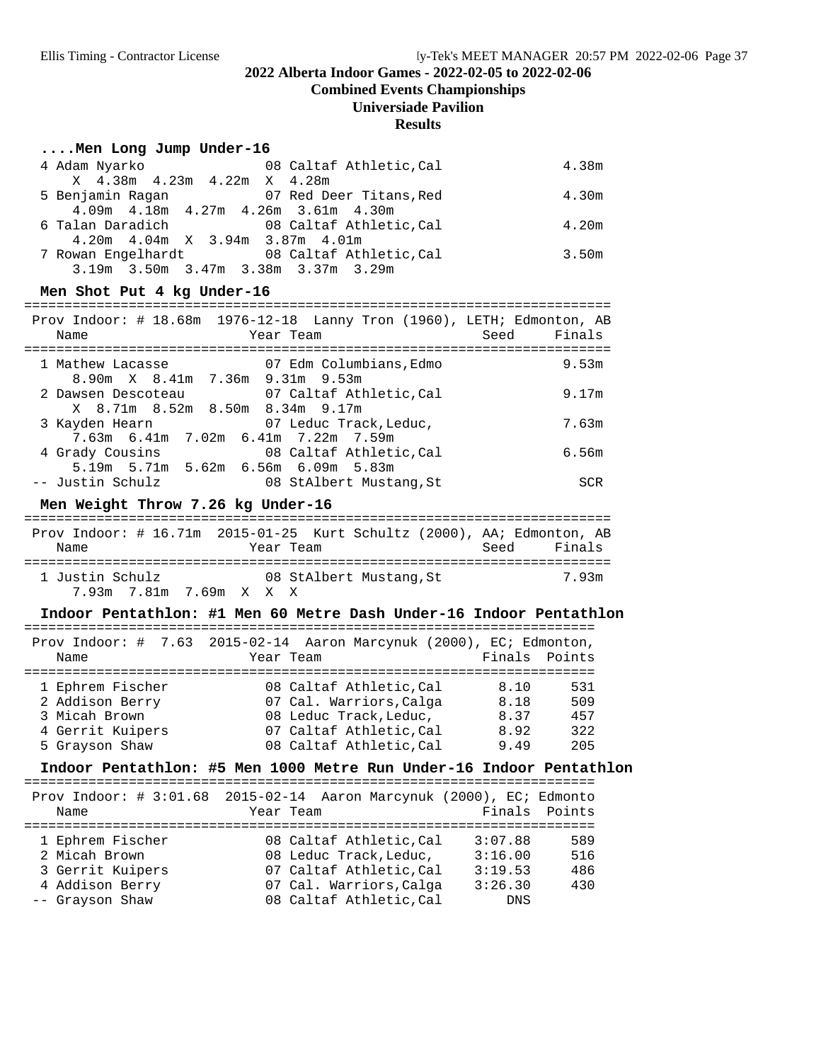## 2022 Alberta Indoor Games - 2022-02-05 to 2022-02-06

### Combined Events Championships

### Universiade Pavilion

### Results

#### ....Men Long Jump Under-16

| Place | Name | Year | Team | Finals |
|---|---|---|---|---|
| 4 | Adam Nyarko | 08 | Caltaf Athletic,Cal | 4.38m |
| | X 4.38m 4.23m 4.22m X 4.28m | | | |
| 5 | Benjamin Ragan | 07 | Red Deer Titans,Red | 4.30m |
| | 4.09m 4.18m 4.27m 4.26m 3.61m 4.30m | | | |
| 6 | Talan Daradich | 08 | Caltaf Athletic,Cal | 4.20m |
| | 4.20m 4.04m X 3.94m 3.87m 4.01m | | | |
| 7 | Rowan Engelhardt | 08 | Caltaf Athletic,Cal | 3.50m |
| | 3.19m 3.50m 3.47m 3.38m 3.37m 3.29m | | | |

#### Men Shot Put 4 kg Under-16

Prov Indoor: # 18.68m 1976-12-18 Lanny Tron (1960), LETH; Edmonton, AB

| Place | Name | Year | Team | Seed | Finals |
|---|---|---|---|---|---|
| 1 | Mathew Lacasse | 07 | Edm Columbians,Edmo | | 9.53m |
| | 8.90m X 8.41m 7.36m 9.31m 9.53m | | | | |
| 2 | Dawsen Descoteau | 07 | Caltaf Athletic,Cal | | 9.17m |
| | X 8.71m 8.52m 8.50m 8.34m 9.17m | | | | |
| 3 | Kayden Hearn | 07 | Leduc Track,Leduc, | | 7.63m |
| | 7.63m 6.41m 7.02m 6.41m 7.22m 7.59m | | | | |
| 4 | Grady Cousins | 08 | Caltaf Athletic,Cal | | 6.56m |
| | 5.19m 5.71m 5.62m 6.56m 6.09m 5.83m | | | | |
| -- | Justin Schulz | 08 | StAlbert Mustang,St | | SCR |

#### Men Weight Throw 7.26 kg Under-16

Prov Indoor: # 16.71m 2015-01-25 Kurt Schultz (2000), AA; Edmonton, AB

| Place | Name | Year | Team | Seed | Finals |
|---|---|---|---|---|---|
| 1 | Justin Schulz | 08 | StAlbert Mustang,St | | 7.93m |
| | 7.93m 7.81m 7.69m X X X | | | | |

#### Indoor Pentathlon: #1 Men 60 Metre Dash Under-16 Indoor Pentathlon

Prov Indoor: # 7.63 2015-02-14 Aaron Marcynuk (2000), EC; Edmonton,

| Place | Name | Year | Team | Finals | Points |
|---|---|---|---|---|---|
| 1 | Ephrem Fischer | 08 | Caltaf Athletic,Cal | 8.10 | 531 |
| 2 | Addison Berry | 07 | Cal. Warriors,Calga | 8.18 | 509 |
| 3 | Micah Brown | 08 | Leduc Track,Leduc, | 8.37 | 457 |
| 4 | Gerrit Kuipers | 07 | Caltaf Athletic,Cal | 8.92 | 322 |
| 5 | Grayson Shaw | 08 | Caltaf Athletic,Cal | 9.49 | 205 |

#### Indoor Pentathlon: #5 Men 1000 Metre Run Under-16 Indoor Pentathlon

Prov Indoor: # 3:01.68 2015-02-14 Aaron Marcynuk (2000), EC; Edmonto

| Place | Name | Year | Team | Finals | Points |
|---|---|---|---|---|---|
| 1 | Ephrem Fischer | 08 | Caltaf Athletic,Cal | 3:07.88 | 589 |
| 2 | Micah Brown | 08 | Leduc Track,Leduc, | 3:16.00 | 516 |
| 3 | Gerrit Kuipers | 07 | Caltaf Athletic,Cal | 3:19.53 | 486 |
| 4 | Addison Berry | 07 | Cal. Warriors,Calga | 3:26.30 | 430 |
| -- | Grayson Shaw | 08 | Caltaf Athletic,Cal | DNS | |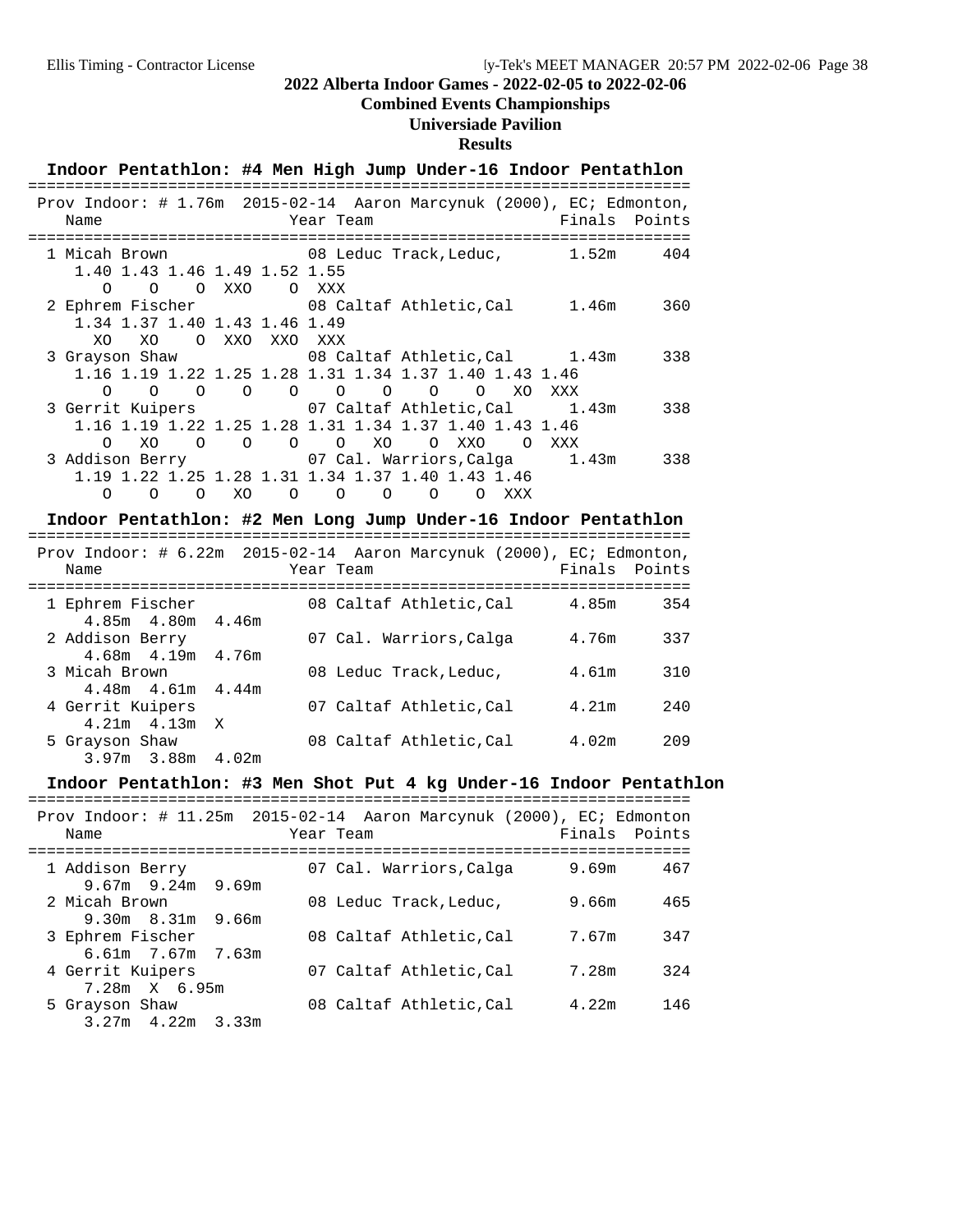## 2022 Alberta Indoor Games - 2022-02-05 to 2022-02-06

**Combined Events Championships**

**Universiade Pavilion**

**Results**

### Indoor Pentathlon: #4 Men High Jump Under-16 Indoor Pentathlon

Prov Indoor: # 1.76m 2015-02-14 Aaron Marcynuk (2000), EC; Edmonton,

| Place | Name | Year | Team | Finals | Points |
|---|---|---|---|---|---|
| 1 | Micah Brown | 08 | Leduc Track,Leduc, | 1.52m | 404 |
| 2 | Ephrem Fischer | 08 | Caltaf Athletic,Cal | 1.46m | 360 |
| 3 | Grayson Shaw | 08 | Caltaf Athletic,Cal | 1.43m | 338 |
| 3 | Gerrit Kuipers | 07 | Caltaf Athletic,Cal | 1.43m | 338 |
| 3 | Addison Berry | 07 | Cal. Warriors,Calga | 1.43m | 338 |

Attempts:

- Micah Brown: 1.40 O, 1.43 O, 1.46 O, 1.49 XXO, 1.52 O, 1.55 XXX
- Ephrem Fischer: 1.34 XO, 1.37 XO, 1.40 O, 1.43 XXO, 1.46 XXO, 1.49 XXX
- Grayson Shaw: 1.16 O, 1.19 O, 1.22 O, 1.25 O, 1.28 O, 1.31 O, 1.34 O, 1.37 O, 1.40 O, 1.43 XO, 1.46 XXX
- Gerrit Kuipers: 1.16 O, 1.19 XO, 1.22 O, 1.25 O, 1.28 O, 1.31 O, 1.34 XO, 1.37 O, 1.40 XXO, 1.43 O, 1.46 XXX
- Addison Berry: 1.19 O, 1.22 O, 1.25 O, 1.28 XO, 1.31 O, 1.34 O, 1.37 O, 1.40 O, 1.43 O, 1.46 XXX

### Indoor Pentathlon: #2 Men Long Jump Under-16 Indoor Pentathlon

Prov Indoor: # 6.22m 2015-02-14 Aaron Marcynuk (2000), EC; Edmonton,

| Place | Name | Year | Team | Finals | Points | Attempts |
|---|---|---|---|---|---|---|
| 1 | Ephrem Fischer | 08 | Caltaf Athletic,Cal | 4.85m | 354 | 4.85m 4.80m 4.46m |
| 2 | Addison Berry | 07 | Cal. Warriors,Calga | 4.76m | 337 | 4.68m 4.19m 4.76m |
| 3 | Micah Brown | 08 | Leduc Track,Leduc, | 4.61m | 310 | 4.48m 4.61m 4.44m |
| 4 | Gerrit Kuipers | 07 | Caltaf Athletic,Cal | 4.21m | 240 | 4.21m 4.13m X |
| 5 | Grayson Shaw | 08 | Caltaf Athletic,Cal | 4.02m | 209 | 3.97m 3.88m 4.02m |

### Indoor Pentathlon: #3 Men Shot Put 4 kg Under-16 Indoor Pentathlon

Prov Indoor: # 11.25m 2015-02-14 Aaron Marcynuk (2000), EC; Edmonton

| Place | Name | Year | Team | Finals | Points | Attempts |
|---|---|---|---|---|---|---|
| 1 | Addison Berry | 07 | Cal. Warriors,Calga | 9.69m | 467 | 9.67m 9.24m 9.69m |
| 2 | Micah Brown | 08 | Leduc Track,Leduc, | 9.66m | 465 | 9.30m 8.31m 9.66m |
| 3 | Ephrem Fischer | 08 | Caltaf Athletic,Cal | 7.67m | 347 | 6.61m 7.67m 7.63m |
| 4 | Gerrit Kuipers | 07 | Caltaf Athletic,Cal | 7.28m | 324 | 7.28m X 6.95m |
| 5 | Grayson Shaw | 08 | Caltaf Athletic,Cal | 4.22m | 146 | 3.27m 4.22m 3.33m |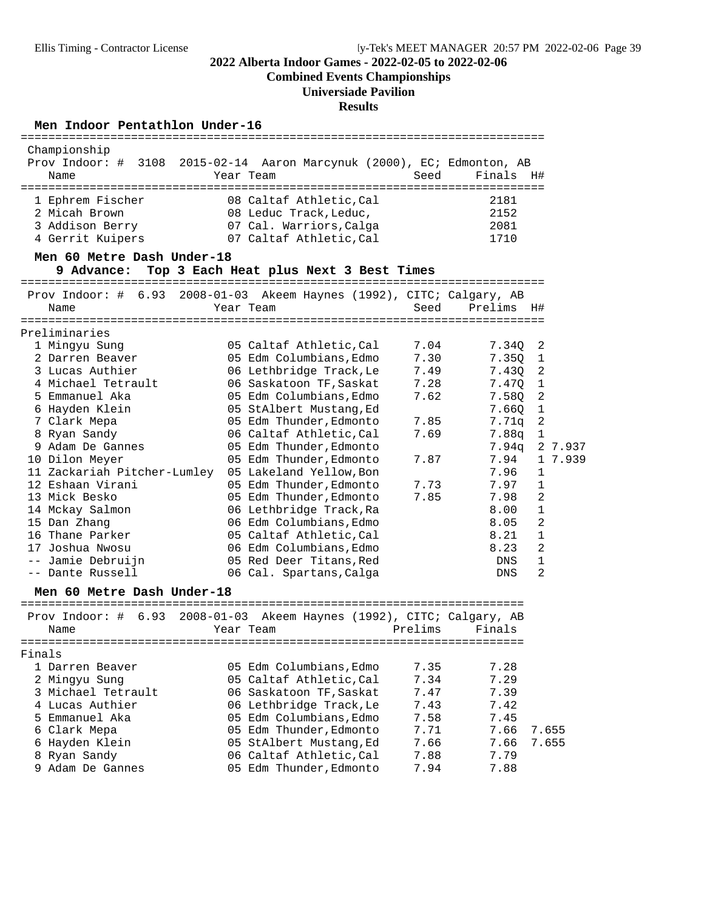## 2022 Alberta Indoor Games - 2022-02-05 to 2022-02-06

### Combined Events Championships

### Universiade Pavilion

### Results

#### Men Indoor Pentathlon Under-16

Championship
Prov Indoor: # 3108 2015-02-14 Aaron Marcynuk (2000), EC; Edmonton, AB

| | Name | Year | Team | Seed | Finals | H# |
|---|---|---|---|---|---|---|
| 1 | Ephrem Fischer | 08 | Caltaf Athletic,Cal | | 2181 | |
| 2 | Micah Brown | 08 | Leduc Track,Leduc, | | 2152 | |
| 3 | Addison Berry | 07 | Cal. Warriors,Calga | | 2081 | |
| 4 | Gerrit Kuipers | 07 | Caltaf Athletic,Cal | | 1710 | |

#### Men 60 Metre Dash Under-18

**9 Advance: Top 3 Each Heat plus Next 3 Best Times**

Prov Indoor: # 6.93 2008-01-03 Akeem Haynes (1992), CITC; Calgary, AB

Preliminaries

| | Name | Year | Team | Seed | Prelims | H# | |
|---|---|---|---|---|---|---|---|
| 1 | Mingyu Sung | 05 | Caltaf Athletic,Cal | 7.04 | 7.34Q | 2 | |
| 2 | Darren Beaver | 05 | Edm Columbians,Edmo | 7.30 | 7.35Q | 1 | |
| 3 | Lucas Authier | 06 | Lethbridge Track,Le | 7.49 | 7.43Q | 2 | |
| 4 | Michael Tetrault | 06 | Saskatoon TF,Saskat | 7.28 | 7.47Q | 1 | |
| 5 | Emmanuel Aka | 05 | Edm Columbians,Edmo | 7.62 | 7.58Q | 2 | |
| 6 | Hayden Klein | 05 | StAlbert Mustang,Ed | | 7.66Q | 1 | |
| 7 | Clark Mepa | 05 | Edm Thunder,Edmonto | 7.85 | 7.71q | 2 | |
| 8 | Ryan Sandy | 06 | Caltaf Athletic,Cal | 7.69 | 7.88q | 1 | |
| 9 | Adam De Gannes | 05 | Edm Thunder,Edmonto | | 7.94q | 2 | 7.937 |
| 10 | Dilon Meyer | 05 | Edm Thunder,Edmonto | 7.87 | 7.94 | 1 | 7.939 |
| 11 | Zackariah Pitcher-Lumley | 05 | Lakeland Yellow,Bon | | 7.96 | 1 | |
| 12 | Eshaan Virani | 05 | Edm Thunder,Edmonto | 7.73 | 7.97 | 1 | |
| 13 | Mick Besko | 05 | Edm Thunder,Edmonto | 7.85 | 7.98 | 2 | |
| 14 | Mckay Salmon | 06 | Lethbridge Track,Ra | | 8.00 | 1 | |
| 15 | Dan Zhang | 06 | Edm Columbians,Edmo | | 8.05 | 2 | |
| 16 | Thane Parker | 05 | Caltaf Athletic,Cal | | 8.21 | 1 | |
| 17 | Joshua Nwosu | 06 | Edm Columbians,Edmo | | 8.23 | 2 | |
| -- | Jamie Debruijn | 05 | Red Deer Titans,Red | | DNS | 1 | |
| -- | Dante Russell | 06 | Cal. Spartans,Calga | | DNS | 2 | |

#### Men 60 Metre Dash Under-18

Prov Indoor: # 6.93 2008-01-03 Akeem Haynes (1992), CITC; Calgary, AB

Finals

| | Name | Year | Team | Prelims | Finals | |
|---|---|---|---|---|---|---|
| 1 | Darren Beaver | 05 | Edm Columbians,Edmo | 7.35 | 7.28 | |
| 2 | Mingyu Sung | 05 | Caltaf Athletic,Cal | 7.34 | 7.29 | |
| 3 | Michael Tetrault | 06 | Saskatoon TF,Saskat | 7.47 | 7.39 | |
| 4 | Lucas Authier | 06 | Lethbridge Track,Le | 7.43 | 7.42 | |
| 5 | Emmanuel Aka | 05 | Edm Columbians,Edmo | 7.58 | 7.45 | |
| 6 | Clark Mepa | 05 | Edm Thunder,Edmonto | 7.71 | 7.66 | 7.655 |
| 6 | Hayden Klein | 05 | StAlbert Mustang,Ed | 7.66 | 7.66 | 7.655 |
| 8 | Ryan Sandy | 06 | Caltaf Athletic,Cal | 7.88 | 7.79 | |
| 9 | Adam De Gannes | 05 | Edm Thunder,Edmonto | 7.94 | 7.88 | |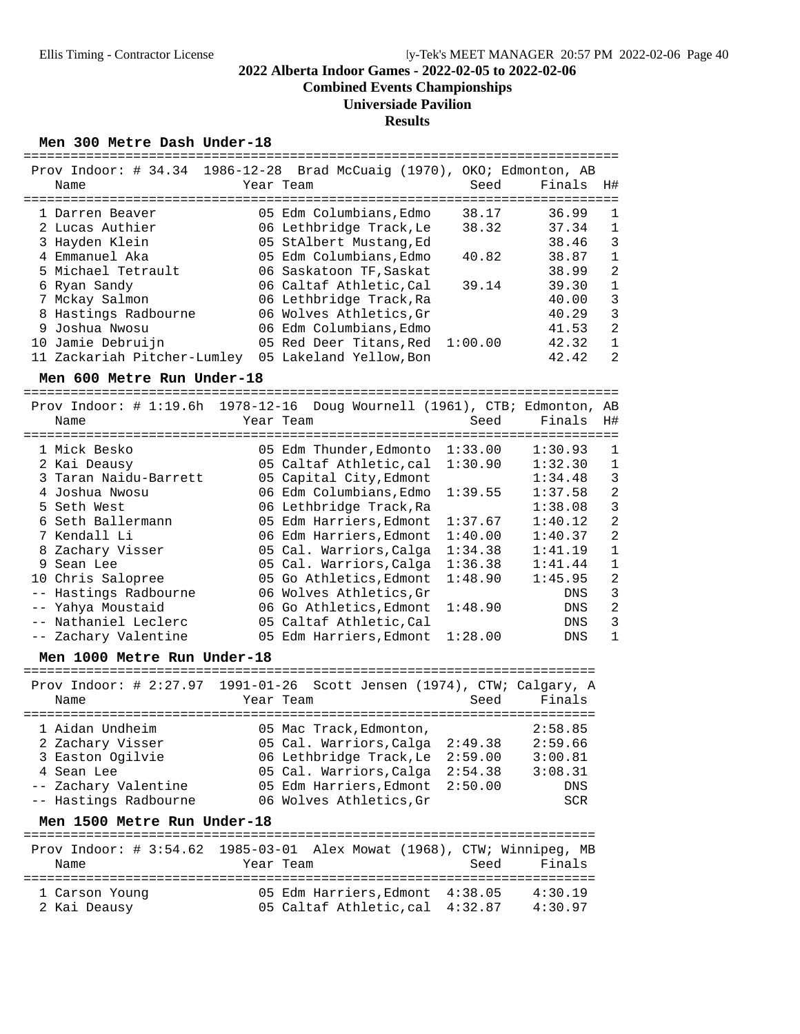# 2022 Alberta Indoor Games - 2022-02-05 to 2022-02-06

## Combined Events Championships

## Universiade Pavilion

## Results

### Men 300 Metre Dash Under-18

Prov Indoor: # 34.34 1986-12-28 Brad McCuaig (1970), OKO; Edmonton, AB

| | Name | Year | Team | Seed | Finals | H# |
|---|---|---|---|---|---|---|
| 1 | Darren Beaver | 05 | Edm Columbians,Edmo | 38.17 | 36.99 | 1 |
| 2 | Lucas Authier | 06 | Lethbridge Track,Le | 38.32 | 37.34 | 1 |
| 3 | Hayden Klein | 05 | StAlbert Mustang,Ed | | 38.46 | 3 |
| 4 | Emmanuel Aka | 05 | Edm Columbians,Edmo | 40.82 | 38.87 | 1 |
| 5 | Michael Tetrault | 06 | Saskatoon TF,Saskat | | 38.99 | 2 |
| 6 | Ryan Sandy | 06 | Caltaf Athletic,Cal | 39.14 | 39.30 | 1 |
| 7 | Mckay Salmon | 06 | Lethbridge Track,Ra | | 40.00 | 3 |
| 8 | Hastings Radbourne | 06 | Wolves Athletics,Gr | | 40.29 | 3 |
| 9 | Joshua Nwosu | 06 | Edm Columbians,Edmo | | 41.53 | 2 |
| 10 | Jamie Debruijn | 05 | Red Deer Titans,Red | 1:00.00 | 42.32 | 1 |
| 11 | Zackariah Pitcher-Lumley | 05 | Lakeland Yellow,Bon | | 42.42 | 2 |

### Men 600 Metre Run Under-18

Prov Indoor: # 1:19.6h 1978-12-16 Doug Wournell (1961), CTB; Edmonton, AB

| | Name | Year | Team | Seed | Finals | H# |
|---|---|---|---|---|---|---|
| 1 | Mick Besko | 05 | Edm Thunder,Edmonto | 1:33.00 | 1:30.93 | 1 |
| 2 | Kai Deausy | 05 | Caltaf Athletic,cal | 1:30.90 | 1:32.30 | 1 |
| 3 | Taran Naidu-Barrett | 05 | Capital City,Edmont | | 1:34.48 | 3 |
| 4 | Joshua Nwosu | 06 | Edm Columbians,Edmo | 1:39.55 | 1:37.58 | 2 |
| 5 | Seth West | 06 | Lethbridge Track,Ra | | 1:38.08 | 3 |
| 6 | Seth Ballermann | 05 | Edm Harriers,Edmont | 1:37.67 | 1:40.12 | 2 |
| 7 | Kendall Li | 06 | Edm Harriers,Edmont | 1:40.00 | 1:40.37 | 2 |
| 8 | Zachary Visser | 05 | Cal. Warriors,Calga | 1:34.38 | 1:41.19 | 1 |
| 9 | Sean Lee | 05 | Cal. Warriors,Calga | 1:36.38 | 1:41.44 | 1 |
| 10 | Chris Salopree | 05 | Go Athletics,Edmont | 1:48.90 | 1:45.95 | 2 |
| -- | Hastings Radbourne | 06 | Wolves Athletics,Gr | | DNS | 3 |
| -- | Yahya Moustaid | 06 | Go Athletics,Edmont | 1:48.90 | DNS | 2 |
| -- | Nathaniel Leclerc | 05 | Caltaf Athletic,Cal | | DNS | 3 |
| -- | Zachary Valentine | 05 | Edm Harriers,Edmont | 1:28.00 | DNS | 1 |

### Men 1000 Metre Run Under-18

Prov Indoor: # 2:27.97 1991-01-26 Scott Jensen (1974), CTW; Calgary, A

| | Name | Year | Team | Seed | Finals |
|---|---|---|---|---|---|
| 1 | Aidan Undheim | 05 | Mac Track,Edmonton, | | 2:58.85 |
| 2 | Zachary Visser | 05 | Cal. Warriors,Calga | 2:49.38 | 2:59.66 |
| 3 | Easton Ogilvie | 06 | Lethbridge Track,Le | 2:59.00 | 3:00.81 |
| 4 | Sean Lee | 05 | Cal. Warriors,Calga | 2:54.38 | 3:08.31 |
| -- | Zachary Valentine | 05 | Edm Harriers,Edmont | 2:50.00 | DNS |
| -- | Hastings Radbourne | 06 | Wolves Athletics,Gr | | SCR |

### Men 1500 Metre Run Under-18

Prov Indoor: # 3:54.62 1985-03-01 Alex Mowat (1968), CTW; Winnipeg, MB

| | Name | Year | Team | Seed | Finals |
|---|---|---|---|---|---|
| 1 | Carson Young | 05 | Edm Harriers,Edmont | 4:38.05 | 4:30.19 |
| 2 | Kai Deausy | 05 | Caltaf Athletic,cal | 4:32.87 | 4:30.97 |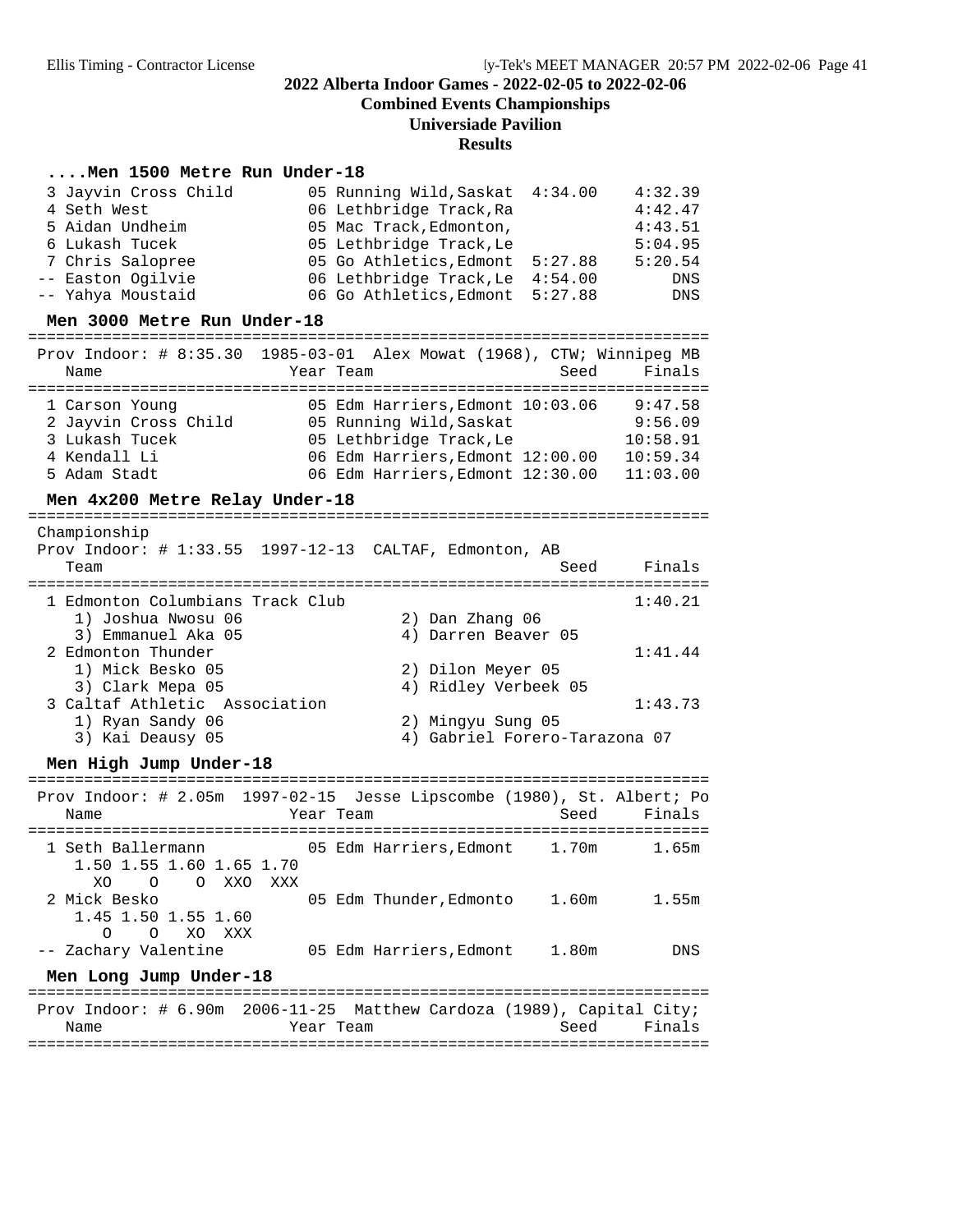### ....Men 1500 Metre Run Under-18

| Place | Name | Year | Team | Seed | Finals |
|---|---|---|---|---|---|
| 3 | Jayvin Cross Child | 05 | Running Wild,Saskat | 4:34.00 | 4:32.39 |
| 4 | Seth West | 06 | Lethbridge Track,Ra | | 4:42.47 |
| 5 | Aidan Undheim | 05 | Mac Track,Edmonton, | | 4:43.51 |
| 6 | Lukash Tucek | 05 | Lethbridge Track,Le | | 5:04.95 |
| 7 | Chris Salopree | 05 | Go Athletics,Edmont | 5:27.88 | 5:20.54 |
| -- | Easton Ogilvie | 06 | Lethbridge Track,Le | 4:54.00 | DNS |
| -- | Yahya Moustaid | 06 | Go Athletics,Edmont | 5:27.88 | DNS |

### Men 3000 Metre Run Under-18

Prov Indoor: # 8:35.30 1985-03-01 Alex Mowat (1968), CTW; Winnipeg MB

| Place | Name | Year | Team | Seed | Finals |
|---|---|---|---|---|---|
| 1 | Carson Young | 05 | Edm Harriers,Edmont | 10:03.06 | 9:47.58 |
| 2 | Jayvin Cross Child | 05 | Running Wild,Saskat | | 9:56.09 |
| 3 | Lukash Tucek | 05 | Lethbridge Track,Le | | 10:58.91 |
| 4 | Kendall Li | 06 | Edm Harriers,Edmont | 12:00.00 | 10:59.34 |
| 5 | Adam Stadt | 06 | Edm Harriers,Edmont | 12:30.00 | 11:03.00 |

### Men 4x200 Metre Relay Under-18

Championship
Prov Indoor: # 1:33.55 1997-12-13 CALTAF, Edmonton, AB

| Place | Team | Seed | Finals |
|---|---|---|---|
| 1 | Edmonton Columbians Track Club | | 1:40.21 |
| | 1) Joshua Nwosu 06, 2) Dan Zhang 06, 3) Emmanuel Aka 05, 4) Darren Beaver 05 | | |
| 2 | Edmonton Thunder | | 1:41.44 |
| | 1) Mick Besko 05, 2) Dilon Meyer 05, 3) Clark Mepa 05, 4) Ridley Verbeek 05 | | |
| 3 | Caltaf Athletic Association | | 1:43.73 |
| | 1) Ryan Sandy 06, 2) Mingyu Sung 05, 3) Kai Deausy 05, 4) Gabriel Forero-Tarazona 07 | | |

### Men High Jump Under-18

Prov Indoor: # 2.05m 1997-02-15 Jesse Lipscombe (1980), St. Albert; Po

| Place | Name | Year | Team | Seed | Finals |
|---|---|---|---|---|---|
| 1 | Seth Ballermann | 05 | Edm Harriers,Edmont | 1.70m | 1.65m |
| | 1.50 XO, 1.55 O, 1.60 O, 1.65 XXO, 1.70 XXX | | | | |
| 2 | Mick Besko | 05 | Edm Thunder,Edmonto | 1.60m | 1.55m |
| | 1.45 O, 1.50 O, 1.55 XO, 1.60 XXX | | | | |
| -- | Zachary Valentine | 05 | Edm Harriers,Edmont | 1.80m | DNS |

### Men Long Jump Under-18

Prov Indoor: # 6.90m 2006-11-25 Matthew Cardoza (1989), Capital City;

| Place | Name | Year | Team | Seed | Finals |
|---|---|---|---|---|---|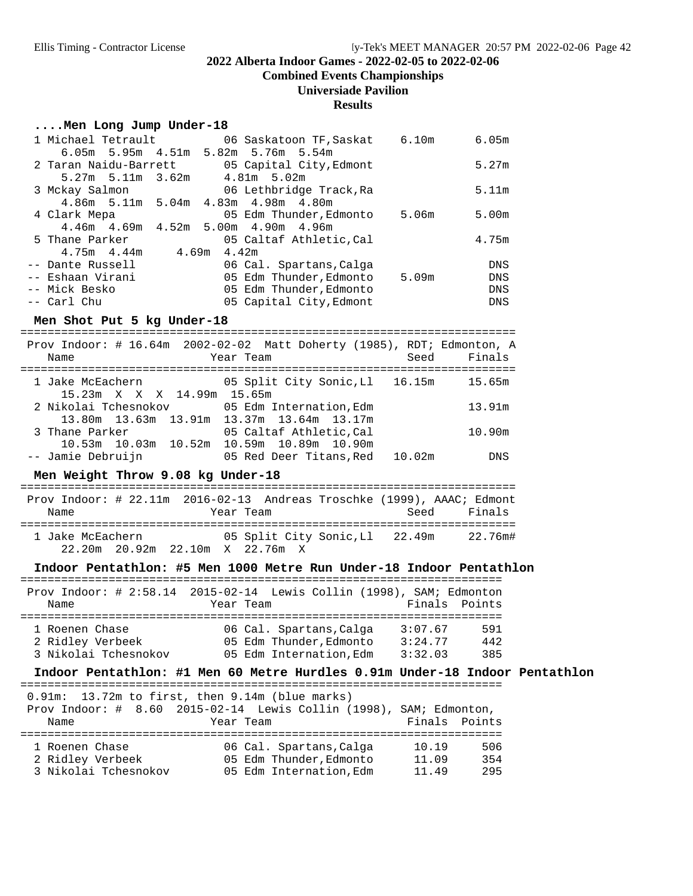## 2022 Alberta Indoor Games - 2022-02-05 to 2022-02-06

**Combined Events Championships**

**Universiade Pavilion**

**Results**

### ....Men Long Jump Under-18

| Place | Name | Year | Team | Seed | Finals |
|---|---|---|---|---|---|
| 1 | Michael Tetrault | 06 | Saskatoon TF,Saskat | 6.10m | 6.05m |
| | 6.05m 5.95m 4.51m 5.82m 5.76m 5.54m | | | | |
| 2 | Taran Naidu-Barrett | 05 | Capital City,Edmont | | 5.27m |
| | 5.27m 5.11m 3.62m 4.81m 5.02m | | | | |
| 3 | Mckay Salmon | 06 | Lethbridge Track,Ra | | 5.11m |
| | 4.86m 5.11m 5.04m 4.83m 4.98m 4.80m | | | | |
| 4 | Clark Mepa | 05 | Edm Thunder,Edmonto | 5.06m | 5.00m |
| | 4.46m 4.69m 4.52m 5.00m 4.90m 4.96m | | | | |
| 5 | Thane Parker | 05 | Caltaf Athletic,Cal | | 4.75m |
| | 4.75m 4.44m 4.69m 4.42m | | | | |
| -- | Dante Russell | 06 | Cal. Spartans,Calga | | DNS |
| -- | Eshaan Virani | 05 | Edm Thunder,Edmonto | 5.09m | DNS |
| -- | Mick Besko | 05 | Edm Thunder,Edmonto | | DNS |
| -- | Carl Chu | 05 | Capital City,Edmont | | DNS |

### Men Shot Put 5 kg Under-18

Prov Indoor: # 16.64m 2002-02-02 Matt Doherty (1985), RDT; Edmonton, A

| Place | Name | Year | Team | Seed | Finals |
|---|---|---|---|---|---|
| 1 | Jake McEachern | 05 | Split City Sonic,Ll | 16.15m | 15.65m |
| | 15.23m X X X 14.99m 15.65m | | | | |
| 2 | Nikolai Tchesnokov | 05 | Edm Internation,Edm | | 13.91m |
| | 13.80m 13.63m 13.91m 13.37m 13.64m 13.17m | | | | |
| 3 | Thane Parker | 05 | Caltaf Athletic,Cal | | 10.90m |
| | 10.53m 10.03m 10.52m 10.59m 10.89m 10.90m | | | | |
| -- | Jamie Debruijn | 05 | Red Deer Titans,Red | 10.02m | DNS |

### Men Weight Throw 9.08 kg Under-18

Prov Indoor: # 22.11m 2016-02-13 Andreas Troschke (1999), AAAC; Edmont

| Place | Name | Year | Team | Seed | Finals |
|---|---|---|---|---|---|
| 1 | Jake McEachern | 05 | Split City Sonic,Ll | 22.49m | 22.76m# |
| | 22.20m 20.92m 22.10m X 22.76m X | | | | |

### Indoor Pentathlon: #5 Men 1000 Metre Run Under-18 Indoor Pentathlon

Prov Indoor: # 2:58.14 2015-02-14 Lewis Collin (1998), SAM; Edmonton

| Place | Name | Year | Team | Finals | Points |
|---|---|---|---|---|---|
| 1 | Roenen Chase | 06 | Cal. Spartans,Calga | 3:07.67 | 591 |
| 2 | Ridley Verbeek | 05 | Edm Thunder,Edmonto | 3:24.77 | 442 |
| 3 | Nikolai Tchesnokov | 05 | Edm Internation,Edm | 3:32.03 | 385 |

### Indoor Pentathlon: #1 Men 60 Metre Hurdles 0.91m Under-18 Indoor Pentathlon

0.91m: 13.72m to first, then 9.14m (blue marks)

Prov Indoor: # 8.60 2015-02-14 Lewis Collin (1998), SAM; Edmonton,

| Place | Name | Year | Team | Finals | Points |
|---|---|---|---|---|---|
| 1 | Roenen Chase | 06 | Cal. Spartans,Calga | 10.19 | 506 |
| 2 | Ridley Verbeek | 05 | Edm Thunder,Edmonto | 11.09 | 354 |
| 3 | Nikolai Tchesnokov | 05 | Edm Internation,Edm | 11.49 | 295 |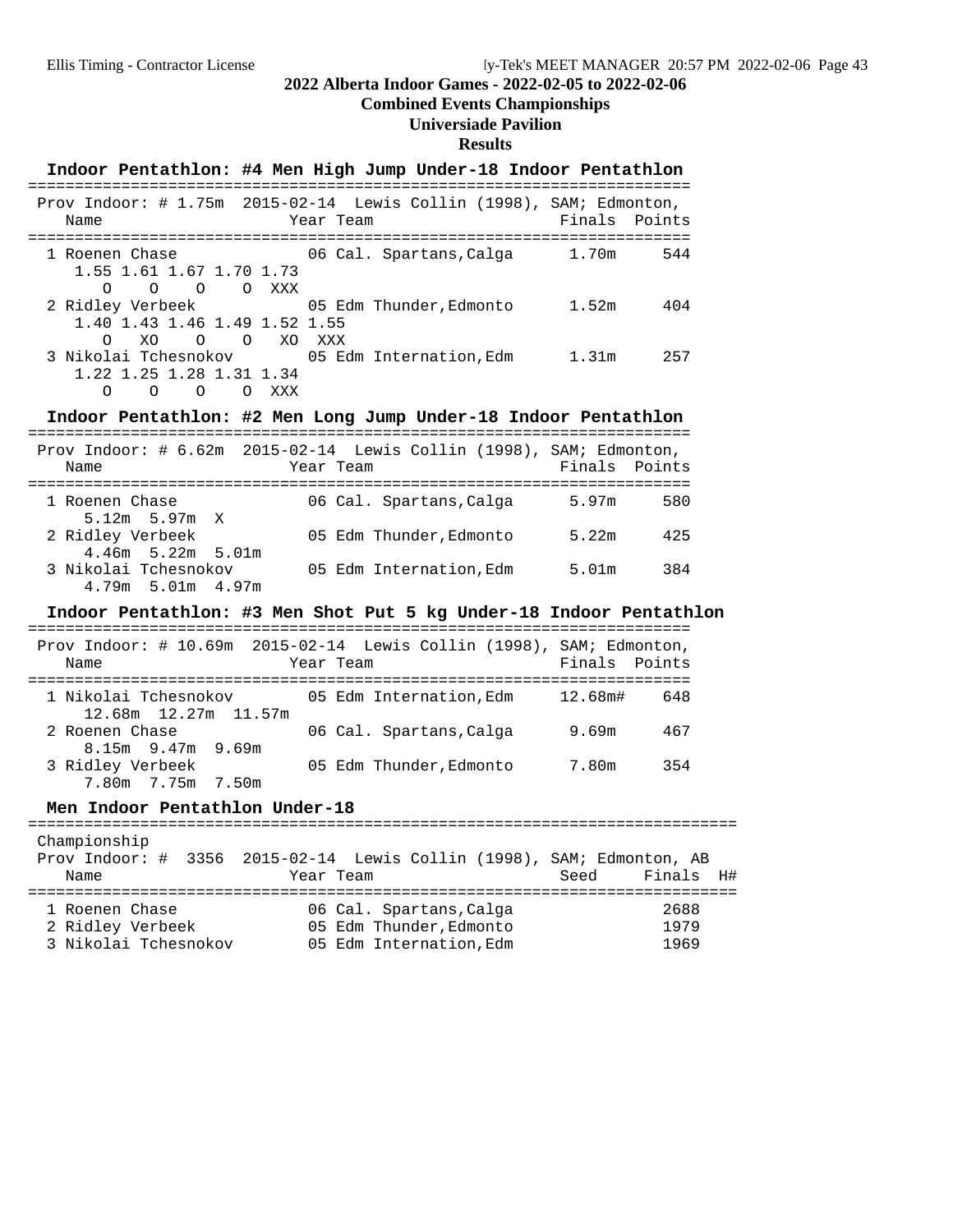# 2022 Alberta Indoor Games - 2022-02-05 to 2022-02-06

## Combined Events Championships

## Universiade Pavilion

## Results

### Indoor Pentathlon: #4 Men High Jump Under-18 Indoor Pentathlon

Prov Indoor: # 1.75m 2015-02-14 Lewis Collin (1998), SAM; Edmonton,

| Place | Name | Year | Team | Finals | Points |
|---|---|---|---|---|---|
| 1 | Roenen Chase | 06 | Cal. Spartans,Calga | 1.70m | 544 |
| | 1.55 1.61 1.67 1.70 1.73 | | | | |
| | O O O O XXX | | | | |
| 2 | Ridley Verbeek | 05 | Edm Thunder,Edmonto | 1.52m | 404 |
| | 1.40 1.43 1.46 1.49 1.52 1.55 | | | | |
| | O XO O O XO XXX | | | | |
| 3 | Nikolai Tchesnokov | 05 | Edm Internation,Edm | 1.31m | 257 |
| | 1.22 1.25 1.28 1.31 1.34 | | | | |
| | O O O O XXX | | | | |

### Indoor Pentathlon: #2 Men Long Jump Under-18 Indoor Pentathlon

Prov Indoor: # 6.62m 2015-02-14 Lewis Collin (1998), SAM; Edmonton,

| Place | Name | Year | Team | Finals | Points |
|---|---|---|---|---|---|
| 1 | Roenen Chase | 06 | Cal. Spartans,Calga | 5.97m | 580 |
| | 5.12m 5.97m X | | | | |
| 2 | Ridley Verbeek | 05 | Edm Thunder,Edmonto | 5.22m | 425 |
| | 4.46m 5.22m 5.01m | | | | |
| 3 | Nikolai Tchesnokov | 05 | Edm Internation,Edm | 5.01m | 384 |
| | 4.79m 5.01m 4.97m | | | | |

### Indoor Pentathlon: #3 Men Shot Put 5 kg Under-18 Indoor Pentathlon

Prov Indoor: # 10.69m 2015-02-14 Lewis Collin (1998), SAM; Edmonton,

| Place | Name | Year | Team | Finals | Points |
|---|---|---|---|---|---|
| 1 | Nikolai Tchesnokov | 05 | Edm Internation,Edm | 12.68m# | 648 |
| | 12.68m 12.27m 11.57m | | | | |
| 2 | Roenen Chase | 06 | Cal. Spartans,Calga | 9.69m | 467 |
| | 8.15m 9.47m 9.69m | | | | |
| 3 | Ridley Verbeek | 05 | Edm Thunder,Edmonto | 7.80m | 354 |
| | 7.80m 7.75m 7.50m | | | | |

### Men Indoor Pentathlon Under-18

Championship

Prov Indoor: # 3356 2015-02-14 Lewis Collin (1998), SAM; Edmonton, AB

| Place | Name | Year | Team | Seed | Finals | H# |
|---|---|---|---|---|---|---|
| 1 | Roenen Chase | 06 | Cal. Spartans,Calga | | 2688 | |
| 2 | Ridley Verbeek | 05 | Edm Thunder,Edmonto | | 1979 | |
| 3 | Nikolai Tchesnokov | 05 | Edm Internation,Edm | | 1969 | |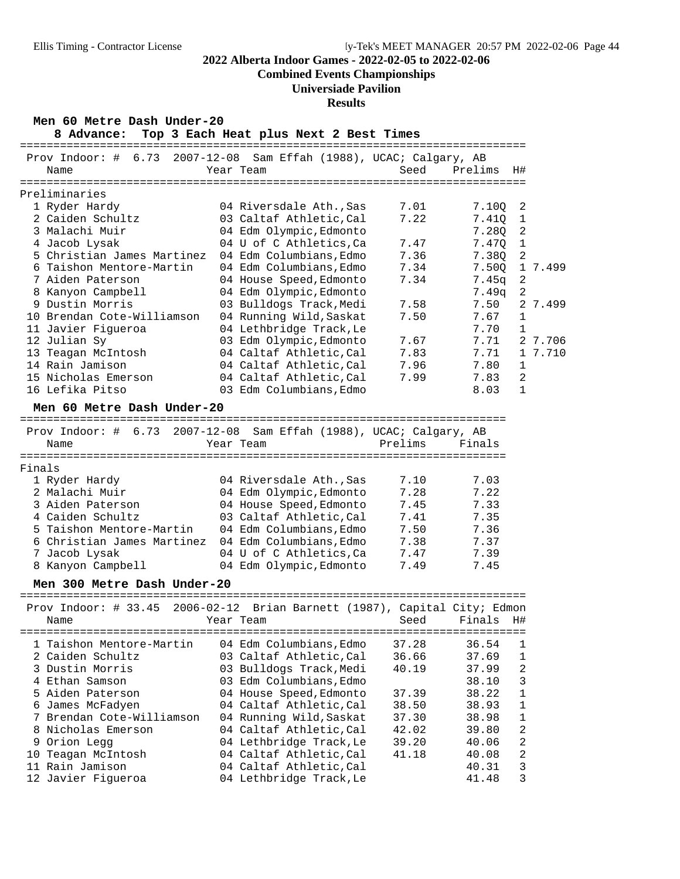# 2022 Alberta Indoor Games - 2022-02-05 to 2022-02-06

## Combined Events Championships

### Universiade Pavilion

### Results

**Men 60 Metre Dash Under-20**

**8 Advance: Top 3 Each Heat plus Next 2 Best Times**

Prov Indoor: # 6.73 2007-12-08 Sam Effah (1988), UCAC; Calgary, AB

Preliminaries

| Place | Name | Year | Team | Seed | Prelims | H# | |
|---|---|---|---|---|---|---|---|
| 1 | Ryder Hardy | 04 | Riversdale Ath.,Sas | 7.01 | 7.10Q | 2 | |
| 2 | Caiden Schultz | 03 | Caltaf Athletic,Cal | 7.22 | 7.41Q | 1 | |
| 3 | Malachi Muir | 04 | Edm Olympic,Edmonto | | 7.28Q | 2 | |
| 4 | Jacob Lysak | 04 | U of C Athletics,Ca | 7.47 | 7.47Q | 1 | |
| 5 | Christian James Martinez | 04 | Edm Columbians,Edmo | 7.36 | 7.38Q | 2 | |
| 6 | Taishon Mentore-Martin | 04 | Edm Columbians,Edmo | 7.34 | 7.50Q | 1 | 7.499 |
| 7 | Aiden Paterson | 04 | House Speed,Edmonto | 7.34 | 7.45q | 2 | |
| 8 | Kanyon Campbell | 04 | Edm Olympic,Edmonto | | 7.49q | 2 | |
| 9 | Dustin Morris | 03 | Bulldogs Track,Medi | 7.58 | 7.50 | 2 | 7.499 |
| 10 | Brendan Cote-Williamson | 04 | Running Wild,Saskat | 7.50 | 7.67 | 1 | |
| 11 | Javier Figueroa | 04 | Lethbridge Track,Le | | 7.70 | 1 | |
| 12 | Julian Sy | 03 | Edm Olympic,Edmonto | 7.67 | 7.71 | 2 | 7.706 |
| 13 | Teagan McIntosh | 04 | Caltaf Athletic,Cal | 7.83 | 7.71 | 1 | 7.710 |
| 14 | Rain Jamison | 04 | Caltaf Athletic,Cal | 7.96 | 7.80 | 1 | |
| 15 | Nicholas Emerson | 04 | Caltaf Athletic,Cal | 7.99 | 7.83 | 2 | |
| 16 | Lefika Pitso | 03 | Edm Columbians,Edmo | | 8.03 | 1 | |

**Men 60 Metre Dash Under-20**

Prov Indoor: # 6.73 2007-12-08 Sam Effah (1988), UCAC; Calgary, AB

Finals

| Place | Name | Year | Team | Prelims | Finals |
|---|---|---|---|---|---|
| 1 | Ryder Hardy | 04 | Riversdale Ath.,Sas | 7.10 | 7.03 |
| 2 | Malachi Muir | 04 | Edm Olympic,Edmonto | 7.28 | 7.22 |
| 3 | Aiden Paterson | 04 | House Speed,Edmonto | 7.45 | 7.33 |
| 4 | Caiden Schultz | 03 | Caltaf Athletic,Cal | 7.41 | 7.35 |
| 5 | Taishon Mentore-Martin | 04 | Edm Columbians,Edmo | 7.50 | 7.36 |
| 6 | Christian James Martinez | 04 | Edm Columbians,Edmo | 7.38 | 7.37 |
| 7 | Jacob Lysak | 04 | U of C Athletics,Ca | 7.47 | 7.39 |
| 8 | Kanyon Campbell | 04 | Edm Olympic,Edmonto | 7.49 | 7.45 |

**Men 300 Metre Dash Under-20**

Prov Indoor: # 33.45 2006-02-12 Brian Barnett (1987), Capital City; Edmon

| Place | Name | Year | Team | Seed | Finals | H# |
|---|---|---|---|---|---|---|
| 1 | Taishon Mentore-Martin | 04 | Edm Columbians,Edmo | 37.28 | 36.54 | 1 |
| 2 | Caiden Schultz | 03 | Caltaf Athletic,Cal | 36.66 | 37.69 | 1 |
| 3 | Dustin Morris | 03 | Bulldogs Track,Medi | 40.19 | 37.99 | 2 |
| 4 | Ethan Samson | 03 | Edm Columbians,Edmo | | 38.10 | 3 |
| 5 | Aiden Paterson | 04 | House Speed,Edmonto | 37.39 | 38.22 | 1 |
| 6 | James McFadyen | 04 | Caltaf Athletic,Cal | 38.50 | 38.93 | 1 |
| 7 | Brendan Cote-Williamson | 04 | Running Wild,Saskat | 37.30 | 38.98 | 1 |
| 8 | Nicholas Emerson | 04 | Caltaf Athletic,Cal | 42.02 | 39.80 | 2 |
| 9 | Orion Legg | 04 | Lethbridge Track,Le | 39.20 | 40.06 | 2 |
| 10 | Teagan McIntosh | 04 | Caltaf Athletic,Cal | 41.18 | 40.08 | 2 |
| 11 | Rain Jamison | 04 | Caltaf Athletic,Cal | | 40.31 | 3 |
| 12 | Javier Figueroa | 04 | Lethbridge Track,Le | | 41.48 | 3 |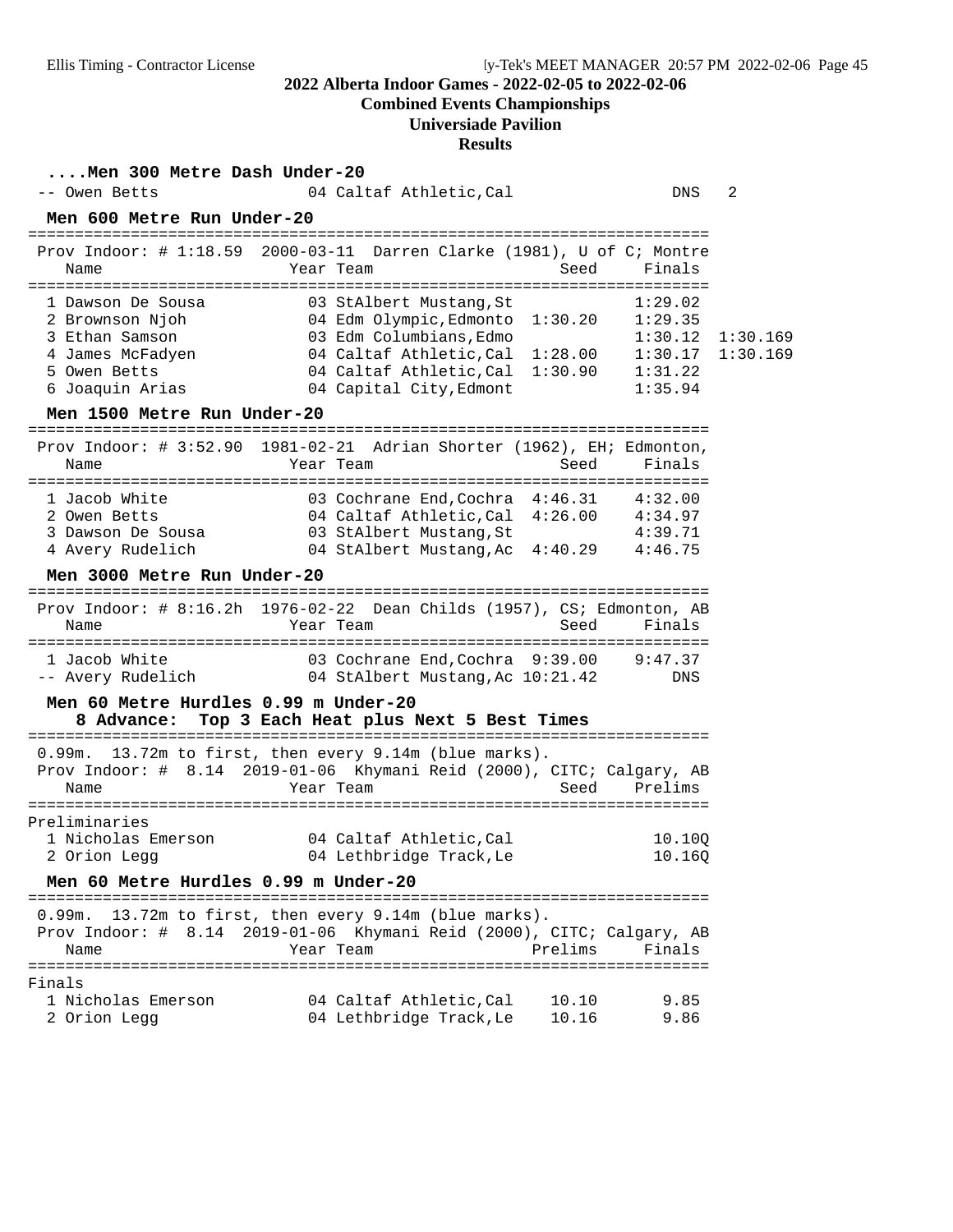## 2022 Alberta Indoor Games - 2022-02-05 to 2022-02-06

**Combined Events Championships**

**Universiade Pavilion**

**Results**

### ....Men 300 Metre Dash Under-20

| Place | Name | Year | Team | Seed | Finals | Heat |
|---|---|---|---|---|---|---|
| -- | Owen Betts | 04 | Caltaf Athletic,Cal | | DNS | 2 |

### Men 600 Metre Run Under-20

Prov Indoor: # 1:18.59 2000-03-11 Darren Clarke (1981), U of C; Montre

| Place | Name | Year | Team | Seed | Finals | |
|---|---|---|---|---|---|---|
| 1 | Dawson De Sousa | 03 | StAlbert Mustang,St | | 1:29.02 | |
| 2 | Brownson Njoh | 04 | Edm Olympic,Edmonto | 1:30.20 | 1:29.35 | |
| 3 | Ethan Samson | 03 | Edm Columbians,Edmo | | 1:30.12 | 1:30.169 |
| 4 | James McFadyen | 04 | Caltaf Athletic,Cal | 1:28.00 | 1:30.17 | 1:30.169 |
| 5 | Owen Betts | 04 | Caltaf Athletic,Cal | 1:30.90 | 1:31.22 | |
| 6 | Joaquin Arias | 04 | Capital City,Edmont | | 1:35.94 | |

### Men 1500 Metre Run Under-20

Prov Indoor: # 3:52.90 1981-02-21 Adrian Shorter (1962), EH; Edmonton,

| Place | Name | Year | Team | Seed | Finals |
|---|---|---|---|---|---|
| 1 | Jacob White | 03 | Cochrane End,Cochra | 4:46.31 | 4:32.00 |
| 2 | Owen Betts | 04 | Caltaf Athletic,Cal | 4:26.00 | 4:34.97 |
| 3 | Dawson De Sousa | 03 | StAlbert Mustang,St | | 4:39.71 |
| 4 | Avery Rudelich | 04 | StAlbert Mustang,Ac | 4:40.29 | 4:46.75 |

### Men 3000 Metre Run Under-20

Prov Indoor: # 8:16.2h 1976-02-22 Dean Childs (1957), CS; Edmonton, AB

| Place | Name | Year | Team | Seed | Finals |
|---|---|---|---|---|---|
| 1 | Jacob White | 03 | Cochrane End,Cochra | 9:39.00 | 9:47.37 |
| -- | Avery Rudelich | 04 | StAlbert Mustang,Ac | 10:21.42 | DNS |

### Men 60 Metre Hurdles 0.99 m Under-20

**8 Advance: Top 3 Each Heat plus Next 5 Best Times**

0.99m. 13.72m to first, then every 9.14m (blue marks).
Prov Indoor: # 8.14 2019-01-06 Khymani Reid (2000), CITC; Calgary, AB

Preliminaries

| Place | Name | Year | Team | Seed | Prelims |
|---|---|---|---|---|---|
| 1 | Nicholas Emerson | 04 | Caltaf Athletic,Cal | | 10.10Q |
| 2 | Orion Legg | 04 | Lethbridge Track,Le | | 10.16Q |

### Men 60 Metre Hurdles 0.99 m Under-20

0.99m. 13.72m to first, then every 9.14m (blue marks).
Prov Indoor: # 8.14 2019-01-06 Khymani Reid (2000), CITC; Calgary, AB

Finals

| Place | Name | Year | Team | Prelims | Finals |
|---|---|---|---|---|---|
| 1 | Nicholas Emerson | 04 | Caltaf Athletic,Cal | 10.10 | 9.85 |
| 2 | Orion Legg | 04 | Lethbridge Track,Le | 10.16 | 9.86 |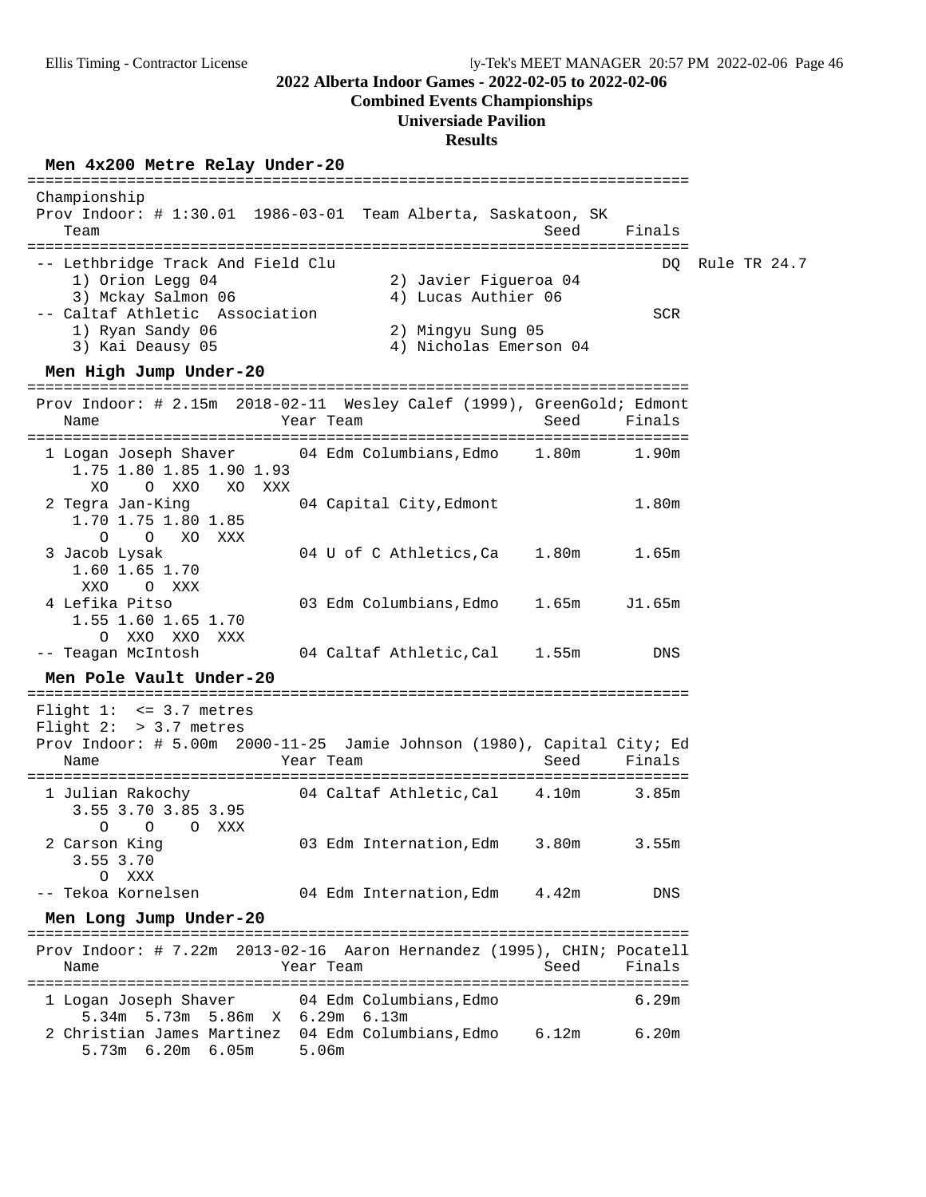# 2022 Alberta Indoor Games - 2022-02-05 to 2022-02-06

## Combined Events Championships

## Universiade Pavilion

## Results

### Men 4x200 Metre Relay Under-20

```
=========================================================================
 Championship
 Prov Indoor: # 1:30.01  1986-03-01  Team Alberta, Saskatoon, SK
    Team                                               Seed     Finals
=========================================================================
 -- Lethbridge Track And Field Clu                                   DQ  Rule TR 24.7
     1) Orion Legg 04                  2) Javier Figueroa 04
     3) Mckay Salmon 06                4) Lucas Authier 06
 -- Caltaf Athletic  Association                                    SCR
     1) Ryan Sandy 06                  2) Mingyu Sung 05
     3) Kai Deausy 05                  4) Nicholas Emerson 04
```

### Men High Jump Under-20

```
=========================================================================
 Prov Indoor: # 2.15m  2018-02-11  Wesley Calef (1999), GreenGold; Edmont
    Name                    Year Team                   Seed     Finals
=========================================================================
  1 Logan Joseph Shaver      04 Edm Columbians,Edmo    1.80m      1.90m
     1.75 1.80 1.85 1.90 1.93
       XO    O  XXO   XO  XXX
  2 Tegra Jan-King           04 Capital City,Edmont               1.80m
     1.70 1.75 1.80 1.85
       O    O   XO  XXX
  3 Jacob Lysak              04 U of C Athletics,Ca    1.80m      1.65m
     1.60 1.65 1.70
      XXO    O  XXX
  4 Lefika Pitso             03 Edm Columbians,Edmo    1.65m     J1.65m
     1.55 1.60 1.65 1.70
       O  XXO  XXO  XXX
 -- Teagan McIntosh          04 Caltaf Athletic,Cal    1.55m        DNS
```

### Men Pole Vault Under-20

```
=========================================================================
 Flight 1:  <= 3.7 metres
 Flight 2:  > 3.7 metres
 Prov Indoor: # 5.00m  2000-11-25  Jamie Johnson (1980), Capital City; Ed
    Name                    Year Team                   Seed     Finals
=========================================================================
  1 Julian Rakochy           04 Caltaf Athletic,Cal    4.10m      3.85m
     3.55 3.70 3.85 3.95
       O    O    O  XXX
  2 Carson King              03 Edm Internation,Edm    3.80m      3.55m
     3.55 3.70
       O  XXX
 -- Tekoa Kornelsen          04 Edm Internation,Edm    4.42m        DNS
```

### Men Long Jump Under-20

```
=========================================================================
 Prov Indoor: # 7.22m  2013-02-16  Aaron Hernandez (1995), CHIN; Pocatell
    Name                    Year Team                   Seed     Finals
=========================================================================
  1 Logan Joseph Shaver      04 Edm Columbians,Edmo               6.29m
      5.34m  5.73m  5.86m  X  6.29m  6.13m
  2 Christian James Martinez 04 Edm Columbians,Edmo    6.12m      6.20m
      5.73m  6.20m  6.05m     5.06m
```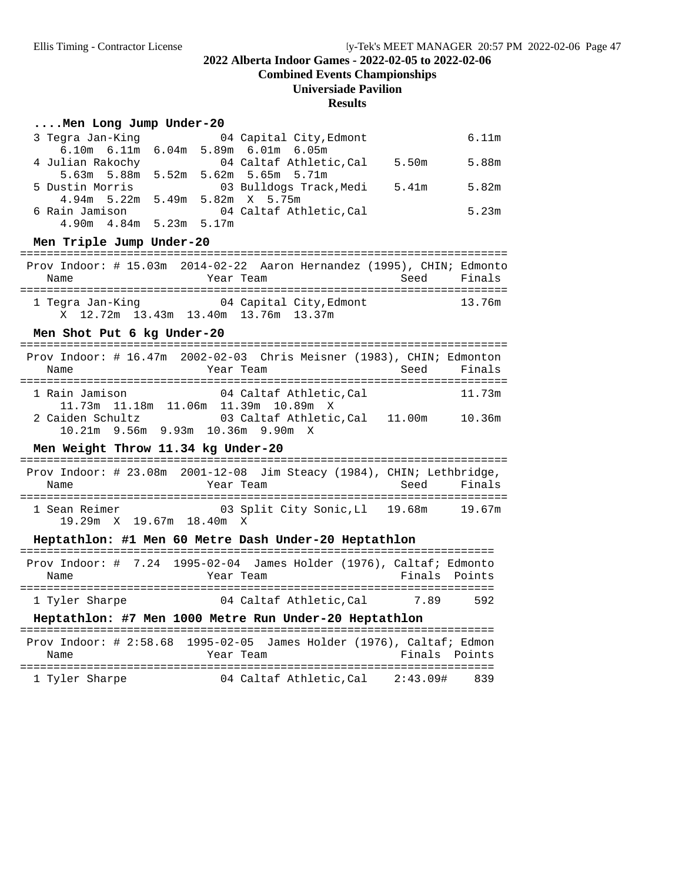# 2022 Alberta Indoor Games - 2022-02-05 to 2022-02-06

## Combined Events Championships

## Universiade Pavilion

## Results

### ....Men Long Jump Under-20

```
  3 Tegra Jan-King          04 Capital City,Edmont                 6.11m
      6.10m  6.11m  6.04m  5.89m  6.01m  6.05m
  4 Julian Rakochy          04 Caltaf Athletic,Cal    5.50m        5.88m
      5.63m  5.88m  5.52m  5.62m  5.65m  5.71m
  5 Dustin Morris           03 Bulldogs Track,Medi    5.41m        5.82m
      4.94m  5.22m  5.49m  5.82m  X  5.75m
  6 Rain Jamison            04 Caltaf Athletic,Cal                 5.23m
      4.90m  4.84m  5.23m  5.17m
```

### Men Triple Jump Under-20

```
=========================================================================
 Prov Indoor: # 15.03m  2014-02-22  Aaron Hernandez (1995), CHIN; Edmonto
    Name                    Year Team                    Seed     Finals
=========================================================================
  1 Tegra Jan-King          04 Capital City,Edmont                13.76m
      X  12.72m  13.43m  13.40m  13.76m  13.37m
```

### Men Shot Put 6 kg Under-20

```
=========================================================================
 Prov Indoor: # 16.47m  2002-02-03  Chris Meisner (1983), CHIN; Edmonton
    Name                    Year Team                    Seed     Finals
=========================================================================
  1 Rain Jamison            04 Caltaf Athletic,Cal                11.73m
      11.73m  11.18m  11.06m  11.39m  10.89m  X
  2 Caiden Schultz          03 Caltaf Athletic,Cal   11.00m       10.36m
      10.21m  9.56m  9.93m  10.36m  9.90m  X
```

### Men Weight Throw 11.34 kg Under-20

```
=========================================================================
 Prov Indoor: # 23.08m  2001-12-08  Jim Steacy (1984), CHIN; Lethbridge,
    Name                    Year Team                    Seed     Finals
=========================================================================
  1 Sean Reimer             03 Split City Sonic,Ll   19.68m       19.67m
      19.29m  X  19.67m  18.40m  X
```

### Heptathlon: #1 Men 60 Metre Dash Under-20 Heptathlon

```
=======================================================================
 Prov Indoor: #  7.24  1995-02-04  James Holder (1976), Caltaf; Edmonto
    Name                    Year Team                    Finals  Points
=======================================================================
  1 Tyler Sharpe            04 Caltaf Athletic,Cal         7.89     592
```

### Heptathlon: #7 Men 1000 Metre Run Under-20 Heptathlon

```
=======================================================================
 Prov Indoor: # 2:58.68  1995-02-05  James Holder (1976), Caltaf; Edmon
    Name                    Year Team                    Finals  Points
=======================================================================
  1 Tyler Sharpe            04 Caltaf Athletic,Cal     2:43.09#     839
```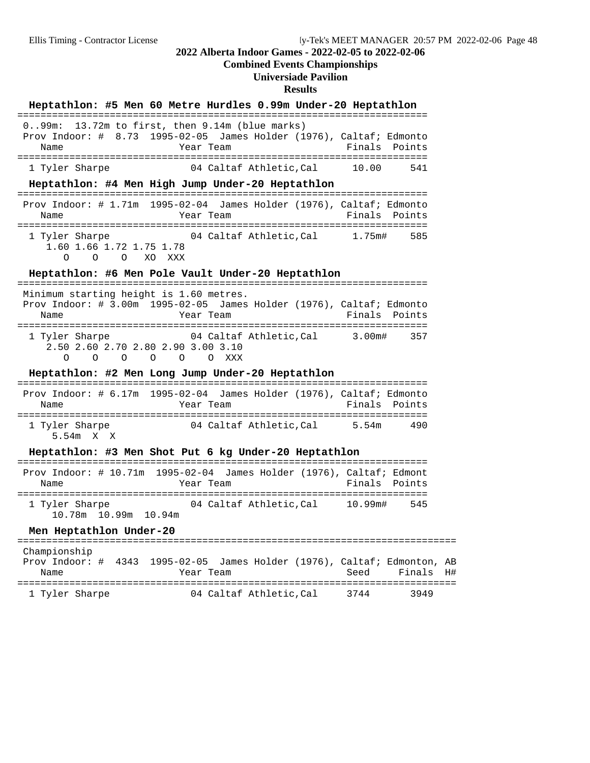# 2022 Alberta Indoor Games - 2022-02-05 to 2022-02-06

## Combined Events Championships

## Universiade Pavilion

## Results

### Heptathlon: #5 Men 60 Metre Hurdles 0.99m Under-20 Heptathlon

0..99m: 13.72m to first, then 9.14m (blue marks)

Prov Indoor: # 8.73 1995-02-05 James Holder (1976), Caltaf; Edmonto

| | Name | Year | Team | Finals | Points |
|---|---|---|---|---|---|
| 1 | Tyler Sharpe | 04 | Caltaf Athletic,Cal | 10.00 | 541 |

### Heptathlon: #4 Men High Jump Under-20 Heptathlon

Prov Indoor: # 1.71m 1995-02-04 James Holder (1976), Caltaf; Edmonto

| | Name | Year | Team | Finals | Points |
|---|---|---|---|---|---|
| 1 | Tyler Sharpe | 04 | Caltaf Athletic,Cal | 1.75m# | 585 |

```
1.60 1.66 1.72 1.75 1.78
   O    O    O   XO  XXX
```

### Heptathlon: #6 Men Pole Vault Under-20 Heptathlon

Minimum starting height is 1.60 metres.

Prov Indoor: # 3.00m 1995-02-05 James Holder (1976), Caltaf; Edmonto

| | Name | Year | Team | Finals | Points |
|---|---|---|---|---|---|
| 1 | Tyler Sharpe | 04 | Caltaf Athletic,Cal | 3.00m# | 357 |

```
2.50 2.60 2.70 2.80 2.90 3.00 3.10
   O    O    O    O    O    O  XXX
```

### Heptathlon: #2 Men Long Jump Under-20 Heptathlon

Prov Indoor: # 6.17m 1995-02-04 James Holder (1976), Caltaf; Edmonto

| | Name | Year | Team | Finals | Points |
|---|---|---|---|---|---|
| 1 | Tyler Sharpe | 04 | Caltaf Athletic,Cal | 5.54m | 490 |

```
5.54m  X  X
```

### Heptathlon: #3 Men Shot Put 6 kg Under-20 Heptathlon

Prov Indoor: # 10.71m 1995-02-04 James Holder (1976), Caltaf; Edmont

| | Name | Year | Team | Finals | Points |
|---|---|---|---|---|---|
| 1 | Tyler Sharpe | 04 | Caltaf Athletic,Cal | 10.99m# | 545 |

```
10.78m  10.99m  10.94m
```

### Men Heptathlon Under-20

Championship

Prov Indoor: # 4343 1995-02-05 James Holder (1976), Caltaf; Edmonton, AB

| | Name | Year | Team | Seed | Finals | H# |
|---|---|---|---|---|---|---|
| 1 | Tyler Sharpe | 04 | Caltaf Athletic,Cal | 3744 | 3949 | |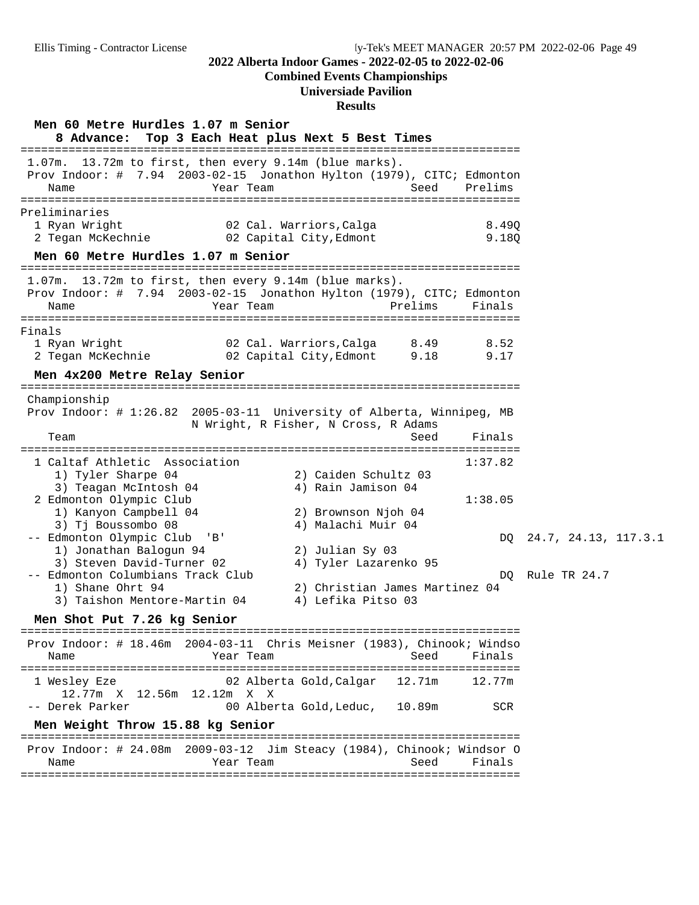## 2022 Alberta Indoor Games - 2022-02-05 to 2022-02-06

**Combined Events Championships**

**Universiade Pavilion**

**Results**

### Men 60 Metre Hurdles 1.07 m Senior

**8 Advance: Top 3 Each Heat plus Next 5 Best Times**

1.07m. 13.72m to first, then every 9.14m (blue marks).
Prov Indoor: # 7.94 2003-02-15 Jonathon Hylton (1979), CITC; Edmonton

Preliminaries

| | Name | Year | Team | Seed | Prelims |
|---|---|---|---|---|---|
| 1 | Ryan Wright | 02 | Cal. Warriors,Calga | | 8.49Q |
| 2 | Tegan McKechnie | 02 | Capital City,Edmont | | 9.18Q |

### Men 60 Metre Hurdles 1.07 m Senior

1.07m. 13.72m to first, then every 9.14m (blue marks).
Prov Indoor: # 7.94 2003-02-15 Jonathon Hylton (1979), CITC; Edmonton

Finals

| | Name | Year | Team | Prelims | Finals |
|---|---|---|---|---|---|
| 1 | Ryan Wright | 02 | Cal. Warriors,Calga | 8.49 | 8.52 |
| 2 | Tegan McKechnie | 02 | Capital City,Edmont | 9.18 | 9.17 |

### Men 4x200 Metre Relay Senior

Championship
Prov Indoor: # 1:26.82 2005-03-11 University of Alberta, Winnipeg, MB
N Wright, R Fisher, N Cross, R Adams

| | Team | Seed | Finals | |
|---|---|---|---|---|
| 1 | Caltaf Athletic Association | | 1:37.82 | |
| | 1) Tyler Sharpe 04; 2) Caiden Schultz 03; 3) Teagan McIntosh 04; 4) Rain Jamison 04 | | | |
| 2 | Edmonton Olympic Club | | 1:38.05 | |
| | 1) Kanyon Campbell 04; 2) Brownson Njoh 04; 3) Tj Boussombo 08; 4) Malachi Muir 04 | | | |
| -- | Edmonton Olympic Club 'B' | | DQ | 24.7, 24.13, 117.3.1 |
| | 1) Jonathan Balogun 94; 2) Julian Sy 03; 3) Steven David-Turner 02; 4) Tyler Lazarenko 95 | | | |
| -- | Edmonton Columbians Track Club | | DQ | Rule TR 24.7 |
| | 1) Shane Ohrt 94; 2) Christian James Martinez 04; 3) Taishon Mentore-Martin 04; 4) Lefika Pitso 03 | | | |

### Men Shot Put 7.26 kg Senior

Prov Indoor: # 18.46m 2004-03-11 Chris Meisner (1983), Chinook; Windso

| | Name | Year | Team | Seed | Finals |
|---|---|---|---|---|---|
| 1 | Wesley Eze | 02 | Alberta Gold,Calgar | 12.71m | 12.77m |
| | 12.77m X 12.56m 12.12m X X | | | | |
| -- | Derek Parker | 00 | Alberta Gold,Leduc, | 10.89m | SCR |

### Men Weight Throw 15.88 kg Senior

Prov Indoor: # 24.08m 2009-03-12 Jim Steacy (1984), Chinook; Windsor O

| | Name | Year | Team | Seed | Finals |
|---|---|---|---|---|---|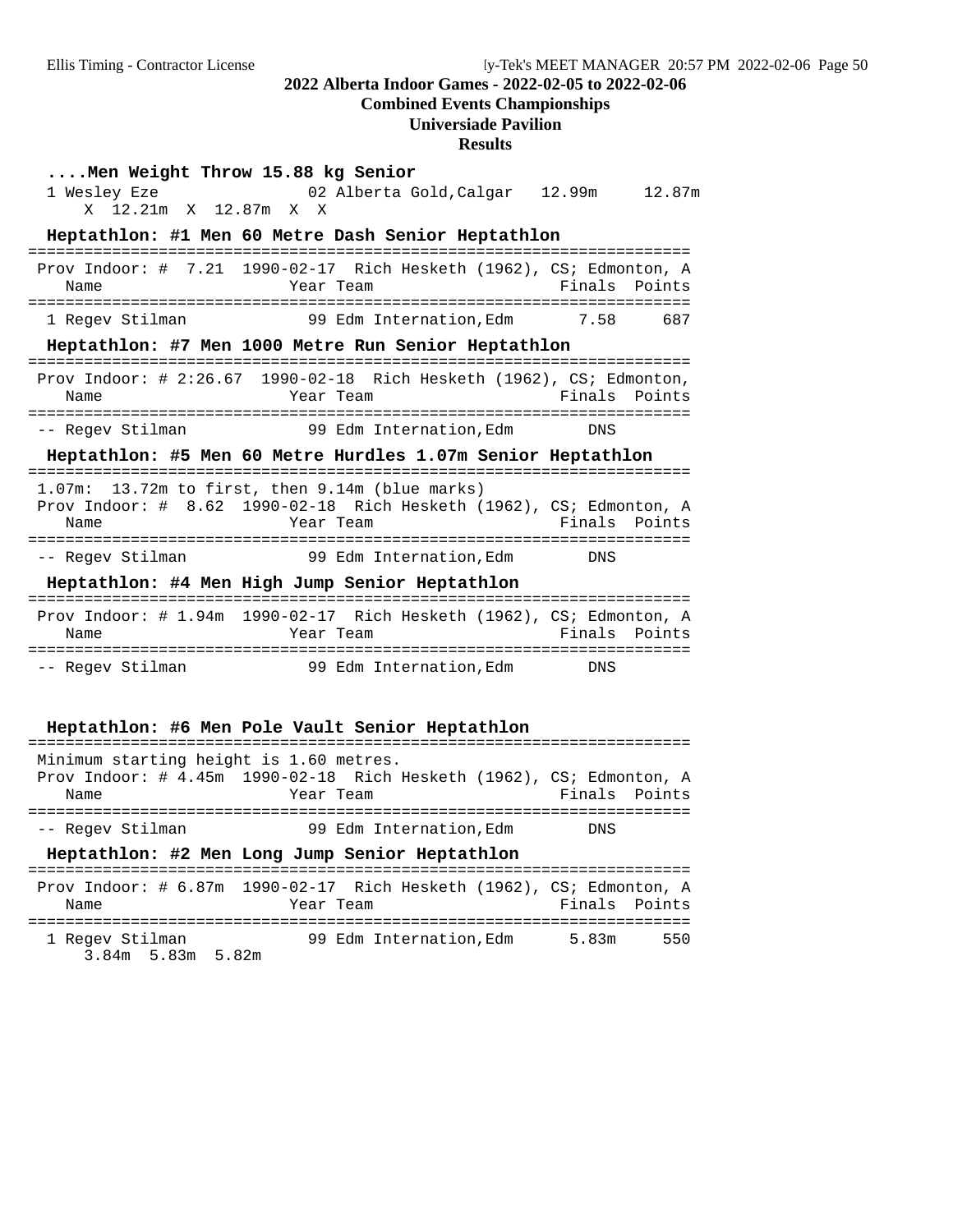## 2022 Alberta Indoor Games - 2022-02-05 to 2022-02-06
### Combined Events Championships
### Universiade Pavilion
### Results

**....Men Weight Throw 15.88 kg Senior**

| | Name | Year | Team | Seed | Finals |
|---|---|---|---|---|---|
| 1 | Wesley Eze | 02 | Alberta Gold,Calgar | 12.99m | 12.87m |

X 12.21m X 12.87m X X

**Heptathlon: #1 Men 60 Metre Dash Senior Heptathlon**

Prov Indoor: # 7.21 1990-02-17 Rich Hesketh (1962), CS; Edmonton, A

| | Name | Year | Team | Finals | Points |
|---|---|---|---|---|---|
| 1 | Regev Stilman | 99 | Edm Internation,Edm | 7.58 | 687 |

**Heptathlon: #7 Men 1000 Metre Run Senior Heptathlon**

Prov Indoor: # 2:26.67 1990-02-18 Rich Hesketh (1962), CS; Edmonton,

| | Name | Year | Team | Finals | Points |
|---|---|---|---|---|---|
| -- | Regev Stilman | 99 | Edm Internation,Edm | DNS | |

**Heptathlon: #5 Men 60 Metre Hurdles 1.07m Senior Heptathlon**

1.07m: 13.72m to first, then 9.14m (blue marks)
Prov Indoor: # 8.62 1990-02-18 Rich Hesketh (1962), CS; Edmonton, A

| | Name | Year | Team | Finals | Points |
|---|---|---|---|---|---|
| -- | Regev Stilman | 99 | Edm Internation,Edm | DNS | |

**Heptathlon: #4 Men High Jump Senior Heptathlon**

Prov Indoor: # 1.94m 1990-02-17 Rich Hesketh (1962), CS; Edmonton, A

| | Name | Year | Team | Finals | Points |
|---|---|---|---|---|---|
| -- | Regev Stilman | 99 | Edm Internation,Edm | DNS | |

**Heptathlon: #6 Men Pole Vault Senior Heptathlon**

Minimum starting height is 1.60 metres.
Prov Indoor: # 4.45m 1990-02-18 Rich Hesketh (1962), CS; Edmonton, A

| | Name | Year | Team | Finals | Points |
|---|---|---|---|---|---|
| -- | Regev Stilman | 99 | Edm Internation,Edm | DNS | |

**Heptathlon: #2 Men Long Jump Senior Heptathlon**

Prov Indoor: # 6.87m 1990-02-17 Rich Hesketh (1962), CS; Edmonton, A

| | Name | Year | Team | Finals | Points |
|---|---|---|---|---|---|
| 1 | Regev Stilman | 99 | Edm Internation,Edm | 5.83m | 550 |

3.84m 5.83m 5.82m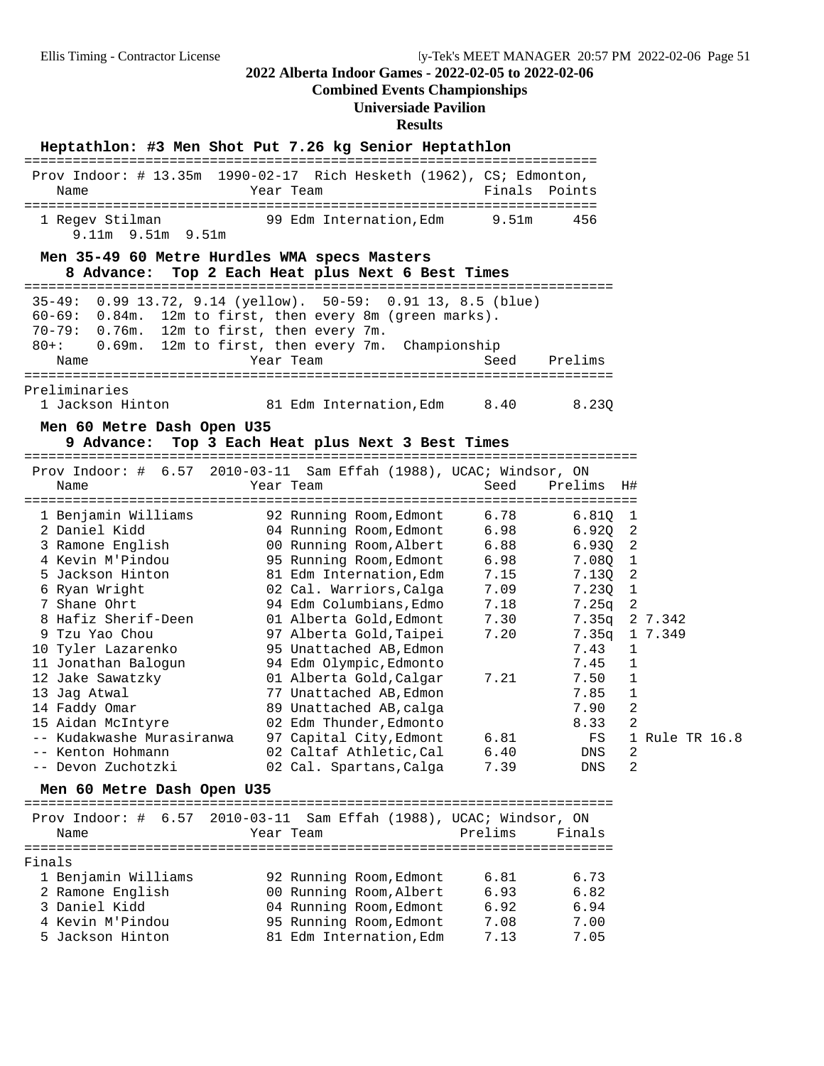**2022 Alberta Indoor Games - 2022-02-05 to 2022-02-06**

**Combined Events Championships**

**Universiade Pavilion**

**Results**

### Heptathlon: #3 Men Shot Put 7.26 kg Senior Heptathlon

Prov Indoor: # 13.35m 1990-02-17 Rich Hesketh (1962), CS; Edmonton,

| | Name | Year | Team | Finals | Points |
|---|---|---|---|---|---|
| 1 | Regev Stilman | 99 | Edm Internation,Edm | 9.51m | 456 |
| | 9.11m 9.51m 9.51m | | | | |

### Men 35-49 60 Metre Hurdles WMA specs Masters

**8 Advance: Top 2 Each Heat plus Next 6 Best Times**

35-49: 0.99 13.72, 9.14 (yellow). 50-59: 0.91 13, 8.5 (blue)
60-69: 0.84m. 12m to first, then every 8m (green marks).
70-79: 0.76m. 12m to first, then every 7m.
80+: 0.69m. 12m to first, then every 7m. Championship

Preliminaries

| | Name | Year | Team | Seed | Prelims |
|---|---|---|---|---|---|
| 1 | Jackson Hinton | 81 | Edm Internation,Edm | 8.40 | 8.23Q |

### Men 60 Metre Dash Open U35

**9 Advance: Top 3 Each Heat plus Next 3 Best Times**

Prov Indoor: # 6.57 2010-03-11 Sam Effah (1988), UCAC; Windsor, ON

| | Name | Year | Team | Seed | Prelims | H# | |
|---|---|---|---|---|---|---|---|
| 1 | Benjamin Williams | 92 | Running Room,Edmont | 6.78 | 6.81Q | 1 | |
| 2 | Daniel Kidd | 04 | Running Room,Edmont | 6.98 | 6.92Q | 2 | |
| 3 | Ramone English | 00 | Running Room,Albert | 6.88 | 6.93Q | 2 | |
| 4 | Kevin M'Pindou | 95 | Running Room,Edmont | 6.98 | 7.08Q | 1 | |
| 5 | Jackson Hinton | 81 | Edm Internation,Edm | 7.15 | 7.13Q | 2 | |
| 6 | Ryan Wright | 02 | Cal. Warriors,Calga | 7.09 | 7.23Q | 1 | |
| 7 | Shane Ohrt | 94 | Edm Columbians,Edmo | 7.18 | 7.25q | 2 | |
| 8 | Hafiz Sherif-Deen | 01 | Alberta Gold,Edmont | 7.30 | 7.35q | 2 | 7.342 |
| 9 | Tzu Yao Chou | 97 | Alberta Gold,Taipei | 7.20 | 7.35q | 1 | 7.349 |
| 10 | Tyler Lazarenko | 95 | Unattached AB,Edmon | | 7.43 | 1 | |
| 11 | Jonathan Balogun | 94 | Edm Olympic,Edmonto | | 7.45 | 1 | |
| 12 | Jake Sawatzky | 01 | Alberta Gold,Calgar | 7.21 | 7.50 | 1 | |
| 13 | Jag Atwal | 77 | Unattached AB,Edmon | | 7.85 | 1 | |
| 14 | Faddy Omar | 89 | Unattached AB,calga | | 7.90 | 2 | |
| 15 | Aidan McIntyre | 02 | Edm Thunder,Edmonto | | 8.33 | 2 | |
| -- | Kudakwashe Murasiranwa | 97 | Capital City,Edmont | 6.81 | FS | 1 | Rule TR 16.8 |
| -- | Kenton Hohmann | 02 | Caltaf Athletic,Cal | 6.40 | DNS | 2 | |
| -- | Devon Zuchotzki | 02 | Cal. Spartans,Calga | 7.39 | DNS | 2 | |

### Men 60 Metre Dash Open U35

Prov Indoor: # 6.57 2010-03-11 Sam Effah (1988), UCAC; Windsor, ON

Finals

| | Name | Year | Team | Prelims | Finals |
|---|---|---|---|---|---|
| 1 | Benjamin Williams | 92 | Running Room,Edmont | 6.81 | 6.73 |
| 2 | Ramone English | 00 | Running Room,Albert | 6.93 | 6.82 |
| 3 | Daniel Kidd | 04 | Running Room,Edmont | 6.92 | 6.94 |
| 4 | Kevin M'Pindou | 95 | Running Room,Edmont | 7.08 | 7.00 |
| 5 | Jackson Hinton | 81 | Edm Internation,Edm | 7.13 | 7.05 |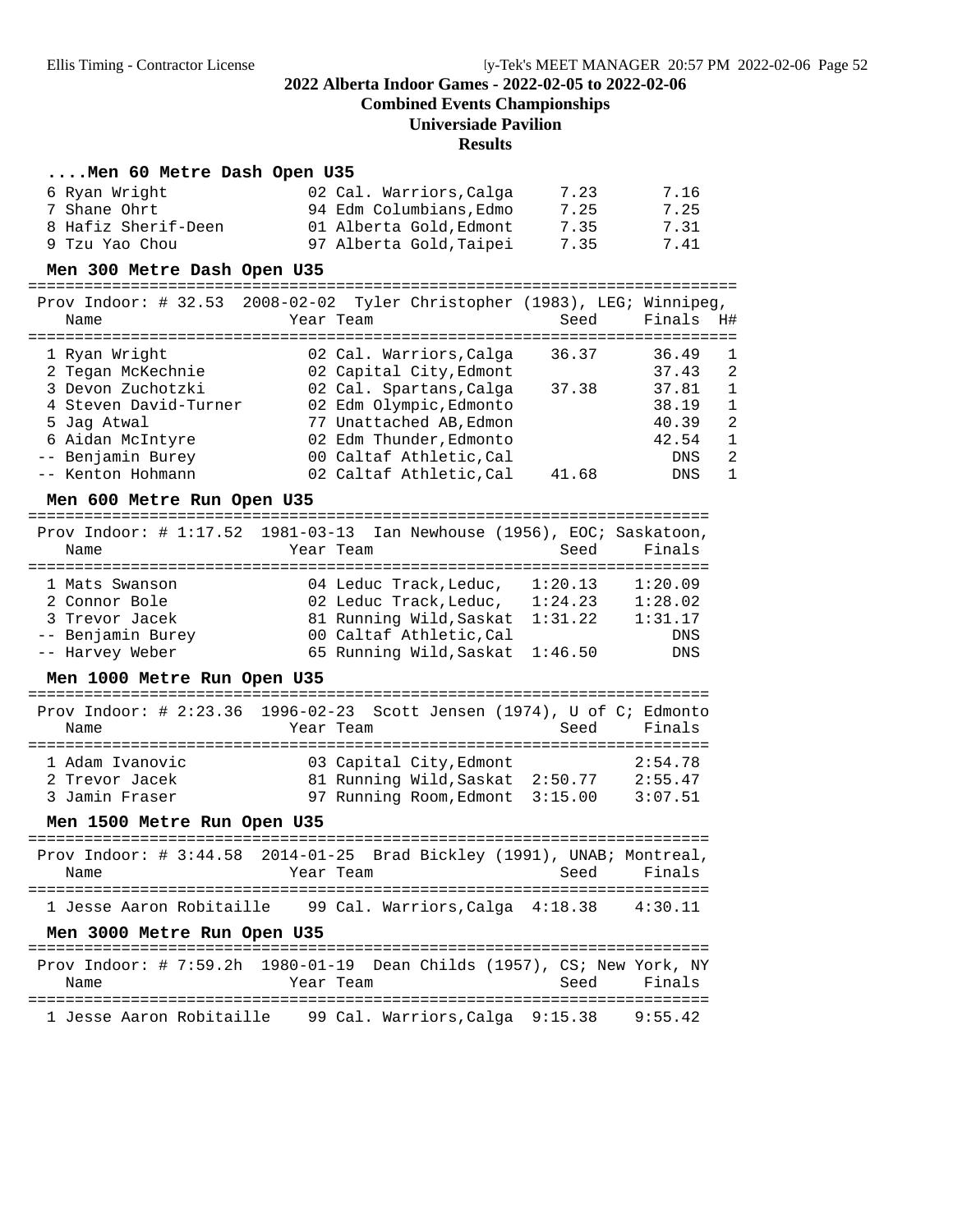# 2022 Alberta Indoor Games - 2022-02-05 to 2022-02-06

## Combined Events Championships

## Universiade Pavilion

## Results

### ....Men 60 Metre Dash Open U35

| Place | Name | Year | Team | Seed | Finals |
|---|---|---|---|---|---|
| 6 | Ryan Wright | 02 | Cal. Warriors,Calga | 7.23 | 7.16 |
| 7 | Shane Ohrt | 94 | Edm Columbians,Edmo | 7.25 | 7.25 |
| 8 | Hafiz Sherif-Deen | 01 | Alberta Gold,Edmont | 7.35 | 7.31 |
| 9 | Tzu Yao Chou | 97 | Alberta Gold,Taipei | 7.35 | 7.41 |

### Men 300 Metre Dash Open U35

Prov Indoor: # 32.53 2008-02-02 Tyler Christopher (1983), LEG; Winnipeg,

| Place | Name | Year | Team | Seed | Finals | H# |
|---|---|---|---|---|---|---|
| 1 | Ryan Wright | 02 | Cal. Warriors,Calga | 36.37 | 36.49 | 1 |
| 2 | Tegan McKechnie | 02 | Capital City,Edmont | | 37.43 | 2 |
| 3 | Devon Zuchotzki | 02 | Cal. Spartans,Calga | 37.38 | 37.81 | 1 |
| 4 | Steven David-Turner | 02 | Edm Olympic,Edmonto | | 38.19 | 1 |
| 5 | Jag Atwal | 77 | Unattached AB,Edmon | | 40.39 | 2 |
| 6 | Aidan McIntyre | 02 | Edm Thunder,Edmonto | | 42.54 | 1 |
| -- | Benjamin Burey | 00 | Caltaf Athletic,Cal | | DNS | 2 |
| -- | Kenton Hohmann | 02 | Caltaf Athletic,Cal | 41.68 | DNS | 1 |

### Men 600 Metre Run Open U35

Prov Indoor: # 1:17.52 1981-03-13 Ian Newhouse (1956), EOC; Saskatoon,

| Place | Name | Year | Team | Seed | Finals |
|---|---|---|---|---|---|
| 1 | Mats Swanson | 04 | Leduc Track,Leduc, | 1:20.13 | 1:20.09 |
| 2 | Connor Bole | 02 | Leduc Track,Leduc, | 1:24.23 | 1:28.02 |
| 3 | Trevor Jacek | 81 | Running Wild,Saskat | 1:31.22 | 1:31.17 |
| -- | Benjamin Burey | 00 | Caltaf Athletic,Cal | | DNS |
| -- | Harvey Weber | 65 | Running Wild,Saskat | 1:46.50 | DNS |

### Men 1000 Metre Run Open U35

Prov Indoor: # 2:23.36 1996-02-23 Scott Jensen (1974), U of C; Edmonto

| Place | Name | Year | Team | Seed | Finals |
|---|---|---|---|---|---|
| 1 | Adam Ivanovic | 03 | Capital City,Edmont | | 2:54.78 |
| 2 | Trevor Jacek | 81 | Running Wild,Saskat | 2:50.77 | 2:55.47 |
| 3 | Jamin Fraser | 97 | Running Room,Edmont | 3:15.00 | 3:07.51 |

### Men 1500 Metre Run Open U35

Prov Indoor: # 3:44.58 2014-01-25 Brad Bickley (1991), UNAB; Montreal,

| Place | Name | Year | Team | Seed | Finals |
|---|---|---|---|---|---|
| 1 | Jesse Aaron Robitaille | 99 | Cal. Warriors,Calga | 4:18.38 | 4:30.11 |

### Men 3000 Metre Run Open U35

Prov Indoor: # 7:59.2h 1980-01-19 Dean Childs (1957), CS; New York, NY

| Place | Name | Year | Team | Seed | Finals |
|---|---|---|---|---|---|
| 1 | Jesse Aaron Robitaille | 99 | Cal. Warriors,Calga | 9:15.38 | 9:55.42 |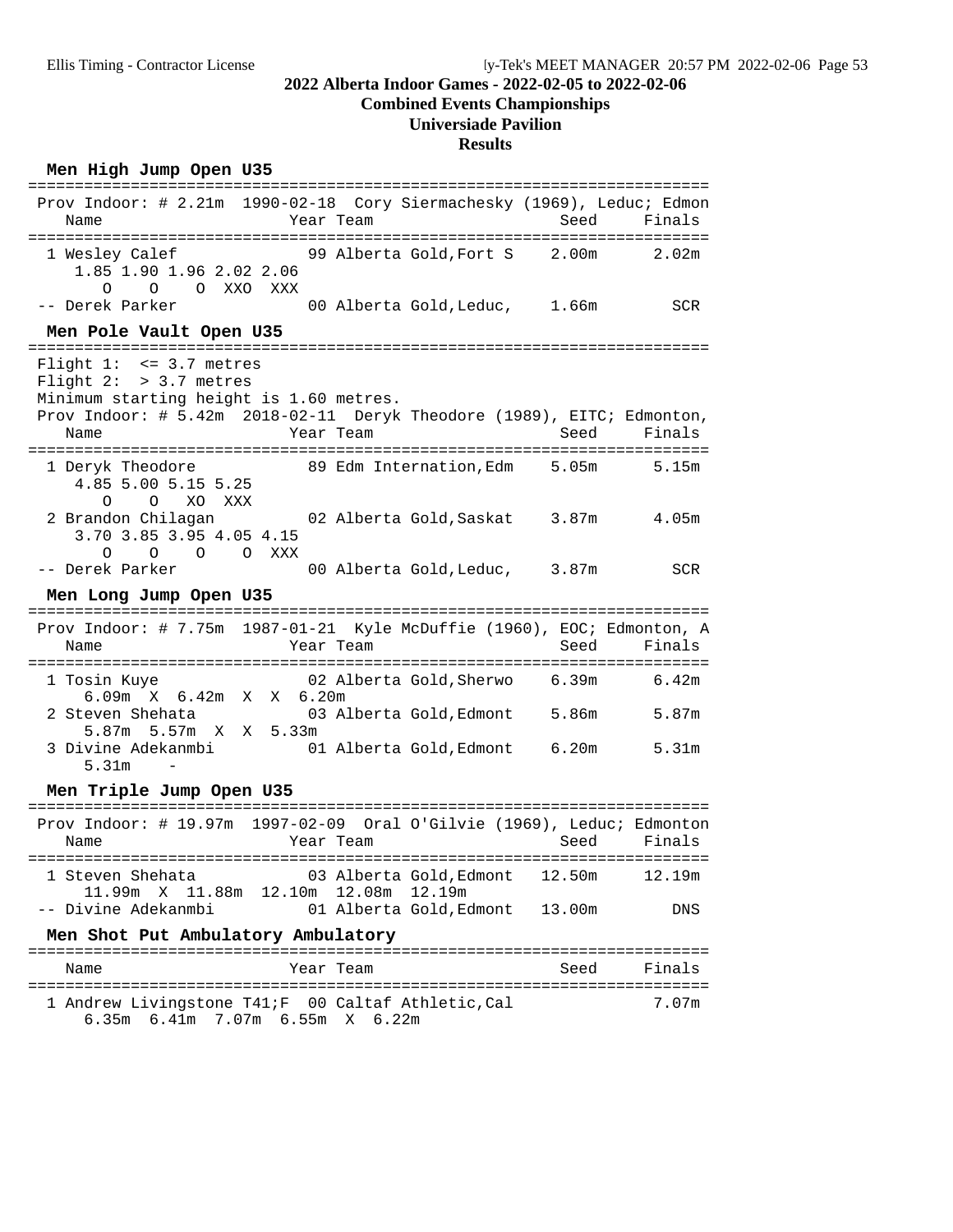# 2022 Alberta Indoor Games - 2022-02-05 to 2022-02-06

## Combined Events Championships

## Universiade Pavilion

## Results

### Men High Jump Open U35

Prov Indoor: # 2.21m 1990-02-18 Cory Siermachesky (1969), Leduc; Edmon

| Place | Name | Year | Team | Seed | Finals |
|---|---|---|---|---|---|
| 1 | Wesley Calef | 99 | Alberta Gold,Fort S | 2.00m | 2.02m |
| | 1.85 1.90 1.96 2.02 2.06<br>O O O XXO XXX | | | | |
| -- | Derek Parker | 00 | Alberta Gold,Leduc, | 1.66m | SCR |

### Men Pole Vault Open U35

Flight 1: <= 3.7 metres
Flight 2: > 3.7 metres
Minimum starting height is 1.60 metres.
Prov Indoor: # 5.42m 2018-02-11 Deryk Theodore (1989), EITC; Edmonton,

| Place | Name | Year | Team | Seed | Finals |
|---|---|---|---|---|---|
| 1 | Deryk Theodore | 89 | Edm Internation,Edm | 5.05m | 5.15m |
| | 4.85 5.00 5.15 5.25<br>O O XO XXX | | | | |
| 2 | Brandon Chilagan | 02 | Alberta Gold,Saskat | 3.87m | 4.05m |
| | 3.70 3.85 3.95 4.05 4.15<br>O O O O XXX | | | | |
| -- | Derek Parker | 00 | Alberta Gold,Leduc, | 3.87m | SCR |

### Men Long Jump Open U35

Prov Indoor: # 7.75m 1987-01-21 Kyle McDuffie (1960), EOC; Edmonton, A

| Place | Name | Year | Team | Seed | Finals |
|---|---|---|---|---|---|
| 1 | Tosin Kuye | 02 | Alberta Gold,Sherwo | 6.39m | 6.42m |
| | 6.09m X 6.42m X X 6.20m | | | | |
| 2 | Steven Shehata | 03 | Alberta Gold,Edmont | 5.86m | 5.87m |
| | 5.87m 5.57m X X 5.33m | | | | |
| 3 | Divine Adekanmbi | 01 | Alberta Gold,Edmont | 6.20m | 5.31m |
| | 5.31m - | | | | |

### Men Triple Jump Open U35

Prov Indoor: # 19.97m 1997-02-09 Oral O'Gilvie (1969), Leduc; Edmonton

| Place | Name | Year | Team | Seed | Finals |
|---|---|---|---|---|---|
| 1 | Steven Shehata | 03 | Alberta Gold,Edmont | 12.50m | 12.19m |
| | 11.99m X 11.88m 12.10m 12.08m 12.19m | | | | |
| -- | Divine Adekanmbi | 01 | Alberta Gold,Edmont | 13.00m | DNS |

### Men Shot Put Ambulatory Ambulatory

| Place | Name | Year | Team | Seed | Finals |
|---|---|---|---|---|---|
| 1 | Andrew Livingstone T41;F | 00 | Caltaf Athletic,Cal | | 7.07m |
| | 6.35m 6.41m 7.07m 6.55m X 6.22m | | | | |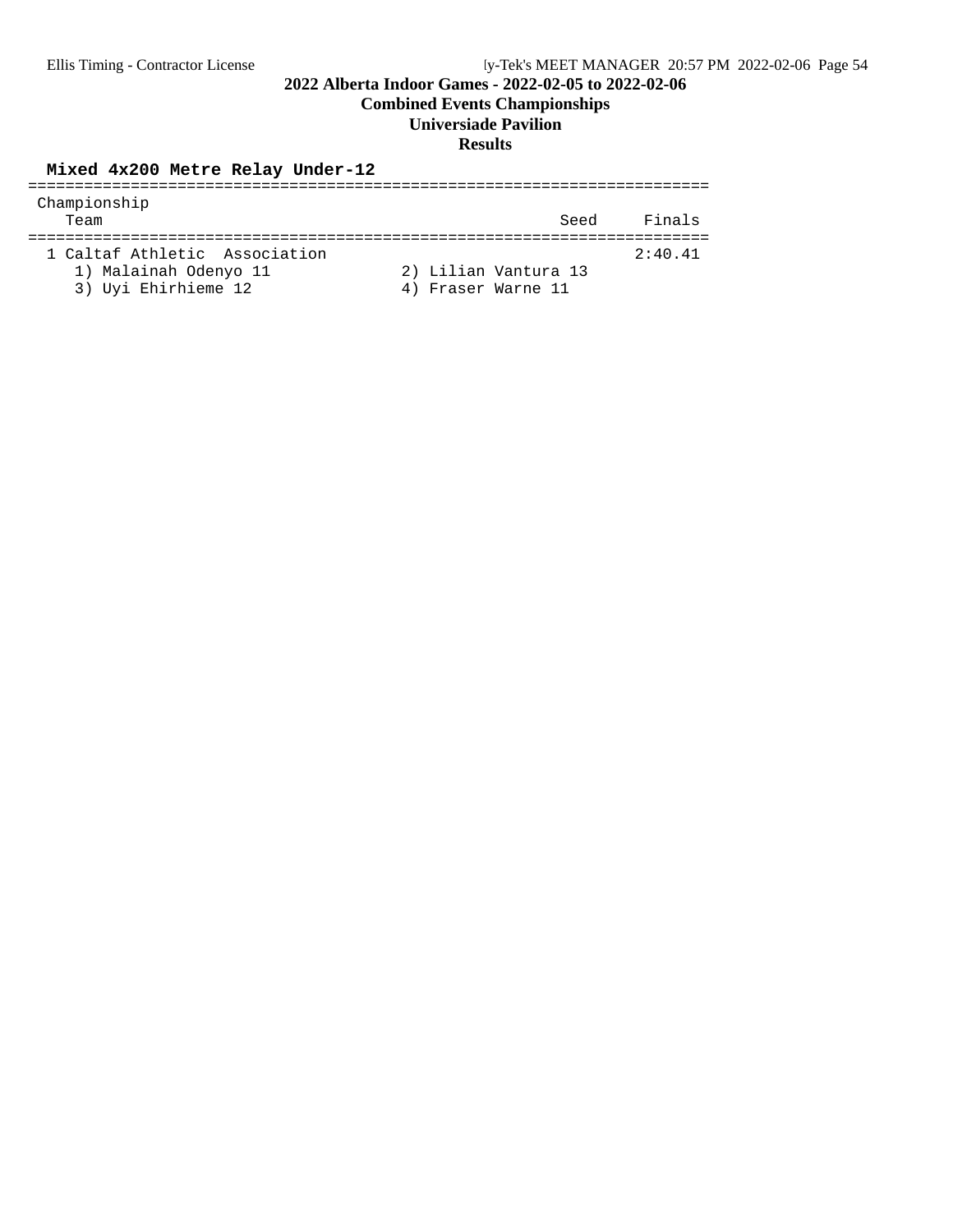# 2022 Alberta Indoor Games - 2022-02-05 to 2022-02-06

## Combined Events Championships

## Universiade Pavilion

## Results

### Mixed 4x200 Metre Relay Under-12

Championship

| | Team | Seed | Finals |
|---|---|---|---|
| 1 | Caltaf Athletic Association | | 2:40.41 |

1) Malainah Odenyo 11
2) Lilian Vantura 13
3) Uyi Ehirhieme 12
4) Fraser Warne 11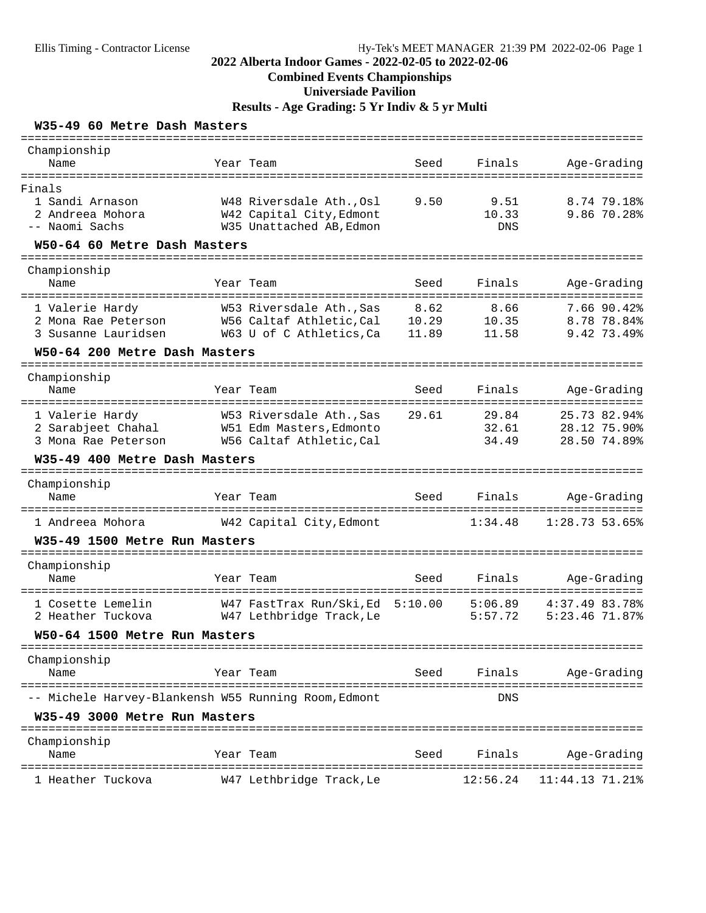# 2022 Alberta Indoor Games - 2022-02-05 to 2022-02-06

## Combined Events Championships

## Universiade Pavilion

## Results - Age Grading: 5 Yr Indiv & 5 yr Multi

### W35-49 60 Metre Dash Masters

Championship

Finals

| Place | Name | Year | Team | Seed | Finals | Age-Grading | |
|---|---|---|---|---|---|---|---|
| 1 | Sandi Arnason | W48 | Riversdale Ath.,Osl | 9.50 | 9.51 | 8.74 | 79.18% |
| 2 | Andreea Mohora | W42 | Capital City,Edmont | | 10.33 | 9.86 | 70.28% |
| -- | Naomi Sachs | W35 | Unattached AB,Edmon | | DNS | | |

### W50-64 60 Metre Dash Masters

Championship

| Place | Name | Year | Team | Seed | Finals | Age-Grading | |
|---|---|---|---|---|---|---|---|
| 1 | Valerie Hardy | W53 | Riversdale Ath.,Sas | 8.62 | 8.66 | 7.66 | 90.42% |
| 2 | Mona Rae Peterson | W56 | Caltaf Athletic,Cal | 10.29 | 10.35 | 8.78 | 78.84% |
| 3 | Susanne Lauridsen | W63 | U of C Athletics,Ca | 11.89 | 11.58 | 9.42 | 73.49% |

### W50-64 200 Metre Dash Masters

Championship

| Place | Name | Year | Team | Seed | Finals | Age-Grading | |
|---|---|---|---|---|---|---|---|
| 1 | Valerie Hardy | W53 | Riversdale Ath.,Sas | 29.61 | 29.84 | 25.73 | 82.94% |
| 2 | Sarabjeet Chahal | W51 | Edm Masters,Edmonto | | 32.61 | 28.12 | 75.90% |
| 3 | Mona Rae Peterson | W56 | Caltaf Athletic,Cal | | 34.49 | 28.50 | 74.89% |

### W35-49 400 Metre Dash Masters

Championship

| Place | Name | Year | Team | Seed | Finals | Age-Grading | |
|---|---|---|---|---|---|---|---|
| 1 | Andreea Mohora | W42 | Capital City,Edmont | | 1:34.48 | 1:28.73 | 53.65% |

### W35-49 1500 Metre Run Masters

Championship

| Place | Name | Year | Team | Seed | Finals | Age-Grading | |
|---|---|---|---|---|---|---|---|
| 1 | Cosette Lemelin | W47 | FastTrax Run/Ski,Ed | 5:10.00 | 5:06.89 | 4:37.49 | 83.78% |
| 2 | Heather Tuckova | W47 | Lethbridge Track,Le | | 5:57.72 | 5:23.46 | 71.87% |

### W50-64 1500 Metre Run Masters

Championship

| Place | Name | Year | Team | Seed | Finals | Age-Grading | |
|---|---|---|---|---|---|---|---|
| -- | Michele Harvey-Blankensh | W55 | Running Room,Edmont | | DNS | | |

### W35-49 3000 Metre Run Masters

Championship

| Place | Name | Year | Team | Seed | Finals | Age-Grading | |
|---|---|---|---|---|---|---|---|
| 1 | Heather Tuckova | W47 | Lethbridge Track,Le | | 12:56.24 | 11:44.13 | 71.21% |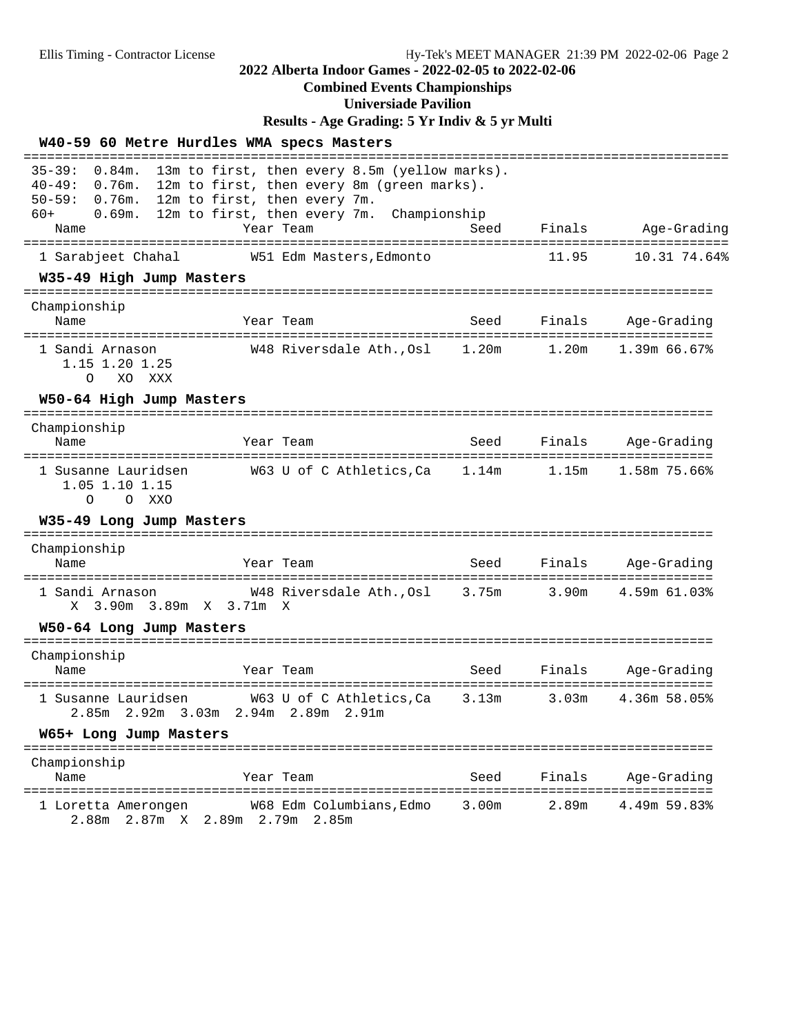## 2022 Alberta Indoor Games - 2022-02-05 to 2022-02-06

**Combined Events Championships**

**Universiade Pavilion**

**Results - Age Grading: 5 Yr Indiv & 5 yr Multi**

### W40-59 60 Metre Hurdles WMA specs Masters

35-39: 0.84m. 13m to first, then every 8.5m (yellow marks).
40-49: 0.76m. 12m to first, then every 8m (green marks).
50-59: 0.76m. 12m to first, then every 7m.
60+ 0.69m. 12m to first, then every 7m. Championship

| Name | Year Team | Seed | Finals | Age-Grading |
|---|---|---|---|---|
| 1 Sarabjeet Chahal | W51 Edm Masters,Edmonto | | 11.95 | 10.31 74.64% |

### W35-49 High Jump Masters

Championship

| Name | Year Team | Seed | Finals | Age-Grading |
|---|---|---|---|---|
| 1 Sandi Arnason | W48 Riversdale Ath.,Osl | 1.20m | 1.20m | 1.39m 66.67% |

1.15 1.20 1.25
O XO XXX

### W50-64 High Jump Masters

Championship

| Name | Year Team | Seed | Finals | Age-Grading |
|---|---|---|---|---|
| 1 Susanne Lauridsen | W63 U of C Athletics,Ca | 1.14m | 1.15m | 1.58m 75.66% |

1.05 1.10 1.15
O O XXO

### W35-49 Long Jump Masters

Championship

| Name | Year Team | Seed | Finals | Age-Grading |
|---|---|---|---|---|
| 1 Sandi Arnason | W48 Riversdale Ath.,Osl | 3.75m | 3.90m | 4.59m 61.03% |

X 3.90m 3.89m X 3.71m X

### W50-64 Long Jump Masters

Championship

| Name | Year Team | Seed | Finals | Age-Grading |
|---|---|---|---|---|
| 1 Susanne Lauridsen | W63 U of C Athletics,Ca | 3.13m | 3.03m | 4.36m 58.05% |

2.85m 2.92m 3.03m 2.94m 2.89m 2.91m

### W65+ Long Jump Masters

Championship

| Name | Year Team | Seed | Finals | Age-Grading |
|---|---|---|---|---|
| 1 Loretta Amerongen | W68 Edm Columbians,Edmo | 3.00m | 2.89m | 4.49m 59.83% |

2.88m 2.87m X 2.89m 2.79m 2.85m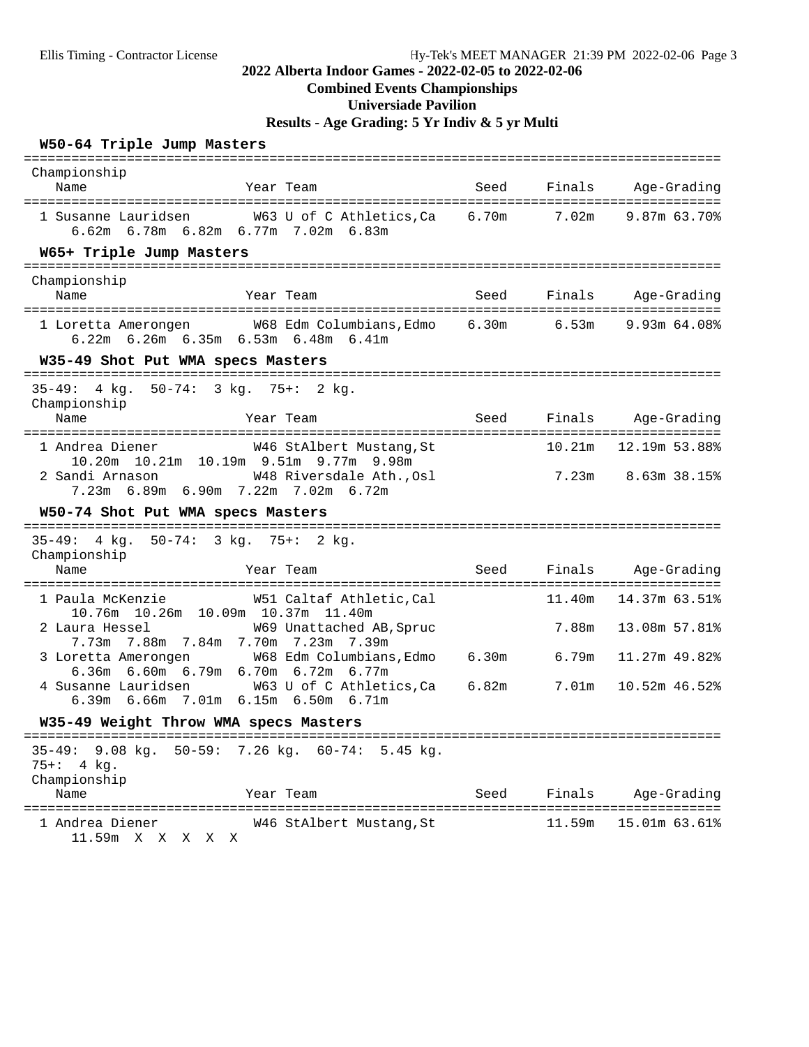**2022 Alberta Indoor Games - 2022-02-05 to 2022-02-06**

**Combined Events Championships**

**Universiade Pavilion**

**Results - Age Grading: 5 Yr Indiv & 5 yr Multi**

### W50-64 Triple Jump Masters

Championship

| Place | Name | Year | Team | Seed | Finals | Age-Grading |
|---|---|---|---|---|---|---|
| 1 | Susanne Lauridsen | W63 | U of C Athletics,Ca | 6.70m | 7.02m | 9.87m 63.70% |
| | 6.62m 6.78m 6.82m 6.77m 7.02m 6.83m | | | | | |

### W65+ Triple Jump Masters

Championship

| Place | Name | Year | Team | Seed | Finals | Age-Grading |
|---|---|---|---|---|---|---|
| 1 | Loretta Amerongen | W68 | Edm Columbians,Edmo | 6.30m | 6.53m | 9.93m 64.08% |
| | 6.22m 6.26m 6.35m 6.53m 6.48m 6.41m | | | | | |

### W35-49 Shot Put WMA specs Masters

35-49: 4 kg. 50-74: 3 kg. 75+: 2 kg.

Championship

| Place | Name | Year | Team | Seed | Finals | Age-Grading |
|---|---|---|---|---|---|---|
| 1 | Andrea Diener | W46 | StAlbert Mustang,St | | 10.21m | 12.19m 53.88% |
| | 10.20m 10.21m 10.19m 9.51m 9.77m 9.98m | | | | | |
| 2 | Sandi Arnason | W48 | Riversdale Ath.,Osl | | 7.23m | 8.63m 38.15% |
| | 7.23m 6.89m 6.90m 7.22m 7.02m 6.72m | | | | | |

### W50-74 Shot Put WMA specs Masters

35-49: 4 kg. 50-74: 3 kg. 75+: 2 kg.

Championship

| Place | Name | Year | Team | Seed | Finals | Age-Grading |
|---|---|---|---|---|---|---|
| 1 | Paula McKenzie | W51 | Caltaf Athletic,Cal | | 11.40m | 14.37m 63.51% |
| | 10.76m 10.26m 10.09m 10.37m 11.40m | | | | | |
| 2 | Laura Hessel | W69 | Unattached AB,Spruc | | 7.88m | 13.08m 57.81% |
| | 7.73m 7.88m 7.84m 7.70m 7.23m 7.39m | | | | | |
| 3 | Loretta Amerongen | W68 | Edm Columbians,Edmo | 6.30m | 6.79m | 11.27m 49.82% |
| | 6.36m 6.60m 6.79m 6.70m 6.72m 6.77m | | | | | |
| 4 | Susanne Lauridsen | W63 | U of C Athletics,Ca | 6.82m | 7.01m | 10.52m 46.52% |
| | 6.39m 6.66m 7.01m 6.15m 6.50m 6.71m | | | | | |

### W35-49 Weight Throw WMA specs Masters

35-49: 9.08 kg. 50-59: 7.26 kg. 60-74: 5.45 kg.
75+: 4 kg.

Championship

| Place | Name | Year | Team | Seed | Finals | Age-Grading |
|---|---|---|---|---|---|---|
| 1 | Andrea Diener | W46 | StAlbert Mustang,St | | 11.59m | 15.01m 63.61% |
| | 11.59m X X X X X | | | | | |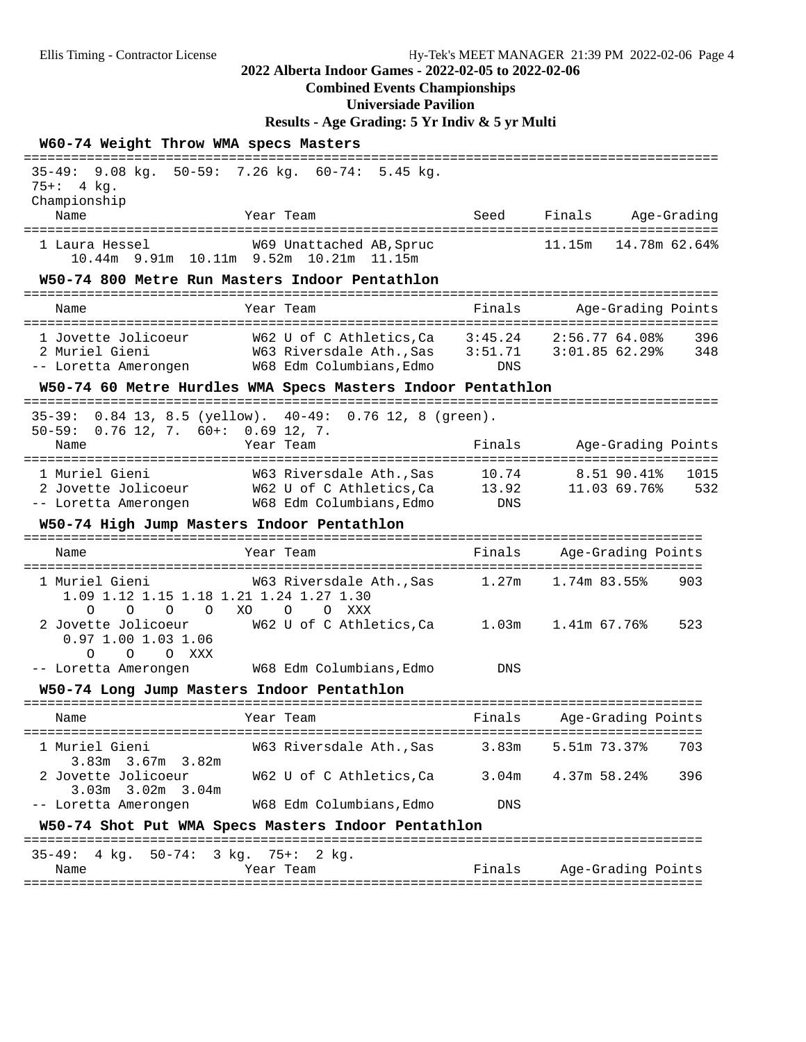## 2022 Alberta Indoor Games - 2022-02-05 to 2022-02-06

**Combined Events Championships**

**Universiade Pavilion**

**Results - Age Grading: 5 Yr Indiv & 5 yr Multi**

### W60-74 Weight Throw WMA specs Masters

35-49: 9.08 kg. 50-59: 7.26 kg. 60-74: 5.45 kg.
75+: 4 kg.

Championship

| | Name | Year | Team | Seed | Finals | Age-Grading | |
|---|---|---|---|---|---|---|---|
| 1 | Laura Hessel | W69 | Unattached AB,Spruc | | 11.15m | 14.78m | 62.64% |

10.44m 9.91m 10.11m 9.52m 10.21m 11.15m

### W50-74 800 Metre Run Masters Indoor Pentathlon

| | Name | Year | Team | Finals | Age-Grading | | Points |
|---|---|---|---|---|---|---|---|
| 1 | Jovette Jolicoeur | W62 | U of C Athletics,Ca | 3:45.24 | 2:56.77 | 64.08% | 396 |
| 2 | Muriel Gieni | W63 | Riversdale Ath.,Sas | 3:51.71 | 3:01.85 | 62.29% | 348 |
| -- | Loretta Amerongen | W68 | Edm Columbians,Edmo | DNS | | | |

### W50-74 60 Metre Hurdles WMA Specs Masters Indoor Pentathlon

35-39: 0.84 13, 8.5 (yellow). 40-49: 0.76 12, 8 (green).
50-59: 0.76 12, 7. 60+: 0.69 12, 7.

| | Name | Year | Team | Finals | Age-Grading | | Points |
|---|---|---|---|---|---|---|---|
| 1 | Muriel Gieni | W63 | Riversdale Ath.,Sas | 10.74 | 8.51 | 90.41% | 1015 |
| 2 | Jovette Jolicoeur | W62 | U of C Athletics,Ca | 13.92 | 11.03 | 69.76% | 532 |
| -- | Loretta Amerongen | W68 | Edm Columbians,Edmo | DNS | | | |

### W50-74 High Jump Masters Indoor Pentathlon

| | Name | Year | Team | Finals | Age-Grading | | Points |
|---|---|---|---|---|---|---|---|
| 1 | Muriel Gieni | W63 | Riversdale Ath.,Sas | 1.27m | 1.74m | 83.55% | 903 |
| 2 | Jovette Jolicoeur | W62 | U of C Athletics,Ca | 1.03m | 1.41m | 67.76% | 523 |
| -- | Loretta Amerongen | W68 | Edm Columbians,Edmo | DNS | | | |

Muriel Gieni: 1.09 O, 1.12 O, 1.15 O, 1.18 O, 1.21 XO, 1.24 O, 1.27 O, 1.30 XXX

Jovette Jolicoeur: 0.97 O, 1.00 O, 1.03 O, 1.06 XXX

### W50-74 Long Jump Masters Indoor Pentathlon

| | Name | Year | Team | Finals | Age-Grading | | Points |
|---|---|---|---|---|---|---|---|
| 1 | Muriel Gieni | W63 | Riversdale Ath.,Sas | 3.83m | 5.51m | 73.37% | 703 |
| 2 | Jovette Jolicoeur | W62 | U of C Athletics,Ca | 3.04m | 4.37m | 58.24% | 396 |
| -- | Loretta Amerongen | W68 | Edm Columbians,Edmo | DNS | | | |

Muriel Gieni: 3.83m 3.67m 3.82m

Jovette Jolicoeur: 3.03m 3.02m 3.04m

### W50-74 Shot Put WMA Specs Masters Indoor Pentathlon

35-49: 4 kg. 50-74: 3 kg. 75+: 2 kg.

| Name | Year | Team | Finals | Age-Grading | Points |
|---|---|---|---|---|---|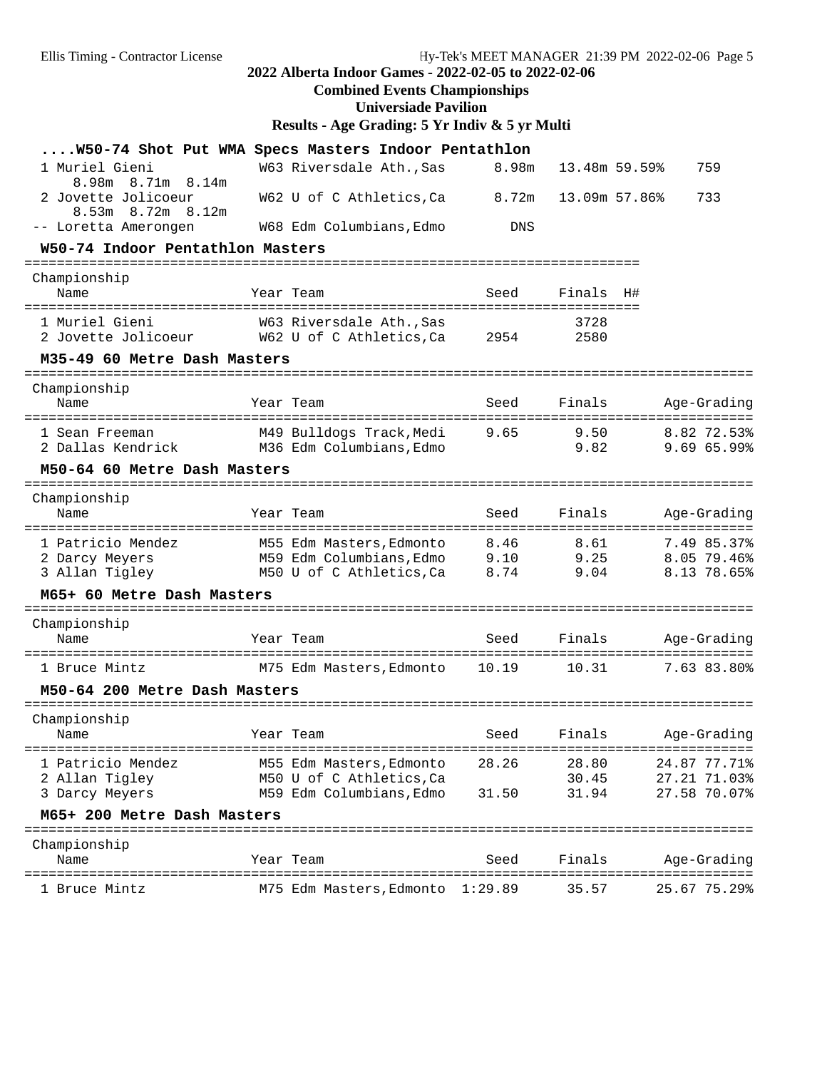## 2022 Alberta Indoor Games - 2022-02-05 to 2022-02-06

**Combined Events Championships**

**Universiade Pavilion**

**Results - Age Grading: 5 Yr Indiv & 5 yr Multi**

### ....W50-74 Shot Put WMA Specs Masters Indoor Pentathlon

| Place | Name | Year Team | Mark | Age-Grading | Points |
|---|---|---|---|---|---|
| 1 | Muriel Gieni | W63 Riversdale Ath.,Sas | 8.98m | 13.48m 59.59% | 759 |
| | 8.98m 8.71m 8.14m | | | | |
| 2 | Jovette Jolicoeur | W62 U of C Athletics,Ca | 8.72m | 13.09m 57.86% | 733 |
| | 8.53m 8.72m 8.12m | | | | |
| -- | Loretta Amerongen | W68 Edm Columbians,Edmo | DNS | | |

### W50-74 Indoor Pentathlon Masters

Championship

| Place | Name | Year Team | Seed | Finals | H# |
|---|---|---|---|---|---|
| 1 | Muriel Gieni | W63 Riversdale Ath.,Sas | | 3728 | |
| 2 | Jovette Jolicoeur | W62 U of C Athletics,Ca | 2954 | 2580 | |

### M35-49 60 Metre Dash Masters

Championship

| Place | Name | Year Team | Seed | Finals | Age-Grading |
|---|---|---|---|---|---|
| 1 | Sean Freeman | M49 Bulldogs Track,Medi | 9.65 | 9.50 | 8.82 72.53% |
| 2 | Dallas Kendrick | M36 Edm Columbians,Edmo | | 9.82 | 9.69 65.99% |

### M50-64 60 Metre Dash Masters

Championship

| Place | Name | Year Team | Seed | Finals | Age-Grading |
|---|---|---|---|---|---|
| 1 | Patricio Mendez | M55 Edm Masters,Edmonto | 8.46 | 8.61 | 7.49 85.37% |
| 2 | Darcy Meyers | M59 Edm Columbians,Edmo | 9.10 | 9.25 | 8.05 79.46% |
| 3 | Allan Tigley | M50 U of C Athletics,Ca | 8.74 | 9.04 | 8.13 78.65% |

### M65+ 60 Metre Dash Masters

Championship

| Place | Name | Year Team | Seed | Finals | Age-Grading |
|---|---|---|---|---|---|
| 1 | Bruce Mintz | M75 Edm Masters,Edmonto | 10.19 | 10.31 | 7.63 83.80% |

### M50-64 200 Metre Dash Masters

Championship

| Place | Name | Year Team | Seed | Finals | Age-Grading |
|---|---|---|---|---|---|
| 1 | Patricio Mendez | M55 Edm Masters,Edmonto | 28.26 | 28.80 | 24.87 77.71% |
| 2 | Allan Tigley | M50 U of C Athletics,Ca | | 30.45 | 27.21 71.03% |
| 3 | Darcy Meyers | M59 Edm Columbians,Edmo | 31.50 | 31.94 | 27.58 70.07% |

### M65+ 200 Metre Dash Masters

Championship

| Place | Name | Year Team | Seed | Finals | Age-Grading |
|---|---|---|---|---|---|
| 1 | Bruce Mintz | M75 Edm Masters,Edmonto | 1:29.89 | 35.57 | 25.67 75.29% |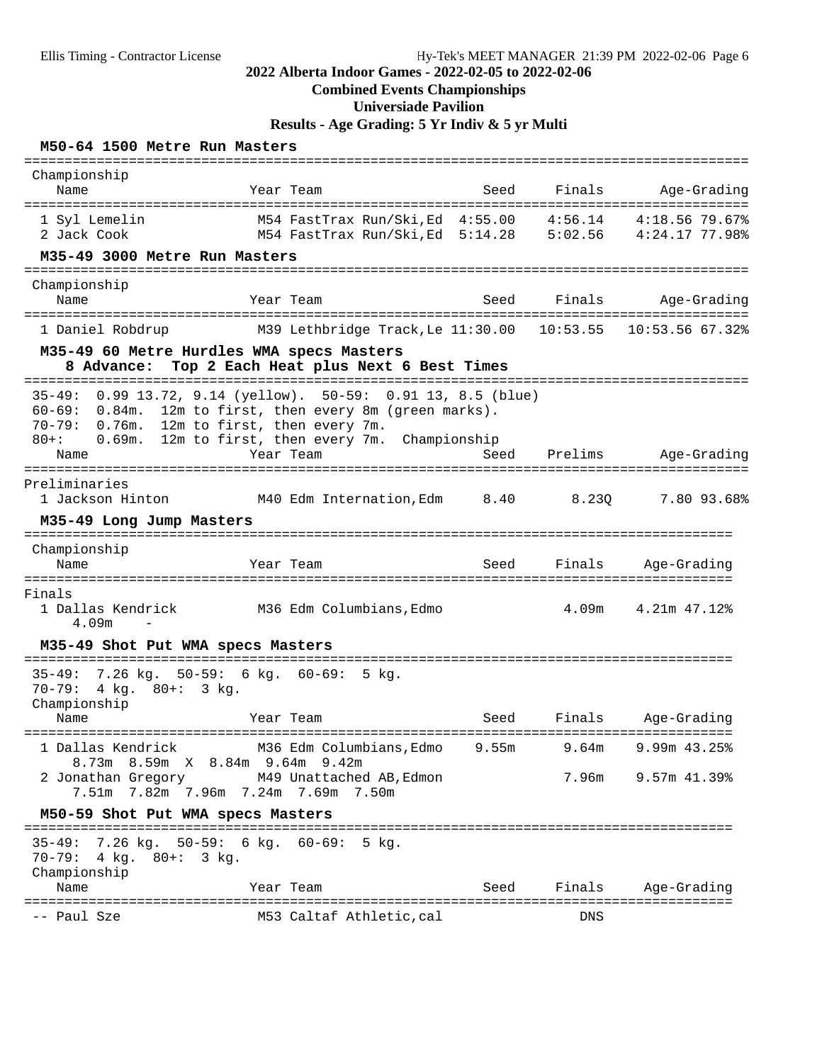## 2022 Alberta Indoor Games - 2022-02-05 to 2022-02-06

### Combined Events Championships

### Universiade Pavilion

### Results - Age Grading: 5 Yr Indiv & 5 yr Multi

#### M50-64 1500 Metre Run Masters

Championship

| Place | Name | Year | Team | Seed | Finals | Age-Grading |
|---|---|---|---|---|---|---|
| 1 | Syl Lemelin | M54 | FastTrax Run/Ski,Ed | 4:55.00 | 4:56.14 | 4:18.56 79.67% |
| 2 | Jack Cook | M54 | FastTrax Run/Ski,Ed | 5:14.28 | 5:02.56 | 4:24.17 77.98% |

#### M35-49 3000 Metre Run Masters

Championship

| Place | Name | Year | Team | Seed | Finals | Age-Grading |
|---|---|---|---|---|---|---|
| 1 | Daniel Robdrup | M39 | Lethbridge Track,Le | 11:30.00 | 10:53.55 | 10:53.56 67.32% |

#### M35-49 60 Metre Hurdles WMA specs Masters

8 Advance: Top 2 Each Heat plus Next 6 Best Times

35-49: 0.99 13.72, 9.14 (yellow). 50-59: 0.91 13, 8.5 (blue)
60-69: 0.84m. 12m to first, then every 8m (green marks).
70-79: 0.76m. 12m to first, then every 7m.
80+: 0.69m. 12m to first, then every 7m. Championship

| Place | Name | Year | Team | Seed | Prelims | Age-Grading |
|---|---|---|---|---|---|---|
| Preliminaries | | | | | | |
| 1 | Jackson Hinton | M40 | Edm Internation,Edm | 8.40 | 8.23Q | 7.80 93.68% |

#### M35-49 Long Jump Masters

Championship

| Place | Name | Year | Team | Seed | Finals | Age-Grading |
|---|---|---|---|---|---|---|
| Finals | | | | | | |
| 1 | Dallas Kendrick | M36 | Edm Columbians,Edmo | | 4.09m | 4.21m 47.12% |
| | 4.09m - | | | | | |

#### M35-49 Shot Put WMA specs Masters

35-49: 7.26 kg. 50-59: 6 kg. 60-69: 5 kg.
70-79: 4 kg. 80+: 3 kg.
Championship

| Place | Name | Year | Team | Seed | Finals | Age-Grading |
|---|---|---|---|---|---|---|
| 1 | Dallas Kendrick | M36 | Edm Columbians,Edmo | 9.55m | 9.64m | 9.99m 43.25% |
| | 8.73m 8.59m X 8.84m 9.64m 9.42m | | | | | |
| 2 | Jonathan Gregory | M49 | Unattached AB,Edmon | | 7.96m | 9.57m 41.39% |
| | 7.51m 7.82m 7.96m 7.24m 7.69m 7.50m | | | | | |

#### M50-59 Shot Put WMA specs Masters

35-49: 7.26 kg. 50-59: 6 kg. 60-69: 5 kg.
70-79: 4 kg. 80+: 3 kg.
Championship

| Place | Name | Year | Team | Seed | Finals | Age-Grading |
|---|---|---|---|---|---|---|
| -- | Paul Sze | M53 | Caltaf Athletic,cal | | DNS | |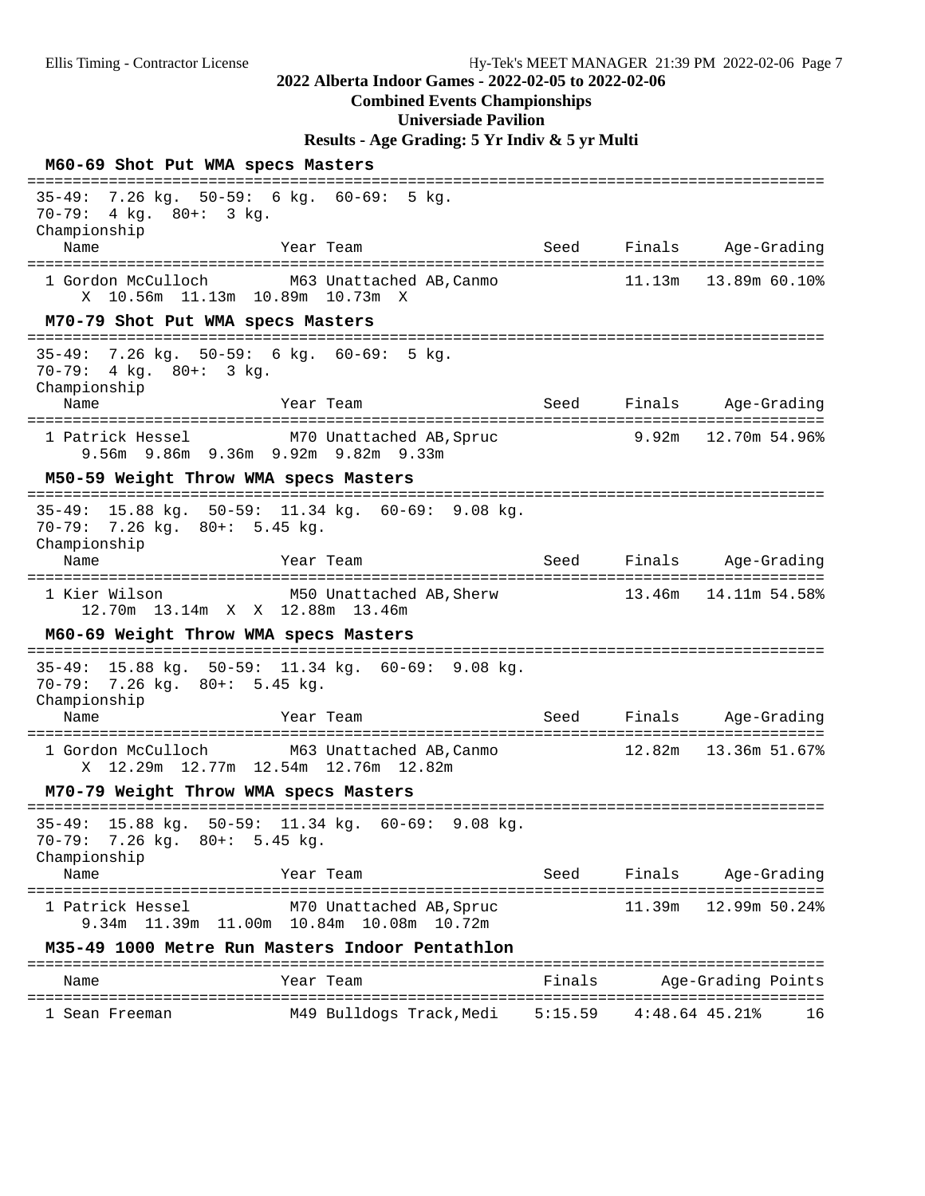**2022 Alberta Indoor Games - 2022-02-05 to 2022-02-06**

**Combined Events Championships**

**Universiade Pavilion**

**Results - Age Grading: 5 Yr Indiv & 5 yr Multi**

### M60-69 Shot Put WMA specs Masters

35-49: 7.26 kg. 50-59: 6 kg. 60-69: 5 kg.
70-79: 4 kg. 80+: 3 kg.

Championship

| Name | Year | Team | Seed | Finals | Age-Grading |
|---|---|---|---|---|---|
| 1 Gordon McCulloch | M63 | Unattached AB,Canmo | | 11.13m | 13.89m 60.10% |

X 10.56m 11.13m 10.89m 10.73m X

### M70-79 Shot Put WMA specs Masters

35-49: 7.26 kg. 50-59: 6 kg. 60-69: 5 kg.
70-79: 4 kg. 80+: 3 kg.

Championship

| Name | Year | Team | Seed | Finals | Age-Grading |
|---|---|---|---|---|---|
| 1 Patrick Hessel | M70 | Unattached AB,Spruc | | 9.92m | 12.70m 54.96% |

9.56m 9.86m 9.36m 9.92m 9.82m 9.33m

### M50-59 Weight Throw WMA specs Masters

35-49: 15.88 kg. 50-59: 11.34 kg. 60-69: 9.08 kg.
70-79: 7.26 kg. 80+: 5.45 kg.

Championship

| Name | Year | Team | Seed | Finals | Age-Grading |
|---|---|---|---|---|---|
| 1 Kier Wilson | M50 | Unattached AB,Sherw | | 13.46m | 14.11m 54.58% |

12.70m 13.14m X X 12.88m 13.46m

### M60-69 Weight Throw WMA specs Masters

35-49: 15.88 kg. 50-59: 11.34 kg. 60-69: 9.08 kg.
70-79: 7.26 kg. 80+: 5.45 kg.

Championship

| Name | Year | Team | Seed | Finals | Age-Grading |
|---|---|---|---|---|---|
| 1 Gordon McCulloch | M63 | Unattached AB,Canmo | | 12.82m | 13.36m 51.67% |

X 12.29m 12.77m 12.54m 12.76m 12.82m

### M70-79 Weight Throw WMA specs Masters

35-49: 15.88 kg. 50-59: 11.34 kg. 60-69: 9.08 kg.
70-79: 7.26 kg. 80+: 5.45 kg.

Championship

| Name | Year | Team | Seed | Finals | Age-Grading |
|---|---|---|---|---|---|
| 1 Patrick Hessel | M70 | Unattached AB,Spruc | | 11.39m | 12.99m 50.24% |

9.34m 11.39m 11.00m 10.84m 10.08m 10.72m

### M35-49 1000 Metre Run Masters Indoor Pentathlon

| Name | Year | Team | Finals | Age-Grading | Points |
|---|---|---|---|---|---|
| 1 Sean Freeman | M49 | Bulldogs Track,Medi | 5:15.59 | 4:48.64 45.21% | 16 |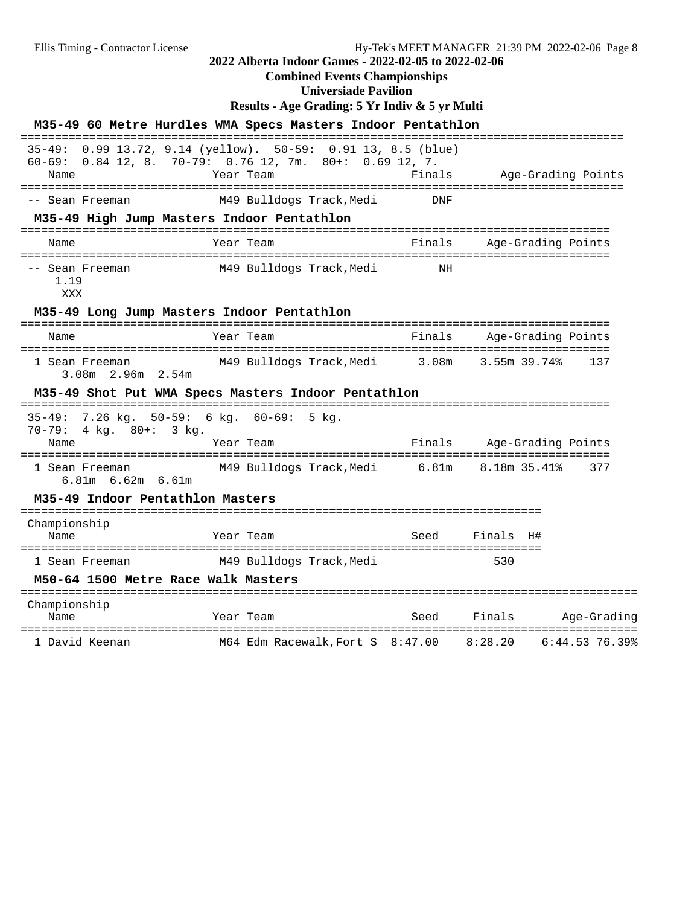**2022 Alberta Indoor Games - 2022-02-05 to 2022-02-06**

**Combined Events Championships**

**Universiade Pavilion**

**Results - Age Grading: 5 Yr Indiv & 5 yr Multi**

### M35-49 60 Metre Hurdles WMA Specs Masters Indoor Pentathlon

35-49: 0.99 13.72, 9.14 (yellow). 50-59: 0.91 13, 8.5 (blue)
60-69: 0.84 12, 8. 70-79: 0.76 12, 7m. 80+: 0.69 12, 7.

| | Name | Year Team | Finals | Age-Grading | Points |
|---|---|---|---|---|---|
| -- | Sean Freeman | M49 Bulldogs Track,Medi | DNF | | |

### M35-49 High Jump Masters Indoor Pentathlon

| | Name | Year Team | Finals | Age-Grading | Points |
|---|---|---|---|---|---|
| -- | Sean Freeman | M49 Bulldogs Track,Medi | NH | | |

1.19
XXX

### M35-49 Long Jump Masters Indoor Pentathlon

| | Name | Year Team | Finals | Age-Grading | Points |
|---|---|---|---|---|---|
| 1 | Sean Freeman | M49 Bulldogs Track,Medi | 3.08m | 3.55m 39.74% | 137 |

3.08m 2.96m 2.54m

### M35-49 Shot Put WMA Specs Masters Indoor Pentathlon

35-49: 7.26 kg. 50-59: 6 kg. 60-69: 5 kg.
70-79: 4 kg. 80+: 3 kg.

| | Name | Year Team | Finals | Age-Grading | Points |
|---|---|---|---|---|---|
| 1 | Sean Freeman | M49 Bulldogs Track,Medi | 6.81m | 8.18m 35.41% | 377 |

6.81m 6.62m 6.61m

### M35-49 Indoor Pentathlon Masters

Championship

| | Name | Year Team | Seed | Finals | H# |
|---|---|---|---|---|---|
| 1 | Sean Freeman | M49 Bulldogs Track,Medi | | 530 | |

### M50-64 1500 Metre Race Walk Masters

Championship

| | Name | Year Team | Seed | Finals | Age-Grading |
|---|---|---|---|---|---|
| 1 | David Keenan | M64 Edm Racewalk,Fort S | 8:47.00 | 8:28.20 | 6:44.53 76.39% |